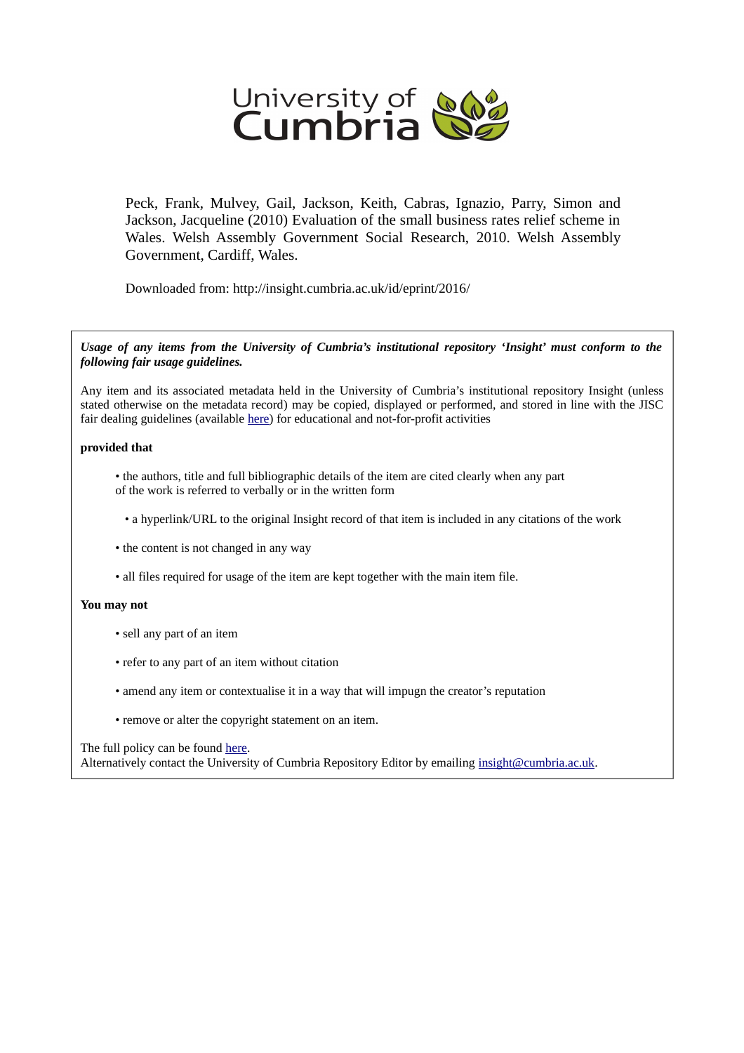University of Cumbria

Peck, Frank, Mulvey, Gail, Jackson, Keith, Cabras, Ignazio, Parry, Simon and Jackson, Jacqueline (2010) Evaluation of the small business rates relief scheme in Wales. Welsh Assembly Government Social Research, 2010. Welsh Assembly Government, Cardiff, Wales.

Downloaded from: http://insight.cumbria.ac.uk/id/eprint/2016/

***Usage of any items from the University of Cumbria's institutional repository 'Insight' must conform to the following fair usage guidelines.***

Any item and its associated metadata held in the University of Cumbria's institutional repository Insight (unless stated otherwise on the metadata record) may be copied, displayed or performed, and stored in line with the JISC fair dealing guidelines (available here) for educational and not-for-profit activities

**provided that**

- the authors, title and full bibliographic details of the item are cited clearly when any part of the work is referred to verbally or in the written form
- a hyperlink/URL to the original Insight record of that item is included in any citations of the work
- the content is not changed in any way
- all files required for usage of the item are kept together with the main item file.

**You may not**

- sell any part of an item
- refer to any part of an item without citation
- amend any item or contextualise it in a way that will impugn the creator's reputation
- remove or alter the copyright statement on an item.

The full policy can be found here.
Alternatively contact the University of Cumbria Repository Editor by emailing insight@cumbria.ac.uk.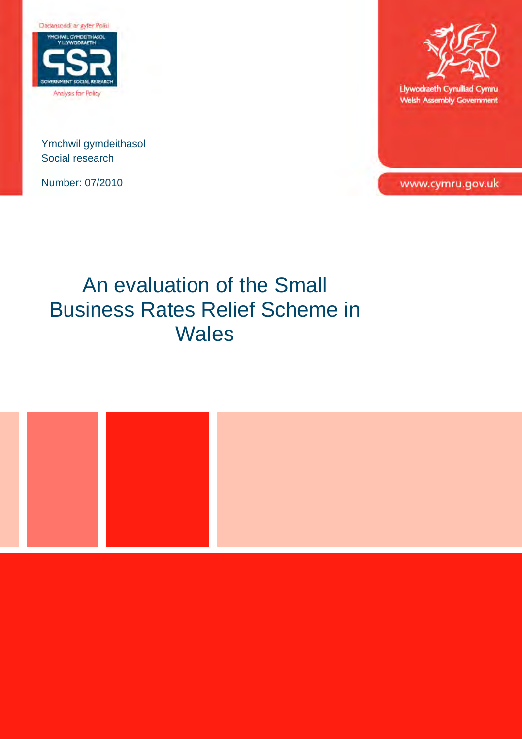Dadansoddi ar gyfer Polisi

YMCHWIL GYMDEITHASOL Y LLYWODRAETH

GSR

GOVERNMENT SOCIAL RESEARCH

Analysis for Policy

Llywodraeth Cynulliad Cymru
Welsh Assembly Government

Ymchwil gymdeithasol
Social research

Number: 07/2010

www.cymru.gov.uk

# An evaluation of the Small Business Rates Relief Scheme in Wales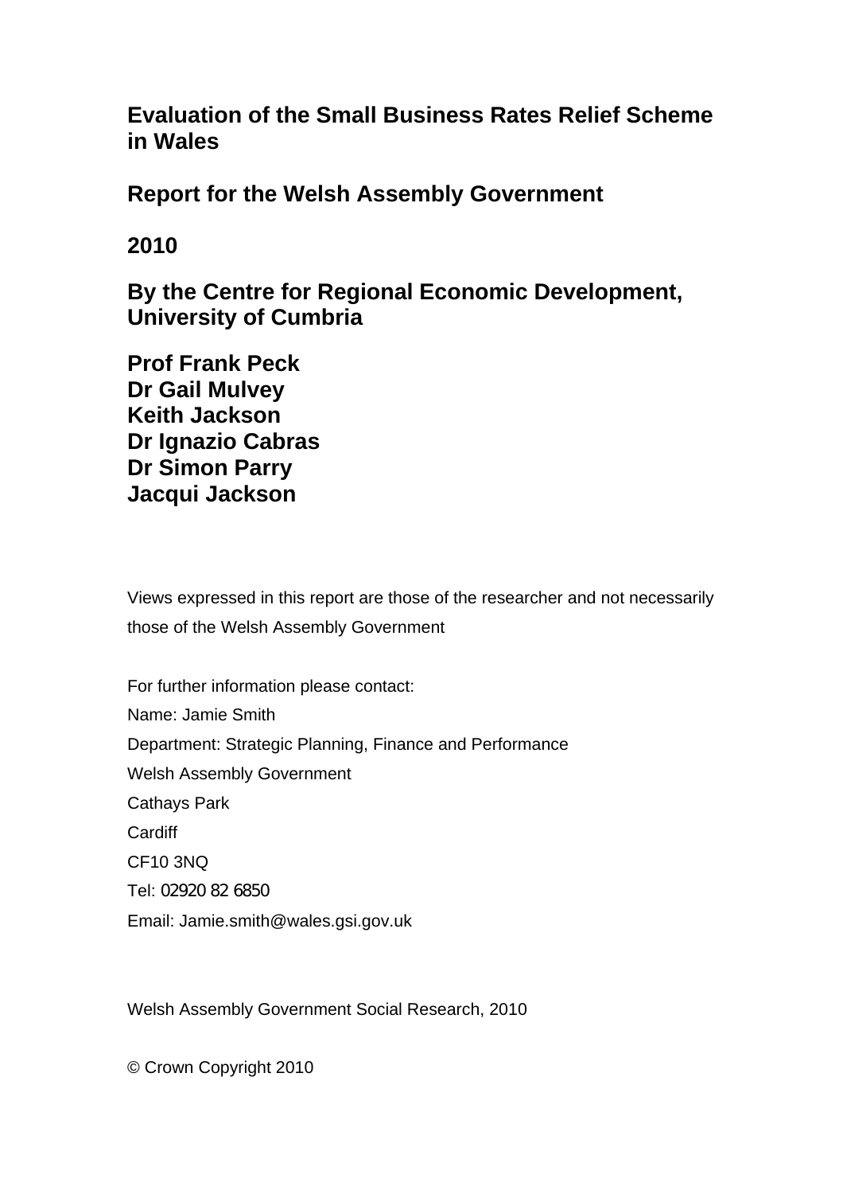# Evaluation of the Small Business Rates Relief Scheme in Wales

## Report for the Welsh Assembly Government

## 2010

## By the Centre for Regional Economic Development, University of Cumbria

**Prof Frank Peck**
**Dr Gail Mulvey**
**Keith Jackson**
**Dr Ignazio Cabras**
**Dr Simon Parry**
**Jacqui Jackson**

Views expressed in this report are those of the researcher and not necessarily those of the Welsh Assembly Government

For further information please contact:
Name: Jamie Smith
Department: Strategic Planning, Finance and Performance
Welsh Assembly Government
Cathays Park
Cardiff
CF10 3NQ
Tel: 02920 82 6850
Email: Jamie.smith@wales.gsi.gov.uk

Welsh Assembly Government Social Research, 2010

© Crown Copyright 2010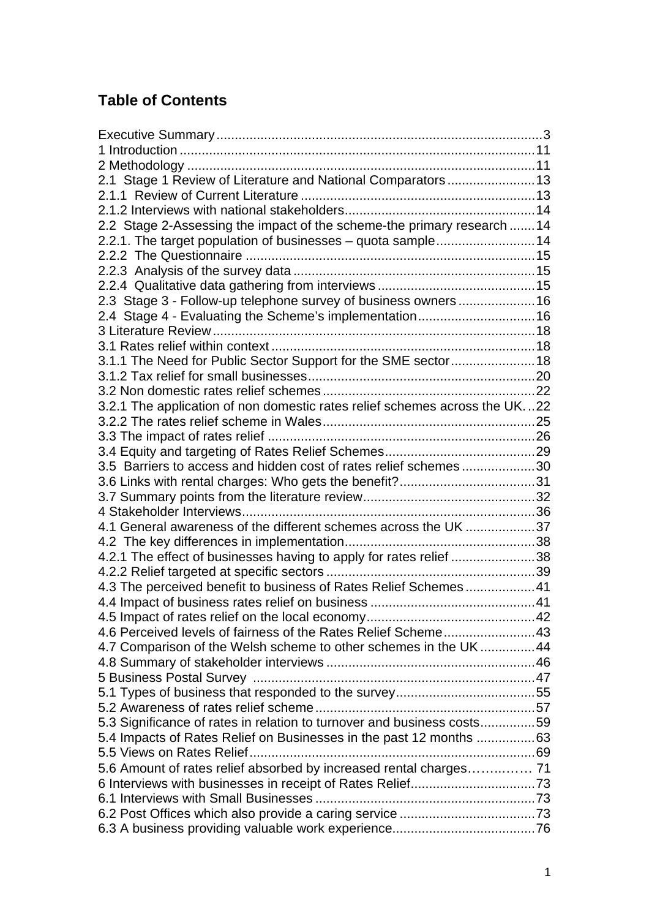# Table of Contents

Executive Summary .......................................................................................3
1 Introduction ................................................................................................11
2 Methodology ..............................................................................................11
2.1 Stage 1 Review of Literature and National Comparators ........................13
2.1.1 Review of Current Literature ................................................................13
2.1.2 Interviews with national stakeholders....................................................14
2.2 Stage 2-Assessing the impact of the scheme-the primary research .......14
2.2.1. The target population of businesses – quota sample...........................14
2.2.2 The Questionnaire ..............................................................................15
2.2.3 Analysis of the survey data .................................................................15
2.2.4 Qualitative data gathering from interviews ...........................................15
2.3 Stage 3 - Follow-up telephone survey of business owners .....................16
2.4 Stage 4 - Evaluating the Scheme's implementation................................16
3 Literature Review.......................................................................................18
3.1 Rates relief within context ........................................................................18
3.1.1 The Need for Public Sector Support for the SME sector.......................18
3.1.2 Tax relief for small businesses..............................................................20
3.2 Non domestic rates relief schemes ..........................................................22
3.2.1 The application of non domestic rates relief schemes across the UK...22
3.2.2 The rates relief scheme in Wales..........................................................25
3.3 The impact of rates relief .........................................................................26
3.4 Equity and targeting of Rates Relief Schemes.........................................29
3.5 Barriers to access and hidden cost of rates relief schemes ....................30
3.6 Links with rental charges: Who gets the benefit?.....................................31
3.7 Summary points from the literature review...............................................32
4 Stakeholder Interviews................................................................................36
4.1 General awareness of the different schemes across the UK ...................37
4.2 The key differences in implementation....................................................38
4.2.1 The effect of businesses having to apply for rates relief .......................38
4.2.2 Relief targeted at specific sectors .........................................................39
4.3 The perceived benefit to business of Rates Relief Schemes ...................41
4.4 Impact of business rates relief on business .............................................41
4.5 Impact of rates relief on the local economy..............................................42
4.6 Perceived levels of fairness of the Rates Relief Scheme.........................43
4.7 Comparison of the Welsh scheme to other schemes in the UK ...............44
4.8 Summary of stakeholder interviews .........................................................46
5 Business Postal Survey .............................................................................47
5.1 Types of business that responded to the survey......................................55
5.2 Awareness of rates relief scheme ............................................................57
5.3 Significance of rates in relation to turnover and business costs...............59
5.4 Impacts of Rates Relief on Businesses in the past 12 months ................63
5.5 Views on Rates Relief..............................................................................69
5.6 Amount of rates relief absorbed by increased rental charges…….……. 71
6 Interviews with businesses in receipt of Rates Relief..................................73
6.1 Interviews with Small Businesses ............................................................73
6.2 Post Offices which also provide a caring service .....................................73
6.3 A business providing valuable work experience.......................................76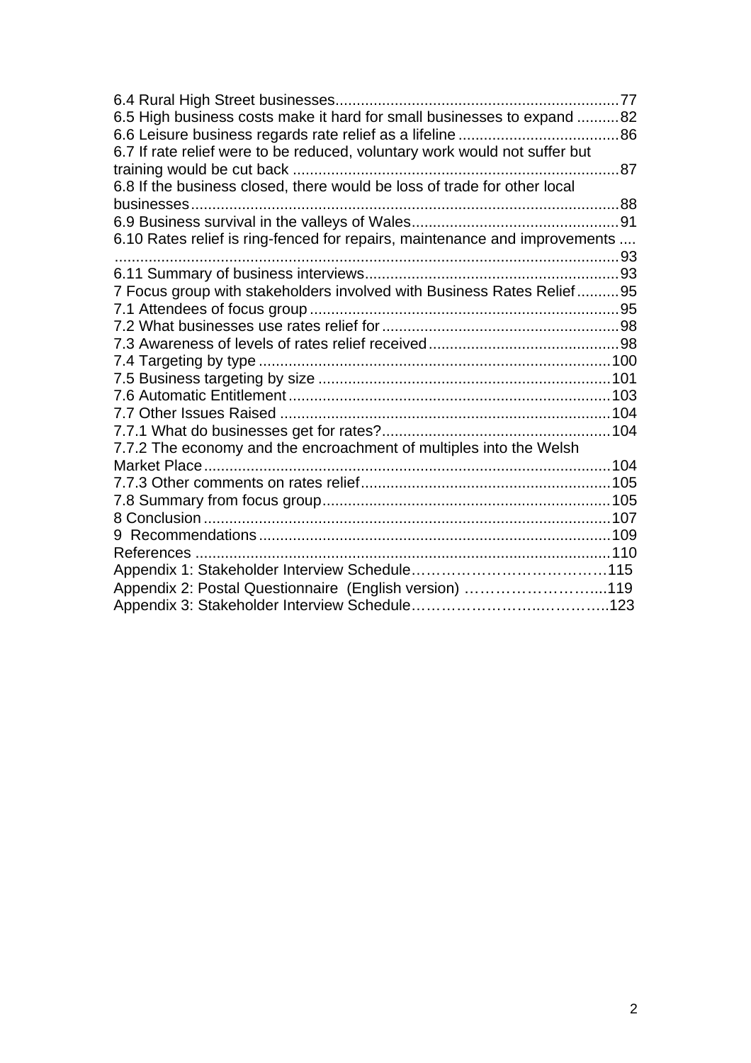6.4 Rural High Street businesses..................................................................77
6.5 High business costs make it hard for small businesses to expand ..........82
6.6 Leisure business regards rate relief as a lifeline ......................................86
6.7 If rate relief were to be reduced, voluntary work would not suffer but training would be cut back .............................................................................87
6.8 If the business closed, there would be loss of trade for other local businesses....................................................................................................88
6.9 Business survival in the valleys of Wales.................................................91
6.10 Rates relief is ring-fenced for repairs, maintenance and improvements ........................................................................................................................93
6.11 Summary of business interviews............................................................93
7 Focus group with stakeholders involved with Business Rates Relief..........95
7.1 Attendees of focus group .........................................................................95
7.2 What businesses use rates relief for........................................................98
7.3 Awareness of levels of rates relief received.............................................98
7.4 Targeting by type ...................................................................................100
7.5 Business targeting by size .....................................................................101
7.6 Automatic Entitlement............................................................................103
7.7 Other Issues Raised ..............................................................................104
7.7.1 What do businesses get for rates?......................................................104
7.7.2 The economy and the encroachment of multiples into the Welsh Market Place................................................................................................104
7.7.3 Other comments on rates relief...........................................................105
7.8 Summary from focus group....................................................................105
8 Conclusion ................................................................................................107
9 Recommendations ...................................................................................109
References ..................................................................................................110
Appendix 1: Stakeholder Interview Schedule………………………………….115
Appendix 2: Postal Questionnaire (English version) ………………………...119
Appendix 3: Stakeholder Interview Schedule……………………….………….123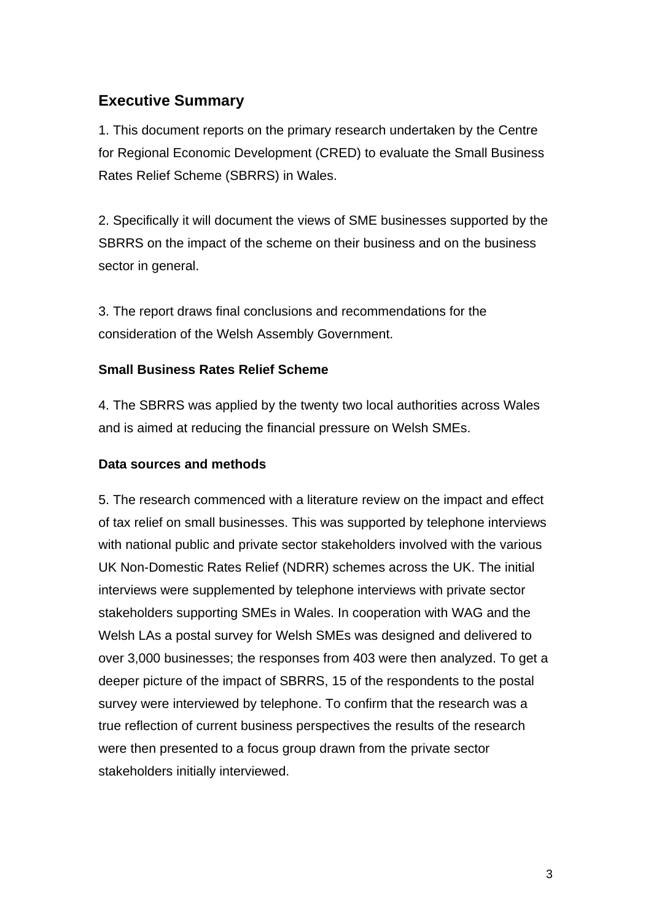## Executive Summary

1. This document reports on the primary research undertaken by the Centre for Regional Economic Development (CRED) to evaluate the Small Business Rates Relief Scheme (SBRRS) in Wales.

2. Specifically it will document the views of SME businesses supported by the SBRRS on the impact of the scheme on their business and on the business sector in general.

3. The report draws final conclusions and recommendations for the consideration of the Welsh Assembly Government.

### Small Business Rates Relief Scheme

4. The SBRRS was applied by the twenty two local authorities across Wales and is aimed at reducing the financial pressure on Welsh SMEs.

### Data sources and methods

5. The research commenced with a literature review on the impact and effect of tax relief on small businesses. This was supported by telephone interviews with national public and private sector stakeholders involved with the various UK Non-Domestic Rates Relief (NDRR) schemes across the UK. The initial interviews were supplemented by telephone interviews with private sector stakeholders supporting SMEs in Wales. In cooperation with WAG and the Welsh LAs a postal survey for Welsh SMEs was designed and delivered to over 3,000 businesses; the responses from 403 were then analyzed. To get a deeper picture of the impact of SBRRS, 15 of the respondents to the postal survey were interviewed by telephone. To confirm that the research was a true reflection of current business perspectives the results of the research were then presented to a focus group drawn from the private sector stakeholders initially interviewed.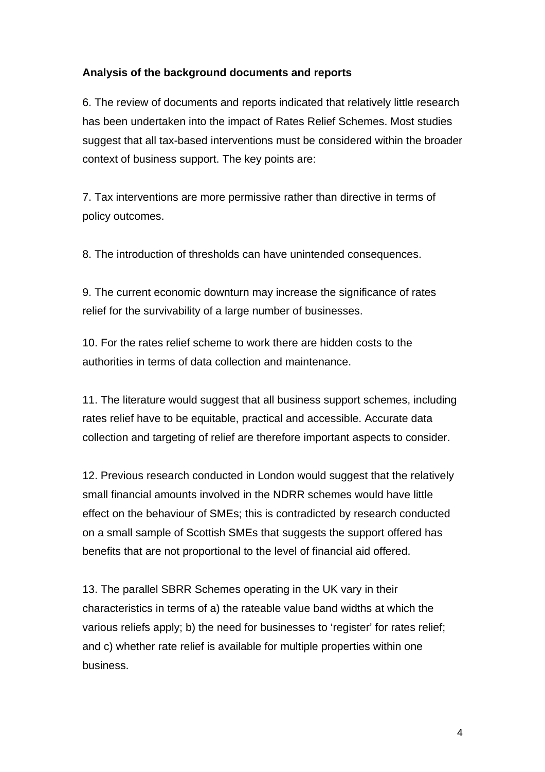**Analysis of the background documents and reports**

6. The review of documents and reports indicated that relatively little research has been undertaken into the impact of Rates Relief Schemes. Most studies suggest that all tax-based interventions must be considered within the broader context of business support. The key points are:

7. Tax interventions are more permissive rather than directive in terms of policy outcomes.

8. The introduction of thresholds can have unintended consequences.

9. The current economic downturn may increase the significance of rates relief for the survivability of a large number of businesses.

10. For the rates relief scheme to work there are hidden costs to the authorities in terms of data collection and maintenance.

11. The literature would suggest that all business support schemes, including rates relief have to be equitable, practical and accessible. Accurate data collection and targeting of relief are therefore important aspects to consider.

12. Previous research conducted in London would suggest that the relatively small financial amounts involved in the NDRR schemes would have little effect on the behaviour of SMEs; this is contradicted by research conducted on a small sample of Scottish SMEs that suggests the support offered has benefits that are not proportional to the level of financial aid offered.

13. The parallel SBRR Schemes operating in the UK vary in their characteristics in terms of a) the rateable value band widths at which the various reliefs apply; b) the need for businesses to 'register' for rates relief; and c) whether rate relief is available for multiple properties within one business.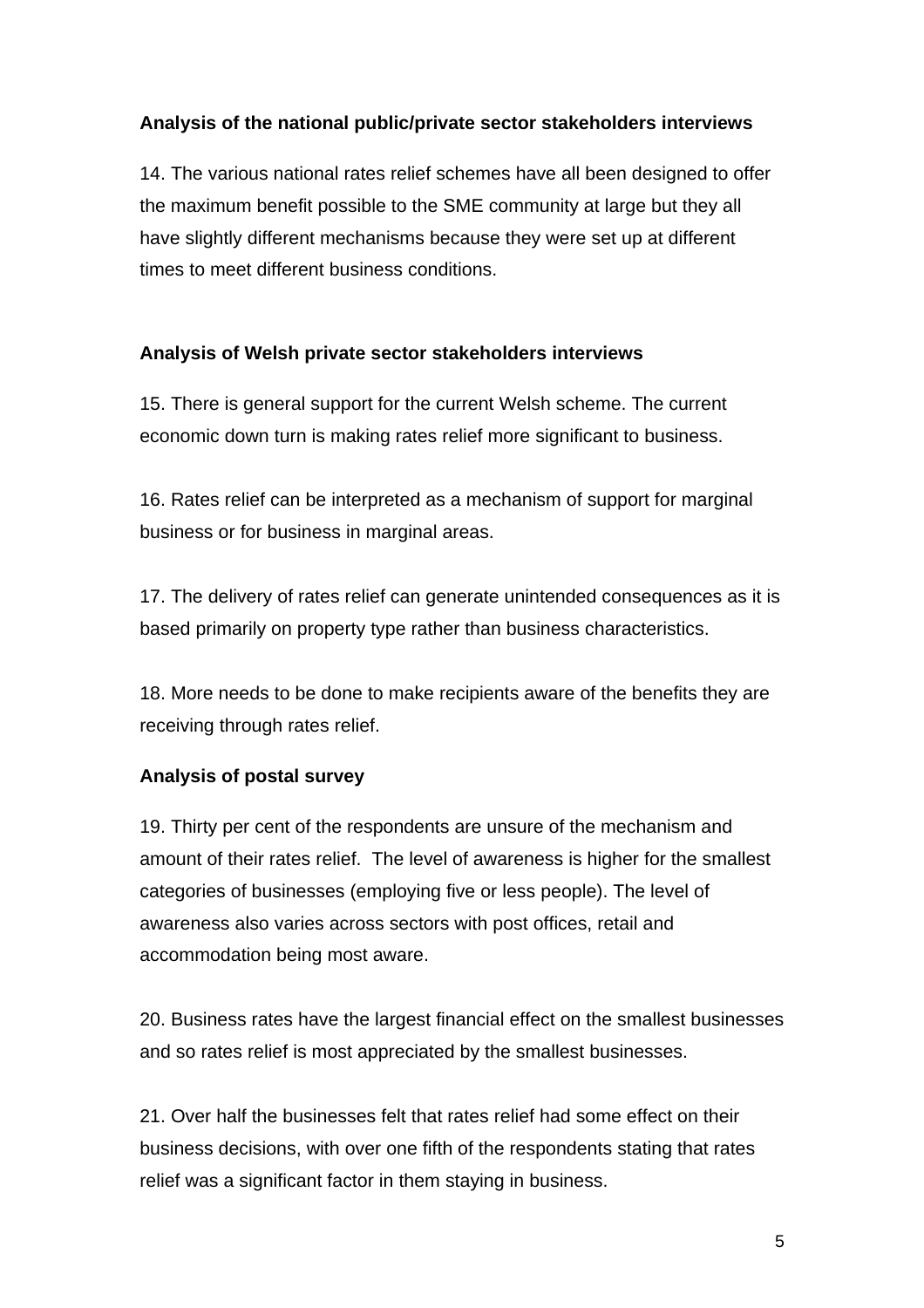**Analysis of the national public/private sector stakeholders interviews**

14. The various national rates relief schemes have all been designed to offer the maximum benefit possible to the SME community at large but they all have slightly different mechanisms because they were set up at different times to meet different business conditions.

**Analysis of Welsh private sector stakeholders interviews**

15. There is general support for the current Welsh scheme. The current economic down turn is making rates relief more significant to business.

16. Rates relief can be interpreted as a mechanism of support for marginal business or for business in marginal areas.

17. The delivery of rates relief can generate unintended consequences as it is based primarily on property type rather than business characteristics.

18. More needs to be done to make recipients aware of the benefits they are receiving through rates relief.

**Analysis of postal survey**

19. Thirty per cent of the respondents are unsure of the mechanism and amount of their rates relief. The level of awareness is higher for the smallest categories of businesses (employing five or less people). The level of awareness also varies across sectors with post offices, retail and accommodation being most aware.

20. Business rates have the largest financial effect on the smallest businesses and so rates relief is most appreciated by the smallest businesses.

21. Over half the businesses felt that rates relief had some effect on their business decisions, with over one fifth of the respondents stating that rates relief was a significant factor in them staying in business.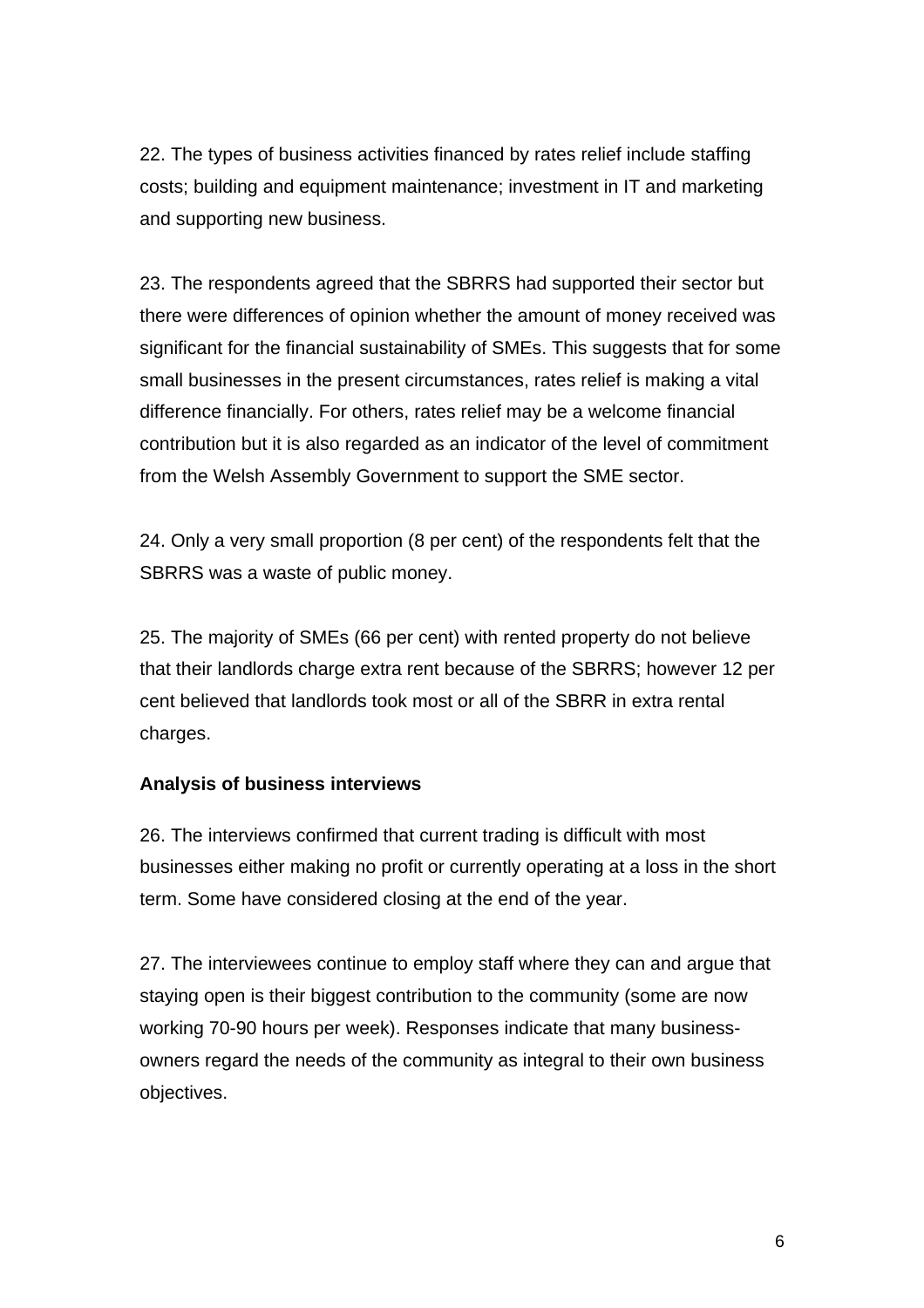22. The types of business activities financed by rates relief include staffing costs; building and equipment maintenance; investment in IT and marketing and supporting new business.

23. The respondents agreed that the SBRRS had supported their sector but there were differences of opinion whether the amount of money received was significant for the financial sustainability of SMEs. This suggests that for some small businesses in the present circumstances, rates relief is making a vital difference financially. For others, rates relief may be a welcome financial contribution but it is also regarded as an indicator of the level of commitment from the Welsh Assembly Government to support the SME sector.

24. Only a very small proportion (8 per cent) of the respondents felt that the SBRRS was a waste of public money.

25. The majority of SMEs (66 per cent) with rented property do not believe that their landlords charge extra rent because of the SBRRS; however 12 per cent believed that landlords took most or all of the SBRR in extra rental charges.

**Analysis of business interviews**

26. The interviews confirmed that current trading is difficult with most businesses either making no profit or currently operating at a loss in the short term. Some have considered closing at the end of the year.

27. The interviewees continue to employ staff where they can and argue that staying open is their biggest contribution to the community (some are now working 70-90 hours per week). Responses indicate that many business-owners regard the needs of the community as integral to their own business objectives.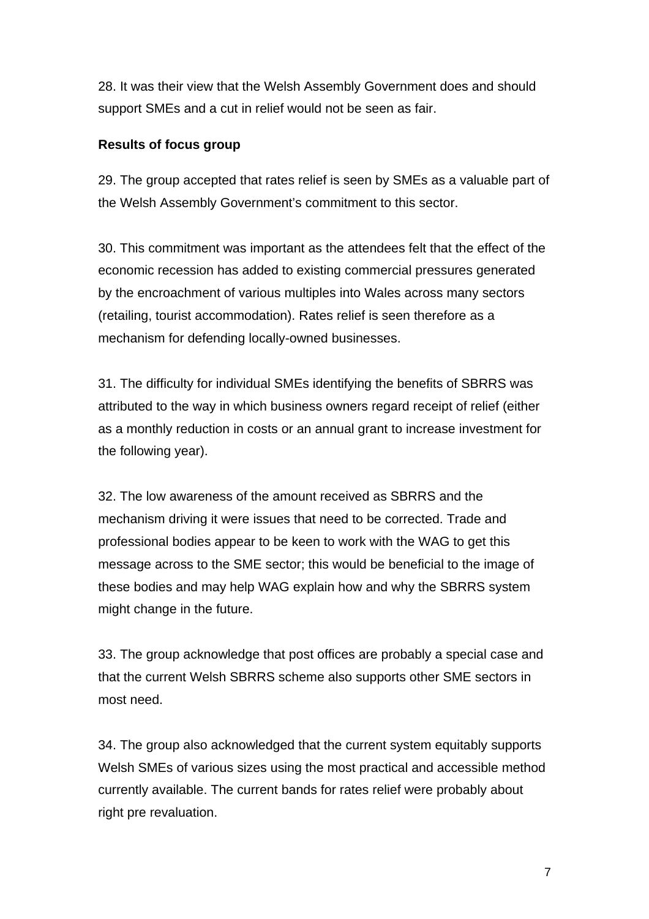28. It was their view that the Welsh Assembly Government does and should support SMEs and a cut in relief would not be seen as fair.

**Results of focus group**

29. The group accepted that rates relief is seen by SMEs as a valuable part of the Welsh Assembly Government's commitment to this sector.

30. This commitment was important as the attendees felt that the effect of the economic recession has added to existing commercial pressures generated by the encroachment of various multiples into Wales across many sectors (retailing, tourist accommodation). Rates relief is seen therefore as a mechanism for defending locally-owned businesses.

31. The difficulty for individual SMEs identifying the benefits of SBRRS was attributed to the way in which business owners regard receipt of relief (either as a monthly reduction in costs or an annual grant to increase investment for the following year).

32. The low awareness of the amount received as SBRRS and the mechanism driving it were issues that need to be corrected. Trade and professional bodies appear to be keen to work with the WAG to get this message across to the SME sector; this would be beneficial to the image of these bodies and may help WAG explain how and why the SBRRS system might change in the future.

33. The group acknowledge that post offices are probably a special case and that the current Welsh SBRRS scheme also supports other SME sectors in most need.

34. The group also acknowledged that the current system equitably supports Welsh SMEs of various sizes using the most practical and accessible method currently available. The current bands for rates relief were probably about right pre revaluation.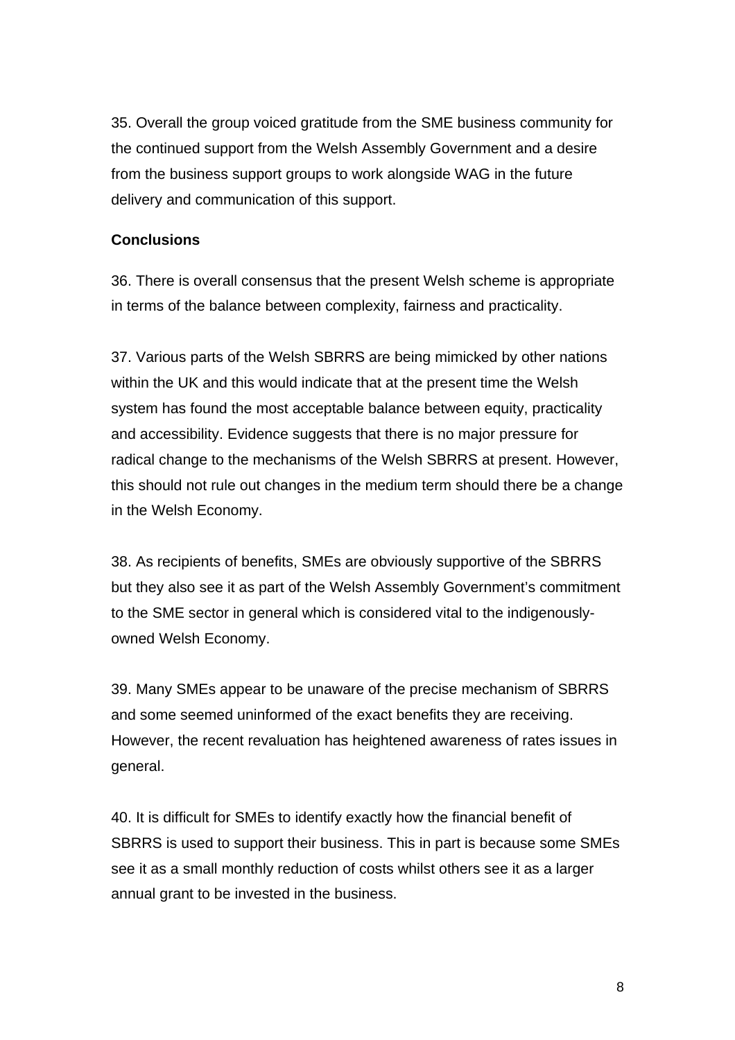35. Overall the group voiced gratitude from the SME business community for the continued support from the Welsh Assembly Government and a desire from the business support groups to work alongside WAG in the future delivery and communication of this support.

**Conclusions**

36. There is overall consensus that the present Welsh scheme is appropriate in terms of the balance between complexity, fairness and practicality.

37. Various parts of the Welsh SBRRS are being mimicked by other nations within the UK and this would indicate that at the present time the Welsh system has found the most acceptable balance between equity, practicality and accessibility. Evidence suggests that there is no major pressure for radical change to the mechanisms of the Welsh SBRRS at present. However, this should not rule out changes in the medium term should there be a change in the Welsh Economy.

38. As recipients of benefits, SMEs are obviously supportive of the SBRRS but they also see it as part of the Welsh Assembly Government's commitment to the SME sector in general which is considered vital to the indigenously-owned Welsh Economy.

39. Many SMEs appear to be unaware of the precise mechanism of SBRRS and some seemed uninformed of the exact benefits they are receiving. However, the recent revaluation has heightened awareness of rates issues in general.

40. It is difficult for SMEs to identify exactly how the financial benefit of SBRRS is used to support their business. This in part is because some SMEs see it as a small monthly reduction of costs whilst others see it as a larger annual grant to be invested in the business.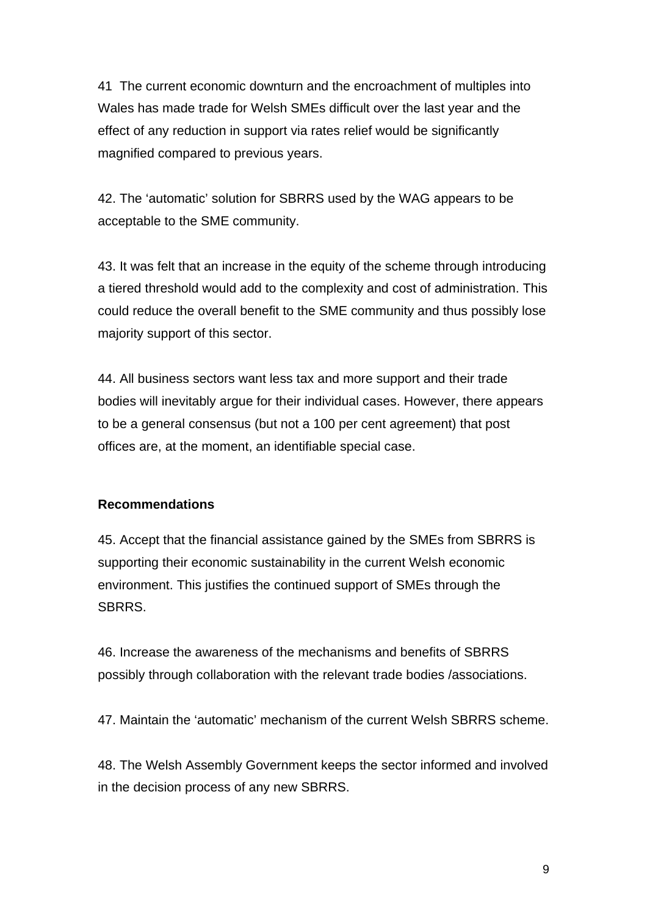41 The current economic downturn and the encroachment of multiples into Wales has made trade for Welsh SMEs difficult over the last year and the effect of any reduction in support via rates relief would be significantly magnified compared to previous years.

42. The 'automatic' solution for SBRRS used by the WAG appears to be acceptable to the SME community.

43. It was felt that an increase in the equity of the scheme through introducing a tiered threshold would add to the complexity and cost of administration. This could reduce the overall benefit to the SME community and thus possibly lose majority support of this sector.

44. All business sectors want less tax and more support and their trade bodies will inevitably argue for their individual cases. However, there appears to be a general consensus (but not a 100 per cent agreement) that post offices are, at the moment, an identifiable special case.

**Recommendations**

45. Accept that the financial assistance gained by the SMEs from SBRRS is supporting their economic sustainability in the current Welsh economic environment. This justifies the continued support of SMEs through the SBRRS.

46. Increase the awareness of the mechanisms and benefits of SBRRS possibly through collaboration with the relevant trade bodies /associations.

47. Maintain the 'automatic' mechanism of the current Welsh SBRRS scheme.

48. The Welsh Assembly Government keeps the sector informed and involved in the decision process of any new SBRRS.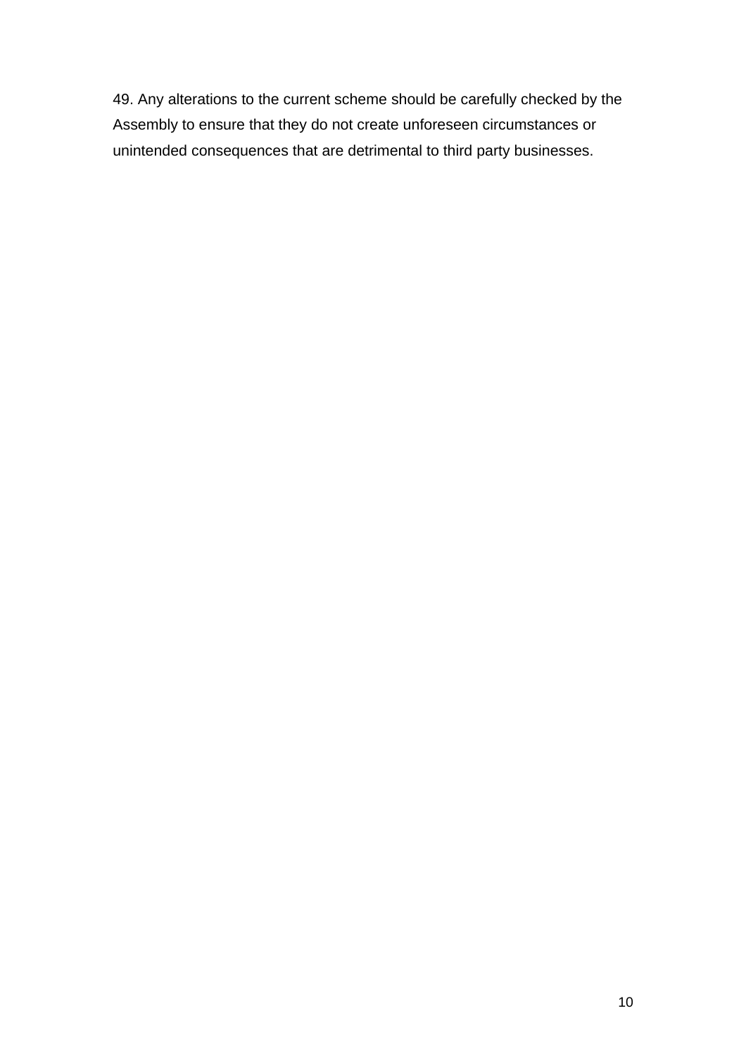49. Any alterations to the current scheme should be carefully checked by the Assembly to ensure that they do not create unforeseen circumstances or unintended consequences that are detrimental to third party businesses.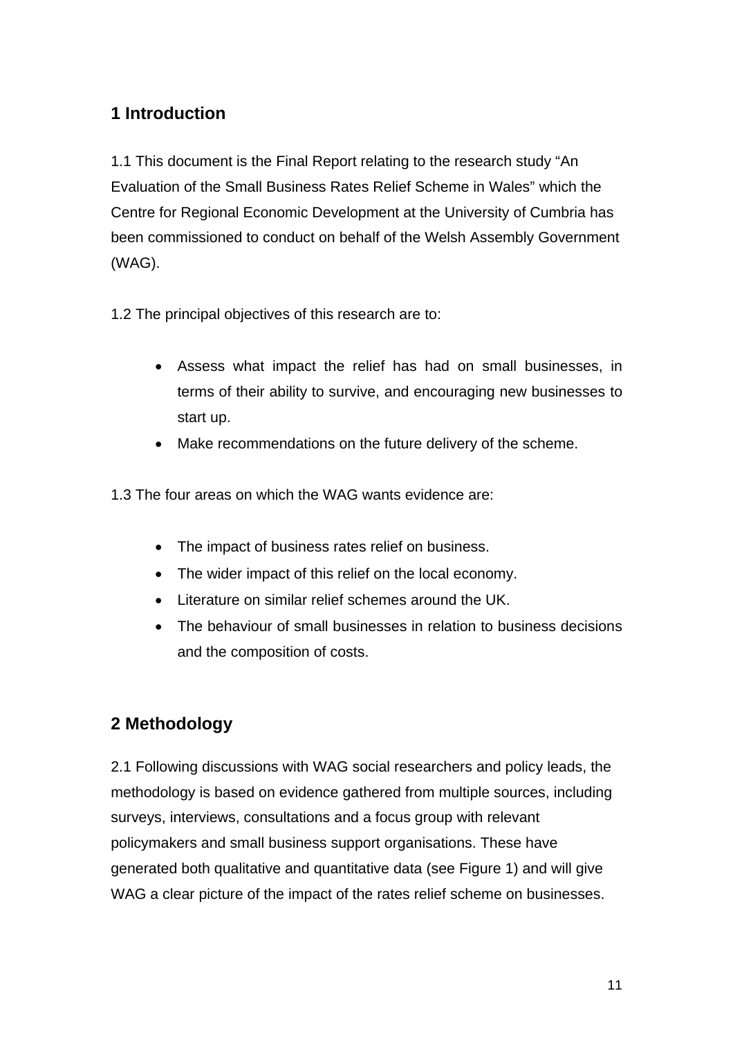## 1 Introduction

1.1 This document is the Final Report relating to the research study "An Evaluation of the Small Business Rates Relief Scheme in Wales" which the Centre for Regional Economic Development at the University of Cumbria has been commissioned to conduct on behalf of the Welsh Assembly Government (WAG).

1.2 The principal objectives of this research are to:

- Assess what impact the relief has had on small businesses, in terms of their ability to survive, and encouraging new businesses to start up.
- Make recommendations on the future delivery of the scheme.

1.3 The four areas on which the WAG wants evidence are:

- The impact of business rates relief on business.
- The wider impact of this relief on the local economy.
- Literature on similar relief schemes around the UK.
- The behaviour of small businesses in relation to business decisions and the composition of costs.

## 2 Methodology

2.1 Following discussions with WAG social researchers and policy leads, the methodology is based on evidence gathered from multiple sources, including surveys, interviews, consultations and a focus group with relevant policymakers and small business support organisations. These have generated both qualitative and quantitative data (see Figure 1) and will give WAG a clear picture of the impact of the rates relief scheme on businesses.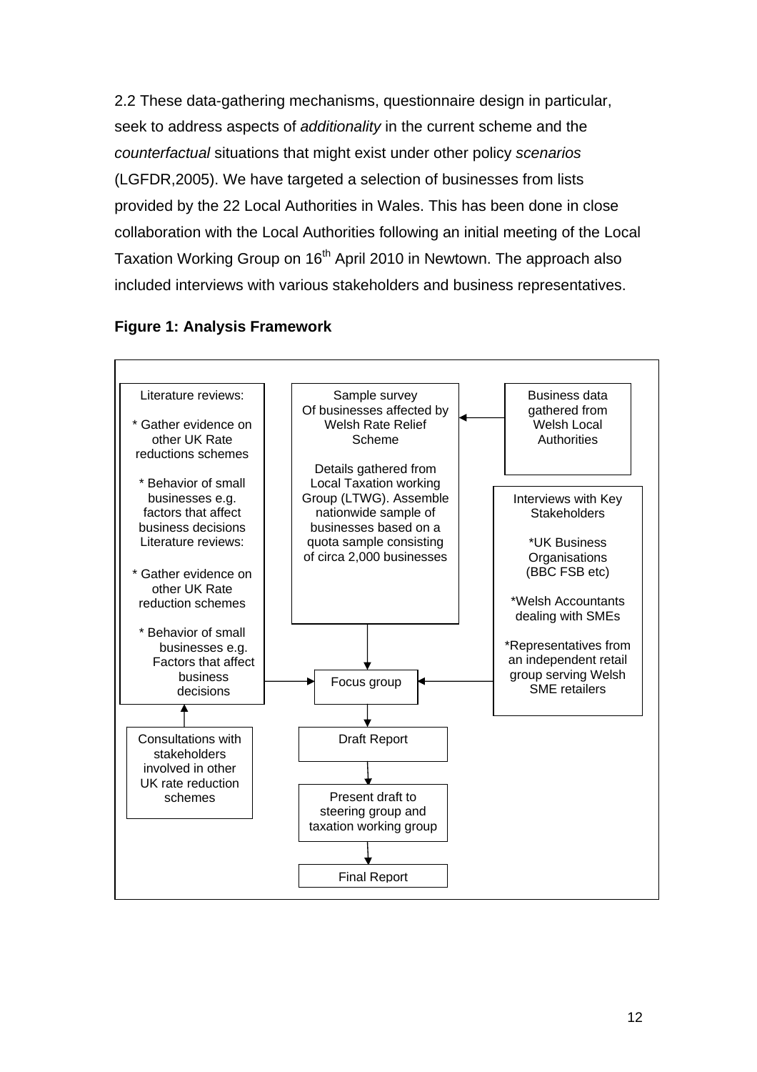2.2 These data-gathering mechanisms, questionnaire design in particular, seek to address aspects of *additionality* in the current scheme and the *counterfactual* situations that might exist under other policy *scenarios* (LGFDR,2005). We have targeted a selection of businesses from lists provided by the 22 Local Authorities in Wales. This has been done in close collaboration with the Local Authorities following an initial meeting of the Local Taxation Working Group on 16th April 2010 in Newtown. The approach also included interviews with various stakeholders and business representatives.

**Figure 1: Analysis Framework**

Literature reviews:

* Gather evidence on other UK Rate reductions schemes

* Behavior of small businesses e.g. factors that affect business decisions

Literature reviews:

* Gather evidence on other UK Rate reduction schemes

* Behavior of small businesses e.g. Factors that affect business decisions

Sample survey Of businesses affected by Welsh Rate Relief Scheme

Details gathered from Local Taxation working Group (LTWG). Assemble nationwide sample of businesses based on a quota sample consisting of circa 2,000 businesses

Business data gathered from Welsh Local Authorities

Interviews with Key Stakeholders

*UK Business Organisations (BBC FSB etc)

*Welsh Accountants dealing with SMEs

*Representatives from an independent retail group serving Welsh SME retailers

Focus group

Consultations with stakeholders involved in other UK rate reduction schemes

Draft Report

Present draft to steering group and taxation working group

Final Report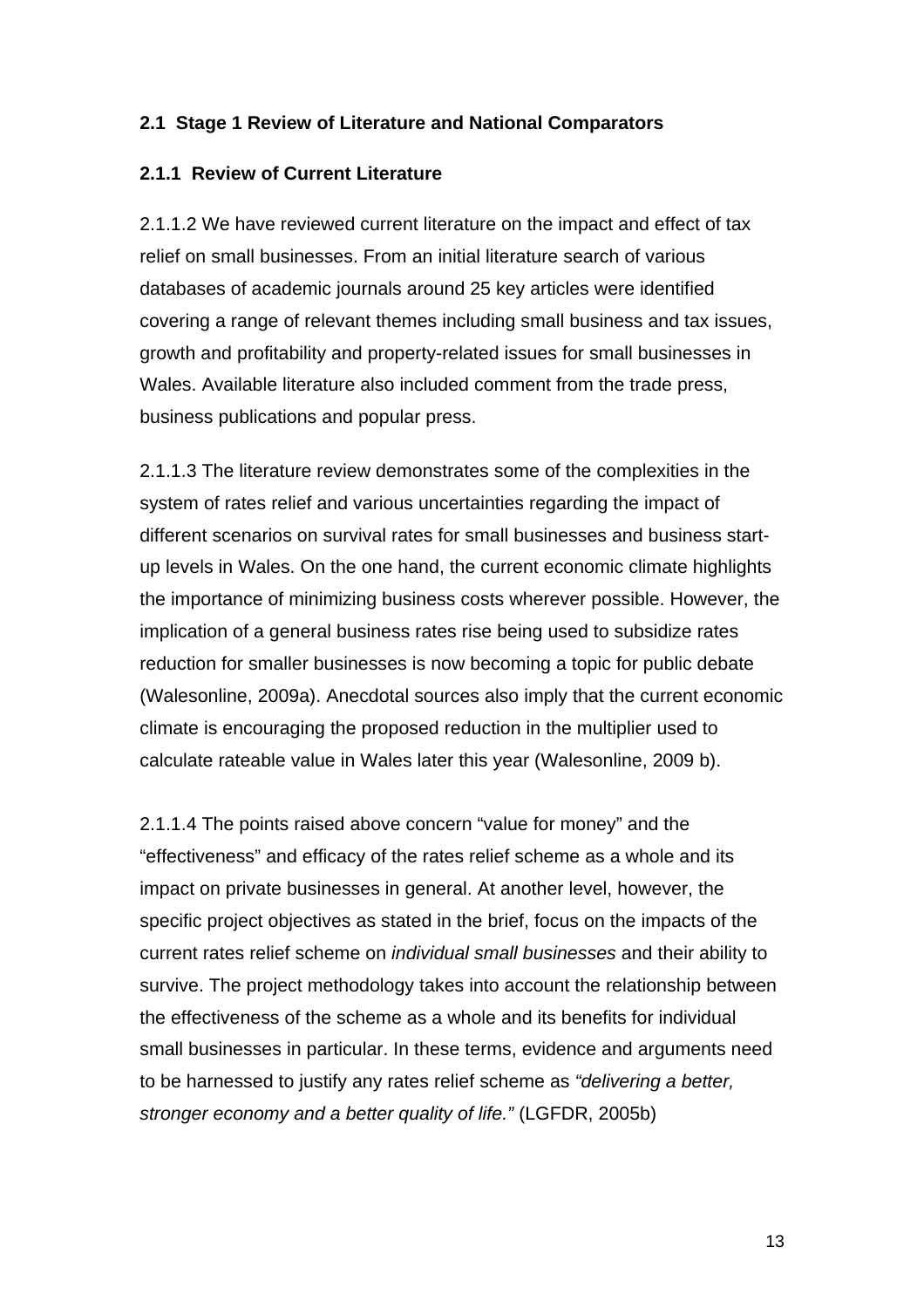## 2.1 Stage 1 Review of Literature and National Comparators

### 2.1.1 Review of Current Literature

2.1.1.2 We have reviewed current literature on the impact and effect of tax relief on small businesses. From an initial literature search of various databases of academic journals around 25 key articles were identified covering a range of relevant themes including small business and tax issues, growth and profitability and property-related issues for small businesses in Wales. Available literature also included comment from the trade press, business publications and popular press.

2.1.1.3 The literature review demonstrates some of the complexities in the system of rates relief and various uncertainties regarding the impact of different scenarios on survival rates for small businesses and business start-up levels in Wales. On the one hand, the current economic climate highlights the importance of minimizing business costs wherever possible. However, the implication of a general business rates rise being used to subsidize rates reduction for smaller businesses is now becoming a topic for public debate (Walesonline, 2009a). Anecdotal sources also imply that the current economic climate is encouraging the proposed reduction in the multiplier used to calculate rateable value in Wales later this year (Walesonline, 2009 b).

2.1.1.4 The points raised above concern "value for money" and the "effectiveness" and efficacy of the rates relief scheme as a whole and its impact on private businesses in general. At another level, however, the specific project objectives as stated in the brief, focus on the impacts of the current rates relief scheme on *individual small businesses* and their ability to survive. The project methodology takes into account the relationship between the effectiveness of the scheme as a whole and its benefits for individual small businesses in particular. In these terms, evidence and arguments need to be harnessed to justify any rates relief scheme as *"delivering a better, stronger economy and a better quality of life."* (LGFDR, 2005b)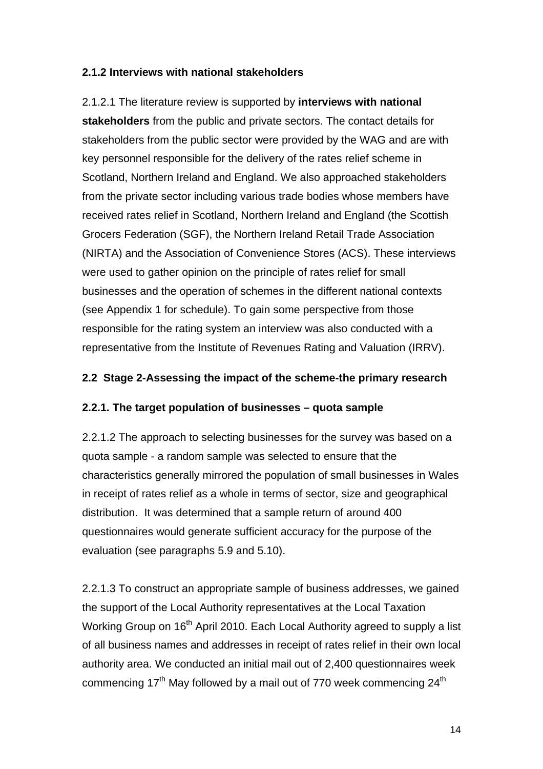#### 2.1.2 Interviews with national stakeholders

2.1.2.1 The literature review is supported by **interviews with national stakeholders** from the public and private sectors. The contact details for stakeholders from the public sector were provided by the WAG and are with key personnel responsible for the delivery of the rates relief scheme in Scotland, Northern Ireland and England. We also approached stakeholders from the private sector including various trade bodies whose members have received rates relief in Scotland, Northern Ireland and England (the Scottish Grocers Federation (SGF), the Northern Ireland Retail Trade Association (NIRTA) and the Association of Convenience Stores (ACS). These interviews were used to gather opinion on the principle of rates relief for small businesses and the operation of schemes in the different national contexts (see Appendix 1 for schedule). To gain some perspective from those responsible for the rating system an interview was also conducted with a representative from the Institute of Revenues Rating and Valuation (IRRV).

### 2.2 Stage 2-Assessing the impact of the scheme-the primary research

#### 2.2.1. The target population of businesses – quota sample

2.2.1.2 The approach to selecting businesses for the survey was based on a quota sample - a random sample was selected to ensure that the characteristics generally mirrored the population of small businesses in Wales in receipt of rates relief as a whole in terms of sector, size and geographical distribution. It was determined that a sample return of around 400 questionnaires would generate sufficient accuracy for the purpose of the evaluation (see paragraphs 5.9 and 5.10).

2.2.1.3 To construct an appropriate sample of business addresses, we gained the support of the Local Authority representatives at the Local Taxation Working Group on 16th April 2010. Each Local Authority agreed to supply a list of all business names and addresses in receipt of rates relief in their own local authority area. We conducted an initial mail out of 2,400 questionnaires week commencing 17th May followed by a mail out of 770 week commencing 24th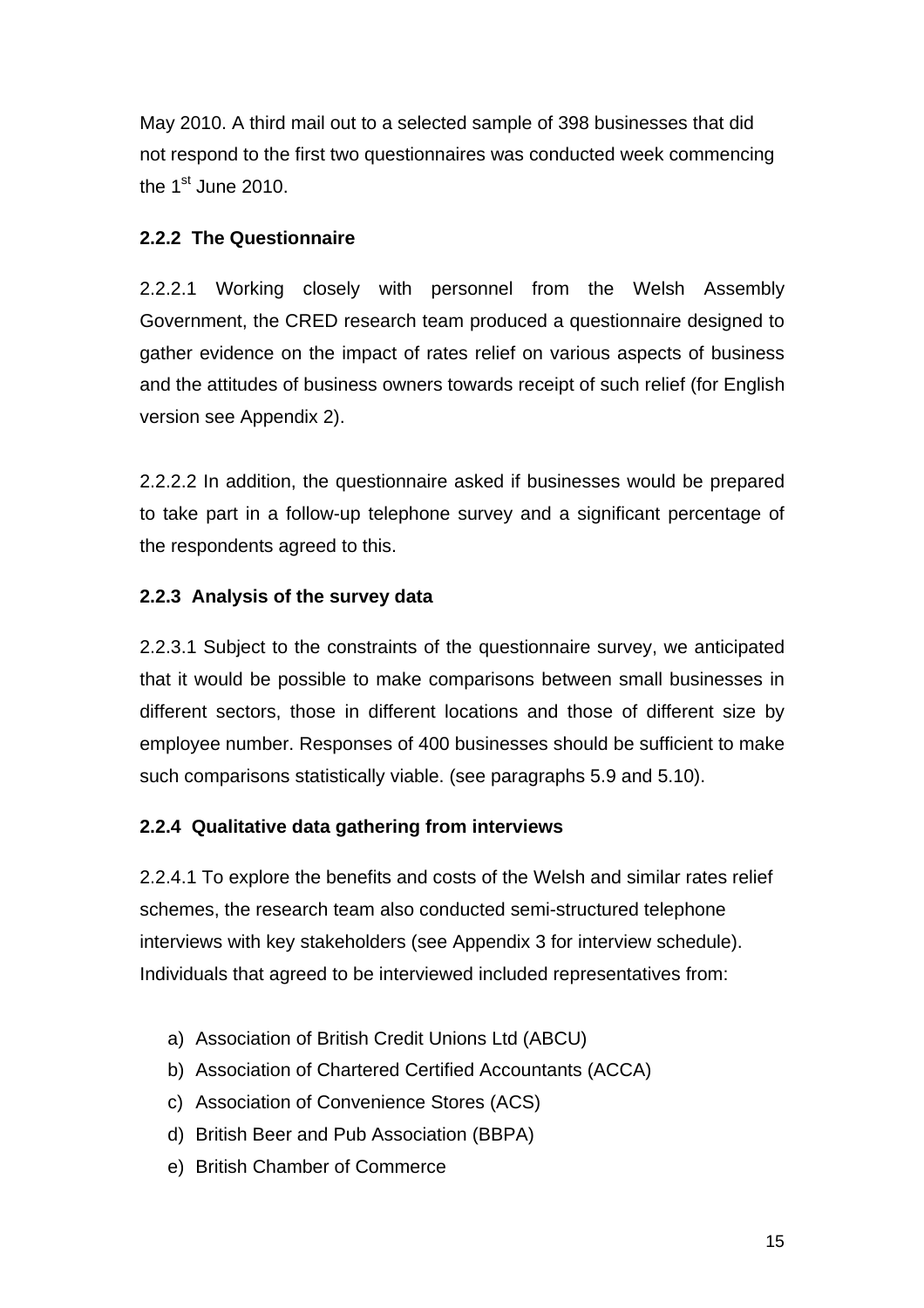May 2010. A third mail out to a selected sample of 398 businesses that did not respond to the first two questionnaires was conducted week commencing the 1st June 2010.

### 2.2.2 The Questionnaire

2.2.2.1 Working closely with personnel from the Welsh Assembly Government, the CRED research team produced a questionnaire designed to gather evidence on the impact of rates relief on various aspects of business and the attitudes of business owners towards receipt of such relief (for English version see Appendix 2).

2.2.2.2 In addition, the questionnaire asked if businesses would be prepared to take part in a follow-up telephone survey and a significant percentage of the respondents agreed to this.

### 2.2.3 Analysis of the survey data

2.2.3.1 Subject to the constraints of the questionnaire survey, we anticipated that it would be possible to make comparisons between small businesses in different sectors, those in different locations and those of different size by employee number. Responses of 400 businesses should be sufficient to make such comparisons statistically viable. (see paragraphs 5.9 and 5.10).

### 2.2.4 Qualitative data gathering from interviews

2.2.4.1 To explore the benefits and costs of the Welsh and similar rates relief schemes, the research team also conducted semi-structured telephone interviews with key stakeholders (see Appendix 3 for interview schedule). Individuals that agreed to be interviewed included representatives from:

a) Association of British Credit Unions Ltd (ABCU)
b) Association of Chartered Certified Accountants (ACCA)
c) Association of Convenience Stores (ACS)
d) British Beer and Pub Association (BBPA)
e) British Chamber of Commerce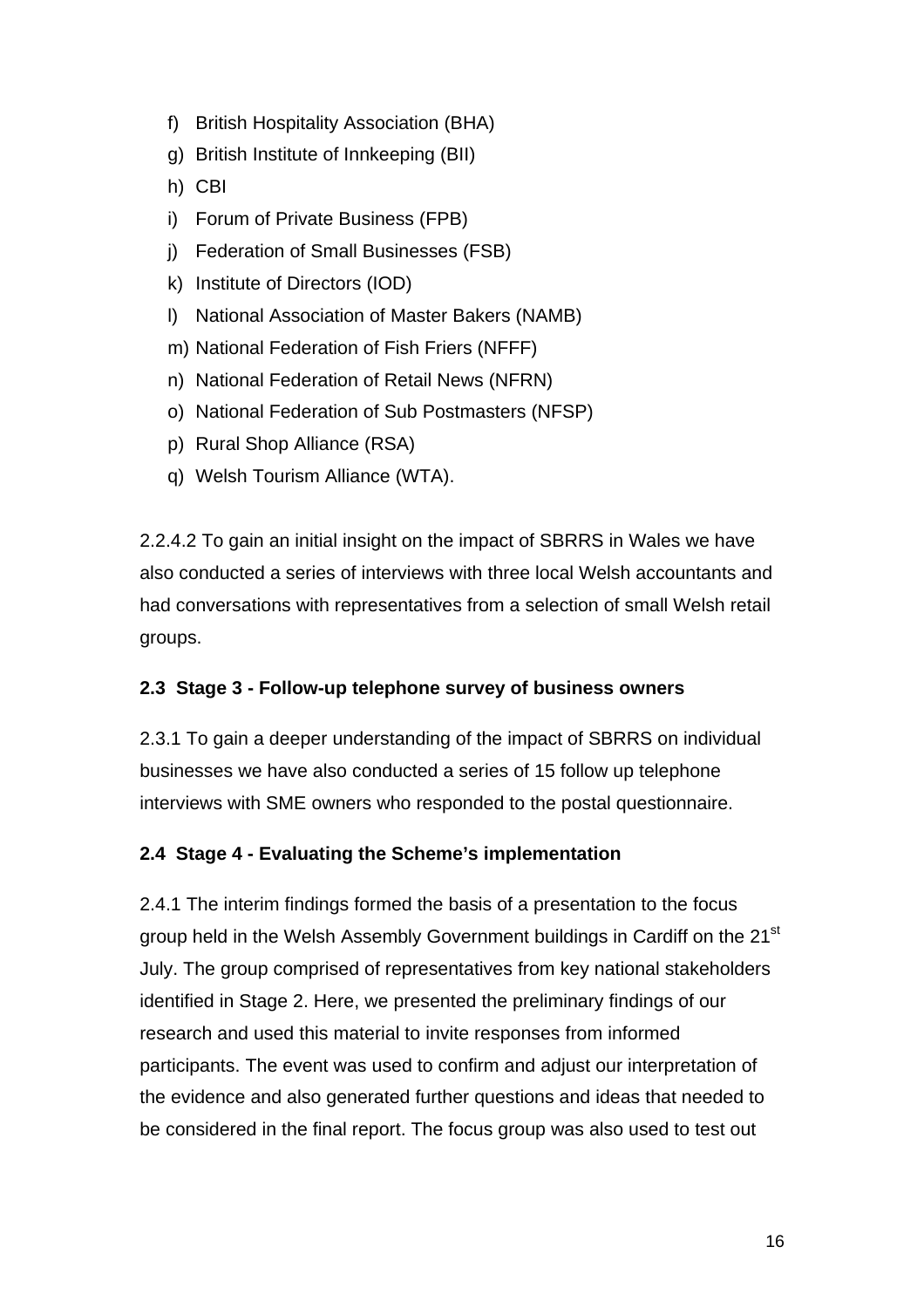f) British Hospitality Association (BHA)
g) British Institute of Innkeeping (BII)
h) CBI
i) Forum of Private Business (FPB)
j) Federation of Small Businesses (FSB)
k) Institute of Directors (IOD)
l) National Association of Master Bakers (NAMB)
m) National Federation of Fish Friers (NFFF)
n) National Federation of Retail News (NFRN)
o) National Federation of Sub Postmasters (NFSP)
p) Rural Shop Alliance (RSA)
q) Welsh Tourism Alliance (WTA).

2.2.4.2 To gain an initial insight on the impact of SBRRS in Wales we have also conducted a series of interviews with three local Welsh accountants and had conversations with representatives from a selection of small Welsh retail groups.

### 2.3 Stage 3 - Follow-up telephone survey of business owners

2.3.1 To gain a deeper understanding of the impact of SBRRS on individual businesses we have also conducted a series of 15 follow up telephone interviews with SME owners who responded to the postal questionnaire.

### 2.4 Stage 4 - Evaluating the Scheme's implementation

2.4.1 The interim findings formed the basis of a presentation to the focus group held in the Welsh Assembly Government buildings in Cardiff on the 21st July. The group comprised of representatives from key national stakeholders identified in Stage 2. Here, we presented the preliminary findings of our research and used this material to invite responses from informed participants. The event was used to confirm and adjust our interpretation of the evidence and also generated further questions and ideas that needed to be considered in the final report. The focus group was also used to test out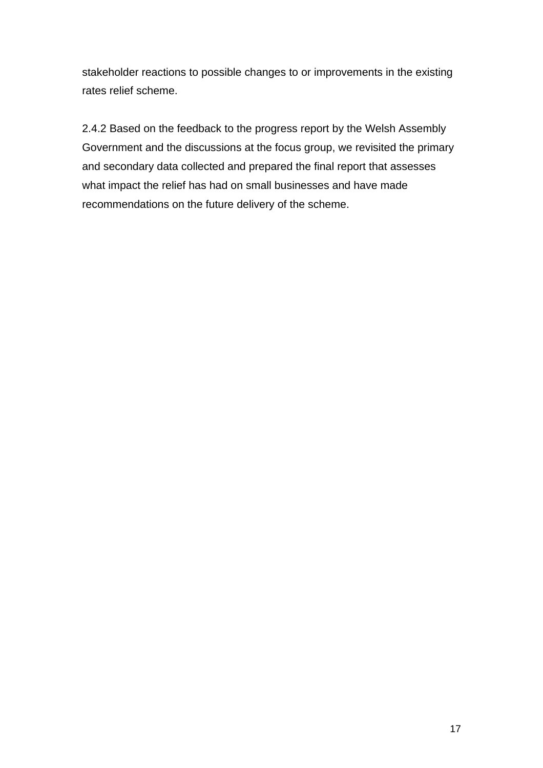stakeholder reactions to possible changes to or improvements in the existing rates relief scheme.

2.4.2 Based on the feedback to the progress report by the Welsh Assembly Government and the discussions at the focus group, we revisited the primary and secondary data collected and prepared the final report that assesses what impact the relief has had on small businesses and have made recommendations on the future delivery of the scheme.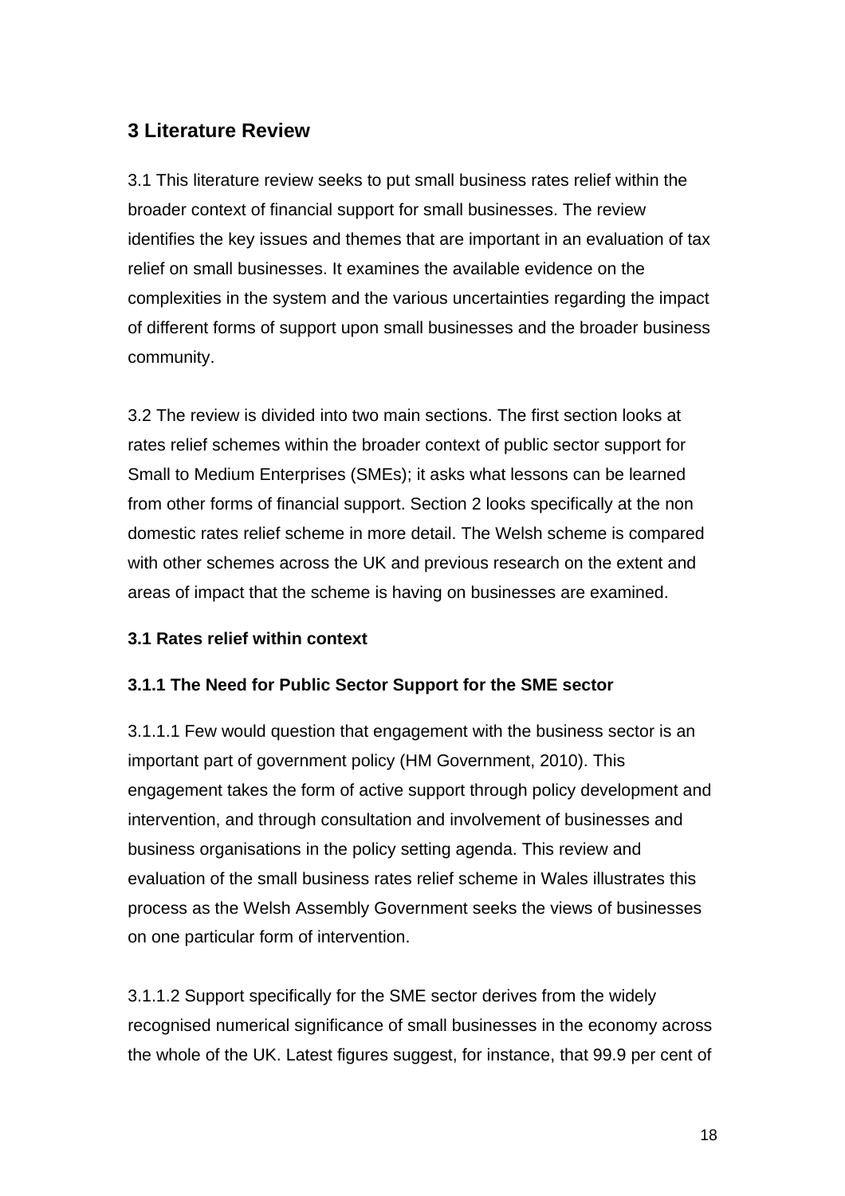## 3 Literature Review

3.1 This literature review seeks to put small business rates relief within the broader context of financial support for small businesses. The review identifies the key issues and themes that are important in an evaluation of tax relief on small businesses. It examines the available evidence on the complexities in the system and the various uncertainties regarding the impact of different forms of support upon small businesses and the broader business community.

3.2 The review is divided into two main sections. The first section looks at rates relief schemes within the broader context of public sector support for Small to Medium Enterprises (SMEs); it asks what lessons can be learned from other forms of financial support. Section 2 looks specifically at the non domestic rates relief scheme in more detail. The Welsh scheme is compared with other schemes across the UK and previous research on the extent and areas of impact that the scheme is having on businesses are examined.

### 3.1 Rates relief within context

#### 3.1.1 The Need for Public Sector Support for the SME sector

3.1.1.1 Few would question that engagement with the business sector is an important part of government policy (HM Government, 2010). This engagement takes the form of active support through policy development and intervention, and through consultation and involvement of businesses and business organisations in the policy setting agenda. This review and evaluation of the small business rates relief scheme in Wales illustrates this process as the Welsh Assembly Government seeks the views of businesses on one particular form of intervention.

3.1.1.2 Support specifically for the SME sector derives from the widely recognised numerical significance of small businesses in the economy across the whole of the UK. Latest figures suggest, for instance, that 99.9 per cent of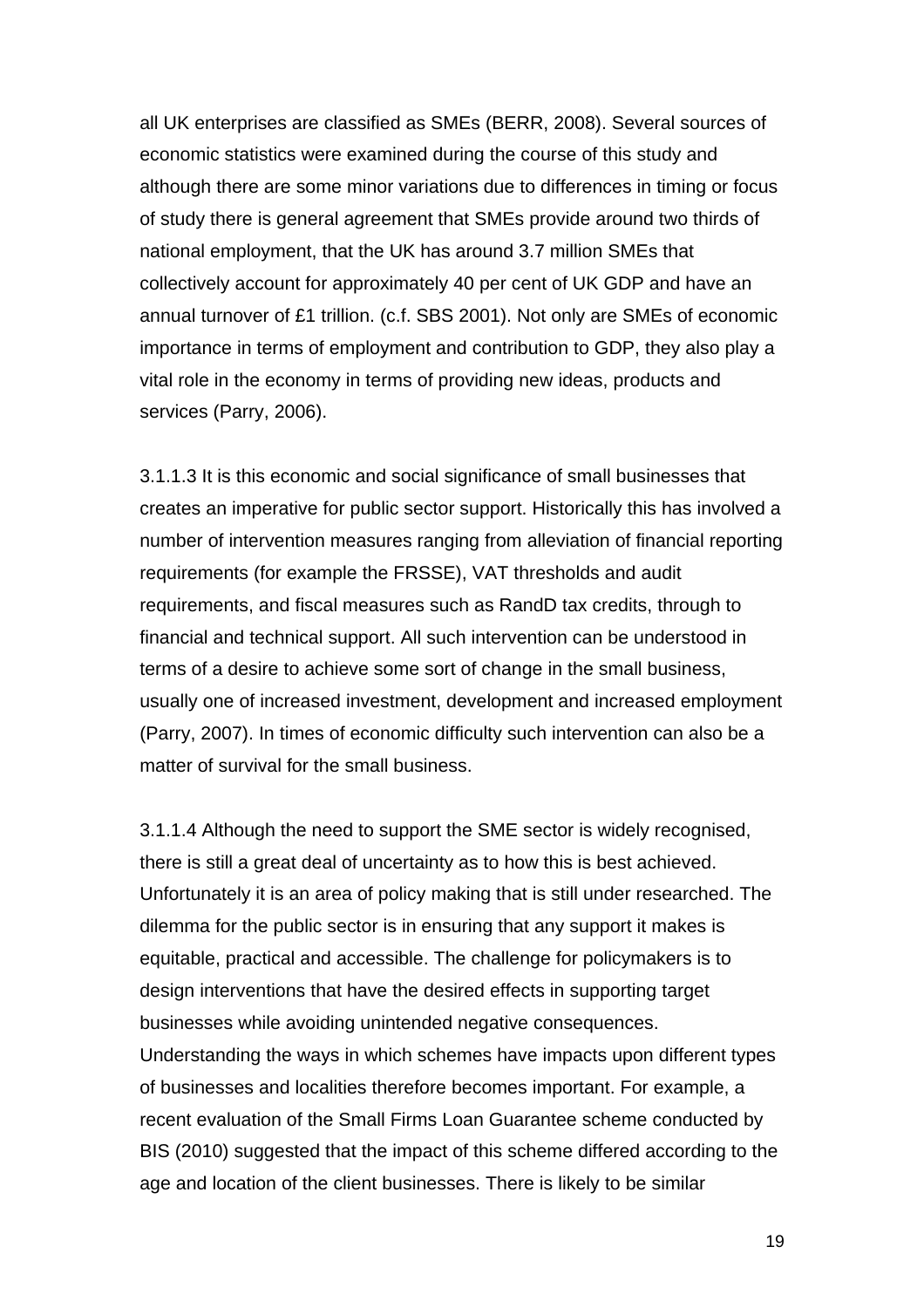all UK enterprises are classified as SMEs (BERR, 2008). Several sources of economic statistics were examined during the course of this study and although there are some minor variations due to differences in timing or focus of study there is general agreement that SMEs provide around two thirds of national employment, that the UK has around 3.7 million SMEs that collectively account for approximately 40 per cent of UK GDP and have an annual turnover of £1 trillion. (c.f. SBS 2001). Not only are SMEs of economic importance in terms of employment and contribution to GDP, they also play a vital role in the economy in terms of providing new ideas, products and services (Parry, 2006).

3.1.1.3 It is this economic and social significance of small businesses that creates an imperative for public sector support. Historically this has involved a number of intervention measures ranging from alleviation of financial reporting requirements (for example the FRSSE), VAT thresholds and audit requirements, and fiscal measures such as RandD tax credits, through to financial and technical support. All such intervention can be understood in terms of a desire to achieve some sort of change in the small business, usually one of increased investment, development and increased employment (Parry, 2007). In times of economic difficulty such intervention can also be a matter of survival for the small business.

3.1.1.4 Although the need to support the SME sector is widely recognised, there is still a great deal of uncertainty as to how this is best achieved. Unfortunately it is an area of policy making that is still under researched. The dilemma for the public sector is in ensuring that any support it makes is equitable, practical and accessible. The challenge for policymakers is to design interventions that have the desired effects in supporting target businesses while avoiding unintended negative consequences. Understanding the ways in which schemes have impacts upon different types of businesses and localities therefore becomes important. For example, a recent evaluation of the Small Firms Loan Guarantee scheme conducted by BIS (2010) suggested that the impact of this scheme differed according to the age and location of the client businesses. There is likely to be similar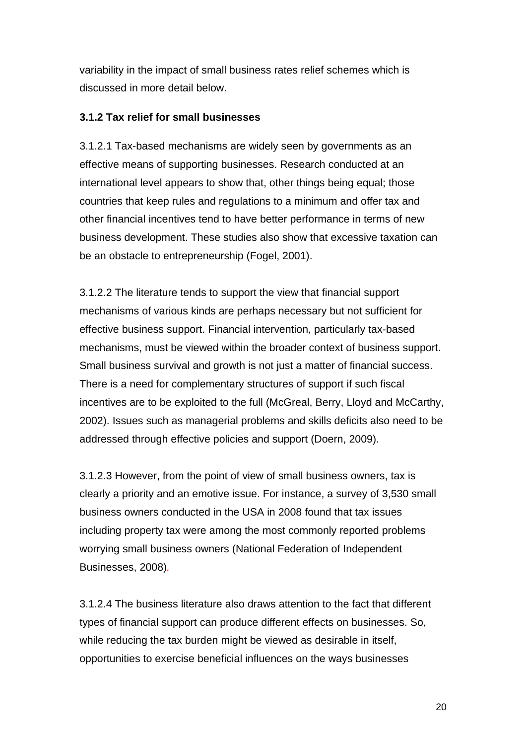variability in the impact of small business rates relief schemes which is discussed in more detail below.

### 3.1.2 Tax relief for small businesses

3.1.2.1 Tax-based mechanisms are widely seen by governments as an effective means of supporting businesses. Research conducted at an international level appears to show that, other things being equal; those countries that keep rules and regulations to a minimum and offer tax and other financial incentives tend to have better performance in terms of new business development. These studies also show that excessive taxation can be an obstacle to entrepreneurship (Fogel, 2001).

3.1.2.2 The literature tends to support the view that financial support mechanisms of various kinds are perhaps necessary but not sufficient for effective business support. Financial intervention, particularly tax-based mechanisms, must be viewed within the broader context of business support. Small business survival and growth is not just a matter of financial success. There is a need for complementary structures of support if such fiscal incentives are to be exploited to the full (McGreal, Berry, Lloyd and McCarthy, 2002). Issues such as managerial problems and skills deficits also need to be addressed through effective policies and support (Doern, 2009).

3.1.2.3 However, from the point of view of small business owners, tax is clearly a priority and an emotive issue. For instance, a survey of 3,530 small business owners conducted in the USA in 2008 found that tax issues including property tax were among the most commonly reported problems worrying small business owners (National Federation of Independent Businesses, 2008).

3.1.2.4 The business literature also draws attention to the fact that different types of financial support can produce different effects on businesses. So, while reducing the tax burden might be viewed as desirable in itself, opportunities to exercise beneficial influences on the ways businesses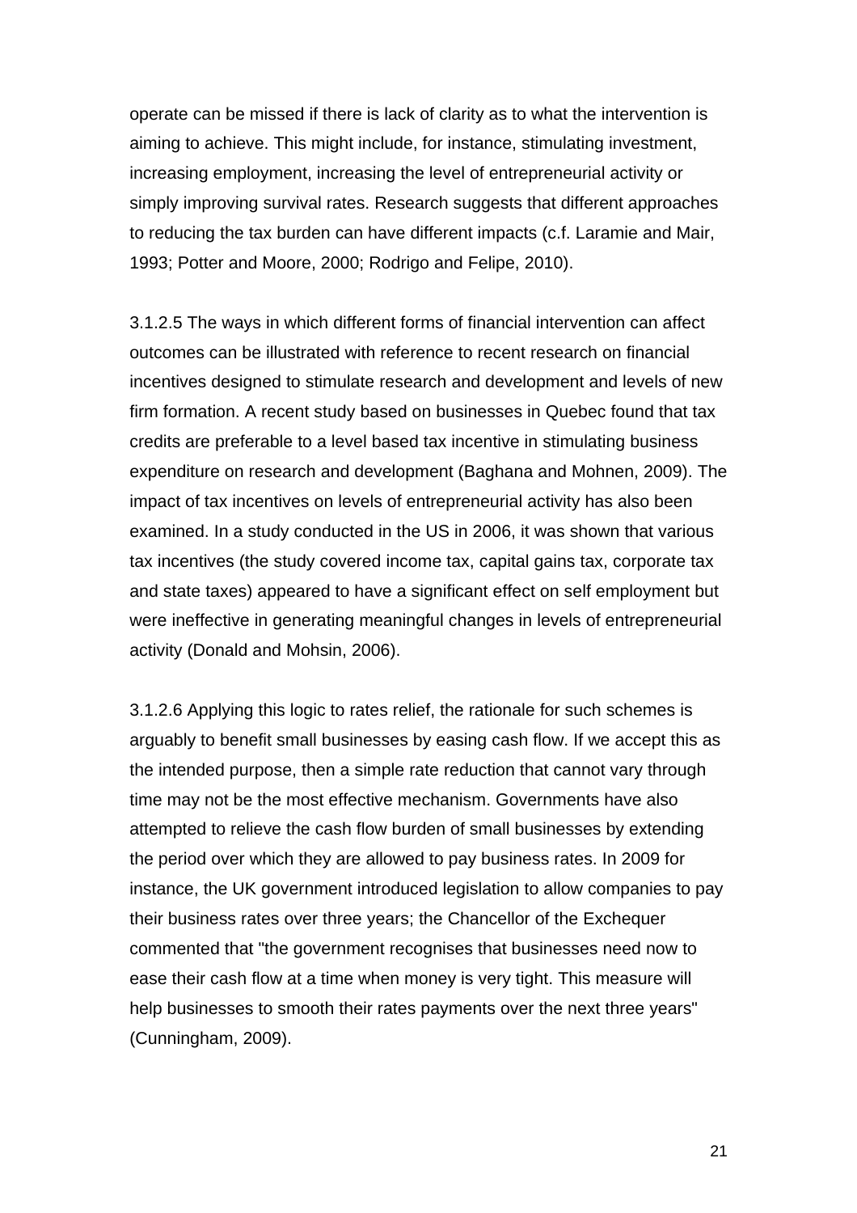operate can be missed if there is lack of clarity as to what the intervention is aiming to achieve. This might include, for instance, stimulating investment, increasing employment, increasing the level of entrepreneurial activity or simply improving survival rates. Research suggests that different approaches to reducing the tax burden can have different impacts (c.f. Laramie and Mair, 1993; Potter and Moore, 2000; Rodrigo and Felipe, 2010).

3.1.2.5 The ways in which different forms of financial intervention can affect outcomes can be illustrated with reference to recent research on financial incentives designed to stimulate research and development and levels of new firm formation. A recent study based on businesses in Quebec found that tax credits are preferable to a level based tax incentive in stimulating business expenditure on research and development (Baghana and Mohnen, 2009). The impact of tax incentives on levels of entrepreneurial activity has also been examined. In a study conducted in the US in 2006, it was shown that various tax incentives (the study covered income tax, capital gains tax, corporate tax and state taxes) appeared to have a significant effect on self employment but were ineffective in generating meaningful changes in levels of entrepreneurial activity (Donald and Mohsin, 2006).

3.1.2.6 Applying this logic to rates relief, the rationale for such schemes is arguably to benefit small businesses by easing cash flow. If we accept this as the intended purpose, then a simple rate reduction that cannot vary through time may not be the most effective mechanism. Governments have also attempted to relieve the cash flow burden of small businesses by extending the period over which they are allowed to pay business rates. In 2009 for instance, the UK government introduced legislation to allow companies to pay their business rates over three years; the Chancellor of the Exchequer commented that "the government recognises that businesses need now to ease their cash flow at a time when money is very tight. This measure will help businesses to smooth their rates payments over the next three years" (Cunningham, 2009).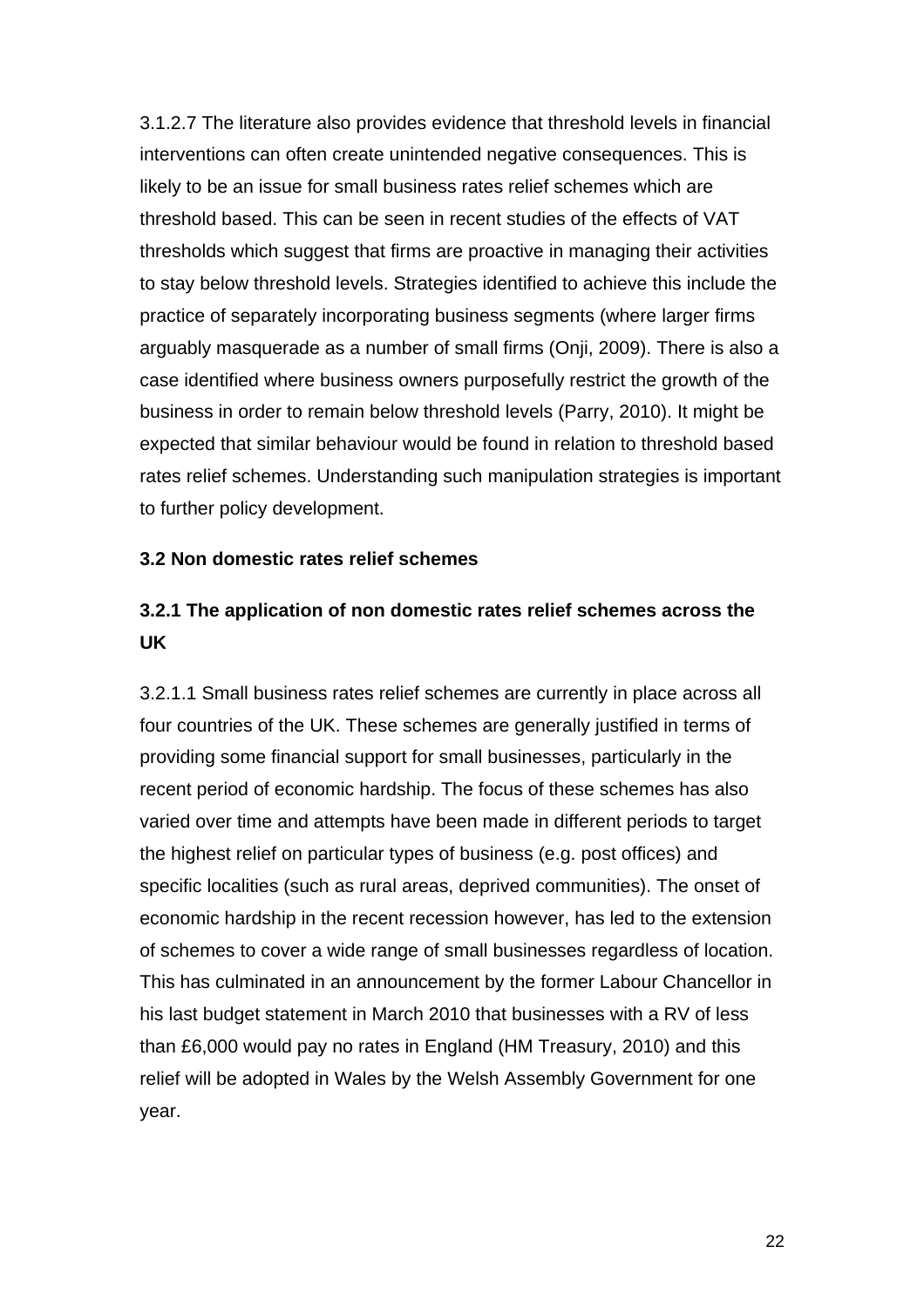3.1.2.7 The literature also provides evidence that threshold levels in financial interventions can often create unintended negative consequences. This is likely to be an issue for small business rates relief schemes which are threshold based. This can be seen in recent studies of the effects of VAT thresholds which suggest that firms are proactive in managing their activities to stay below threshold levels. Strategies identified to achieve this include the practice of separately incorporating business segments (where larger firms arguably masquerade as a number of small firms (Onji, 2009). There is also a case identified where business owners purposefully restrict the growth of the business in order to remain below threshold levels (Parry, 2010). It might be expected that similar behaviour would be found in relation to threshold based rates relief schemes. Understanding such manipulation strategies is important to further policy development.

## 3.2 Non domestic rates relief schemes

### 3.2.1 The application of non domestic rates relief schemes across the UK

3.2.1.1 Small business rates relief schemes are currently in place across all four countries of the UK. These schemes are generally justified in terms of providing some financial support for small businesses, particularly in the recent period of economic hardship. The focus of these schemes has also varied over time and attempts have been made in different periods to target the highest relief on particular types of business (e.g. post offices) and specific localities (such as rural areas, deprived communities). The onset of economic hardship in the recent recession however, has led to the extension of schemes to cover a wide range of small businesses regardless of location. This has culminated in an announcement by the former Labour Chancellor in his last budget statement in March 2010 that businesses with a RV of less than £6,000 would pay no rates in England (HM Treasury, 2010) and this relief will be adopted in Wales by the Welsh Assembly Government for one year.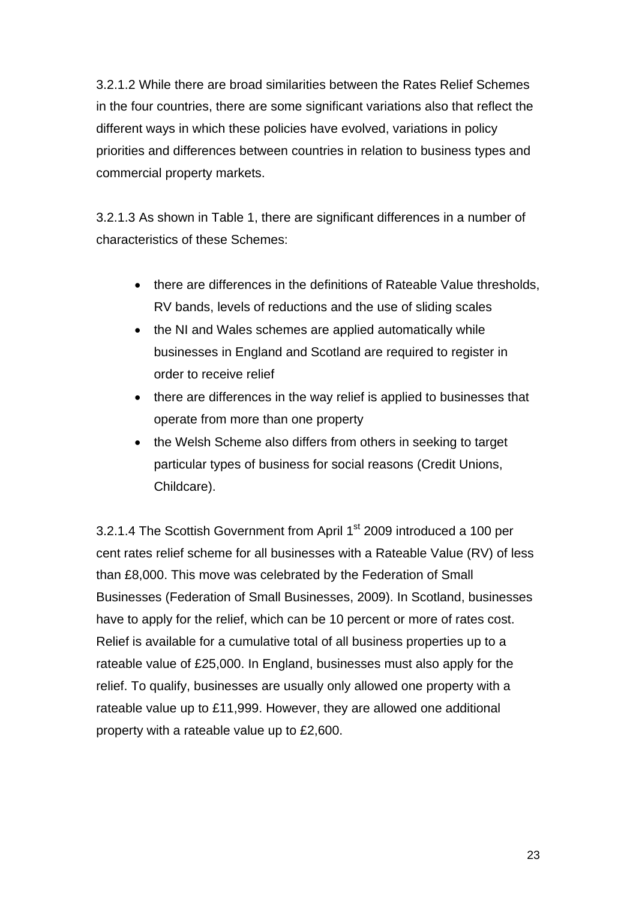3.2.1.2 While there are broad similarities between the Rates Relief Schemes in the four countries, there are some significant variations also that reflect the different ways in which these policies have evolved, variations in policy priorities and differences between countries in relation to business types and commercial property markets.

3.2.1.3 As shown in Table 1, there are significant differences in a number of characteristics of these Schemes:

- there are differences in the definitions of Rateable Value thresholds, RV bands, levels of reductions and the use of sliding scales
- the NI and Wales schemes are applied automatically while businesses in England and Scotland are required to register in order to receive relief
- there are differences in the way relief is applied to businesses that operate from more than one property
- the Welsh Scheme also differs from others in seeking to target particular types of business for social reasons (Credit Unions, Childcare).

3.2.1.4 The Scottish Government from April 1st 2009 introduced a 100 per cent rates relief scheme for all businesses with a Rateable Value (RV) of less than £8,000. This move was celebrated by the Federation of Small Businesses (Federation of Small Businesses, 2009). In Scotland, businesses have to apply for the relief, which can be 10 percent or more of rates cost. Relief is available for a cumulative total of all business properties up to a rateable value of £25,000. In England, businesses must also apply for the relief. To qualify, businesses are usually only allowed one property with a rateable value up to £11,999. However, they are allowed one additional property with a rateable value up to £2,600.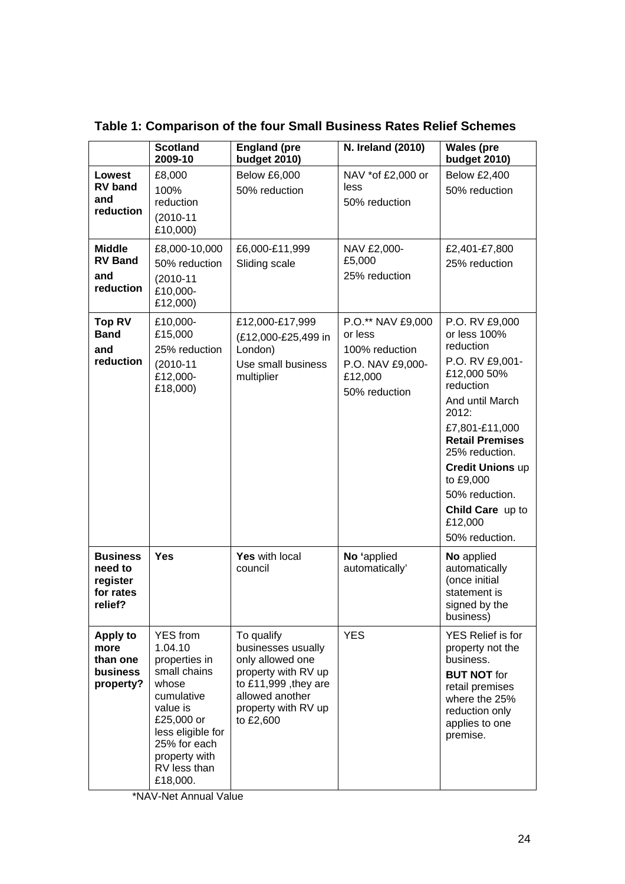**Table 1: Comparison of the four Small Business Rates Relief Schemes**

| | **Scotland 2009-10** | **England (pre budget 2010)** | **N. Ireland (2010)** | **Wales (pre budget 2010)** |
|---|---|---|---|---|
| **Lowest RV band and reduction** | £8,000<br>100% reduction<br>(2010-11 £10,000) | Below £6,000<br>50% reduction | NAV *of £2,000 or less<br>50% reduction | Below £2,400<br>50% reduction |
| **Middle RV Band and reduction** | £8,000-10,000<br>50% reduction<br>(2010-11 £10,000-£12,000) | £6,000-£11,999<br>Sliding scale | NAV £2,000-£5,000<br>25% reduction | £2,401-£7,800<br>25% reduction |
| **Top RV Band and reduction** | £10,000-£15,000<br>25% reduction<br>(2010-11 £12,000-£18,000) | £12,000-£17,999<br>(£12,000-£25,499 in London)<br>Use small business multiplier | P.O.** NAV £9,000 or less<br>100% reduction<br>P.O. NAV £9,000-£12,000<br>50% reduction | P.O. RV £9,000 or less 100% reduction<br>P.O. RV £9,001-£12,000 50% reduction<br>And until March 2012:<br>£7,801-£11,000 **Retail Premises** 25% reduction.<br>**Credit Unions** up to £9,000<br>50% reduction.<br>**Child Care** up to £12,000<br>50% reduction. |
| **Business need to register for rates relief?** | **Yes** | **Yes** with local council | **No** 'applied automatically' | **No** applied automatically (once initial statement is signed by the business) |
| **Apply to more than one business property?** | YES from 1.04.10 properties in small chains whose cumulative value is £25,000 or less eligible for 25% for each property with RV less than £18,000. | To qualify businesses usually only allowed one property with RV up to £11,999 ,they are allowed another property with RV up to £2,600 | YES | YES Relief is for property not the business.<br>**BUT NOT** for retail premises where the 25% reduction only applies to one premise. |

*NAV-Net Annual Value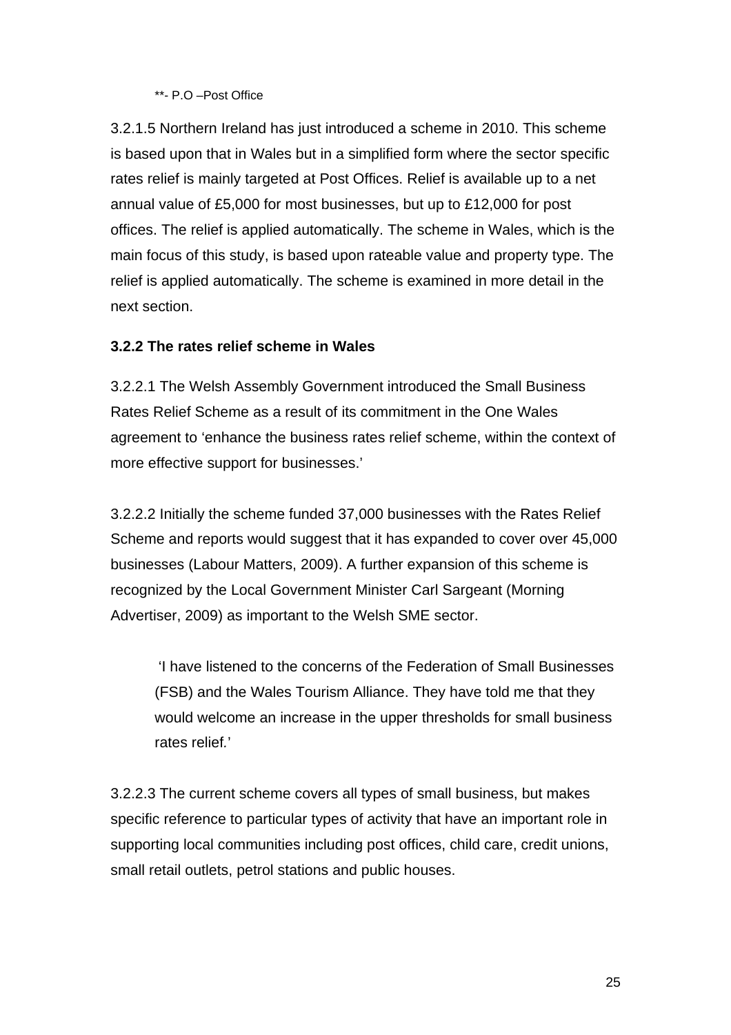**- P.O –Post Office

3.2.1.5 Northern Ireland has just introduced a scheme in 2010. This scheme is based upon that in Wales but in a simplified form where the sector specific rates relief is mainly targeted at Post Offices. Relief is available up to a net annual value of £5,000 for most businesses, but up to £12,000 for post offices. The relief is applied automatically. The scheme in Wales, which is the main focus of this study, is based upon rateable value and property type. The relief is applied automatically. The scheme is examined in more detail in the next section.

### 3.2.2 The rates relief scheme in Wales

3.2.2.1 The Welsh Assembly Government introduced the Small Business Rates Relief Scheme as a result of its commitment in the One Wales agreement to 'enhance the business rates relief scheme, within the context of more effective support for businesses.'

3.2.2.2 Initially the scheme funded 37,000 businesses with the Rates Relief Scheme and reports would suggest that it has expanded to cover over 45,000 businesses (Labour Matters, 2009). A further expansion of this scheme is recognized by the Local Government Minister Carl Sargeant (Morning Advertiser, 2009) as important to the Welsh SME sector.

> 'I have listened to the concerns of the Federation of Small Businesses (FSB) and the Wales Tourism Alliance. They have told me that they would welcome an increase in the upper thresholds for small business rates relief.'

3.2.2.3 The current scheme covers all types of small business, but makes specific reference to particular types of activity that have an important role in supporting local communities including post offices, child care, credit unions, small retail outlets, petrol stations and public houses.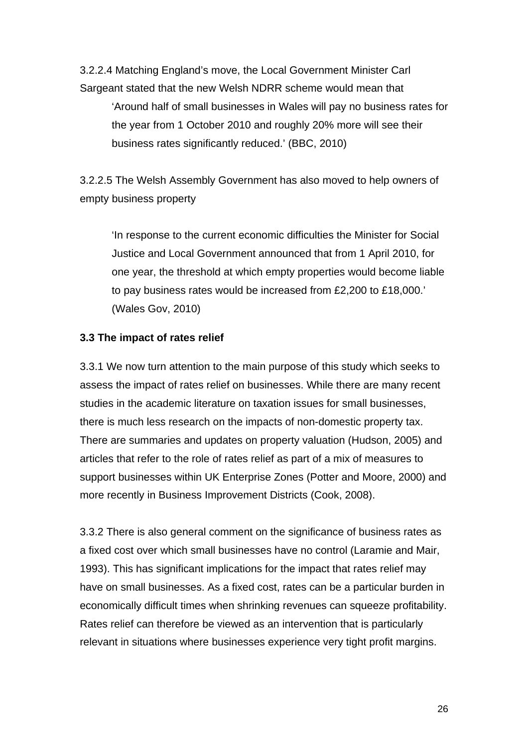3.2.2.4 Matching England's move, the Local Government Minister Carl Sargeant stated that the new Welsh NDRR scheme would mean that

> 'Around half of small businesses in Wales will pay no business rates for the year from 1 October 2010 and roughly 20% more will see their business rates significantly reduced.' (BBC, 2010)

3.2.2.5 The Welsh Assembly Government has also moved to help owners of empty business property

> 'In response to the current economic difficulties the Minister for Social Justice and Local Government announced that from 1 April 2010, for one year, the threshold at which empty properties would become liable to pay business rates would be increased from £2,200 to £18,000.' (Wales Gov, 2010)

### 3.3 The impact of rates relief

3.3.1 We now turn attention to the main purpose of this study which seeks to assess the impact of rates relief on businesses. While there are many recent studies in the academic literature on taxation issues for small businesses, there is much less research on the impacts of non-domestic property tax. There are summaries and updates on property valuation (Hudson, 2005) and articles that refer to the role of rates relief as part of a mix of measures to support businesses within UK Enterprise Zones (Potter and Moore, 2000) and more recently in Business Improvement Districts (Cook, 2008).

3.3.2 There is also general comment on the significance of business rates as a fixed cost over which small businesses have no control (Laramie and Mair, 1993). This has significant implications for the impact that rates relief may have on small businesses. As a fixed cost, rates can be a particular burden in economically difficult times when shrinking revenues can squeeze profitability. Rates relief can therefore be viewed as an intervention that is particularly relevant in situations where businesses experience very tight profit margins.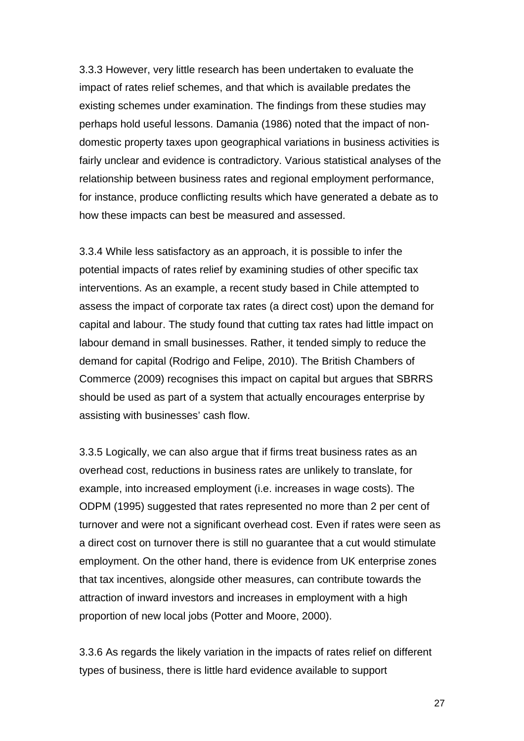3.3.3 However, very little research has been undertaken to evaluate the impact of rates relief schemes, and that which is available predates the existing schemes under examination. The findings from these studies may perhaps hold useful lessons. Damania (1986) noted that the impact of non-domestic property taxes upon geographical variations in business activities is fairly unclear and evidence is contradictory. Various statistical analyses of the relationship between business rates and regional employment performance, for instance, produce conflicting results which have generated a debate as to how these impacts can best be measured and assessed.

3.3.4 While less satisfactory as an approach, it is possible to infer the potential impacts of rates relief by examining studies of other specific tax interventions. As an example, a recent study based in Chile attempted to assess the impact of corporate tax rates (a direct cost) upon the demand for capital and labour. The study found that cutting tax rates had little impact on labour demand in small businesses. Rather, it tended simply to reduce the demand for capital (Rodrigo and Felipe, 2010). The British Chambers of Commerce (2009) recognises this impact on capital but argues that SBRRS should be used as part of a system that actually encourages enterprise by assisting with businesses' cash flow.

3.3.5 Logically, we can also argue that if firms treat business rates as an overhead cost, reductions in business rates are unlikely to translate, for example, into increased employment (i.e. increases in wage costs). The ODPM (1995) suggested that rates represented no more than 2 per cent of turnover and were not a significant overhead cost. Even if rates were seen as a direct cost on turnover there is still no guarantee that a cut would stimulate employment. On the other hand, there is evidence from UK enterprise zones that tax incentives, alongside other measures, can contribute towards the attraction of inward investors and increases in employment with a high proportion of new local jobs (Potter and Moore, 2000).

3.3.6 As regards the likely variation in the impacts of rates relief on different types of business, there is little hard evidence available to support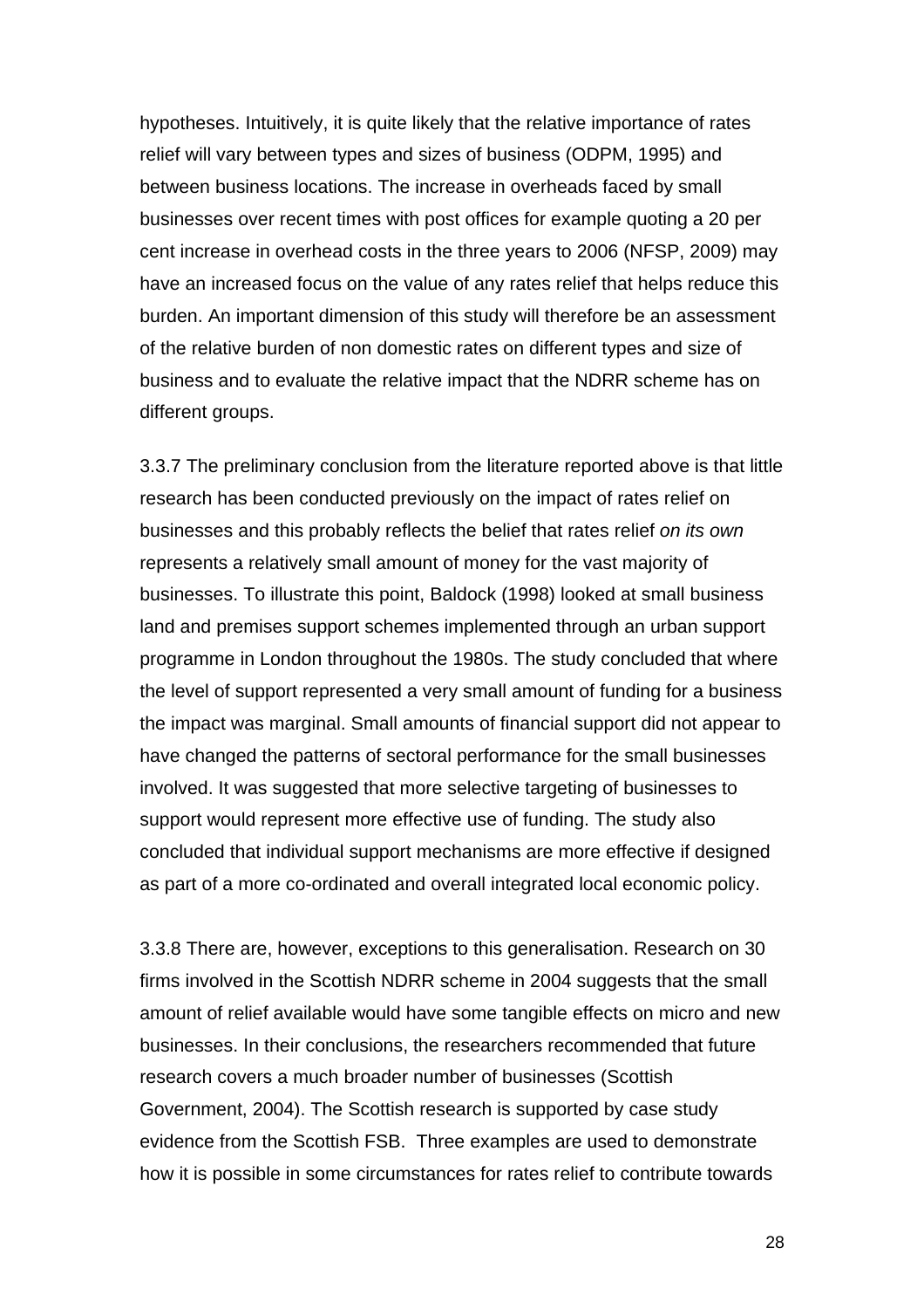hypotheses. Intuitively, it is quite likely that the relative importance of rates relief will vary between types and sizes of business (ODPM, 1995) and between business locations. The increase in overheads faced by small businesses over recent times with post offices for example quoting a 20 per cent increase in overhead costs in the three years to 2006 (NFSP, 2009) may have an increased focus on the value of any rates relief that helps reduce this burden. An important dimension of this study will therefore be an assessment of the relative burden of non domestic rates on different types and size of business and to evaluate the relative impact that the NDRR scheme has on different groups.

3.3.7 The preliminary conclusion from the literature reported above is that little research has been conducted previously on the impact of rates relief on businesses and this probably reflects the belief that rates relief *on its own* represents a relatively small amount of money for the vast majority of businesses. To illustrate this point, Baldock (1998) looked at small business land and premises support schemes implemented through an urban support programme in London throughout the 1980s. The study concluded that where the level of support represented a very small amount of funding for a business the impact was marginal. Small amounts of financial support did not appear to have changed the patterns of sectoral performance for the small businesses involved. It was suggested that more selective targeting of businesses to support would represent more effective use of funding. The study also concluded that individual support mechanisms are more effective if designed as part of a more co-ordinated and overall integrated local economic policy.

3.3.8 There are, however, exceptions to this generalisation. Research on 30 firms involved in the Scottish NDRR scheme in 2004 suggests that the small amount of relief available would have some tangible effects on micro and new businesses. In their conclusions, the researchers recommended that future research covers a much broader number of businesses (Scottish Government, 2004). The Scottish research is supported by case study evidence from the Scottish FSB. Three examples are used to demonstrate how it is possible in some circumstances for rates relief to contribute towards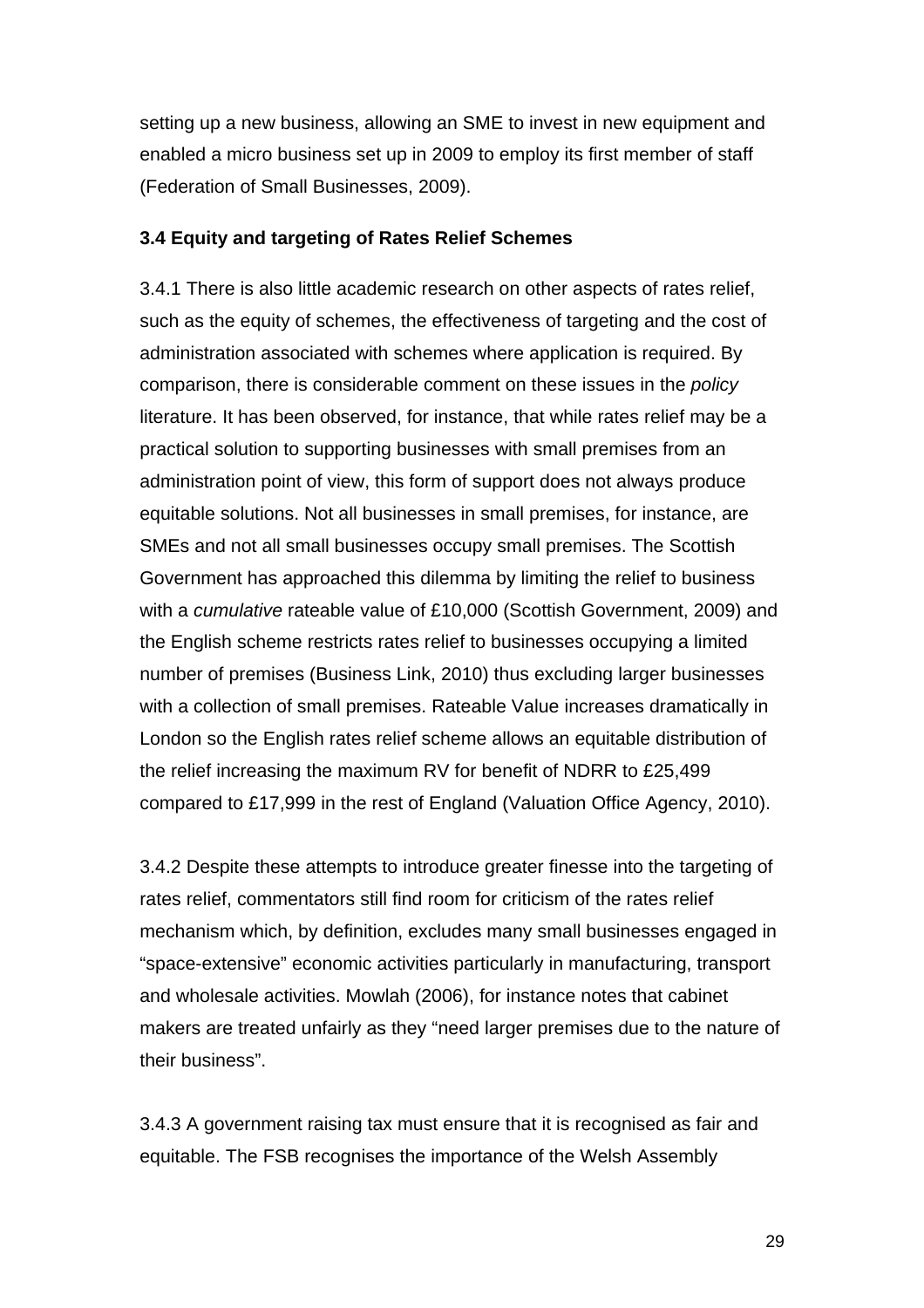setting up a new business, allowing an SME to invest in new equipment and enabled a micro business set up in 2009 to employ its first member of staff (Federation of Small Businesses, 2009).

### 3.4 Equity and targeting of Rates Relief Schemes

3.4.1 There is also little academic research on other aspects of rates relief, such as the equity of schemes, the effectiveness of targeting and the cost of administration associated with schemes where application is required. By comparison, there is considerable comment on these issues in the *policy* literature. It has been observed, for instance, that while rates relief may be a practical solution to supporting businesses with small premises from an administration point of view, this form of support does not always produce equitable solutions. Not all businesses in small premises, for instance, are SMEs and not all small businesses occupy small premises. The Scottish Government has approached this dilemma by limiting the relief to business with a *cumulative* rateable value of £10,000 (Scottish Government, 2009) and the English scheme restricts rates relief to businesses occupying a limited number of premises (Business Link, 2010) thus excluding larger businesses with a collection of small premises. Rateable Value increases dramatically in London so the English rates relief scheme allows an equitable distribution of the relief increasing the maximum RV for benefit of NDRR to £25,499 compared to £17,999 in the rest of England (Valuation Office Agency, 2010).

3.4.2 Despite these attempts to introduce greater finesse into the targeting of rates relief, commentators still find room for criticism of the rates relief mechanism which, by definition, excludes many small businesses engaged in "space-extensive" economic activities particularly in manufacturing, transport and wholesale activities. Mowlah (2006), for instance notes that cabinet makers are treated unfairly as they "need larger premises due to the nature of their business".

3.4.3 A government raising tax must ensure that it is recognised as fair and equitable. The FSB recognises the importance of the Welsh Assembly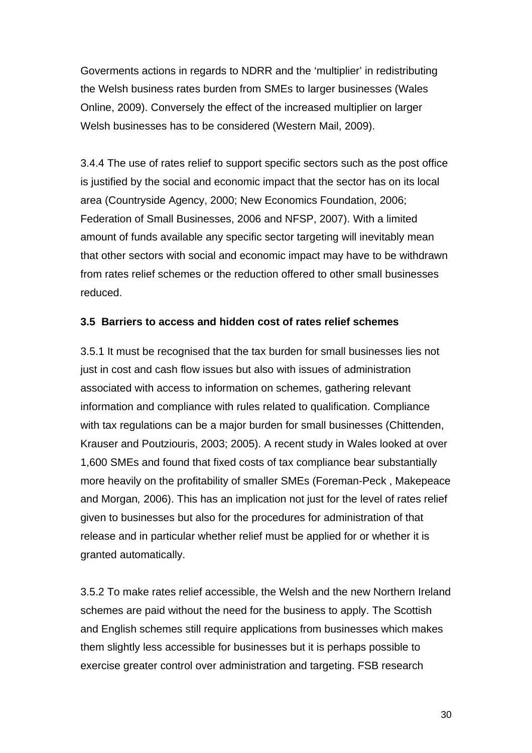Goverments actions in regards to NDRR and the 'multiplier' in redistributing the Welsh business rates burden from SMEs to larger businesses (Wales Online, 2009). Conversely the effect of the increased multiplier on larger Welsh businesses has to be considered (Western Mail, 2009).

3.4.4 The use of rates relief to support specific sectors such as the post office is justified by the social and economic impact that the sector has on its local area (Countryside Agency, 2000; New Economics Foundation, 2006; Federation of Small Businesses, 2006 and NFSP, 2007). With a limited amount of funds available any specific sector targeting will inevitably mean that other sectors with social and economic impact may have to be withdrawn from rates relief schemes or the reduction offered to other small businesses reduced.

### 3.5 Barriers to access and hidden cost of rates relief schemes

3.5.1 It must be recognised that the tax burden for small businesses lies not just in cost and cash flow issues but also with issues of administration associated with access to information on schemes, gathering relevant information and compliance with rules related to qualification. Compliance with tax regulations can be a major burden for small businesses (Chittenden, Krauser and Poutziouris, 2003; 2005). A recent study in Wales looked at over 1,600 SMEs and found that fixed costs of tax compliance bear substantially more heavily on the profitability of smaller SMEs (Foreman-Peck , Makepeace and Morgan*,* 2006). This has an implication not just for the level of rates relief given to businesses but also for the procedures for administration of that release and in particular whether relief must be applied for or whether it is granted automatically.

3.5.2 To make rates relief accessible, the Welsh and the new Northern Ireland schemes are paid without the need for the business to apply. The Scottish and English schemes still require applications from businesses which makes them slightly less accessible for businesses but it is perhaps possible to exercise greater control over administration and targeting. FSB research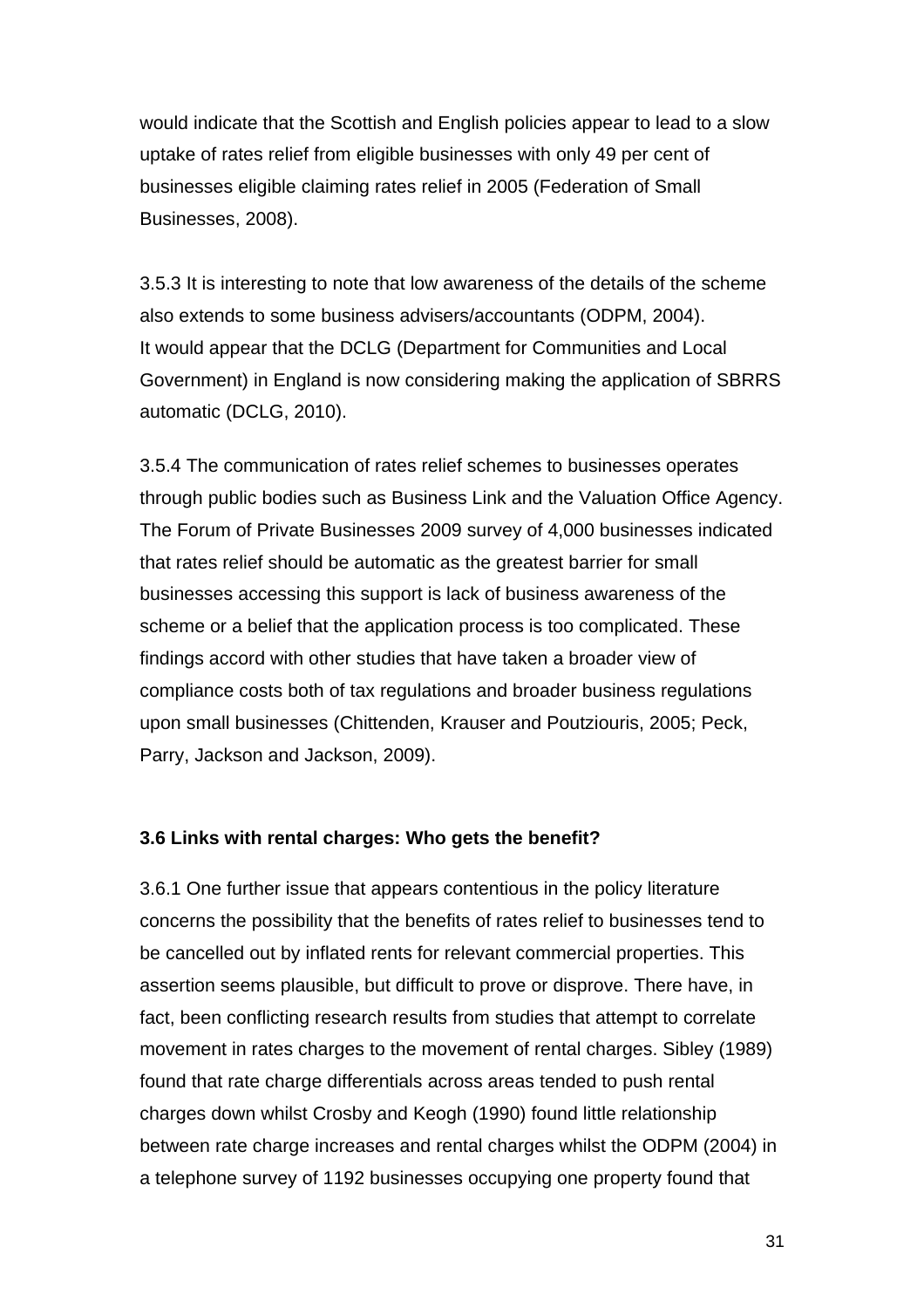would indicate that the Scottish and English policies appear to lead to a slow uptake of rates relief from eligible businesses with only 49 per cent of businesses eligible claiming rates relief in 2005 (Federation of Small Businesses, 2008).

3.5.3 It is interesting to note that low awareness of the details of the scheme also extends to some business advisers/accountants (ODPM, 2004). It would appear that the DCLG (Department for Communities and Local Government) in England is now considering making the application of SBRRS automatic (DCLG, 2010).

3.5.4 The communication of rates relief schemes to businesses operates through public bodies such as Business Link and the Valuation Office Agency. The Forum of Private Businesses 2009 survey of 4,000 businesses indicated that rates relief should be automatic as the greatest barrier for small businesses accessing this support is lack of business awareness of the scheme or a belief that the application process is too complicated. These findings accord with other studies that have taken a broader view of compliance costs both of tax regulations and broader business regulations upon small businesses (Chittenden, Krauser and Poutziouris, 2005; Peck, Parry, Jackson and Jackson, 2009).

### 3.6 Links with rental charges: Who gets the benefit?

3.6.1 One further issue that appears contentious in the policy literature concerns the possibility that the benefits of rates relief to businesses tend to be cancelled out by inflated rents for relevant commercial properties. This assertion seems plausible, but difficult to prove or disprove. There have, in fact, been conflicting research results from studies that attempt to correlate movement in rates charges to the movement of rental charges. Sibley (1989) found that rate charge differentials across areas tended to push rental charges down whilst Crosby and Keogh (1990) found little relationship between rate charge increases and rental charges whilst the ODPM (2004) in a telephone survey of 1192 businesses occupying one property found that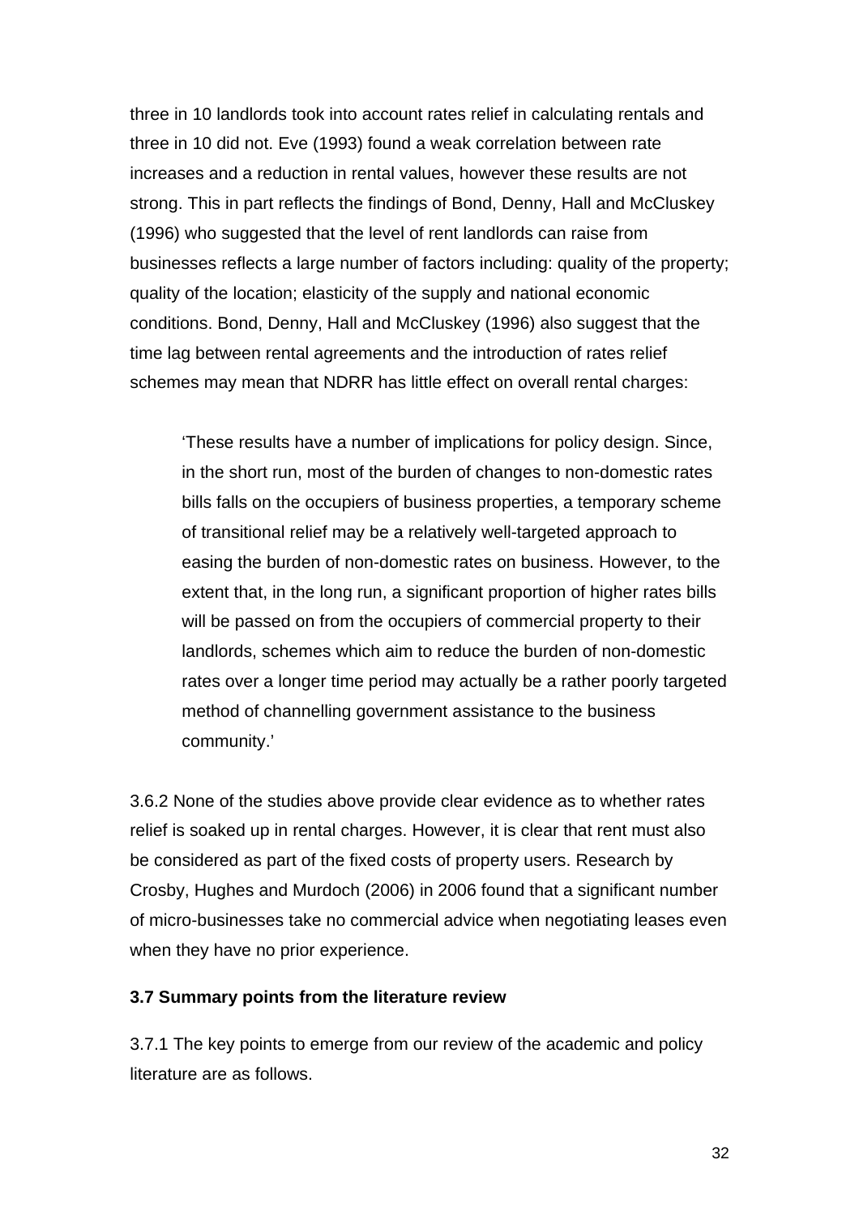three in 10 landlords took into account rates relief in calculating rentals and three in 10 did not. Eve (1993) found a weak correlation between rate increases and a reduction in rental values, however these results are not strong. This in part reflects the findings of Bond, Denny, Hall and McCluskey (1996) who suggested that the level of rent landlords can raise from businesses reflects a large number of factors including: quality of the property; quality of the location; elasticity of the supply and national economic conditions. Bond, Denny, Hall and McCluskey (1996) also suggest that the time lag between rental agreements and the introduction of rates relief schemes may mean that NDRR has little effect on overall rental charges:

> 'These results have a number of implications for policy design. Since, in the short run, most of the burden of changes to non-domestic rates bills falls on the occupiers of business properties, a temporary scheme of transitional relief may be a relatively well-targeted approach to easing the burden of non-domestic rates on business. However, to the extent that, in the long run, a significant proportion of higher rates bills will be passed on from the occupiers of commercial property to their landlords, schemes which aim to reduce the burden of non-domestic rates over a longer time period may actually be a rather poorly targeted method of channelling government assistance to the business community.'

3.6.2 None of the studies above provide clear evidence as to whether rates relief is soaked up in rental charges. However, it is clear that rent must also be considered as part of the fixed costs of property users. Research by Crosby, Hughes and Murdoch (2006) in 2006 found that a significant number of micro-businesses take no commercial advice when negotiating leases even when they have no prior experience.

### 3.7 Summary points from the literature review

3.7.1 The key points to emerge from our review of the academic and policy literature are as follows.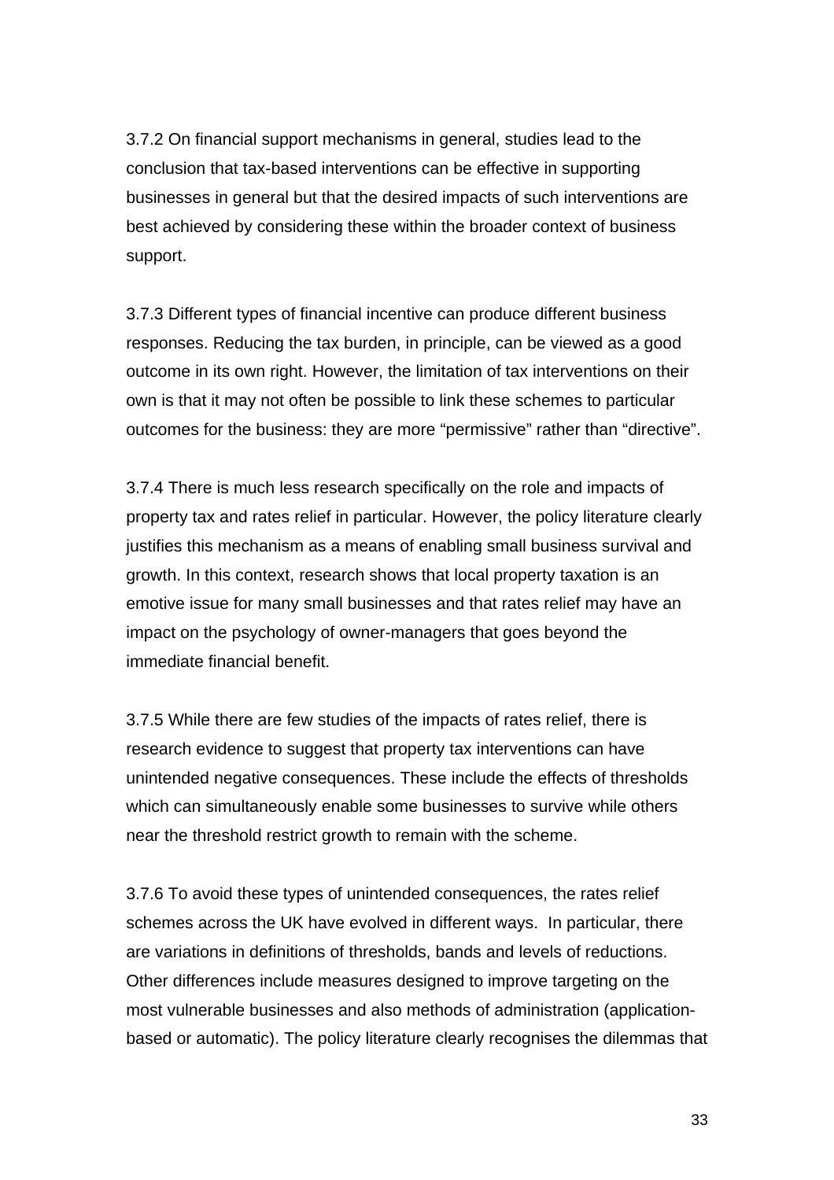3.7.2 On financial support mechanisms in general, studies lead to the conclusion that tax-based interventions can be effective in supporting businesses in general but that the desired impacts of such interventions are best achieved by considering these within the broader context of business support.

3.7.3 Different types of financial incentive can produce different business responses. Reducing the tax burden, in principle, can be viewed as a good outcome in its own right. However, the limitation of tax interventions on their own is that it may not often be possible to link these schemes to particular outcomes for the business: they are more "permissive" rather than "directive".

3.7.4 There is much less research specifically on the role and impacts of property tax and rates relief in particular. However, the policy literature clearly justifies this mechanism as a means of enabling small business survival and growth. In this context, research shows that local property taxation is an emotive issue for many small businesses and that rates relief may have an impact on the psychology of owner-managers that goes beyond the immediate financial benefit.

3.7.5 While there are few studies of the impacts of rates relief, there is research evidence to suggest that property tax interventions can have unintended negative consequences. These include the effects of thresholds which can simultaneously enable some businesses to survive while others near the threshold restrict growth to remain with the scheme.

3.7.6 To avoid these types of unintended consequences, the rates relief schemes across the UK have evolved in different ways. In particular, there are variations in definitions of thresholds, bands and levels of reductions. Other differences include measures designed to improve targeting on the most vulnerable businesses and also methods of administration (application-based or automatic). The policy literature clearly recognises the dilemmas that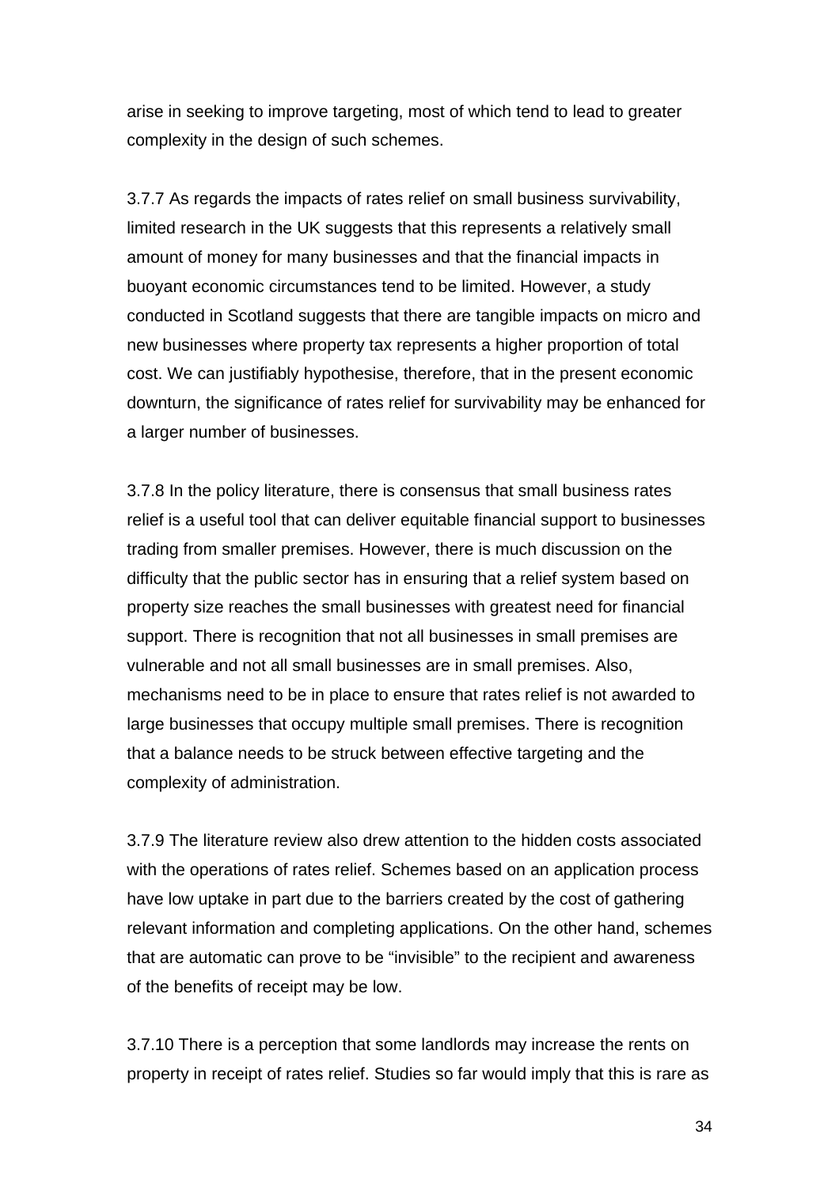arise in seeking to improve targeting, most of which tend to lead to greater complexity in the design of such schemes.

3.7.7 As regards the impacts of rates relief on small business survivability, limited research in the UK suggests that this represents a relatively small amount of money for many businesses and that the financial impacts in buoyant economic circumstances tend to be limited. However, a study conducted in Scotland suggests that there are tangible impacts on micro and new businesses where property tax represents a higher proportion of total cost. We can justifiably hypothesise, therefore, that in the present economic downturn, the significance of rates relief for survivability may be enhanced for a larger number of businesses.

3.7.8 In the policy literature, there is consensus that small business rates relief is a useful tool that can deliver equitable financial support to businesses trading from smaller premises. However, there is much discussion on the difficulty that the public sector has in ensuring that a relief system based on property size reaches the small businesses with greatest need for financial support. There is recognition that not all businesses in small premises are vulnerable and not all small businesses are in small premises. Also, mechanisms need to be in place to ensure that rates relief is not awarded to large businesses that occupy multiple small premises. There is recognition that a balance needs to be struck between effective targeting and the complexity of administration.

3.7.9 The literature review also drew attention to the hidden costs associated with the operations of rates relief. Schemes based on an application process have low uptake in part due to the barriers created by the cost of gathering relevant information and completing applications. On the other hand, schemes that are automatic can prove to be "invisible" to the recipient and awareness of the benefits of receipt may be low.

3.7.10 There is a perception that some landlords may increase the rents on property in receipt of rates relief. Studies so far would imply that this is rare as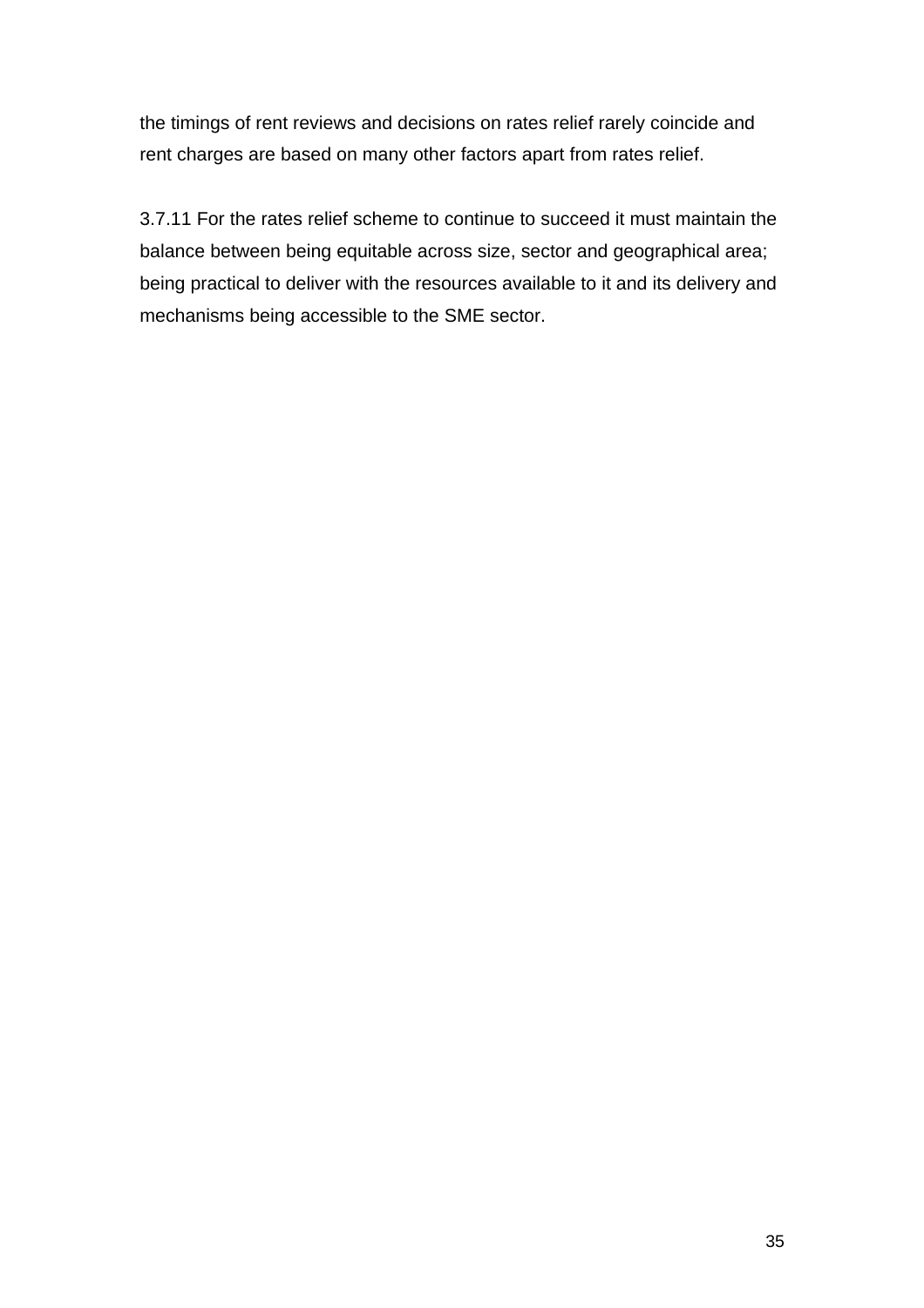the timings of rent reviews and decisions on rates relief rarely coincide and rent charges are based on many other factors apart from rates relief.

3.7.11 For the rates relief scheme to continue to succeed it must maintain the balance between being equitable across size, sector and geographical area; being practical to deliver with the resources available to it and its delivery and mechanisms being accessible to the SME sector.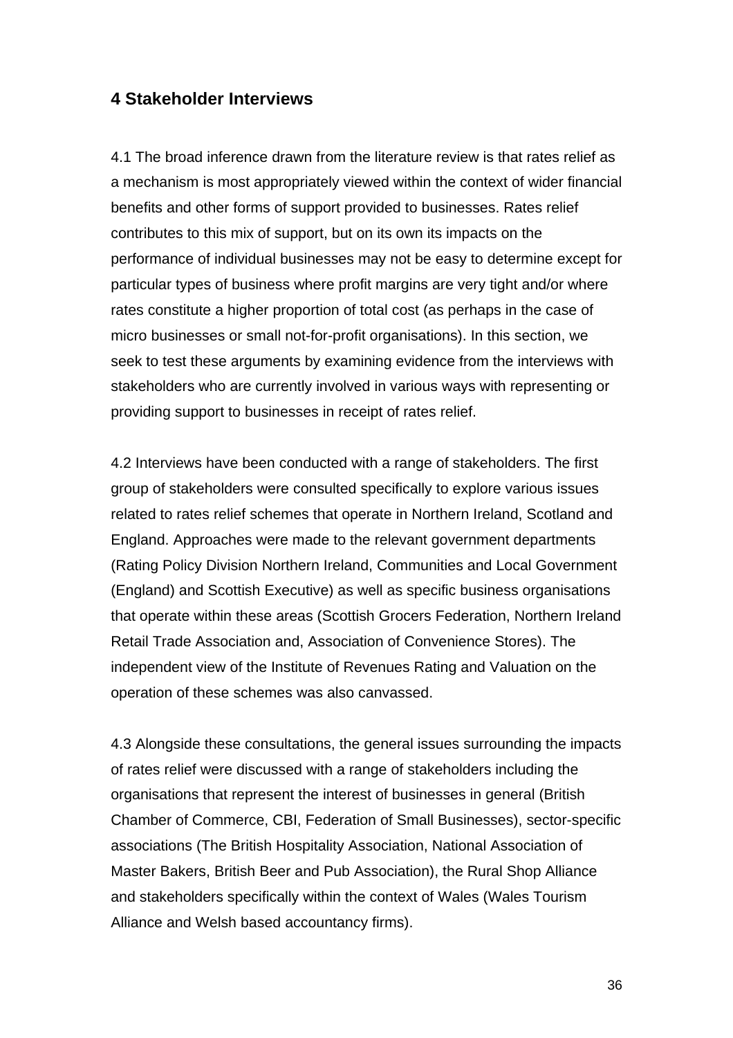## 4 Stakeholder Interviews

4.1 The broad inference drawn from the literature review is that rates relief as a mechanism is most appropriately viewed within the context of wider financial benefits and other forms of support provided to businesses. Rates relief contributes to this mix of support, but on its own its impacts on the performance of individual businesses may not be easy to determine except for particular types of business where profit margins are very tight and/or where rates constitute a higher proportion of total cost (as perhaps in the case of micro businesses or small not-for-profit organisations). In this section, we seek to test these arguments by examining evidence from the interviews with stakeholders who are currently involved in various ways with representing or providing support to businesses in receipt of rates relief.

4.2 Interviews have been conducted with a range of stakeholders. The first group of stakeholders were consulted specifically to explore various issues related to rates relief schemes that operate in Northern Ireland, Scotland and England. Approaches were made to the relevant government departments (Rating Policy Division Northern Ireland, Communities and Local Government (England) and Scottish Executive) as well as specific business organisations that operate within these areas (Scottish Grocers Federation, Northern Ireland Retail Trade Association and, Association of Convenience Stores). The independent view of the Institute of Revenues Rating and Valuation on the operation of these schemes was also canvassed.

4.3 Alongside these consultations, the general issues surrounding the impacts of rates relief were discussed with a range of stakeholders including the organisations that represent the interest of businesses in general (British Chamber of Commerce, CBI, Federation of Small Businesses), sector-specific associations (The British Hospitality Association, National Association of Master Bakers, British Beer and Pub Association), the Rural Shop Alliance and stakeholders specifically within the context of Wales (Wales Tourism Alliance and Welsh based accountancy firms).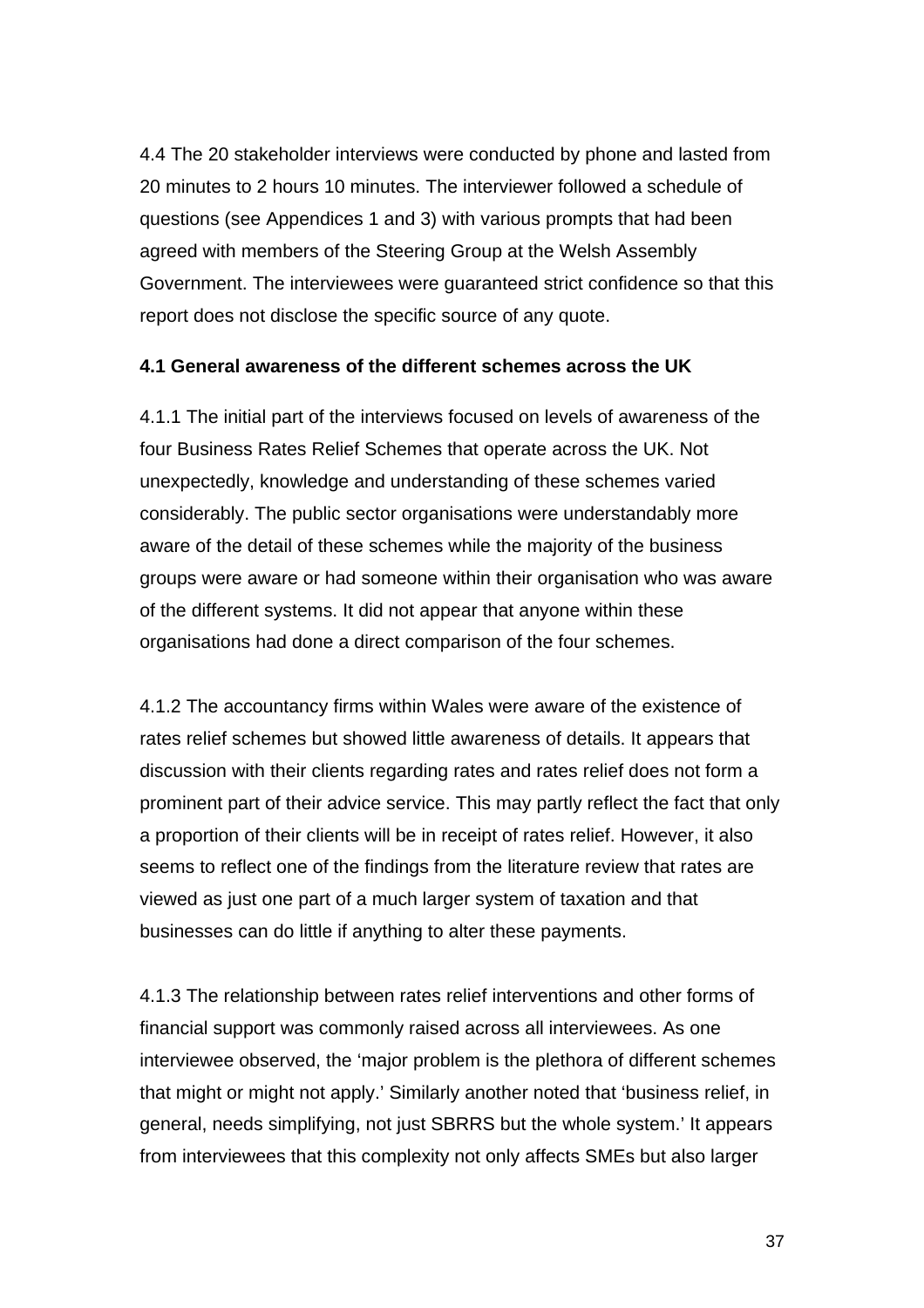4.4 The 20 stakeholder interviews were conducted by phone and lasted from 20 minutes to 2 hours 10 minutes. The interviewer followed a schedule of questions (see Appendices 1 and 3) with various prompts that had been agreed with members of the Steering Group at the Welsh Assembly Government. The interviewees were guaranteed strict confidence so that this report does not disclose the specific source of any quote.

### 4.1 General awareness of the different schemes across the UK

4.1.1 The initial part of the interviews focused on levels of awareness of the four Business Rates Relief Schemes that operate across the UK. Not unexpectedly, knowledge and understanding of these schemes varied considerably. The public sector organisations were understandably more aware of the detail of these schemes while the majority of the business groups were aware or had someone within their organisation who was aware of the different systems. It did not appear that anyone within these organisations had done a direct comparison of the four schemes.

4.1.2 The accountancy firms within Wales were aware of the existence of rates relief schemes but showed little awareness of details. It appears that discussion with their clients regarding rates and rates relief does not form a prominent part of their advice service. This may partly reflect the fact that only a proportion of their clients will be in receipt of rates relief. However, it also seems to reflect one of the findings from the literature review that rates are viewed as just one part of a much larger system of taxation and that businesses can do little if anything to alter these payments.

4.1.3 The relationship between rates relief interventions and other forms of financial support was commonly raised across all interviewees. As one interviewee observed, the 'major problem is the plethora of different schemes that might or might not apply.' Similarly another noted that 'business relief, in general, needs simplifying, not just SBRRS but the whole system.' It appears from interviewees that this complexity not only affects SMEs but also larger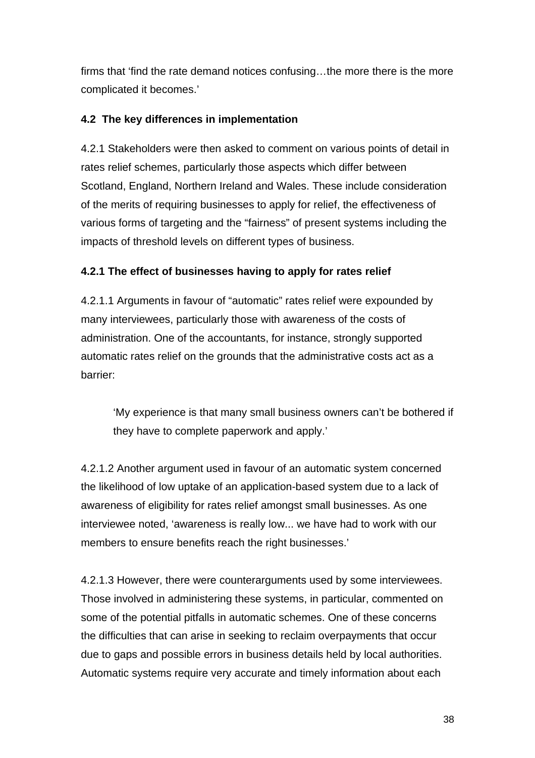firms that ‘find the rate demand notices confusing…the more there is the more complicated it becomes.’

### 4.2 The key differences in implementation

4.2.1 Stakeholders were then asked to comment on various points of detail in rates relief schemes, particularly those aspects which differ between Scotland, England, Northern Ireland and Wales. These include consideration of the merits of requiring businesses to apply for relief, the effectiveness of various forms of targeting and the “fairness” of present systems including the impacts of threshold levels on different types of business.

#### 4.2.1 The effect of businesses having to apply for rates relief

4.2.1.1 Arguments in favour of “automatic” rates relief were expounded by many interviewees, particularly those with awareness of the costs of administration. One of the accountants, for instance, strongly supported automatic rates relief on the grounds that the administrative costs act as a barrier:

> ‘My experience is that many small business owners can’t be bothered if they have to complete paperwork and apply.’

4.2.1.2 Another argument used in favour of an automatic system concerned the likelihood of low uptake of an application-based system due to a lack of awareness of eligibility for rates relief amongst small businesses. As one interviewee noted, ‘awareness is really low... we have had to work with our members to ensure benefits reach the right businesses.’

4.2.1.3 However, there were counterarguments used by some interviewees. Those involved in administering these systems, in particular, commented on some of the potential pitfalls in automatic schemes. One of these concerns the difficulties that can arise in seeking to reclaim overpayments that occur due to gaps and possible errors in business details held by local authorities. Automatic systems require very accurate and timely information about each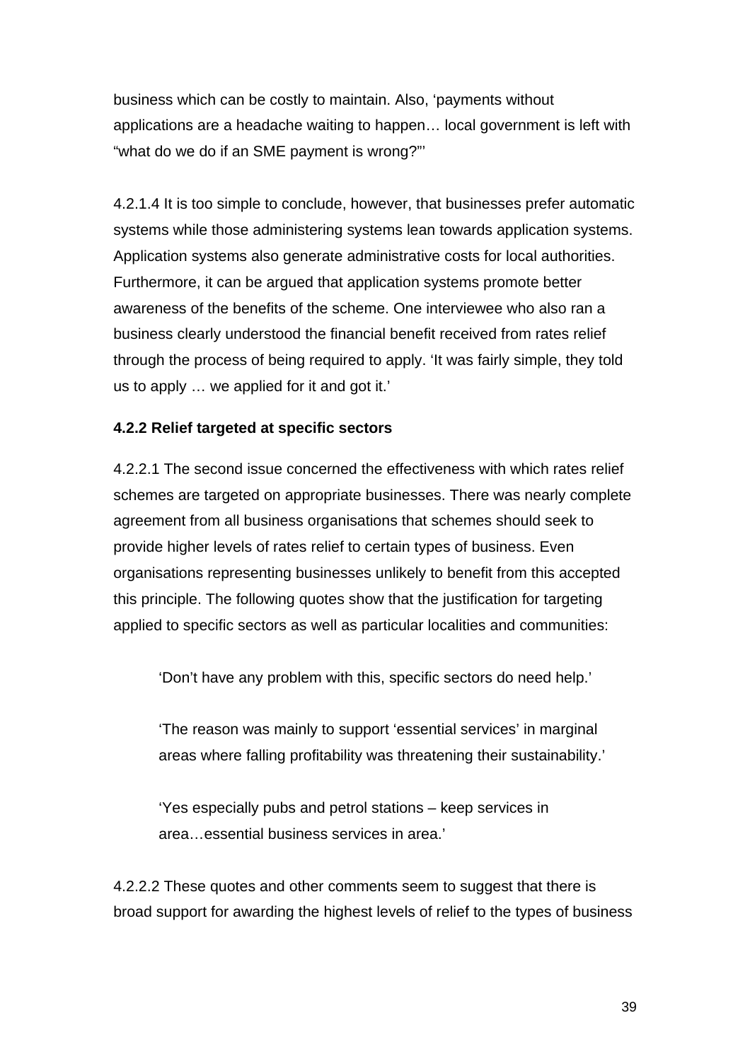business which can be costly to maintain. Also, 'payments without applications are a headache waiting to happen… local government is left with "what do we do if an SME payment is wrong?"'

4.2.1.4 It is too simple to conclude, however, that businesses prefer automatic systems while those administering systems lean towards application systems. Application systems also generate administrative costs for local authorities. Furthermore, it can be argued that application systems promote better awareness of the benefits of the scheme. One interviewee who also ran a business clearly understood the financial benefit received from rates relief through the process of being required to apply. 'It was fairly simple, they told us to apply … we applied for it and got it.'

**4.2.2 Relief targeted at specific sectors**

4.2.2.1 The second issue concerned the effectiveness with which rates relief schemes are targeted on appropriate businesses. There was nearly complete agreement from all business organisations that schemes should seek to provide higher levels of rates relief to certain types of business. Even organisations representing businesses unlikely to benefit from this accepted this principle. The following quotes show that the justification for targeting applied to specific sectors as well as particular localities and communities:

> 'Don't have any problem with this, specific sectors do need help.'
>
> 'The reason was mainly to support 'essential services' in marginal areas where falling profitability was threatening their sustainability.'
>
> 'Yes especially pubs and petrol stations – keep services in area…essential business services in area.'

4.2.2.2 These quotes and other comments seem to suggest that there is broad support for awarding the highest levels of relief to the types of business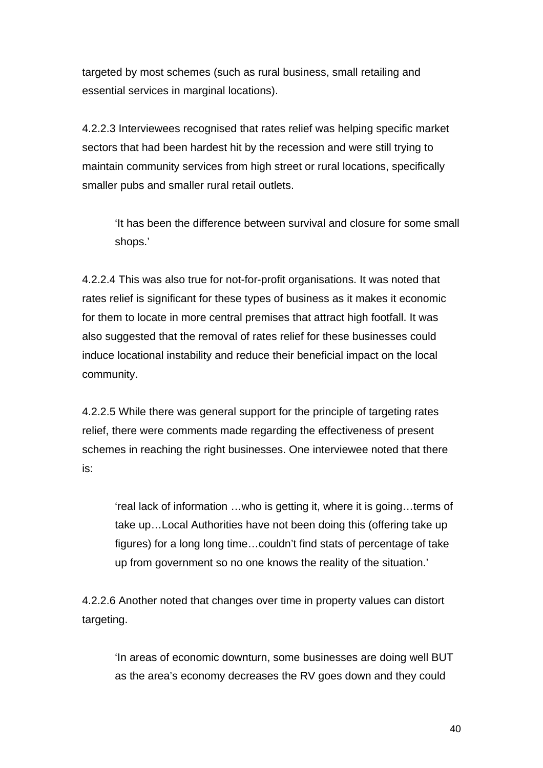targeted by most schemes (such as rural business, small retailing and essential services in marginal locations).

4.2.2.3 Interviewees recognised that rates relief was helping specific market sectors that had been hardest hit by the recession and were still trying to maintain community services from high street or rural locations, specifically smaller pubs and smaller rural retail outlets.

> ‘It has been the difference between survival and closure for some small shops.’

4.2.2.4 This was also true for not-for-profit organisations. It was noted that rates relief is significant for these types of business as it makes it economic for them to locate in more central premises that attract high footfall. It was also suggested that the removal of rates relief for these businesses could induce locational instability and reduce their beneficial impact on the local community.

4.2.2.5 While there was general support for the principle of targeting rates relief, there were comments made regarding the effectiveness of present schemes in reaching the right businesses. One interviewee noted that there is:

> ‘real lack of information …who is getting it, where it is going…terms of take up…Local Authorities have not been doing this (offering take up figures) for a long long time…couldn’t find stats of percentage of take up from government so no one knows the reality of the situation.’

4.2.2.6 Another noted that changes over time in property values can distort targeting.

> ‘In areas of economic downturn, some businesses are doing well BUT as the area’s economy decreases the RV goes down and they could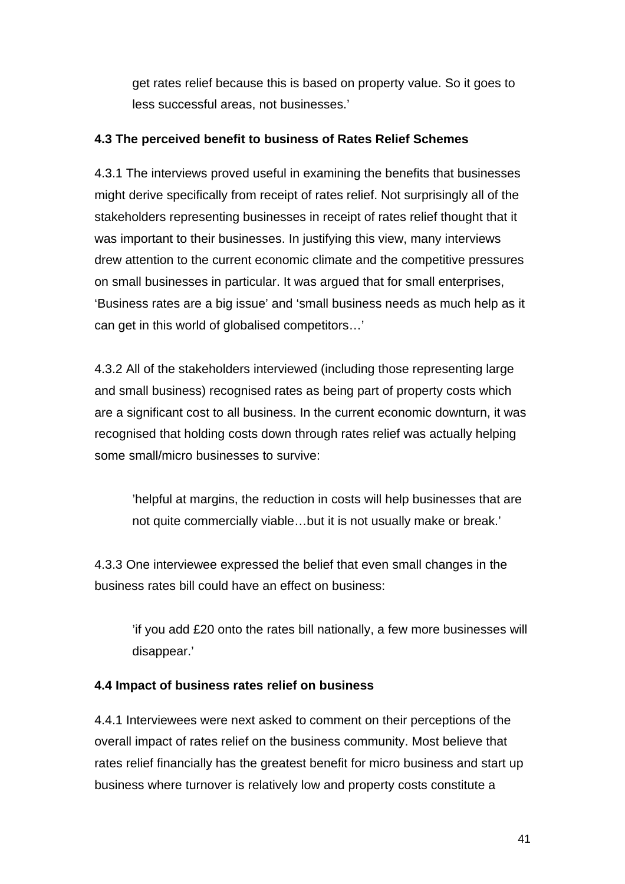get rates relief because this is based on property value. So it goes to less successful areas, not businesses.'

**4.3 The perceived benefit to business of Rates Relief Schemes**

4.3.1 The interviews proved useful in examining the benefits that businesses might derive specifically from receipt of rates relief. Not surprisingly all of the stakeholders representing businesses in receipt of rates relief thought that it was important to their businesses. In justifying this view, many interviews drew attention to the current economic climate and the competitive pressures on small businesses in particular. It was argued that for small enterprises, 'Business rates are a big issue' and 'small business needs as much help as it can get in this world of globalised competitors…'

4.3.2 All of the stakeholders interviewed (including those representing large and small business) recognised rates as being part of property costs which are a significant cost to all business. In the current economic downturn, it was recognised that holding costs down through rates relief was actually helping some small/micro businesses to survive:

> 'helpful at margins, the reduction in costs will help businesses that are not quite commercially viable…but it is not usually make or break.'

4.3.3 One interviewee expressed the belief that even small changes in the business rates bill could have an effect on business:

> 'if you add £20 onto the rates bill nationally, a few more businesses will disappear.'

**4.4 Impact of business rates relief on business**

4.4.1 Interviewees were next asked to comment on their perceptions of the overall impact of rates relief on the business community. Most believe that rates relief financially has the greatest benefit for micro business and start up business where turnover is relatively low and property costs constitute a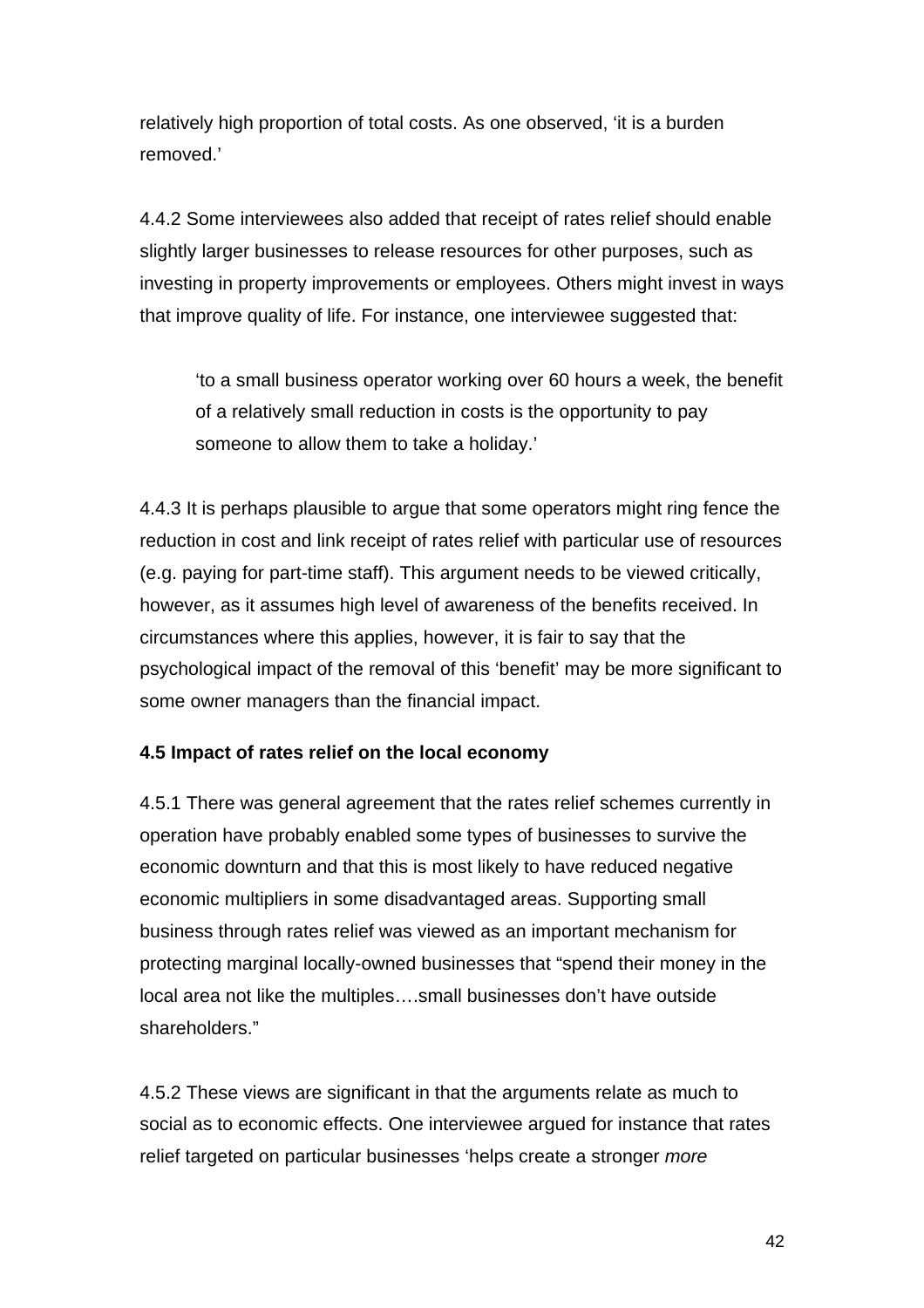relatively high proportion of total costs. As one observed, ‘it is a burden removed.’

4.4.2 Some interviewees also added that receipt of rates relief should enable slightly larger businesses to release resources for other purposes, such as investing in property improvements or employees. Others might invest in ways that improve quality of life. For instance, one interviewee suggested that:

> ‘to a small business operator working over 60 hours a week, the benefit of a relatively small reduction in costs is the opportunity to pay someone to allow them to take a holiday.’

4.4.3 It is perhaps plausible to argue that some operators might ring fence the reduction in cost and link receipt of rates relief with particular use of resources (e.g. paying for part-time staff). This argument needs to be viewed critically, however, as it assumes high level of awareness of the benefits received. In circumstances where this applies, however, it is fair to say that the psychological impact of the removal of this ‘benefit’ may be more significant to some owner managers than the financial impact.

**4.5 Impact of rates relief on the local economy**

4.5.1 There was general agreement that the rates relief schemes currently in operation have probably enabled some types of businesses to survive the economic downturn and that this is most likely to have reduced negative economic multipliers in some disadvantaged areas. Supporting small business through rates relief was viewed as an important mechanism for protecting marginal locally-owned businesses that “spend their money in the local area not like the multiples….small businesses don’t have outside shareholders.”

4.5.2 These views are significant in that the arguments relate as much to social as to economic effects. One interviewee argued for instance that rates relief targeted on particular businesses ‘helps create a stronger *more*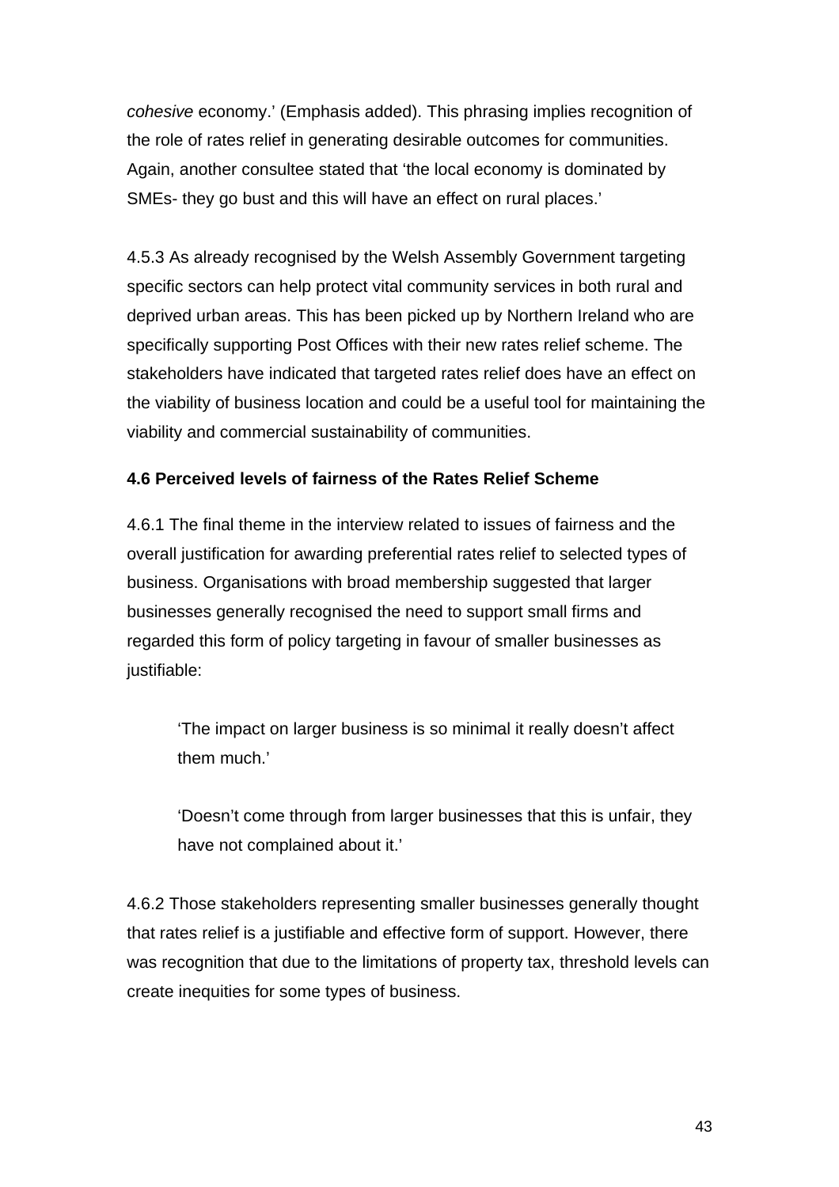*cohesive* economy.' (Emphasis added). This phrasing implies recognition of the role of rates relief in generating desirable outcomes for communities. Again, another consultee stated that 'the local economy is dominated by SMEs- they go bust and this will have an effect on rural places.'

4.5.3 As already recognised by the Welsh Assembly Government targeting specific sectors can help protect vital community services in both rural and deprived urban areas. This has been picked up by Northern Ireland who are specifically supporting Post Offices with their new rates relief scheme. The stakeholders have indicated that targeted rates relief does have an effect on the viability of business location and could be a useful tool for maintaining the viability and commercial sustainability of communities.

**4.6 Perceived levels of fairness of the Rates Relief Scheme**

4.6.1 The final theme in the interview related to issues of fairness and the overall justification for awarding preferential rates relief to selected types of business. Organisations with broad membership suggested that larger businesses generally recognised the need to support small firms and regarded this form of policy targeting in favour of smaller businesses as justifiable:

> 'The impact on larger business is so minimal it really doesn't affect them much.'
>
> 'Doesn't come through from larger businesses that this is unfair, they have not complained about it.'

4.6.2 Those stakeholders representing smaller businesses generally thought that rates relief is a justifiable and effective form of support. However, there was recognition that due to the limitations of property tax, threshold levels can create inequities for some types of business.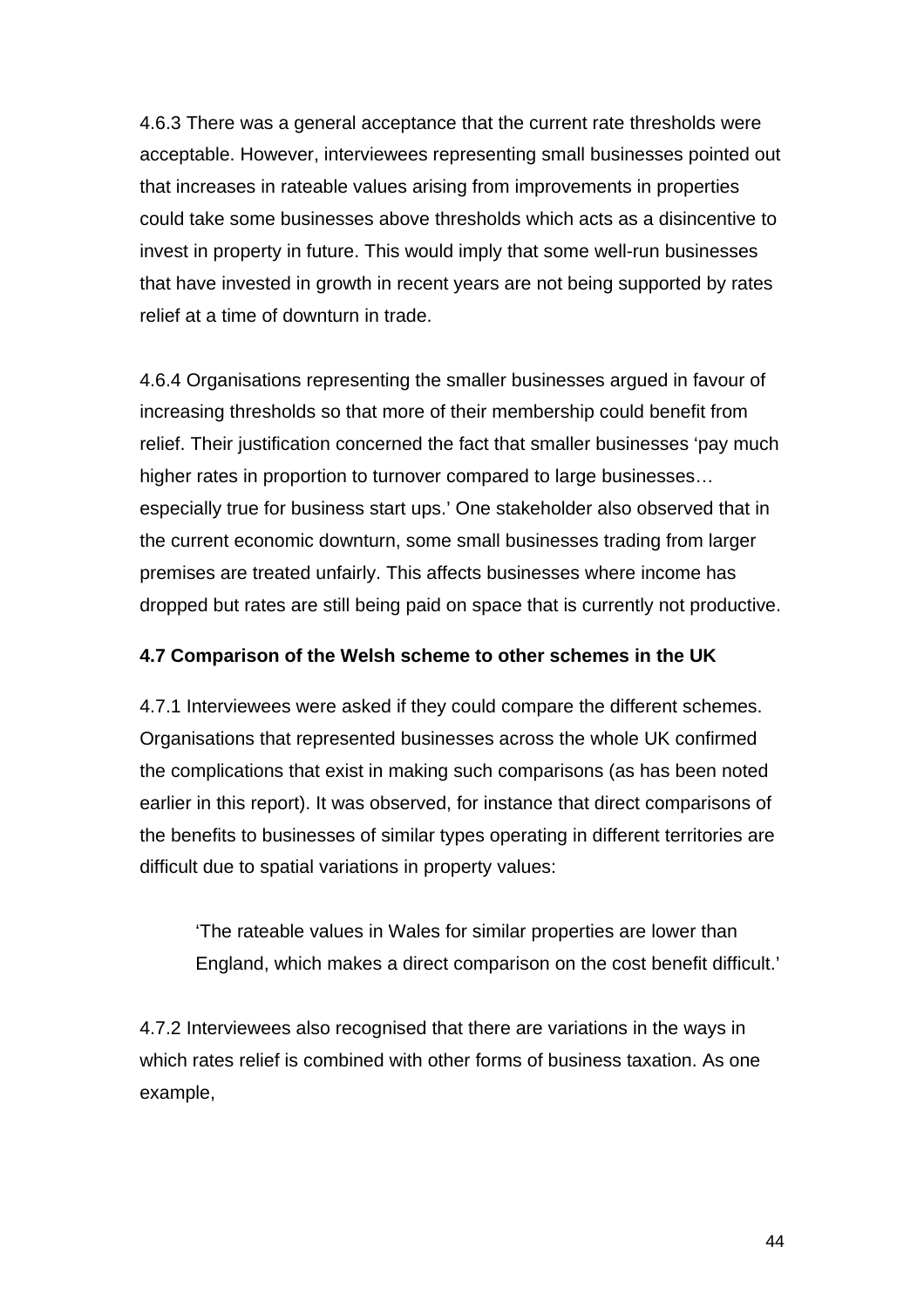4.6.3 There was a general acceptance that the current rate thresholds were acceptable. However, interviewees representing small businesses pointed out that increases in rateable values arising from improvements in properties could take some businesses above thresholds which acts as a disincentive to invest in property in future. This would imply that some well-run businesses that have invested in growth in recent years are not being supported by rates relief at a time of downturn in trade.

4.6.4 Organisations representing the smaller businesses argued in favour of increasing thresholds so that more of their membership could benefit from relief. Their justification concerned the fact that smaller businesses 'pay much higher rates in proportion to turnover compared to large businesses… especially true for business start ups.' One stakeholder also observed that in the current economic downturn, some small businesses trading from larger premises are treated unfairly. This affects businesses where income has dropped but rates are still being paid on space that is currently not productive.

**4.7 Comparison of the Welsh scheme to other schemes in the UK**

4.7.1 Interviewees were asked if they could compare the different schemes. Organisations that represented businesses across the whole UK confirmed the complications that exist in making such comparisons (as has been noted earlier in this report). It was observed, for instance that direct comparisons of the benefits to businesses of similar types operating in different territories are difficult due to spatial variations in property values:

> 'The rateable values in Wales for similar properties are lower than England, which makes a direct comparison on the cost benefit difficult.'

4.7.2 Interviewees also recognised that there are variations in the ways in which rates relief is combined with other forms of business taxation. As one example,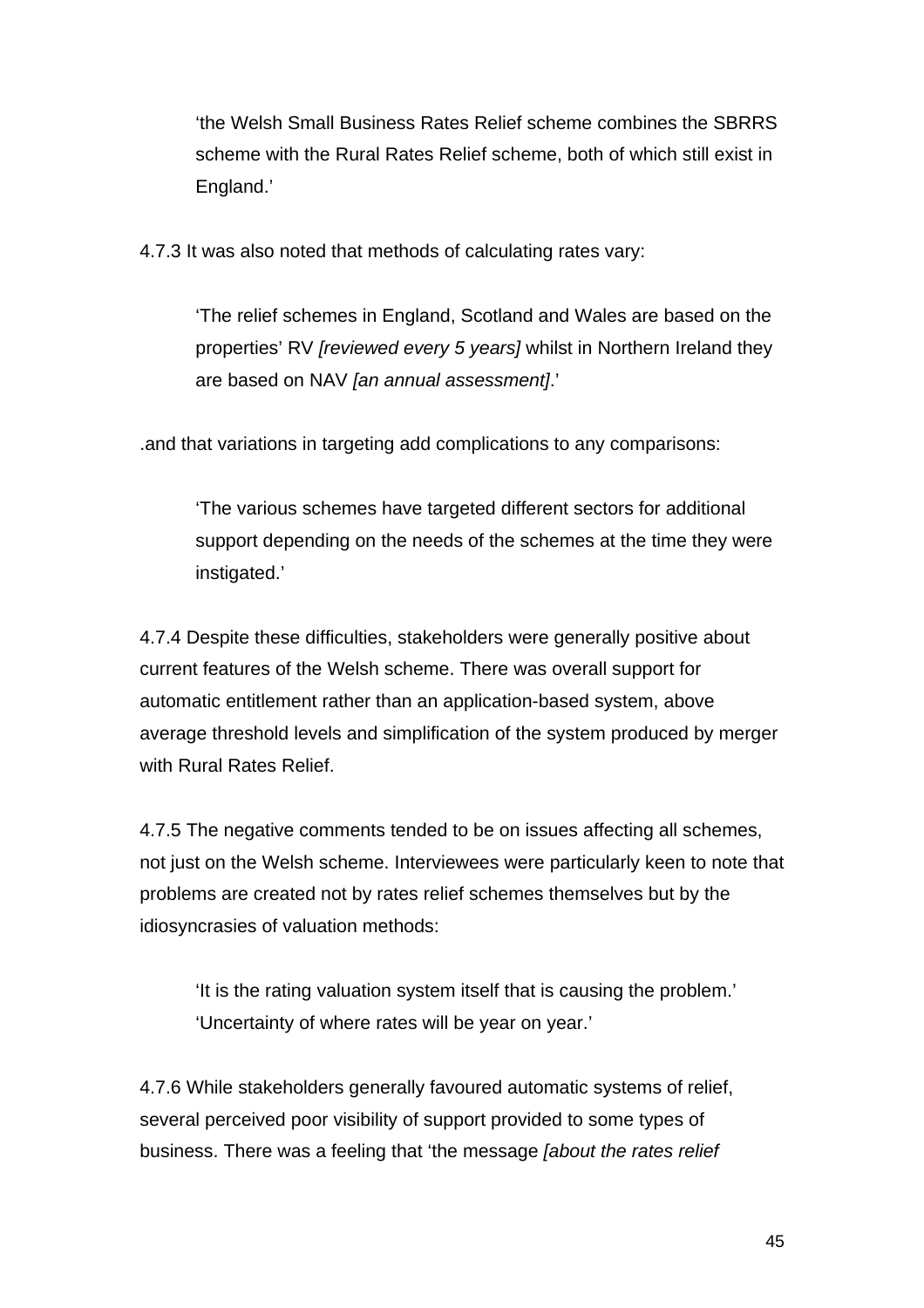> ‘the Welsh Small Business Rates Relief scheme combines the SBRRS scheme with the Rural Rates Relief scheme, both of which still exist in England.’

4.7.3 It was also noted that methods of calculating rates vary:

> ‘The relief schemes in England, Scotland and Wales are based on the properties’ RV *[reviewed every 5 years]* whilst in Northern Ireland they are based on NAV *[an annual assessment]*.’

.and that variations in targeting add complications to any comparisons:

> ‘The various schemes have targeted different sectors for additional support depending on the needs of the schemes at the time they were instigated.’

4.7.4 Despite these difficulties, stakeholders were generally positive about current features of the Welsh scheme. There was overall support for automatic entitlement rather than an application-based system, above average threshold levels and simplification of the system produced by merger with Rural Rates Relief.

4.7.5 The negative comments tended to be on issues affecting all schemes, not just on the Welsh scheme. Interviewees were particularly keen to note that problems are created not by rates relief schemes themselves but by the idiosyncrasies of valuation methods:

> ‘It is the rating valuation system itself that is causing the problem.’
> ‘Uncertainty of where rates will be year on year.’

4.7.6 While stakeholders generally favoured automatic systems of relief, several perceived poor visibility of support provided to some types of business. There was a feeling that ‘the message *[about the rates relief*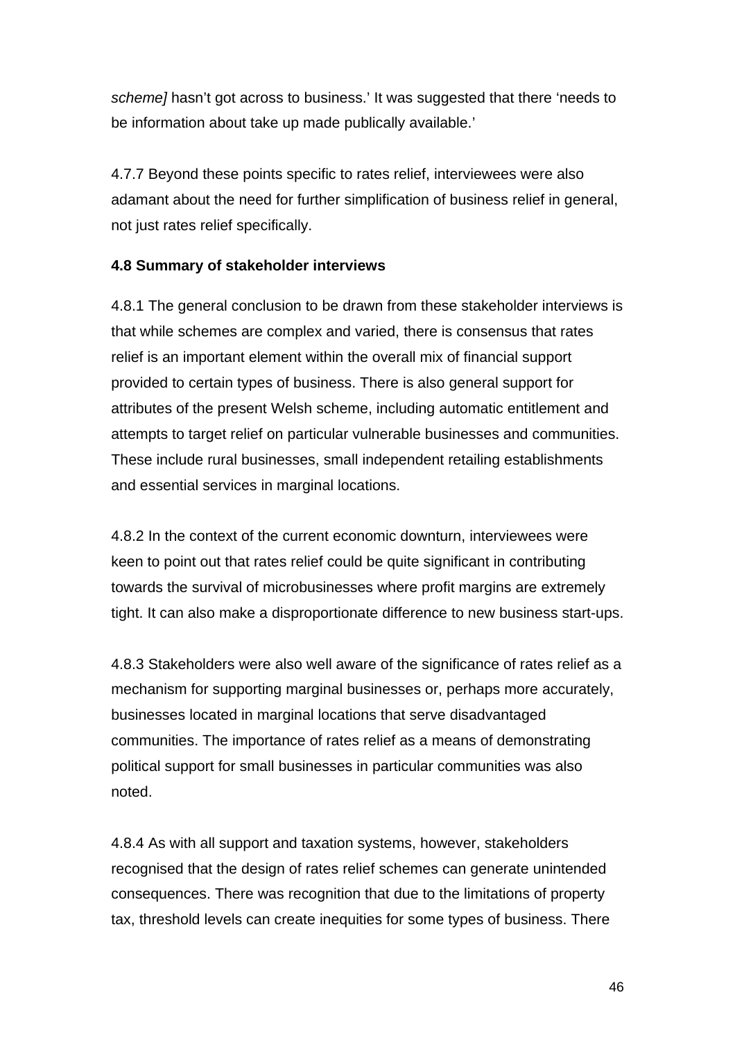*scheme]* hasn't got across to business.' It was suggested that there 'needs to be information about take up made publically available.'

4.7.7 Beyond these points specific to rates relief, interviewees were also adamant about the need for further simplification of business relief in general, not just rates relief specifically.

**4.8 Summary of stakeholder interviews**

4.8.1 The general conclusion to be drawn from these stakeholder interviews is that while schemes are complex and varied, there is consensus that rates relief is an important element within the overall mix of financial support provided to certain types of business. There is also general support for attributes of the present Welsh scheme, including automatic entitlement and attempts to target relief on particular vulnerable businesses and communities. These include rural businesses, small independent retailing establishments and essential services in marginal locations.

4.8.2 In the context of the current economic downturn, interviewees were keen to point out that rates relief could be quite significant in contributing towards the survival of microbusinesses where profit margins are extremely tight. It can also make a disproportionate difference to new business start-ups.

4.8.3 Stakeholders were also well aware of the significance of rates relief as a mechanism for supporting marginal businesses or, perhaps more accurately, businesses located in marginal locations that serve disadvantaged communities. The importance of rates relief as a means of demonstrating political support for small businesses in particular communities was also noted.

4.8.4 As with all support and taxation systems, however, stakeholders recognised that the design of rates relief schemes can generate unintended consequences. There was recognition that due to the limitations of property tax, threshold levels can create inequities for some types of business. There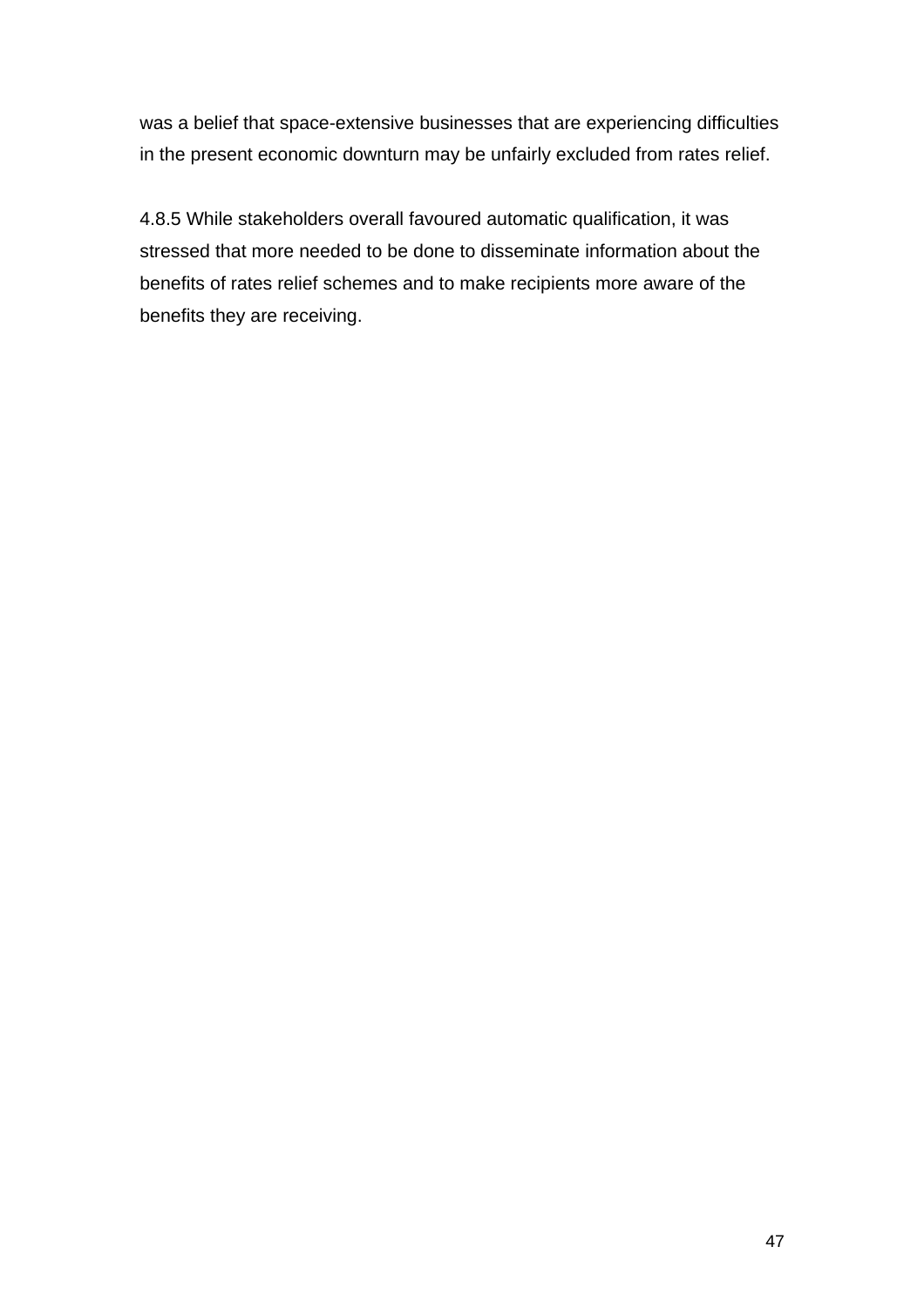was a belief that space-extensive businesses that are experiencing difficulties in the present economic downturn may be unfairly excluded from rates relief.

4.8.5 While stakeholders overall favoured automatic qualification, it was stressed that more needed to be done to disseminate information about the benefits of rates relief schemes and to make recipients more aware of the benefits they are receiving.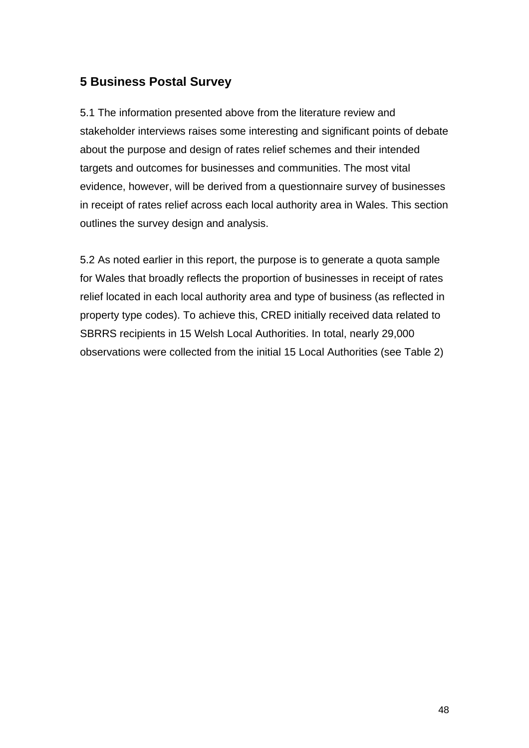## 5 Business Postal Survey

5.1 The information presented above from the literature review and stakeholder interviews raises some interesting and significant points of debate about the purpose and design of rates relief schemes and their intended targets and outcomes for businesses and communities. The most vital evidence, however, will be derived from a questionnaire survey of businesses in receipt of rates relief across each local authority area in Wales. This section outlines the survey design and analysis.

5.2 As noted earlier in this report, the purpose is to generate a quota sample for Wales that broadly reflects the proportion of businesses in receipt of rates relief located in each local authority area and type of business (as reflected in property type codes). To achieve this, CRED initially received data related to SBRRS recipients in 15 Welsh Local Authorities. In total, nearly 29,000 observations were collected from the initial 15 Local Authorities (see Table 2)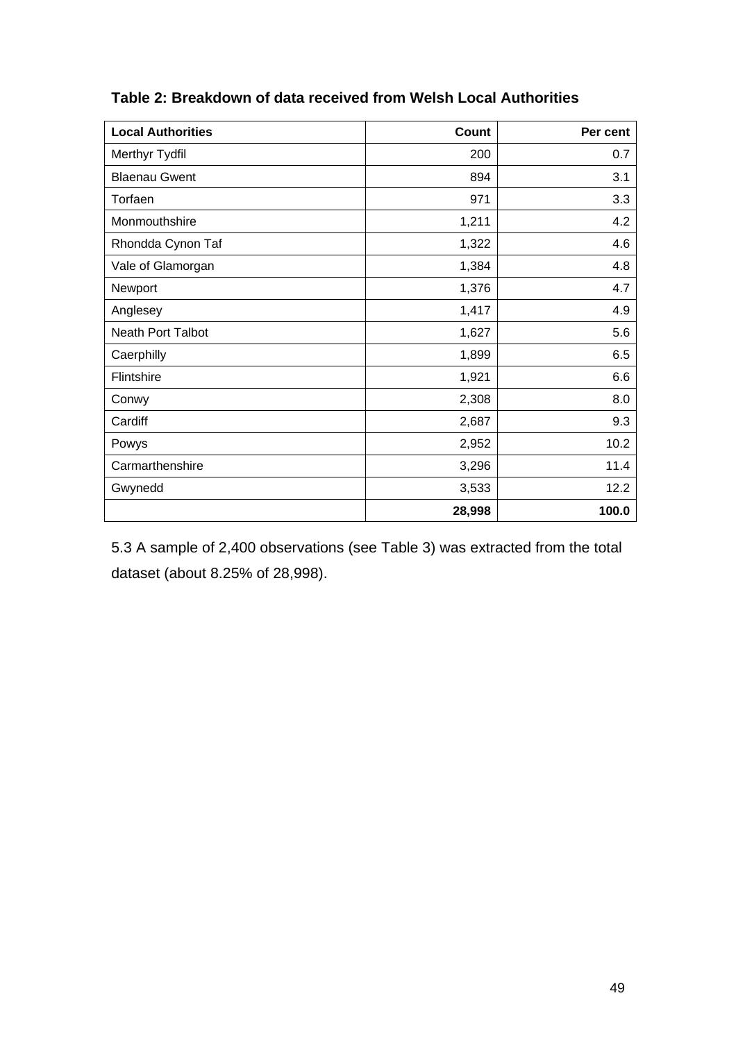**Table 2: Breakdown of data received from Welsh Local Authorities**

| Local Authorities | Count | Per cent |
|---|---:|---:|
| Merthyr Tydfil | 200 | 0.7 |
| Blaenau Gwent | 894 | 3.1 |
| Torfaen | 971 | 3.3 |
| Monmouthshire | 1,211 | 4.2 |
| Rhondda Cynon Taf | 1,322 | 4.6 |
| Vale of Glamorgan | 1,384 | 4.8 |
| Newport | 1,376 | 4.7 |
| Anglesey | 1,417 | 4.9 |
| Neath Port Talbot | 1,627 | 5.6 |
| Caerphilly | 1,899 | 6.5 |
| Flintshire | 1,921 | 6.6 |
| Conwy | 2,308 | 8.0 |
| Cardiff | 2,687 | 9.3 |
| Powys | 2,952 | 10.2 |
| Carmarthenshire | 3,296 | 11.4 |
| Gwynedd | 3,533 | 12.2 |
| | **28,998** | **100.0** |

5.3 A sample of 2,400 observations (see Table 3) was extracted from the total dataset (about 8.25% of 28,998).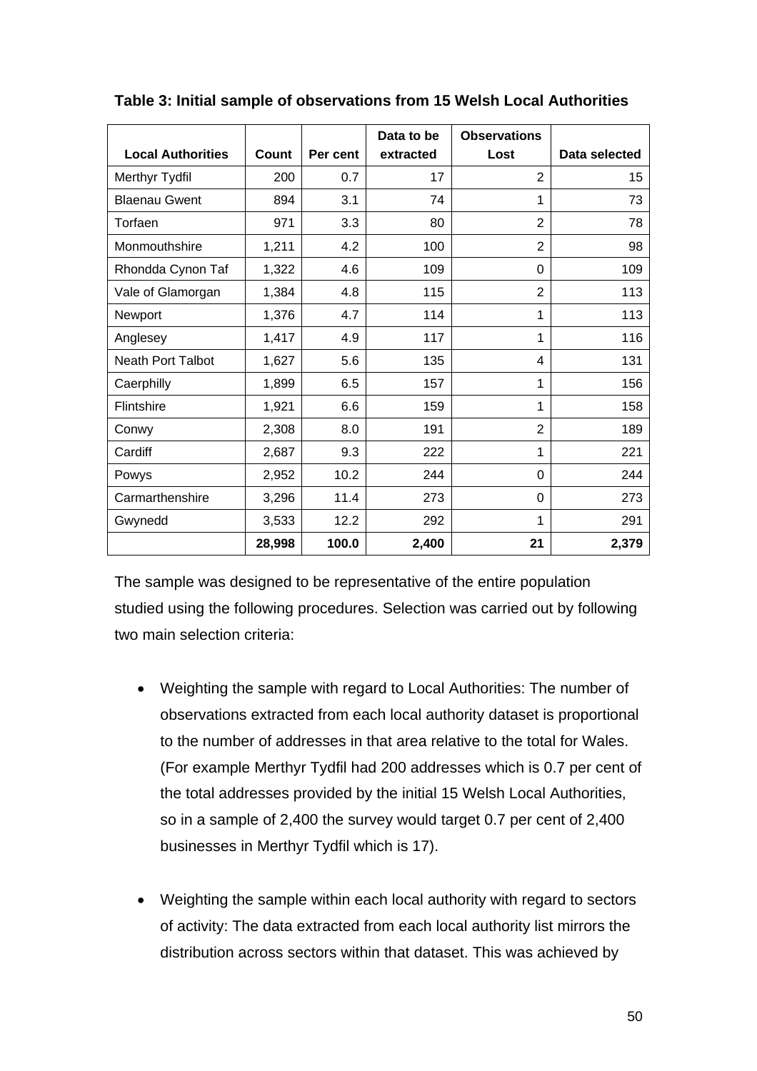**Table 3: Initial sample of observations from 15 Welsh Local Authorities**

| Local Authorities | Count | Per cent | Data to be extracted | Observations Lost | Data selected |
|---|---|---|---|---|---|
| Merthyr Tydfil | 200 | 0.7 | 17 | 2 | 15 |
| Blaenau Gwent | 894 | 3.1 | 74 | 1 | 73 |
| Torfaen | 971 | 3.3 | 80 | 2 | 78 |
| Monmouthshire | 1,211 | 4.2 | 100 | 2 | 98 |
| Rhondda Cynon Taf | 1,322 | 4.6 | 109 | 0 | 109 |
| Vale of Glamorgan | 1,384 | 4.8 | 115 | 2 | 113 |
| Newport | 1,376 | 4.7 | 114 | 1 | 113 |
| Anglesey | 1,417 | 4.9 | 117 | 1 | 116 |
| Neath Port Talbot | 1,627 | 5.6 | 135 | 4 | 131 |
| Caerphilly | 1,899 | 6.5 | 157 | 1 | 156 |
| Flintshire | 1,921 | 6.6 | 159 | 1 | 158 |
| Conwy | 2,308 | 8.0 | 191 | 2 | 189 |
| Cardiff | 2,687 | 9.3 | 222 | 1 | 221 |
| Powys | 2,952 | 10.2 | 244 | 0 | 244 |
| Carmarthenshire | 3,296 | 11.4 | 273 | 0 | 273 |
| Gwynedd | 3,533 | 12.2 | 292 | 1 | 291 |
| | **28,998** | **100.0** | **2,400** | **21** | **2,379** |

The sample was designed to be representative of the entire population studied using the following procedures. Selection was carried out by following two main selection criteria:

- Weighting the sample with regard to Local Authorities: The number of observations extracted from each local authority dataset is proportional to the number of addresses in that area relative to the total for Wales. (For example Merthyr Tydfil had 200 addresses which is 0.7 per cent of the total addresses provided by the initial 15 Welsh Local Authorities, so in a sample of 2,400 the survey would target 0.7 per cent of 2,400 businesses in Merthyr Tydfil which is 17).

- Weighting the sample within each local authority with regard to sectors of activity: The data extracted from each local authority list mirrors the distribution across sectors within that dataset. This was achieved by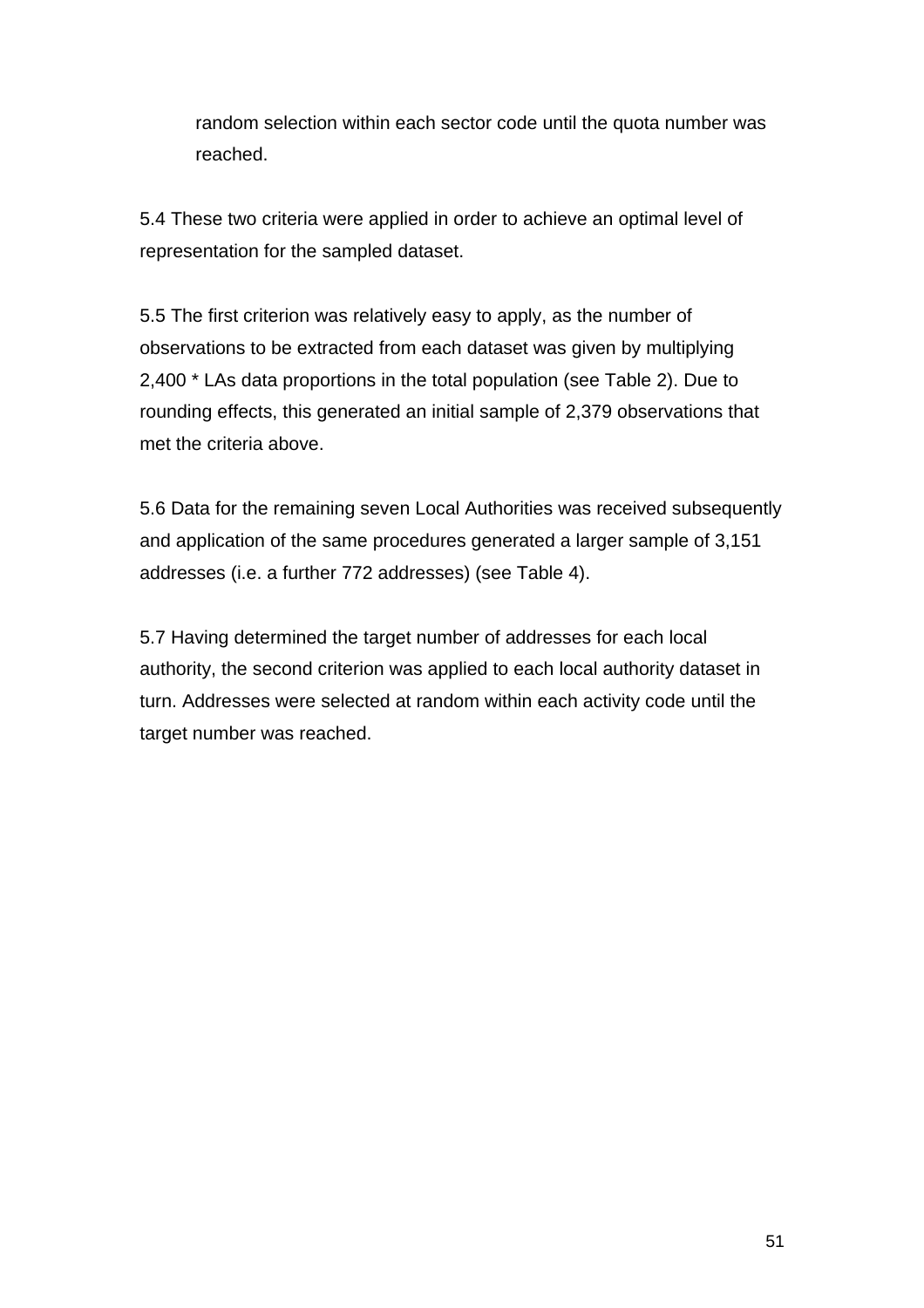random selection within each sector code until the quota number was reached.

5.4 These two criteria were applied in order to achieve an optimal level of representation for the sampled dataset.

5.5 The first criterion was relatively easy to apply, as the number of observations to be extracted from each dataset was given by multiplying 2,400 * LAs data proportions in the total population (see Table 2). Due to rounding effects, this generated an initial sample of 2,379 observations that met the criteria above.

5.6 Data for the remaining seven Local Authorities was received subsequently and application of the same procedures generated a larger sample of 3,151 addresses (i.e. a further 772 addresses) (see Table 4).

5.7 Having determined the target number of addresses for each local authority, the second criterion was applied to each local authority dataset in turn. Addresses were selected at random within each activity code until the target number was reached.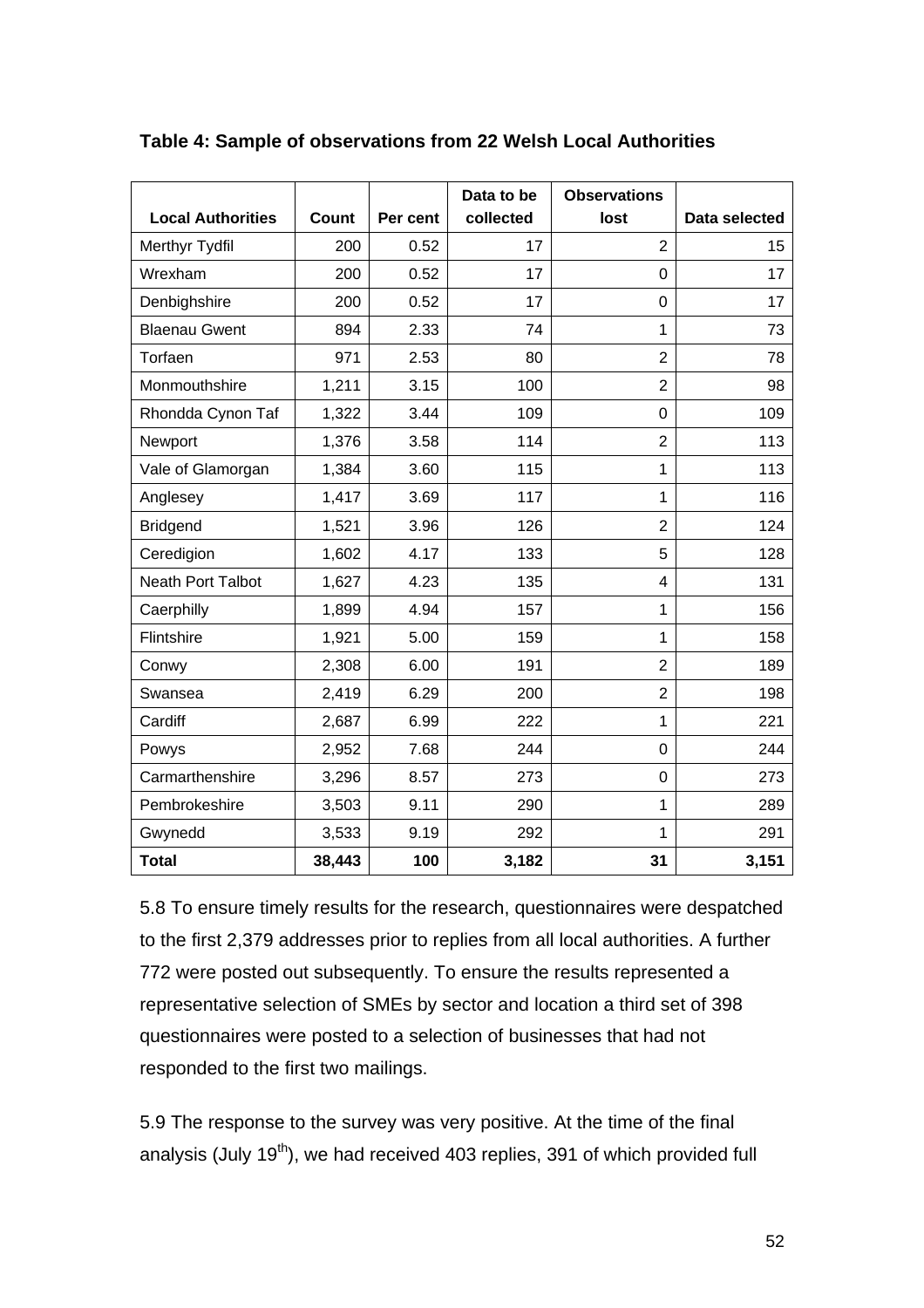**Table 4: Sample of observations from 22 Welsh Local Authorities**

| Local Authorities | Count | Per cent | Data to be collected | Observations lost | Data selected |
|---|---|---|---|---|---|
| Merthyr Tydfil | 200 | 0.52 | 17 | 2 | 15 |
| Wrexham | 200 | 0.52 | 17 | 0 | 17 |
| Denbighshire | 200 | 0.52 | 17 | 0 | 17 |
| Blaenau Gwent | 894 | 2.33 | 74 | 1 | 73 |
| Torfaen | 971 | 2.53 | 80 | 2 | 78 |
| Monmouthshire | 1,211 | 3.15 | 100 | 2 | 98 |
| Rhondda Cynon Taf | 1,322 | 3.44 | 109 | 0 | 109 |
| Newport | 1,376 | 3.58 | 114 | 2 | 113 |
| Vale of Glamorgan | 1,384 | 3.60 | 115 | 1 | 113 |
| Anglesey | 1,417 | 3.69 | 117 | 1 | 116 |
| Bridgend | 1,521 | 3.96 | 126 | 2 | 124 |
| Ceredigion | 1,602 | 4.17 | 133 | 5 | 128 |
| Neath Port Talbot | 1,627 | 4.23 | 135 | 4 | 131 |
| Caerphilly | 1,899 | 4.94 | 157 | 1 | 156 |
| Flintshire | 1,921 | 5.00 | 159 | 1 | 158 |
| Conwy | 2,308 | 6.00 | 191 | 2 | 189 |
| Swansea | 2,419 | 6.29 | 200 | 2 | 198 |
| Cardiff | 2,687 | 6.99 | 222 | 1 | 221 |
| Powys | 2,952 | 7.68 | 244 | 0 | 244 |
| Carmarthenshire | 3,296 | 8.57 | 273 | 0 | 273 |
| Pembrokeshire | 3,503 | 9.11 | 290 | 1 | 289 |
| Gwynedd | 3,533 | 9.19 | 292 | 1 | 291 |
| **Total** | **38,443** | **100** | **3,182** | **31** | **3,151** |

5.8 To ensure timely results for the research, questionnaires were despatched to the first 2,379 addresses prior to replies from all local authorities. A further 772 were posted out subsequently. To ensure the results represented a representative selection of SMEs by sector and location a third set of 398 questionnaires were posted to a selection of businesses that had not responded to the first two mailings.

5.9 The response to the survey was very positive. At the time of the final analysis (July 19th), we had received 403 replies, 391 of which provided full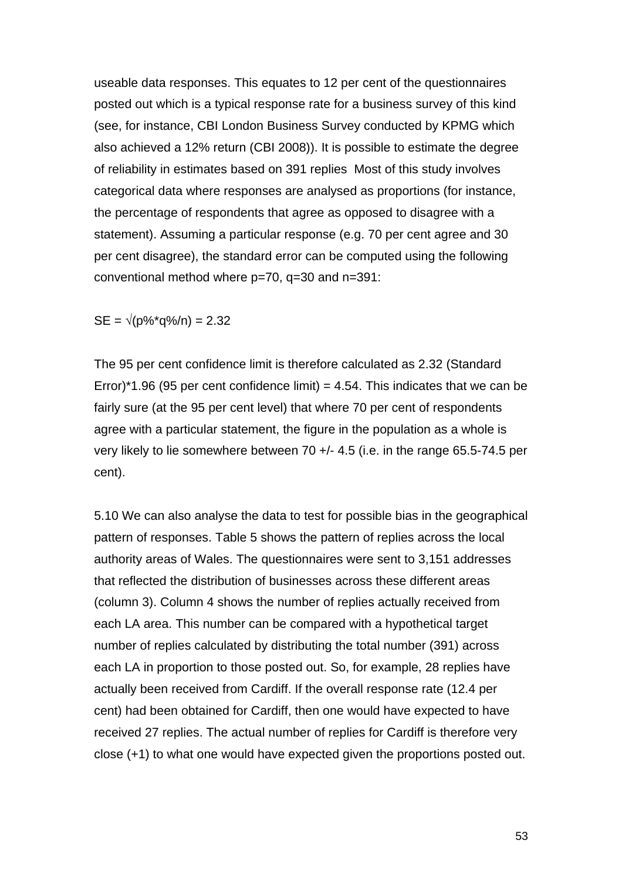useable data responses. This equates to 12 per cent of the questionnaires posted out which is a typical response rate for a business survey of this kind (see, for instance, CBI London Business Survey conducted by KPMG which also achieved a 12% return (CBI 2008)). It is possible to estimate the degree of reliability in estimates based on 391 replies  Most of this study involves categorical data where responses are analysed as proportions (for instance, the percentage of respondents that agree as opposed to disagree with a statement). Assuming a particular response (e.g. 70 per cent agree and 30 per cent disagree), the standard error can be computed using the following conventional method where p=70, q=30 and n=391:

$SE = \sqrt{(p\% * q\%/n)} = 2.32$

The 95 per cent confidence limit is therefore calculated as 2.32 (Standard Error)*1.96 (95 per cent confidence limit) = 4.54. This indicates that we can be fairly sure (at the 95 per cent level) that where 70 per cent of respondents agree with a particular statement, the figure in the population as a whole is very likely to lie somewhere between 70 +/- 4.5 (i.e. in the range 65.5-74.5 per cent).

5.10 We can also analyse the data to test for possible bias in the geographical pattern of responses. Table 5 shows the pattern of replies across the local authority areas of Wales. The questionnaires were sent to 3,151 addresses that reflected the distribution of businesses across these different areas (column 3). Column 4 shows the number of replies actually received from each LA area. This number can be compared with a hypothetical target number of replies calculated by distributing the total number (391) across each LA in proportion to those posted out. So, for example, 28 replies have actually been received from Cardiff. If the overall response rate (12.4 per cent) had been obtained for Cardiff, then one would have expected to have received 27 replies. The actual number of replies for Cardiff is therefore very close (+1) to what one would have expected given the proportions posted out.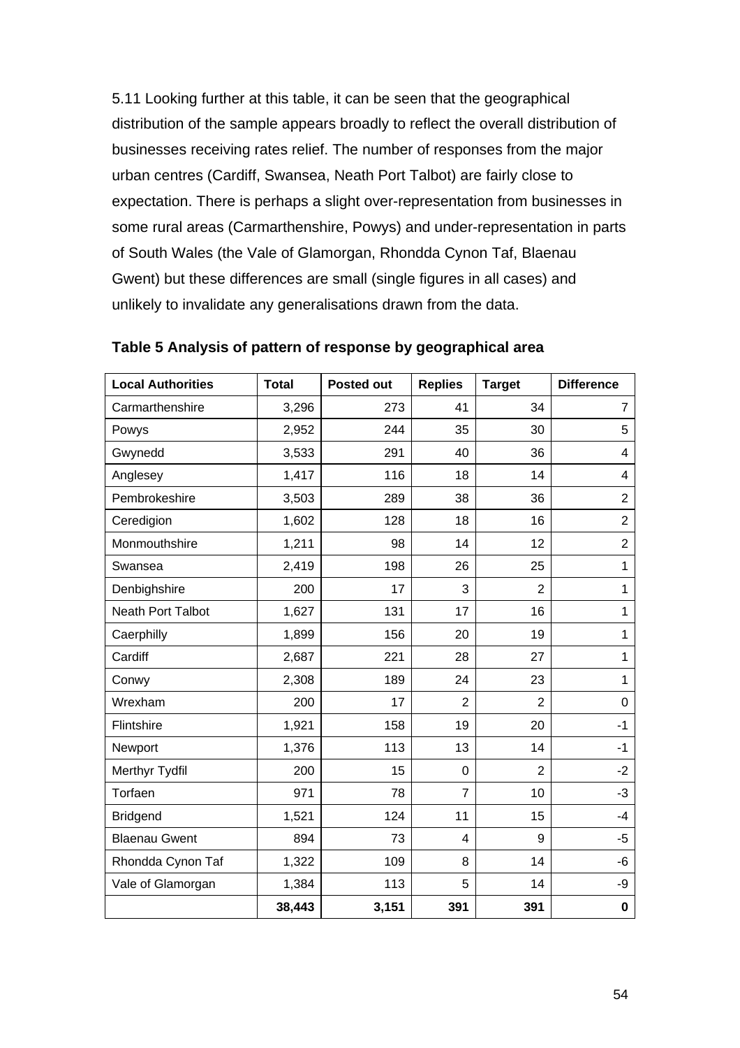5.11 Looking further at this table, it can be seen that the geographical distribution of the sample appears broadly to reflect the overall distribution of businesses receiving rates relief. The number of responses from the major urban centres (Cardiff, Swansea, Neath Port Talbot) are fairly close to expectation. There is perhaps a slight over-representation from businesses in some rural areas (Carmarthenshire, Powys) and under-representation in parts of South Wales (the Vale of Glamorgan, Rhondda Cynon Taf, Blaenau Gwent) but these differences are small (single figures in all cases) and unlikely to invalidate any generalisations drawn from the data.

**Table 5 Analysis of pattern of response by geographical area**

| Local Authorities | Total | Posted out | Replies | Target | Difference |
|---|---|---|---|---|---|
| Carmarthenshire | 3,296 | 273 | 41 | 34 | 7 |
| Powys | 2,952 | 244 | 35 | 30 | 5 |
| Gwynedd | 3,533 | 291 | 40 | 36 | 4 |
| Anglesey | 1,417 | 116 | 18 | 14 | 4 |
| Pembrokeshire | 3,503 | 289 | 38 | 36 | 2 |
| Ceredigion | 1,602 | 128 | 18 | 16 | 2 |
| Monmouthshire | 1,211 | 98 | 14 | 12 | 2 |
| Swansea | 2,419 | 198 | 26 | 25 | 1 |
| Denbighshire | 200 | 17 | 3 | 2 | 1 |
| Neath Port Talbot | 1,627 | 131 | 17 | 16 | 1 |
| Caerphilly | 1,899 | 156 | 20 | 19 | 1 |
| Cardiff | 2,687 | 221 | 28 | 27 | 1 |
| Conwy | 2,308 | 189 | 24 | 23 | 1 |
| Wrexham | 200 | 17 | 2 | 2 | 0 |
| Flintshire | 1,921 | 158 | 19 | 20 | -1 |
| Newport | 1,376 | 113 | 13 | 14 | -1 |
| Merthyr Tydfil | 200 | 15 | 0 | 2 | -2 |
| Torfaen | 971 | 78 | 7 | 10 | -3 |
| Bridgend | 1,521 | 124 | 11 | 15 | -4 |
| Blaenau Gwent | 894 | 73 | 4 | 9 | -5 |
| Rhondda Cynon Taf | 1,322 | 109 | 8 | 14 | -6 |
| Vale of Glamorgan | 1,384 | 113 | 5 | 14 | -9 |
| | **38,443** | **3,151** | **391** | **391** | **0** |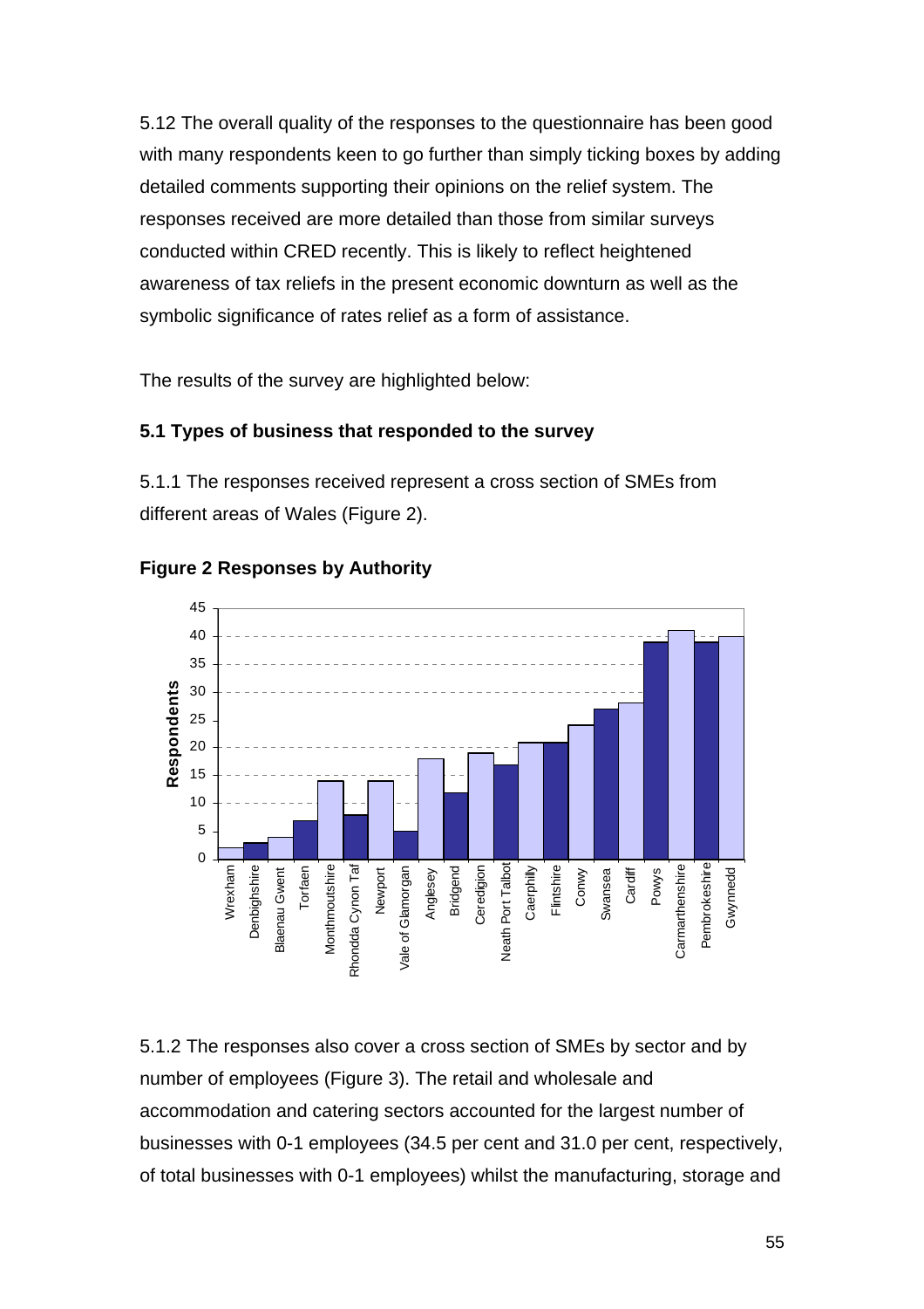5.12 The overall quality of the responses to the questionnaire has been good with many respondents keen to go further than simply ticking boxes by adding detailed comments supporting their opinions on the relief system. The responses received are more detailed than those from similar surveys conducted within CRED recently. This is likely to reflect heightened awareness of tax reliefs in the present economic downturn as well as the symbolic significance of rates relief as a form of assistance.

The results of the survey are highlighted below:

### 5.1 Types of business that responded to the survey

5.1.1 The responses received represent a cross section of SMEs from different areas of Wales (Figure 2).

**Figure 2 Responses by Authority**

| Authority | Respondents |
|---|---|
| Wrexham | 2 |
| Denbighshire | 3 |
| Blaenau Gwent | 4 |
| Torfaen | 7 |
| Monthmoutshire | 14 |
| Rhondda Cynon Taf | 8 |
| Newport | 14 |
| Vale of Glamorgan | 5 |
| Anglesey | 18 |
| Bridgend | 12 |
| Ceredigion | 19 |
| Neath Port Talbot | 17 |
| Caerphilly | 21 |
| Flintshire | 21 |
| Conwy | 24 |
| Swansea | 27 |
| Cardiff | 28 |
| Powys | 39 |
| Carmarthenshire | 41 |
| Pembrokeshire | 39 |
| Gwynnedd | 40 |

5.1.2 The responses also cover a cross section of SMEs by sector and by number of employees (Figure 3). The retail and wholesale and accommodation and catering sectors accounted for the largest number of businesses with 0-1 employees (34.5 per cent and 31.0 per cent, respectively, of total businesses with 0-1 employees) whilst the manufacturing, storage and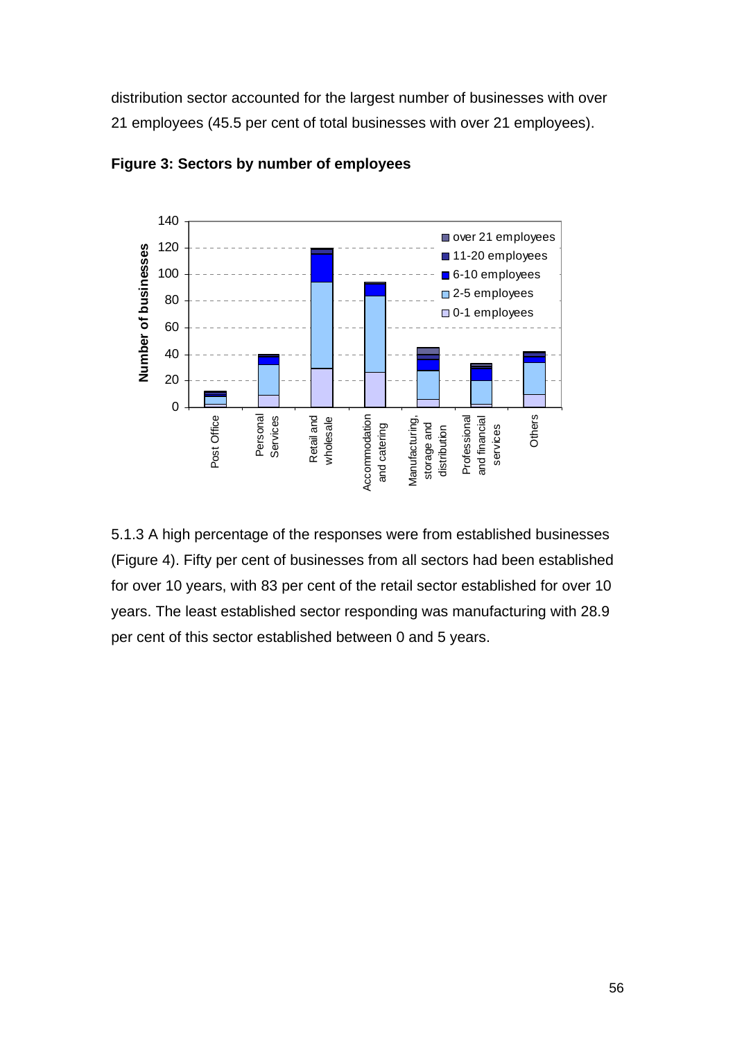distribution sector accounted for the largest number of businesses with over 21 employees (45.5 per cent of total businesses with over 21 employees).

**Figure 3: Sectors by number of employees**

5.1.3 A high percentage of the responses were from established businesses (Figure 4). Fifty per cent of businesses from all sectors had been established for over 10 years, with 83 per cent of the retail sector established for over 10 years. The least established sector responding was manufacturing with 28.9 per cent of this sector established between 0 and 5 years.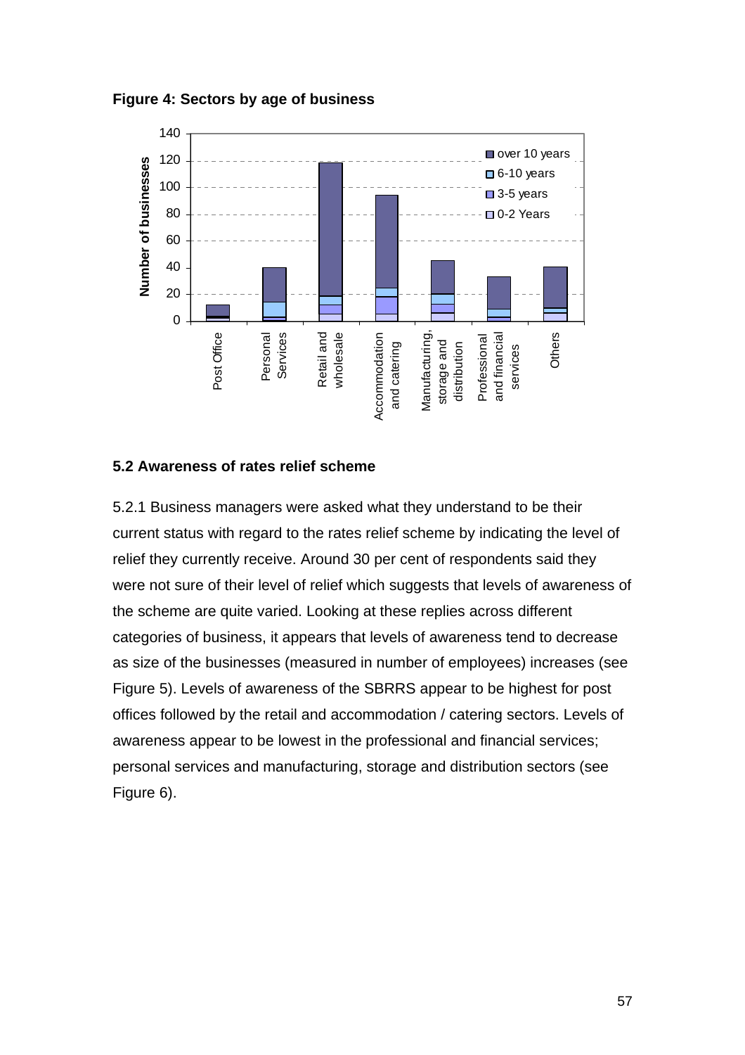**Figure 4: Sectors by age of business**

### 5.2 Awareness of rates relief scheme

5.2.1 Business managers were asked what they understand to be their current status with regard to the rates relief scheme by indicating the level of relief they currently receive. Around 30 per cent of respondents said they were not sure of their level of relief which suggests that levels of awareness of the scheme are quite varied. Looking at these replies across different categories of business, it appears that levels of awareness tend to decrease as size of the businesses (measured in number of employees) increases (see Figure 5). Levels of awareness of the SBRRS appear to be highest for post offices followed by the retail and accommodation / catering sectors. Levels of awareness appear to be lowest in the professional and financial services; personal services and manufacturing, storage and distribution sectors (see Figure 6).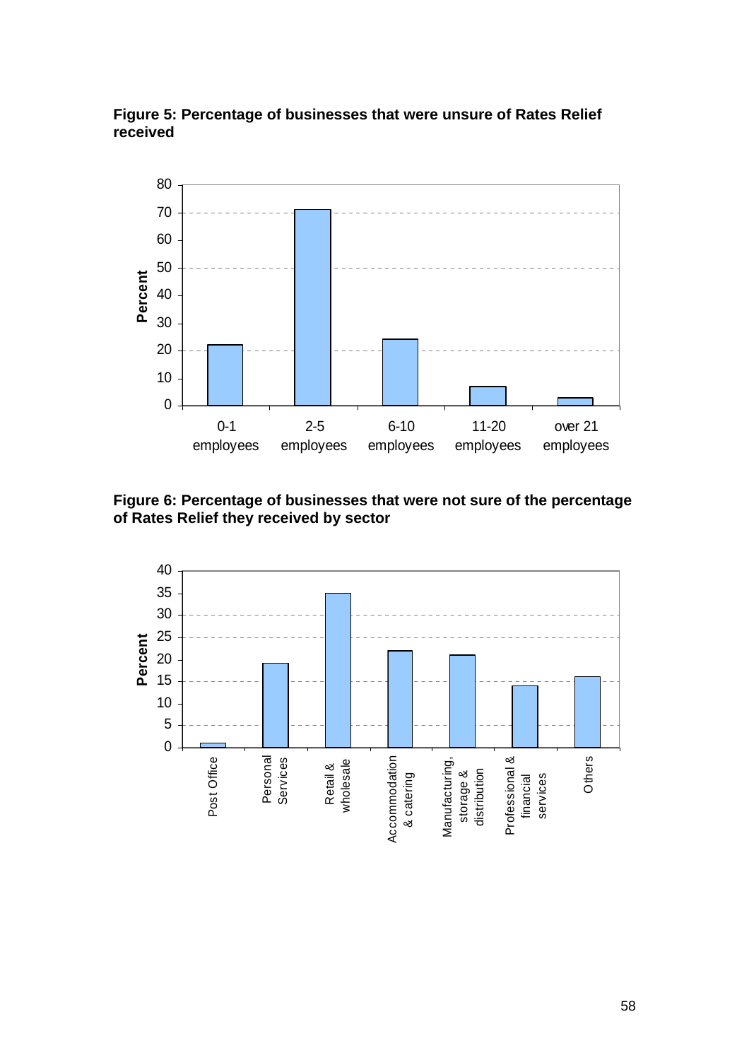**Figure 5: Percentage of businesses that were unsure of Rates Relief received**

**Figure 6: Percentage of businesses that were not sure of the percentage of Rates Relief they received by sector**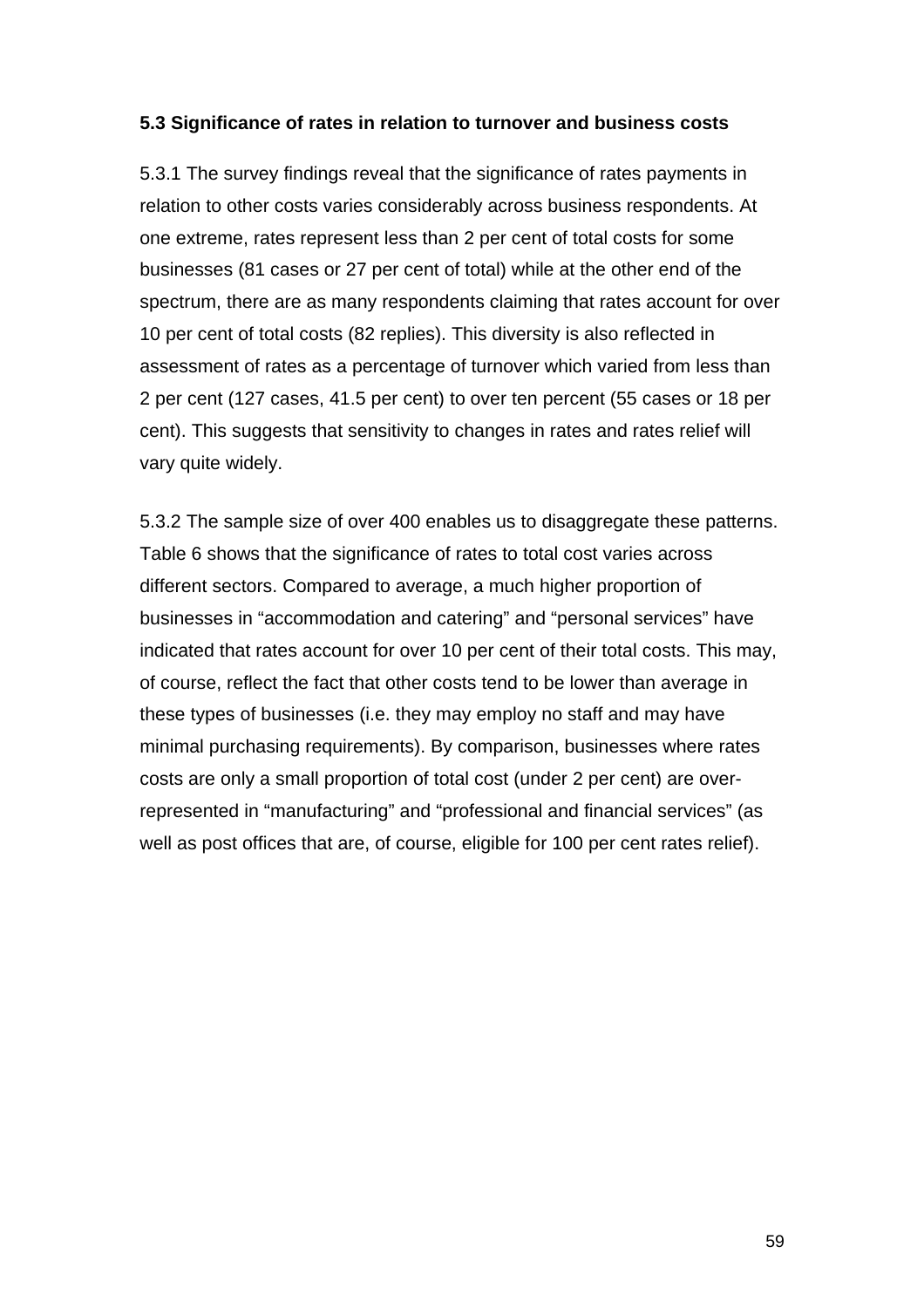### 5.3 Significance of rates in relation to turnover and business costs

5.3.1 The survey findings reveal that the significance of rates payments in relation to other costs varies considerably across business respondents. At one extreme, rates represent less than 2 per cent of total costs for some businesses (81 cases or 27 per cent of total) while at the other end of the spectrum, there are as many respondents claiming that rates account for over 10 per cent of total costs (82 replies). This diversity is also reflected in assessment of rates as a percentage of turnover which varied from less than 2 per cent (127 cases, 41.5 per cent) to over ten percent (55 cases or 18 per cent). This suggests that sensitivity to changes in rates and rates relief will vary quite widely.

5.3.2 The sample size of over 400 enables us to disaggregate these patterns. Table 6 shows that the significance of rates to total cost varies across different sectors. Compared to average, a much higher proportion of businesses in "accommodation and catering" and "personal services" have indicated that rates account for over 10 per cent of their total costs. This may, of course, reflect the fact that other costs tend to be lower than average in these types of businesses (i.e. they may employ no staff and may have minimal purchasing requirements). By comparison, businesses where rates costs are only a small proportion of total cost (under 2 per cent) are over-represented in "manufacturing" and "professional and financial services" (as well as post offices that are, of course, eligible for 100 per cent rates relief).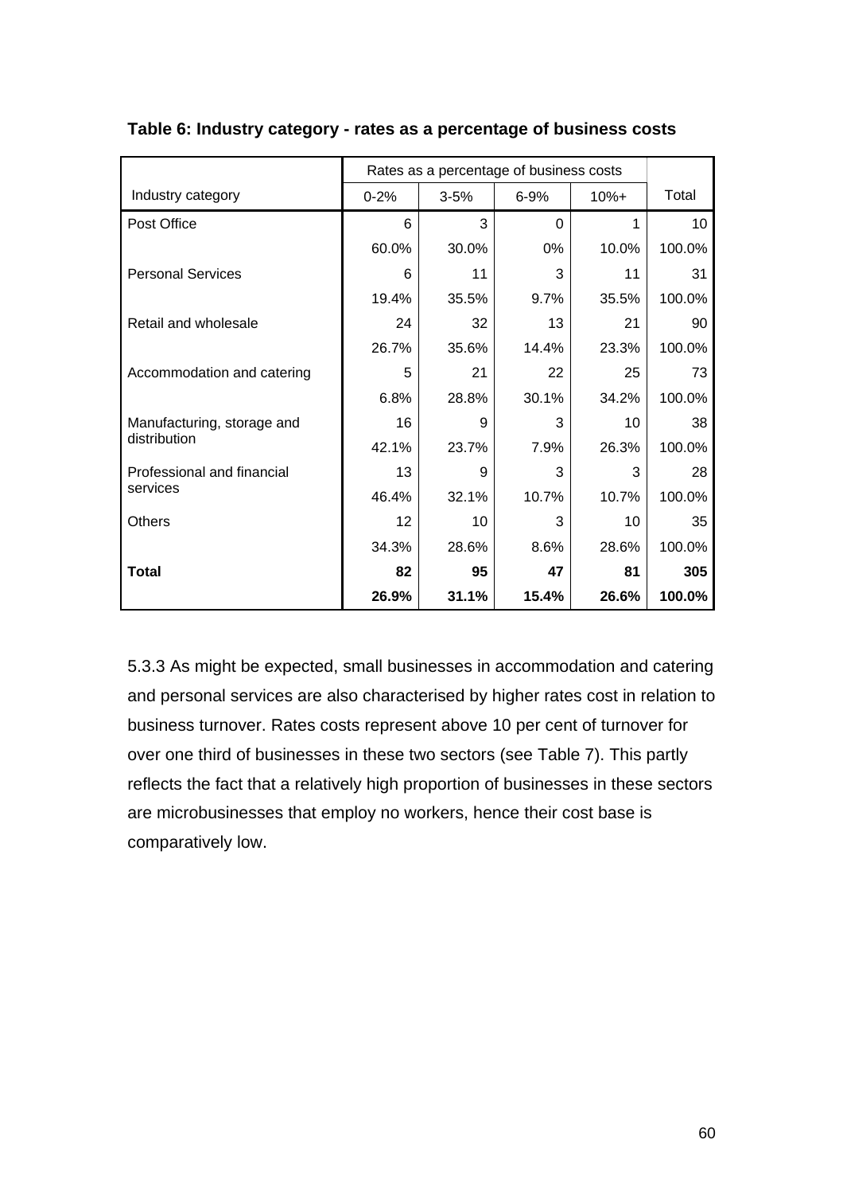**Table 6: Industry category - rates as a percentage of business costs**

| | Rates as a percentage of business costs | | | | |
|---|---|---|---|---|---|
| Industry category | 0-2% | 3-5% | 6-9% | 10%+ | Total |
| Post Office | 6 | 3 | 0 | 1 | 10 |
| | 60.0% | 30.0% | 0% | 10.0% | 100.0% |
| Personal Services | 6 | 11 | 3 | 11 | 31 |
| | 19.4% | 35.5% | 9.7% | 35.5% | 100.0% |
| Retail and wholesale | 24 | 32 | 13 | 21 | 90 |
| | 26.7% | 35.6% | 14.4% | 23.3% | 100.0% |
| Accommodation and catering | 5 | 21 | 22 | 25 | 73 |
| | 6.8% | 28.8% | 30.1% | 34.2% | 100.0% |
| Manufacturing, storage and distribution | 16 | 9 | 3 | 10 | 38 |
| | 42.1% | 23.7% | 7.9% | 26.3% | 100.0% |
| Professional and financial services | 13 | 9 | 3 | 3 | 28 |
| | 46.4% | 32.1% | 10.7% | 10.7% | 100.0% |
| Others | 12 | 10 | 3 | 10 | 35 |
| | 34.3% | 28.6% | 8.6% | 28.6% | 100.0% |
| **Total** | **82** | **95** | **47** | **81** | **305** |
| | **26.9%** | **31.1%** | **15.4%** | **26.6%** | **100.0%** |

5.3.3 As might be expected, small businesses in accommodation and catering and personal services are also characterised by higher rates cost in relation to business turnover. Rates costs represent above 10 per cent of turnover for over one third of businesses in these two sectors (see Table 7). This partly reflects the fact that a relatively high proportion of businesses in these sectors are microbusinesses that employ no workers, hence their cost base is comparatively low.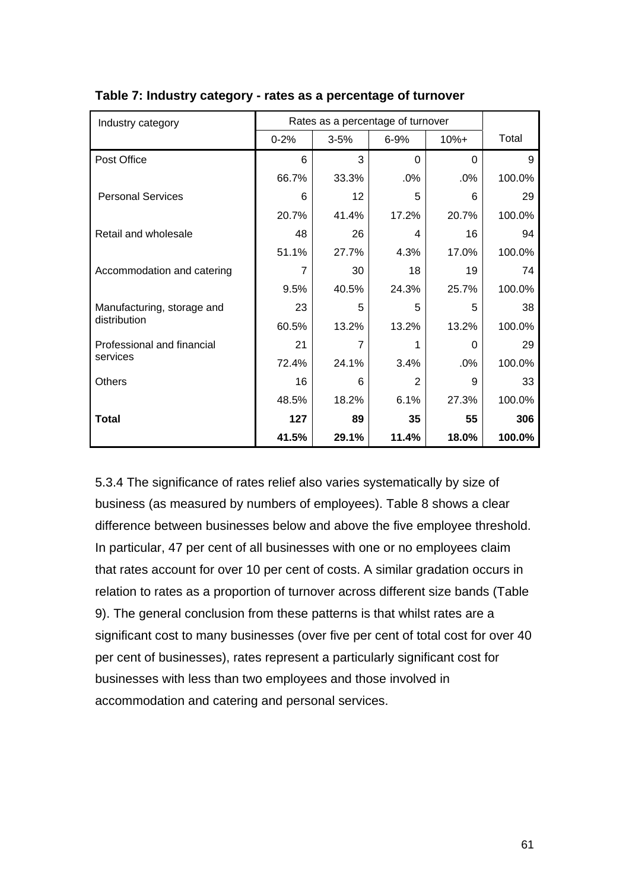**Table 7: Industry category - rates as a percentage of turnover**

| Industry category | Rates as a percentage of turnover | | | | Total |
|---|---|---|---|---|---|
| | 0-2% | 3-5% | 6-9% | 10%+ | |
| Post Office | 6 | 3 | 0 | 0 | 9 |
| | 66.7% | 33.3% | .0% | .0% | 100.0% |
| Personal Services | 6 | 12 | 5 | 6 | 29 |
| | 20.7% | 41.4% | 17.2% | 20.7% | 100.0% |
| Retail and wholesale | 48 | 26 | 4 | 16 | 94 |
| | 51.1% | 27.7% | 4.3% | 17.0% | 100.0% |
| Accommodation and catering | 7 | 30 | 18 | 19 | 74 |
| | 9.5% | 40.5% | 24.3% | 25.7% | 100.0% |
| Manufacturing, storage and distribution | 23 | 5 | 5 | 5 | 38 |
| | 60.5% | 13.2% | 13.2% | 13.2% | 100.0% |
| Professional and financial services | 21 | 7 | 1 | 0 | 29 |
| | 72.4% | 24.1% | 3.4% | .0% | 100.0% |
| Others | 16 | 6 | 2 | 9 | 33 |
| | 48.5% | 18.2% | 6.1% | 27.3% | 100.0% |
| **Total** | **127** | **89** | **35** | **55** | **306** |
| | **41.5%** | **29.1%** | **11.4%** | **18.0%** | **100.0%** |

5.3.4 The significance of rates relief also varies systematically by size of business (as measured by numbers of employees). Table 8 shows a clear difference between businesses below and above the five employee threshold. In particular, 47 per cent of all businesses with one or no employees claim that rates account for over 10 per cent of costs. A similar gradation occurs in relation to rates as a proportion of turnover across different size bands (Table 9). The general conclusion from these patterns is that whilst rates are a significant cost to many businesses (over five per cent of total cost for over 40 per cent of businesses), rates represent a particularly significant cost for businesses with less than two employees and those involved in accommodation and catering and personal services.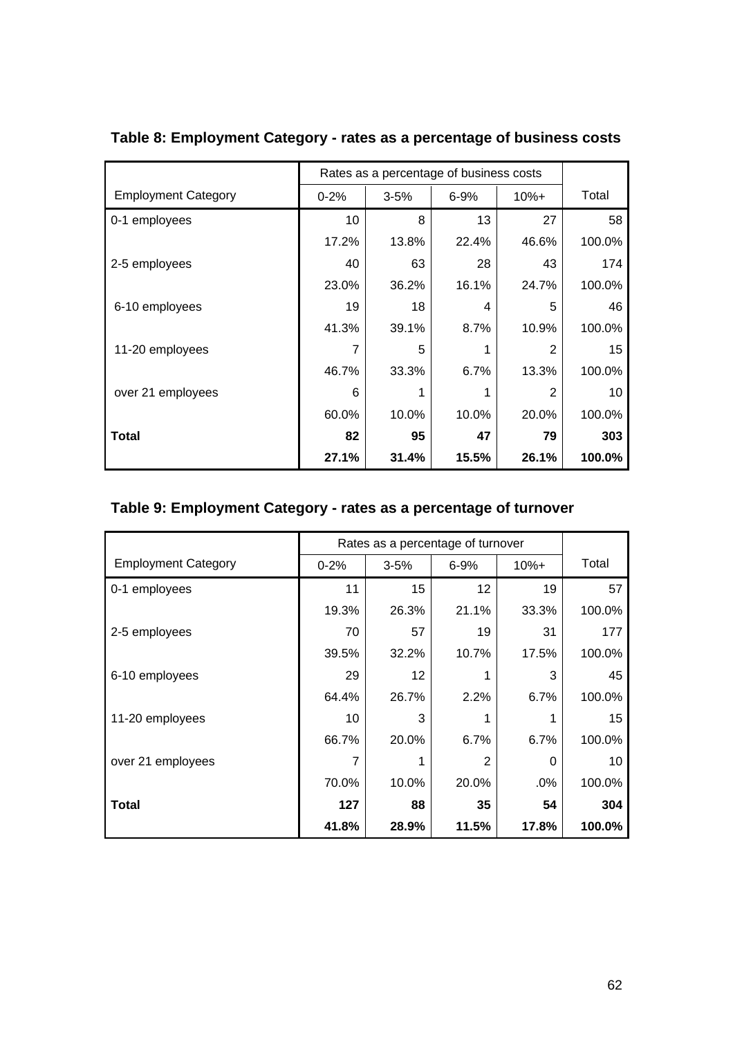## Table 8: Employment Category - rates as a percentage of business costs

| | Rates as a percentage of business costs | | | | |
|---|---|---|---|---|---|
| Employment Category | 0-2% | 3-5% | 6-9% | 10%+ | Total |
| 0-1 employees | 10 | 8 | 13 | 27 | 58 |
| | 17.2% | 13.8% | 22.4% | 46.6% | 100.0% |
| 2-5 employees | 40 | 63 | 28 | 43 | 174 |
| | 23.0% | 36.2% | 16.1% | 24.7% | 100.0% |
| 6-10 employees | 19 | 18 | 4 | 5 | 46 |
| | 41.3% | 39.1% | 8.7% | 10.9% | 100.0% |
| 11-20 employees | 7 | 5 | 1 | 2 | 15 |
| | 46.7% | 33.3% | 6.7% | 13.3% | 100.0% |
| over 21 employees | 6 | 1 | 1 | 2 | 10 |
| | 60.0% | 10.0% | 10.0% | 20.0% | 100.0% |
| **Total** | **82** | **95** | **47** | **79** | **303** |
| | **27.1%** | **31.4%** | **15.5%** | **26.1%** | **100.0%** |

## Table 9: Employment Category - rates as a percentage of turnover

| | Rates as a percentage of turnover | | | | |
|---|---|---|---|---|---|
| Employment Category | 0-2% | 3-5% | 6-9% | 10%+ | Total |
| 0-1 employees | 11 | 15 | 12 | 19 | 57 |
| | 19.3% | 26.3% | 21.1% | 33.3% | 100.0% |
| 2-5 employees | 70 | 57 | 19 | 31 | 177 |
| | 39.5% | 32.2% | 10.7% | 17.5% | 100.0% |
| 6-10 employees | 29 | 12 | 1 | 3 | 45 |
| | 64.4% | 26.7% | 2.2% | 6.7% | 100.0% |
| 11-20 employees | 10 | 3 | 1 | 1 | 15 |
| | 66.7% | 20.0% | 6.7% | 6.7% | 100.0% |
| over 21 employees | 7 | 1 | 2 | 0 | 10 |
| | 70.0% | 10.0% | 20.0% | .0% | 100.0% |
| **Total** | **127** | **88** | **35** | **54** | **304** |
| | **41.8%** | **28.9%** | **11.5%** | **17.8%** | **100.0%** |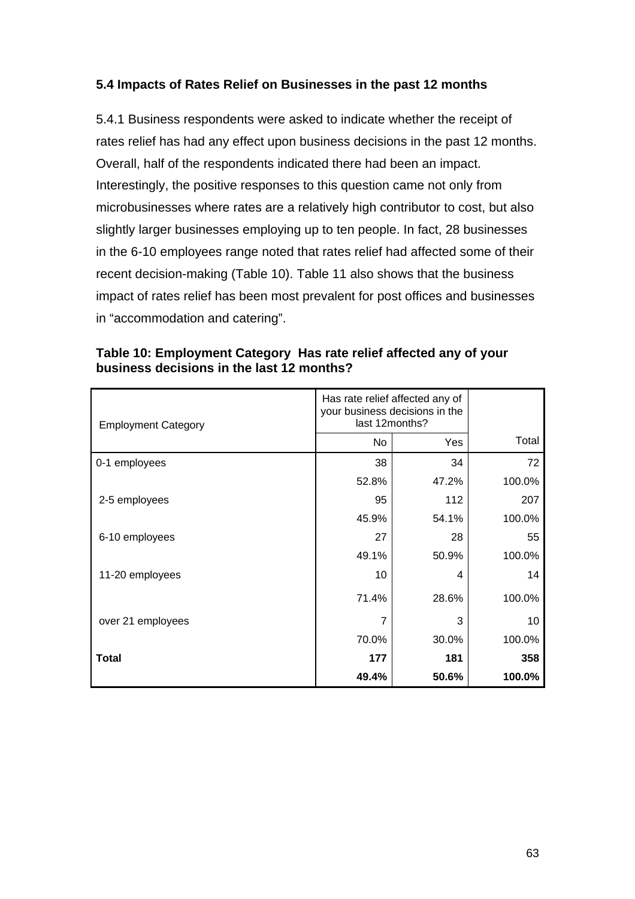### 5.4 Impacts of Rates Relief on Businesses in the past 12 months

5.4.1 Business respondents were asked to indicate whether the receipt of rates relief has had any effect upon business decisions in the past 12 months. Overall, half of the respondents indicated there had been an impact. Interestingly, the positive responses to this question came not only from microbusinesses where rates are a relatively high contributor to cost, but also slightly larger businesses employing up to ten people. In fact, 28 businesses in the 6-10 employees range noted that rates relief had affected some of their recent decision-making (Table 10). Table 11 also shows that the business impact of rates relief has been most prevalent for post offices and businesses in “accommodation and catering”.

**Table 10: Employment Category Has rate relief affected any of your business decisions in the last 12 months?**

| Employment Category | Has rate relief affected any of your business decisions in the last 12months? | | |
|---|---|---|---|
| | No | Yes | Total |
| 0-1 employees | 38 | 34 | 72 |
| | 52.8% | 47.2% | 100.0% |
| 2-5 employees | 95 | 112 | 207 |
| | 45.9% | 54.1% | 100.0% |
| 6-10 employees | 27 | 28 | 55 |
| | 49.1% | 50.9% | 100.0% |
| 11-20 employees | 10 | 4 | 14 |
| | 71.4% | 28.6% | 100.0% |
| over 21 employees | 7 | 3 | 10 |
| | 70.0% | 30.0% | 100.0% |
| **Total** | **177** | **181** | **358** |
| | **49.4%** | **50.6%** | **100.0%** |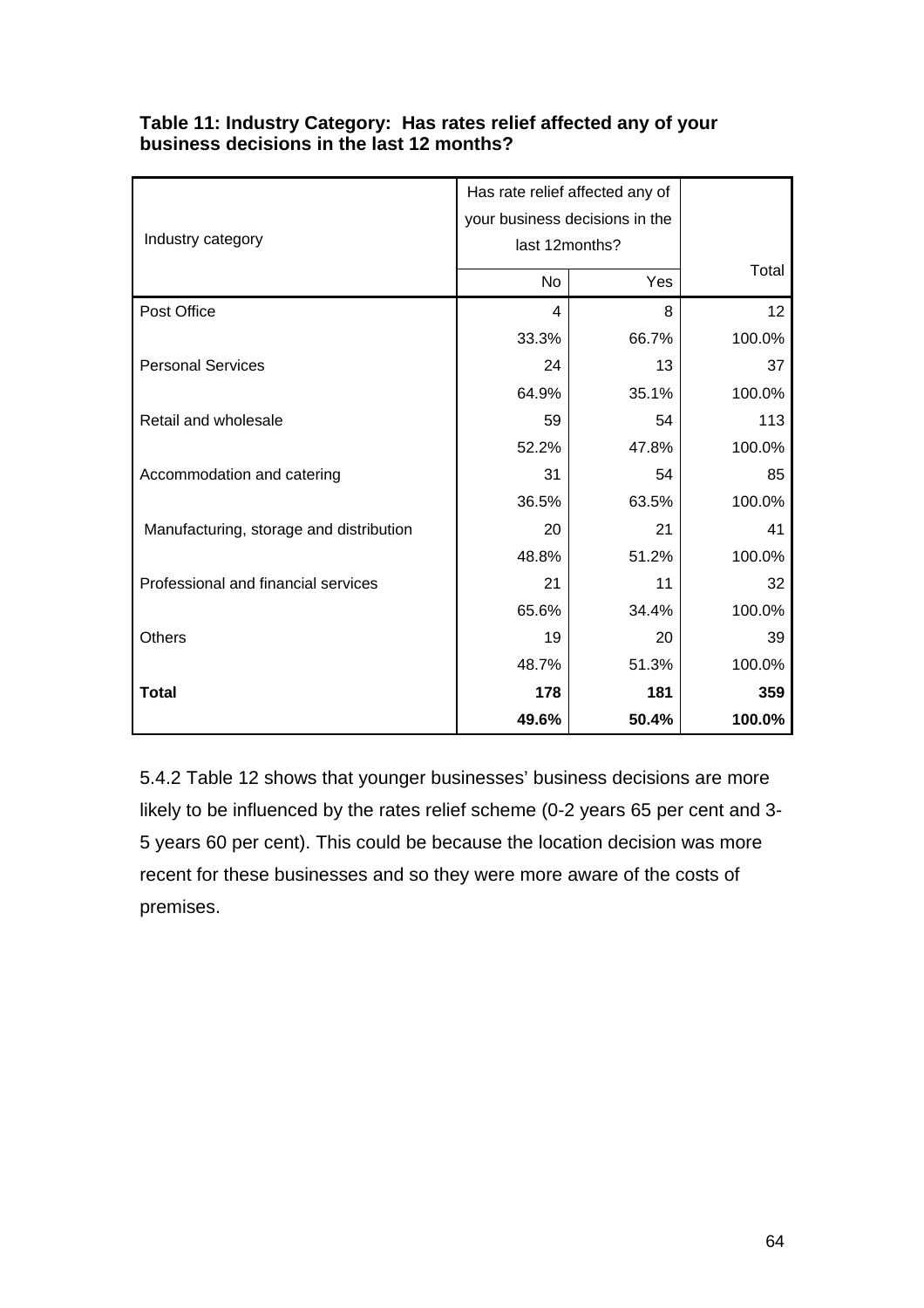**Table 11: Industry Category: Has rates relief affected any of your business decisions in the last 12 months?**

| Industry category | Has rate relief affected any of your business decisions in the last 12months? | | Total |
|---|---|---|---|
| | No | Yes | |
| Post Office | 4 | 8 | 12 |
| | 33.3% | 66.7% | 100.0% |
| Personal Services | 24 | 13 | 37 |
| | 64.9% | 35.1% | 100.0% |
| Retail and wholesale | 59 | 54 | 113 |
| | 52.2% | 47.8% | 100.0% |
| Accommodation and catering | 31 | 54 | 85 |
| | 36.5% | 63.5% | 100.0% |
| Manufacturing, storage and distribution | 20 | 21 | 41 |
| | 48.8% | 51.2% | 100.0% |
| Professional and financial services | 21 | 11 | 32 |
| | 65.6% | 34.4% | 100.0% |
| Others | 19 | 20 | 39 |
| | 48.7% | 51.3% | 100.0% |
| **Total** | **178** | **181** | **359** |
| | **49.6%** | **50.4%** | **100.0%** |

5.4.2 Table 12 shows that younger businesses' business decisions are more likely to be influenced by the rates relief scheme (0-2 years 65 per cent and 3-5 years 60 per cent). This could be because the location decision was more recent for these businesses and so they were more aware of the costs of premises.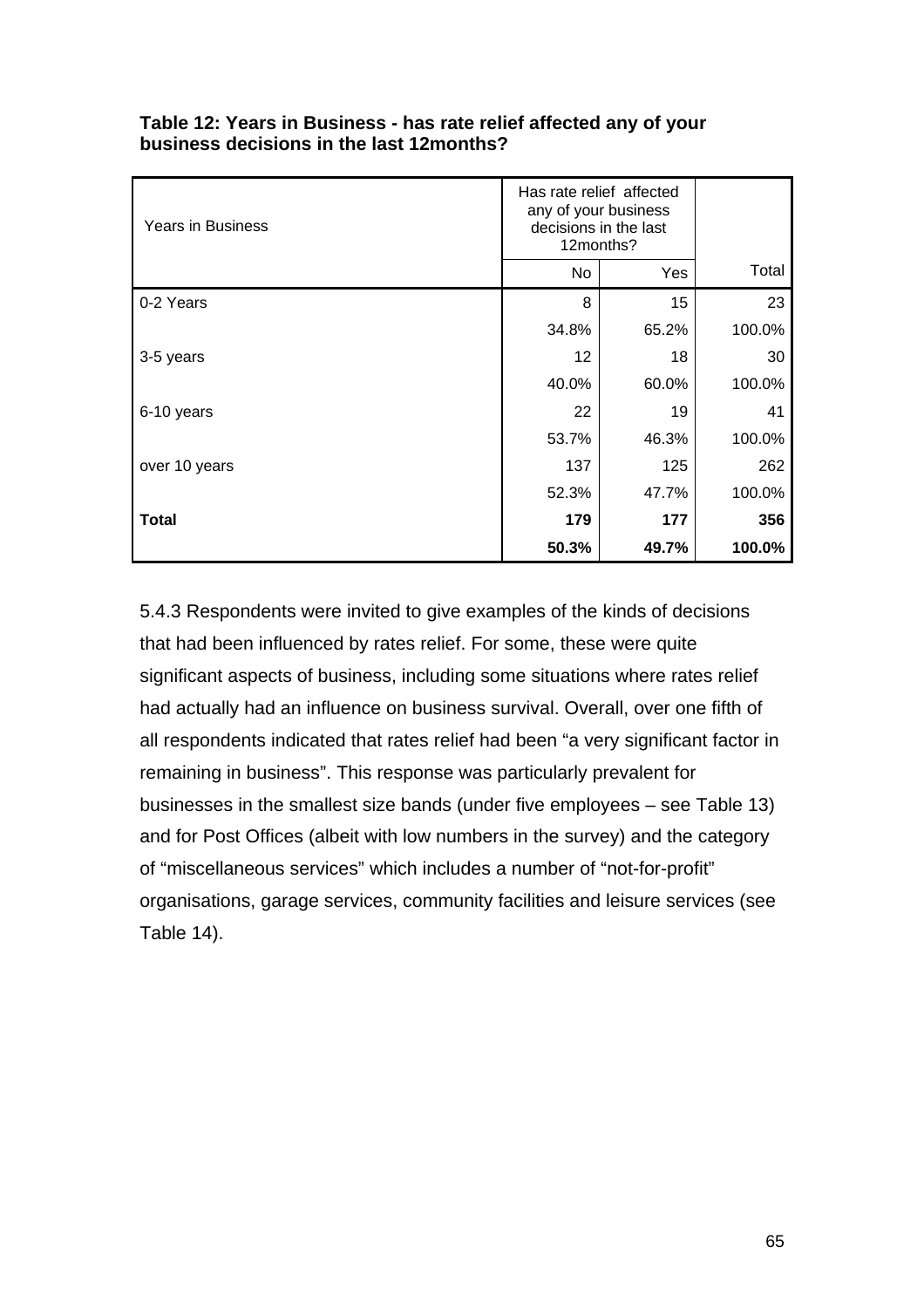**Table 12: Years in Business - has rate relief affected any of your business decisions in the last 12months?**

| Years in Business | Has rate relief affected any of your business decisions in the last 12months? | | |
|---|---|---|---|
| | No | Yes | Total |
| 0-2 Years | 8 | 15 | 23 |
| | 34.8% | 65.2% | 100.0% |
| 3-5 years | 12 | 18 | 30 |
| | 40.0% | 60.0% | 100.0% |
| 6-10 years | 22 | 19 | 41 |
| | 53.7% | 46.3% | 100.0% |
| over 10 years | 137 | 125 | 262 |
| | 52.3% | 47.7% | 100.0% |
| **Total** | **179** | **177** | **356** |
| | **50.3%** | **49.7%** | **100.0%** |

5.4.3 Respondents were invited to give examples of the kinds of decisions that had been influenced by rates relief. For some, these were quite significant aspects of business, including some situations where rates relief had actually had an influence on business survival. Overall, over one fifth of all respondents indicated that rates relief had been "a very significant factor in remaining in business". This response was particularly prevalent for businesses in the smallest size bands (under five employees – see Table 13) and for Post Offices (albeit with low numbers in the survey) and the category of "miscellaneous services" which includes a number of "not-for-profit" organisations, garage services, community facilities and leisure services (see Table 14).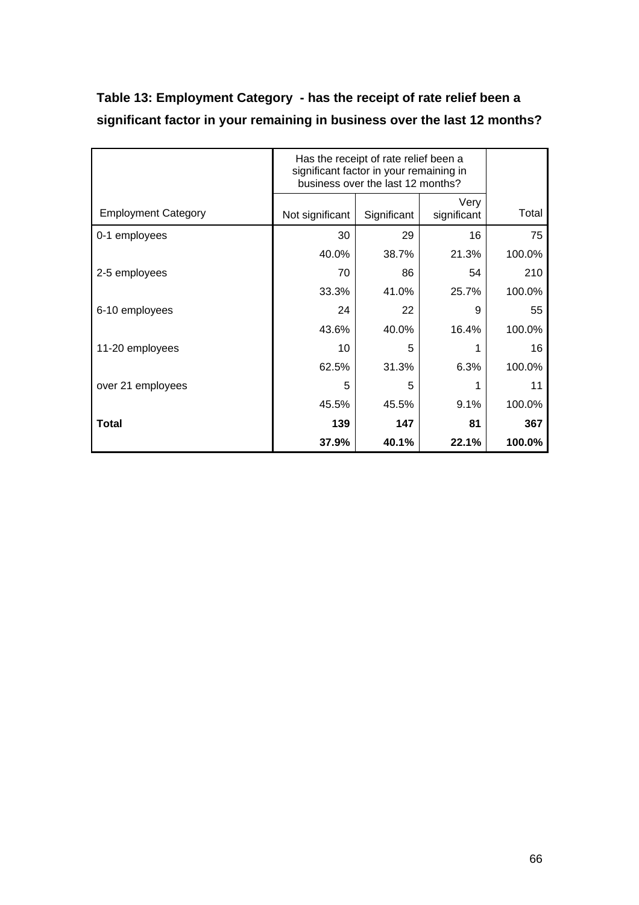**Table 13: Employment Category - has the receipt of rate relief been a significant factor in your remaining in business over the last 12 months?**

| | Has the receipt of rate relief been a significant factor in your remaining in business over the last 12 months? | | | |
|---|---|---|---|---|
| Employment Category | Not significant | Significant | Very significant | Total |
| 0-1 employees | 30 | 29 | 16 | 75 |
| | 40.0% | 38.7% | 21.3% | 100.0% |
| 2-5 employees | 70 | 86 | 54 | 210 |
| | 33.3% | 41.0% | 25.7% | 100.0% |
| 6-10 employees | 24 | 22 | 9 | 55 |
| | 43.6% | 40.0% | 16.4% | 100.0% |
| 11-20 employees | 10 | 5 | 1 | 16 |
| | 62.5% | 31.3% | 6.3% | 100.0% |
| over 21 employees | 5 | 5 | 1 | 11 |
| | 45.5% | 45.5% | 9.1% | 100.0% |
| **Total** | **139** | **147** | **81** | **367** |
| | **37.9%** | **40.1%** | **22.1%** | **100.0%** |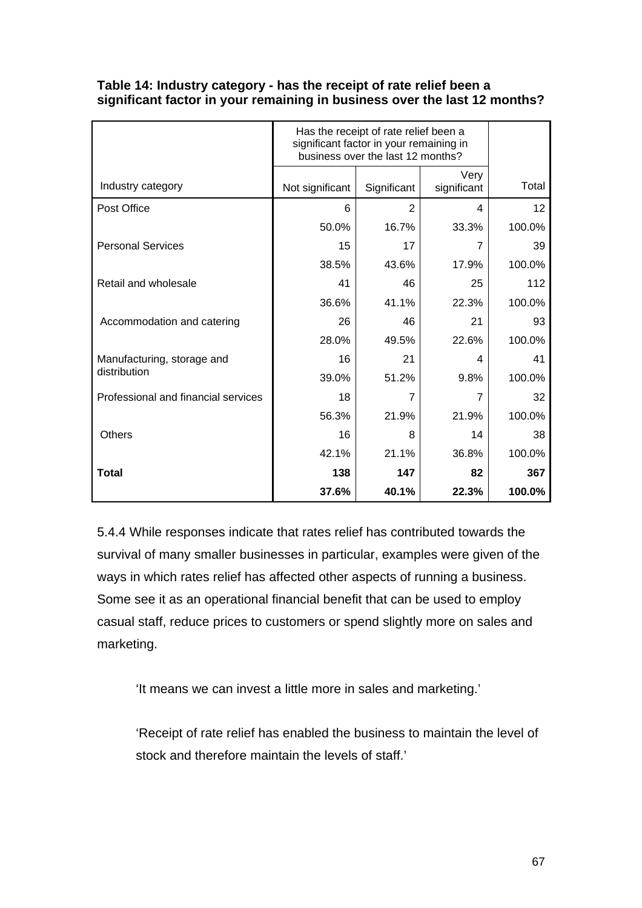**Table 14: Industry category - has the receipt of rate relief been a significant factor in your remaining in business over the last 12 months?**

| Industry category | Has the receipt of rate relief been a significant factor in your remaining in business over the last 12 months? Not significant | Significant | Very significant | Total |
|---|---|---|---|---|
| Post Office | 6 | 2 | 4 | 12 |
| | 50.0% | 16.7% | 33.3% | 100.0% |
| Personal Services | 15 | 17 | 7 | 39 |
| | 38.5% | 43.6% | 17.9% | 100.0% |
| Retail and wholesale | 41 | 46 | 25 | 112 |
| | 36.6% | 41.1% | 22.3% | 100.0% |
| Accommodation and catering | 26 | 46 | 21 | 93 |
| | 28.0% | 49.5% | 22.6% | 100.0% |
| Manufacturing, storage and distribution | 16 | 21 | 4 | 41 |
| | 39.0% | 51.2% | 9.8% | 100.0% |
| Professional and financial services | 18 | 7 | 7 | 32 |
| | 56.3% | 21.9% | 21.9% | 100.0% |
| Others | 16 | 8 | 14 | 38 |
| | 42.1% | 21.1% | 36.8% | 100.0% |
| **Total** | **138** | **147** | **82** | **367** |
| | **37.6%** | **40.1%** | **22.3%** | **100.0%** |

5.4.4 While responses indicate that rates relief has contributed towards the survival of many smaller businesses in particular, examples were given of the ways in which rates relief has affected other aspects of running a business. Some see it as an operational financial benefit that can be used to employ casual staff, reduce prices to customers or spend slightly more on sales and marketing.

> 'It means we can invest a little more in sales and marketing.'
>
> 'Receipt of rate relief has enabled the business to maintain the level of stock and therefore maintain the levels of staff.'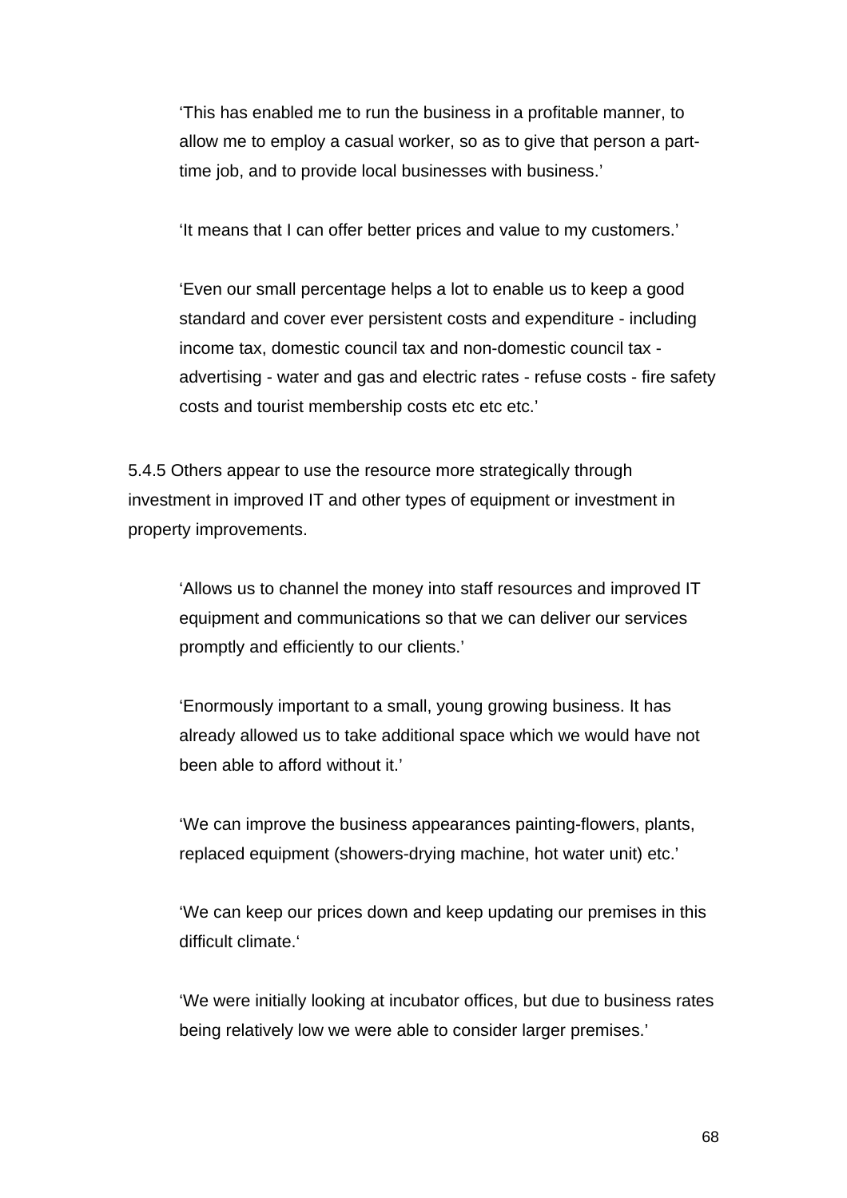> ‘This has enabled me to run the business in a profitable manner, to allow me to employ a casual worker, so as to give that person a part-time job, and to provide local businesses with business.’

> ‘It means that I can offer better prices and value to my customers.’

> ‘Even our small percentage helps a lot to enable us to keep a good standard and cover ever persistent costs and expenditure - including income tax, domestic council tax and non-domestic council tax - advertising - water and gas and electric rates - refuse costs - fire safety costs and tourist membership costs etc etc etc.’

5.4.5 Others appear to use the resource more strategically through investment in improved IT and other types of equipment or investment in property improvements.

> ‘Allows us to channel the money into staff resources and improved IT equipment and communications so that we can deliver our services promptly and efficiently to our clients.’

> ‘Enormously important to a small, young growing business. It has already allowed us to take additional space which we would have not been able to afford without it.’

> ‘We can improve the business appearances painting-flowers, plants, replaced equipment (showers-drying machine, hot water unit) etc.’

> ‘We can keep our prices down and keep updating our premises in this difficult climate.‘

> ‘We were initially looking at incubator offices, but due to business rates being relatively low we were able to consider larger premises.’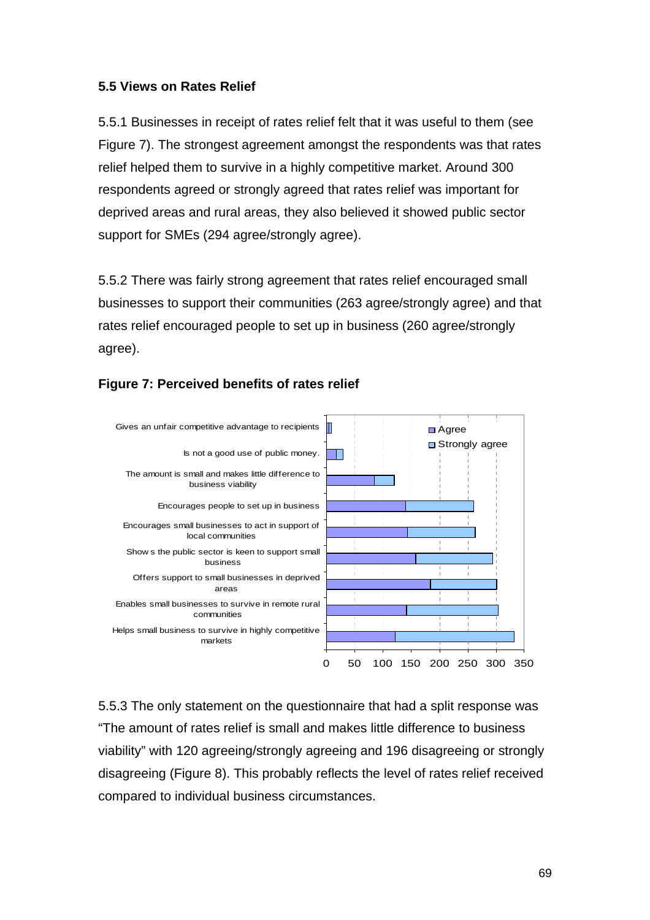### 5.5 Views on Rates Relief

5.5.1 Businesses in receipt of rates relief felt that it was useful to them (see Figure 7). The strongest agreement amongst the respondents was that rates relief helped them to survive in a highly competitive market. Around 300 respondents agreed or strongly agreed that rates relief was important for deprived areas and rural areas, they also believed it showed public sector support for SMEs (294 agree/strongly agree).

5.5.2 There was fairly strong agreement that rates relief encouraged small businesses to support their communities (263 agree/strongly agree) and that rates relief encouraged people to set up in business (260 agree/strongly agree).

**Figure 7: Perceived benefits of rates relief**

5.5.3 The only statement on the questionnaire that had a split response was "The amount of rates relief is small and makes little difference to business viability" with 120 agreeing/strongly agreeing and 196 disagreeing or strongly disagreeing (Figure 8). This probably reflects the level of rates relief received compared to individual business circumstances.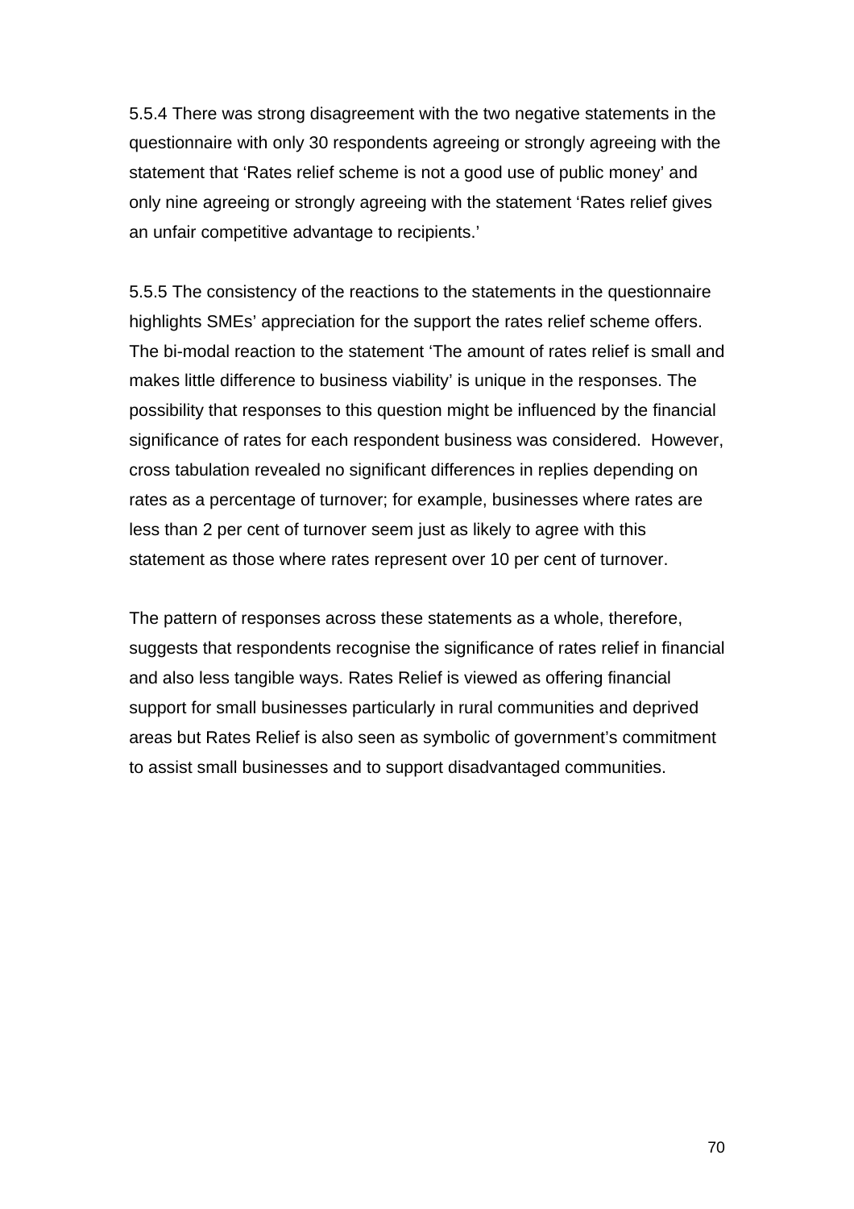5.5.4 There was strong disagreement with the two negative statements in the questionnaire with only 30 respondents agreeing or strongly agreeing with the statement that 'Rates relief scheme is not a good use of public money' and only nine agreeing or strongly agreeing with the statement 'Rates relief gives an unfair competitive advantage to recipients.'

5.5.5 The consistency of the reactions to the statements in the questionnaire highlights SMEs' appreciation for the support the rates relief scheme offers. The bi-modal reaction to the statement 'The amount of rates relief is small and makes little difference to business viability' is unique in the responses. The possibility that responses to this question might be influenced by the financial significance of rates for each respondent business was considered. However, cross tabulation revealed no significant differences in replies depending on rates as a percentage of turnover; for example, businesses where rates are less than 2 per cent of turnover seem just as likely to agree with this statement as those where rates represent over 10 per cent of turnover.

The pattern of responses across these statements as a whole, therefore, suggests that respondents recognise the significance of rates relief in financial and also less tangible ways. Rates Relief is viewed as offering financial support for small businesses particularly in rural communities and deprived areas but Rates Relief is also seen as symbolic of government's commitment to assist small businesses and to support disadvantaged communities.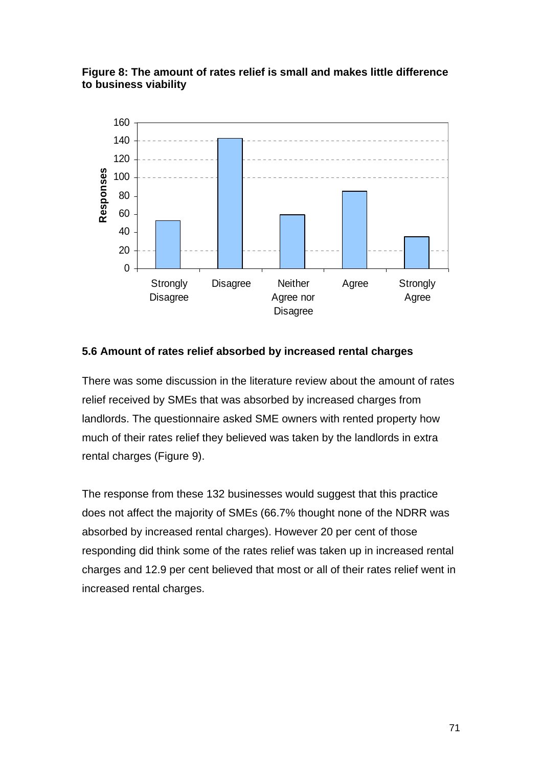**Figure 8: The amount of rates relief is small and makes little difference to business viability**

### 5.6 Amount of rates relief absorbed by increased rental charges

There was some discussion in the literature review about the amount of rates relief received by SMEs that was absorbed by increased charges from landlords. The questionnaire asked SME owners with rented property how much of their rates relief they believed was taken by the landlords in extra rental charges (Figure 9).

The response from these 132 businesses would suggest that this practice does not affect the majority of SMEs (66.7% thought none of the NDRR was absorbed by increased rental charges). However 20 per cent of those responding did think some of the rates relief was taken up in increased rental charges and 12.9 per cent believed that most or all of their rates relief went in increased rental charges.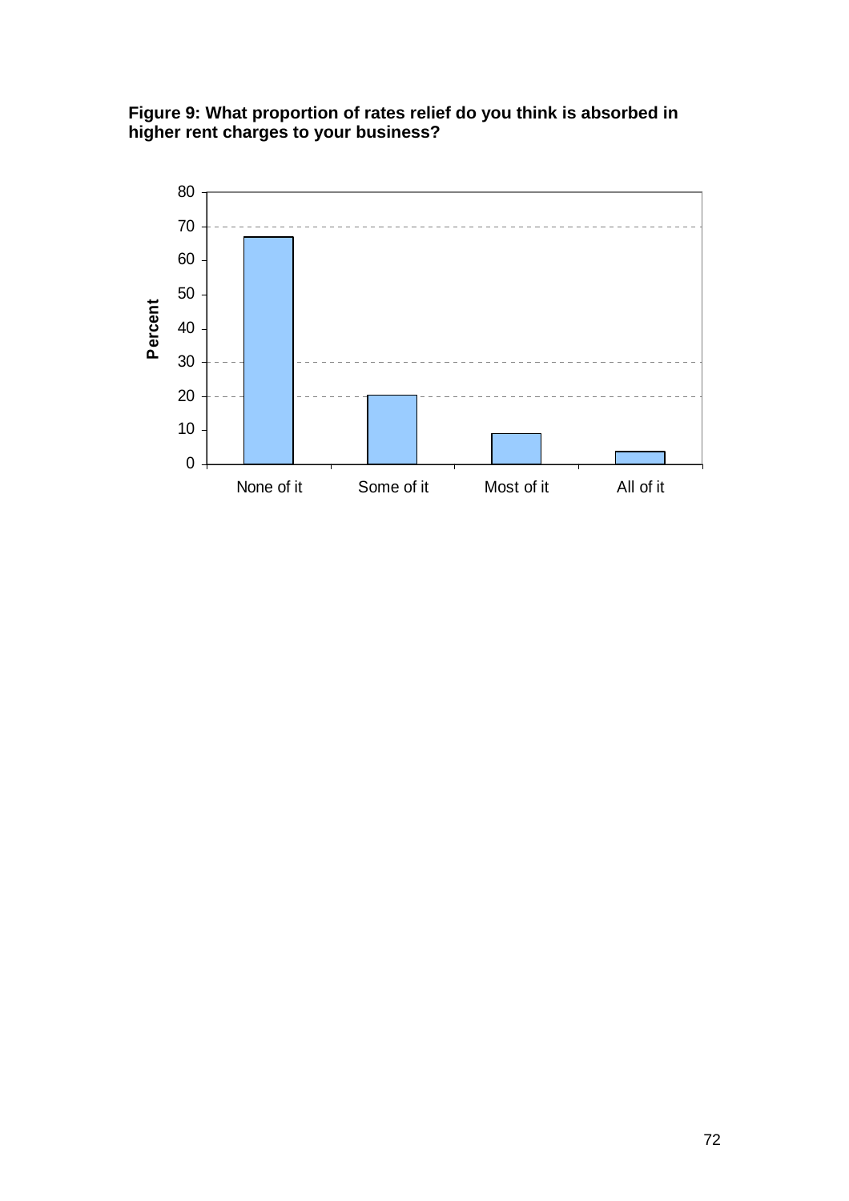**Figure 9: What proportion of rates relief do you think is absorbed in higher rent charges to your business?**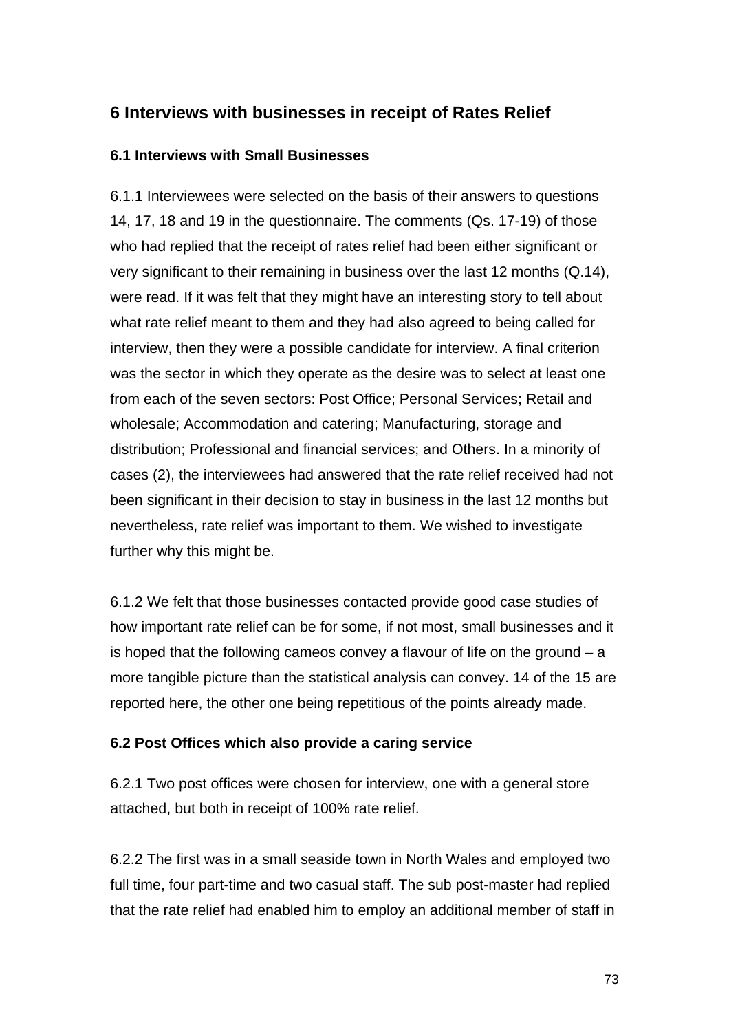## 6 Interviews with businesses in receipt of Rates Relief

### 6.1 Interviews with Small Businesses

6.1.1 Interviewees were selected on the basis of their answers to questions 14, 17, 18 and 19 in the questionnaire. The comments (Qs. 17-19) of those who had replied that the receipt of rates relief had been either significant or very significant to their remaining in business over the last 12 months (Q.14), were read. If it was felt that they might have an interesting story to tell about what rate relief meant to them and they had also agreed to being called for interview, then they were a possible candidate for interview. A final criterion was the sector in which they operate as the desire was to select at least one from each of the seven sectors: Post Office; Personal Services; Retail and wholesale; Accommodation and catering; Manufacturing, storage and distribution; Professional and financial services; and Others. In a minority of cases (2), the interviewees had answered that the rate relief received had not been significant in their decision to stay in business in the last 12 months but nevertheless, rate relief was important to them. We wished to investigate further why this might be.

6.1.2 We felt that those businesses contacted provide good case studies of how important rate relief can be for some, if not most, small businesses and it is hoped that the following cameos convey a flavour of life on the ground – a more tangible picture than the statistical analysis can convey. 14 of the 15 are reported here, the other one being repetitious of the points already made.

### 6.2 Post Offices which also provide a caring service

6.2.1 Two post offices were chosen for interview, one with a general store attached, but both in receipt of 100% rate relief.

6.2.2 The first was in a small seaside town in North Wales and employed two full time, four part-time and two casual staff. The sub post-master had replied that the rate relief had enabled him to employ an additional member of staff in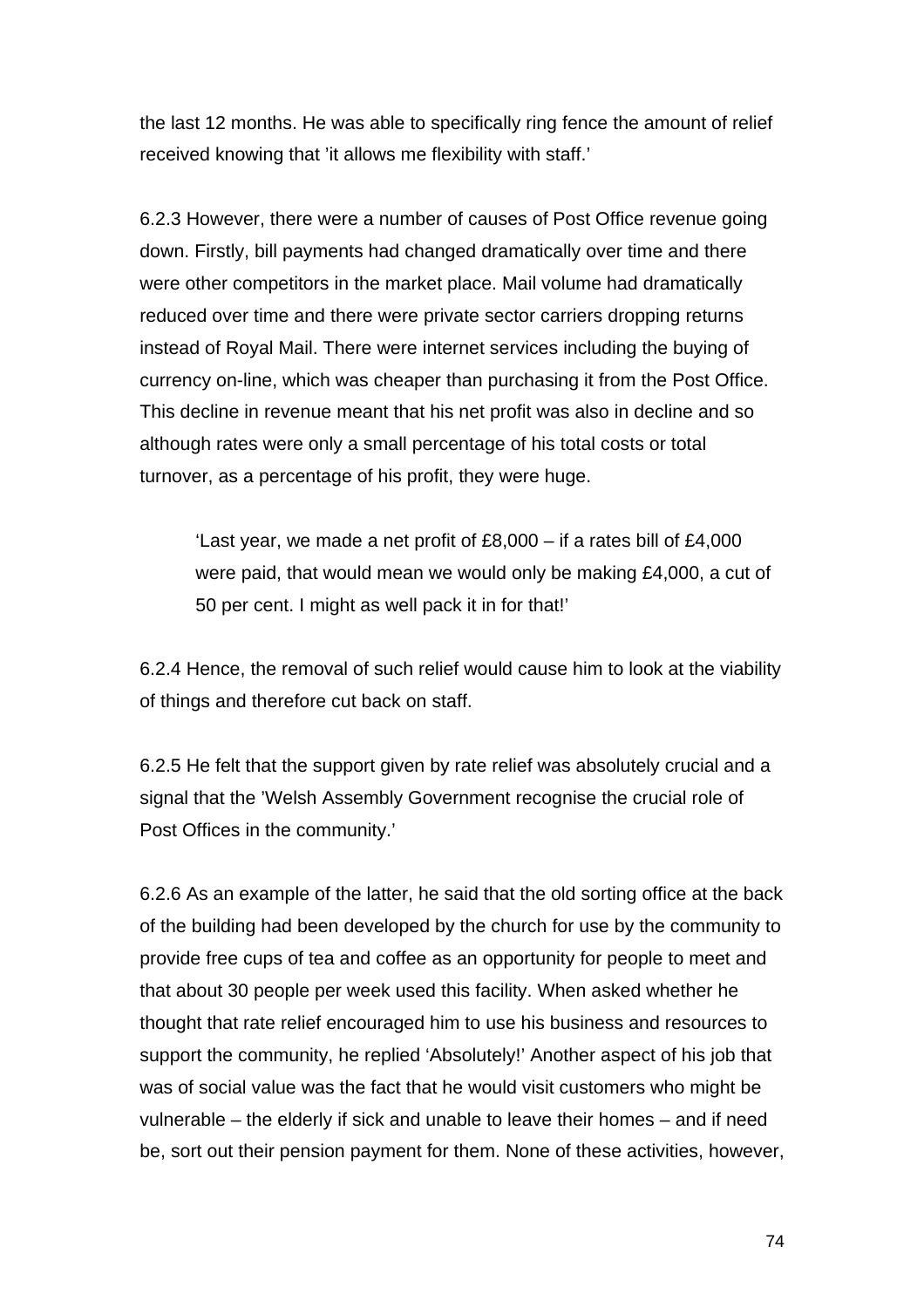the last 12 months. He was able to specifically ring fence the amount of relief received knowing that 'it allows me flexibility with staff.'

6.2.3 However, there were a number of causes of Post Office revenue going down. Firstly, bill payments had changed dramatically over time and there were other competitors in the market place. Mail volume had dramatically reduced over time and there were private sector carriers dropping returns instead of Royal Mail. There were internet services including the buying of currency on-line, which was cheaper than purchasing it from the Post Office. This decline in revenue meant that his net profit was also in decline and so although rates were only a small percentage of his total costs or total turnover, as a percentage of his profit, they were huge.

> 'Last year, we made a net profit of £8,000 – if a rates bill of £4,000 were paid, that would mean we would only be making £4,000, a cut of 50 per cent. I might as well pack it in for that!'

6.2.4 Hence, the removal of such relief would cause him to look at the viability of things and therefore cut back on staff.

6.2.5 He felt that the support given by rate relief was absolutely crucial and a signal that the 'Welsh Assembly Government recognise the crucial role of Post Offices in the community.'

6.2.6 As an example of the latter, he said that the old sorting office at the back of the building had been developed by the church for use by the community to provide free cups of tea and coffee as an opportunity for people to meet and that about 30 people per week used this facility. When asked whether he thought that rate relief encouraged him to use his business and resources to support the community, he replied 'Absolutely!' Another aspect of his job that was of social value was the fact that he would visit customers who might be vulnerable – the elderly if sick and unable to leave their homes – and if need be, sort out their pension payment for them. None of these activities, however,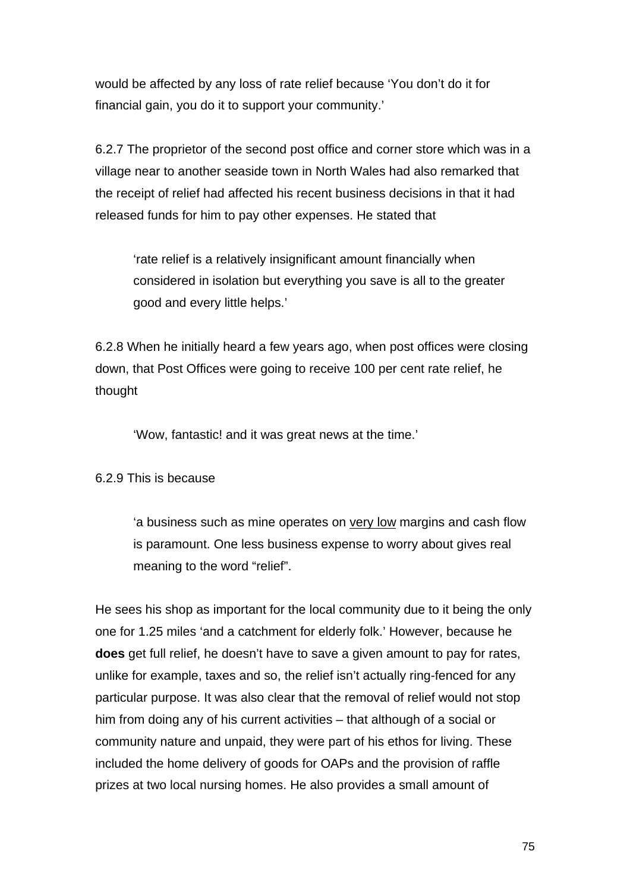would be affected by any loss of rate relief because 'You don't do it for financial gain, you do it to support your community.'

6.2.7 The proprietor of the second post office and corner store which was in a village near to another seaside town in North Wales had also remarked that the receipt of relief had affected his recent business decisions in that it had released funds for him to pay other expenses. He stated that

> 'rate relief is a relatively insignificant amount financially when considered in isolation but everything you save is all to the greater good and every little helps.'

6.2.8 When he initially heard a few years ago, when post offices were closing down, that Post Offices were going to receive 100 per cent rate relief, he thought

> 'Wow, fantastic! and it was great news at the time.'

6.2.9 This is because

> 'a business such as mine operates on <u>very low</u> margins and cash flow is paramount. One less business expense to worry about gives real meaning to the word "relief".

He sees his shop as important for the local community due to it being the only one for 1.25 miles 'and a catchment for elderly folk.' However, because he **does** get full relief, he doesn't have to save a given amount to pay for rates, unlike for example, taxes and so, the relief isn't actually ring-fenced for any particular purpose. It was also clear that the removal of relief would not stop him from doing any of his current activities – that although of a social or community nature and unpaid, they were part of his ethos for living. These included the home delivery of goods for OAPs and the provision of raffle prizes at two local nursing homes. He also provides a small amount of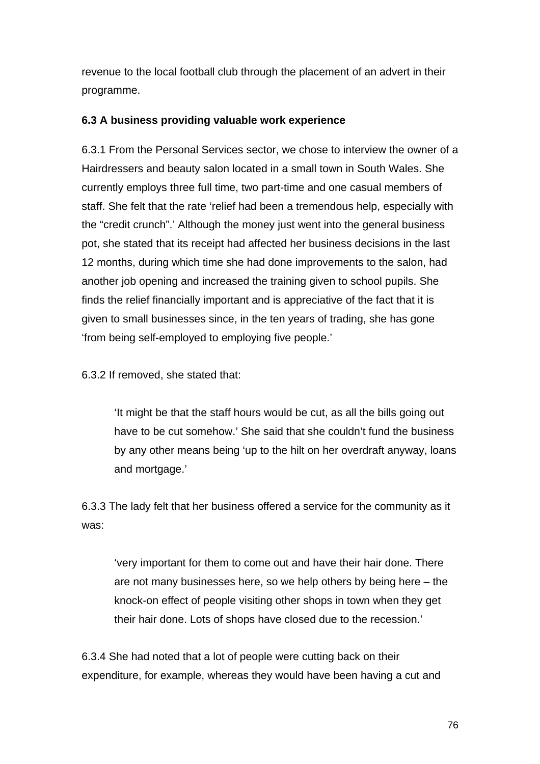revenue to the local football club through the placement of an advert in their programme.

### 6.3 A business providing valuable work experience

6.3.1 From the Personal Services sector, we chose to interview the owner of a Hairdressers and beauty salon located in a small town in South Wales. She currently employs three full time, two part-time and one casual members of staff. She felt that the rate 'relief had been a tremendous help, especially with the "credit crunch".' Although the money just went into the general business pot, she stated that its receipt had affected her business decisions in the last 12 months, during which time she had done improvements to the salon, had another job opening and increased the training given to school pupils. She finds the relief financially important and is appreciative of the fact that it is given to small businesses since, in the ten years of trading, she has gone 'from being self-employed to employing five people.'

6.3.2 If removed, she stated that:

> 'It might be that the staff hours would be cut, as all the bills going out have to be cut somehow.' She said that she couldn't fund the business by any other means being 'up to the hilt on her overdraft anyway, loans and mortgage.'

6.3.3 The lady felt that her business offered a service for the community as it was:

> 'very important for them to come out and have their hair done. There are not many businesses here, so we help others by being here – the knock-on effect of people visiting other shops in town when they get their hair done. Lots of shops have closed due to the recession.'

6.3.4 She had noted that a lot of people were cutting back on their expenditure, for example, whereas they would have been having a cut and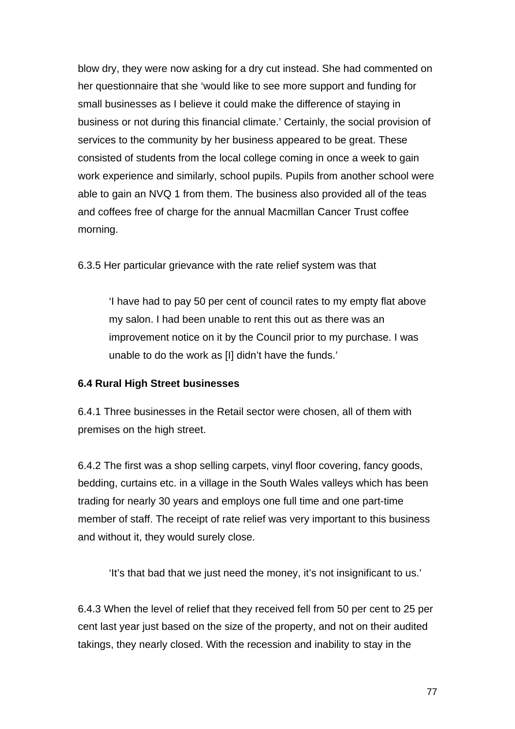blow dry, they were now asking for a dry cut instead. She had commented on her questionnaire that she 'would like to see more support and funding for small businesses as I believe it could make the difference of staying in business or not during this financial climate.' Certainly, the social provision of services to the community by her business appeared to be great. These consisted of students from the local college coming in once a week to gain work experience and similarly, school pupils. Pupils from another school were able to gain an NVQ 1 from them. The business also provided all of the teas and coffees free of charge for the annual Macmillan Cancer Trust coffee morning.

6.3.5 Her particular grievance with the rate relief system was that

> 'I have had to pay 50 per cent of council rates to my empty flat above my salon. I had been unable to rent this out as there was an improvement notice on it by the Council prior to my purchase. I was unable to do the work as [I] didn't have the funds.'

**6.4 Rural High Street businesses**

6.4.1 Three businesses in the Retail sector were chosen, all of them with premises on the high street.

6.4.2 The first was a shop selling carpets, vinyl floor covering, fancy goods, bedding, curtains etc. in a village in the South Wales valleys which has been trading for nearly 30 years and employs one full time and one part-time member of staff. The receipt of rate relief was very important to this business and without it, they would surely close.

> 'It's that bad that we just need the money, it's not insignificant to us.'

6.4.3 When the level of relief that they received fell from 50 per cent to 25 per cent last year just based on the size of the property, and not on their audited takings, they nearly closed. With the recession and inability to stay in the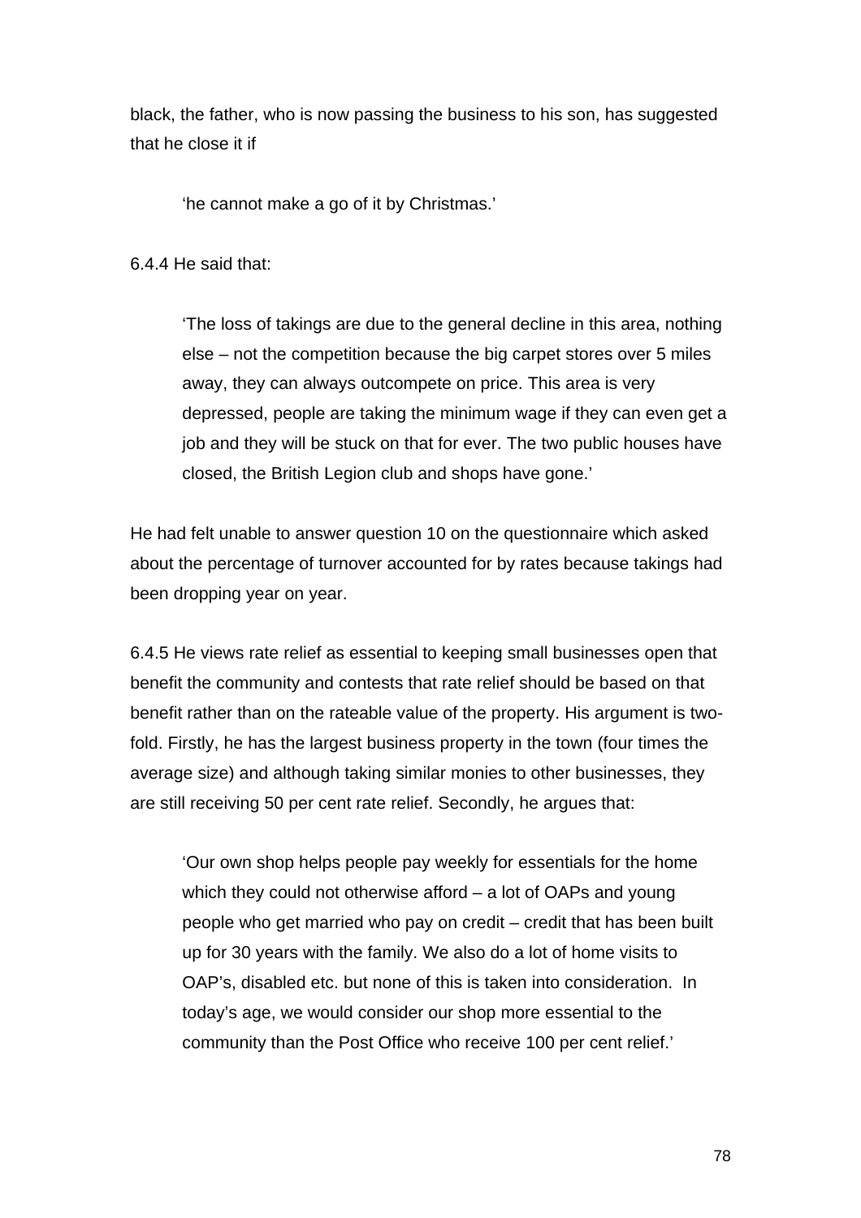black, the father, who is now passing the business to his son, has suggested that he close it if

> 'he cannot make a go of it by Christmas.'

6.4.4 He said that:

> 'The loss of takings are due to the general decline in this area, nothing else – not the competition because the big carpet stores over 5 miles away, they can always outcompete on price. This area is very depressed, people are taking the minimum wage if they can even get a job and they will be stuck on that for ever. The two public houses have closed, the British Legion club and shops have gone.'

He had felt unable to answer question 10 on the questionnaire which asked about the percentage of turnover accounted for by rates because takings had been dropping year on year.

6.4.5 He views rate relief as essential to keeping small businesses open that benefit the community and contests that rate relief should be based on that benefit rather than on the rateable value of the property. His argument is two-fold. Firstly, he has the largest business property in the town (four times the average size) and although taking similar monies to other businesses, they are still receiving 50 per cent rate relief. Secondly, he argues that:

> 'Our own shop helps people pay weekly for essentials for the home which they could not otherwise afford – a lot of OAPs and young people who get married who pay on credit – credit that has been built up for 30 years with the family. We also do a lot of home visits to OAP's, disabled etc. but none of this is taken into consideration. In today's age, we would consider our shop more essential to the community than the Post Office who receive 100 per cent relief.'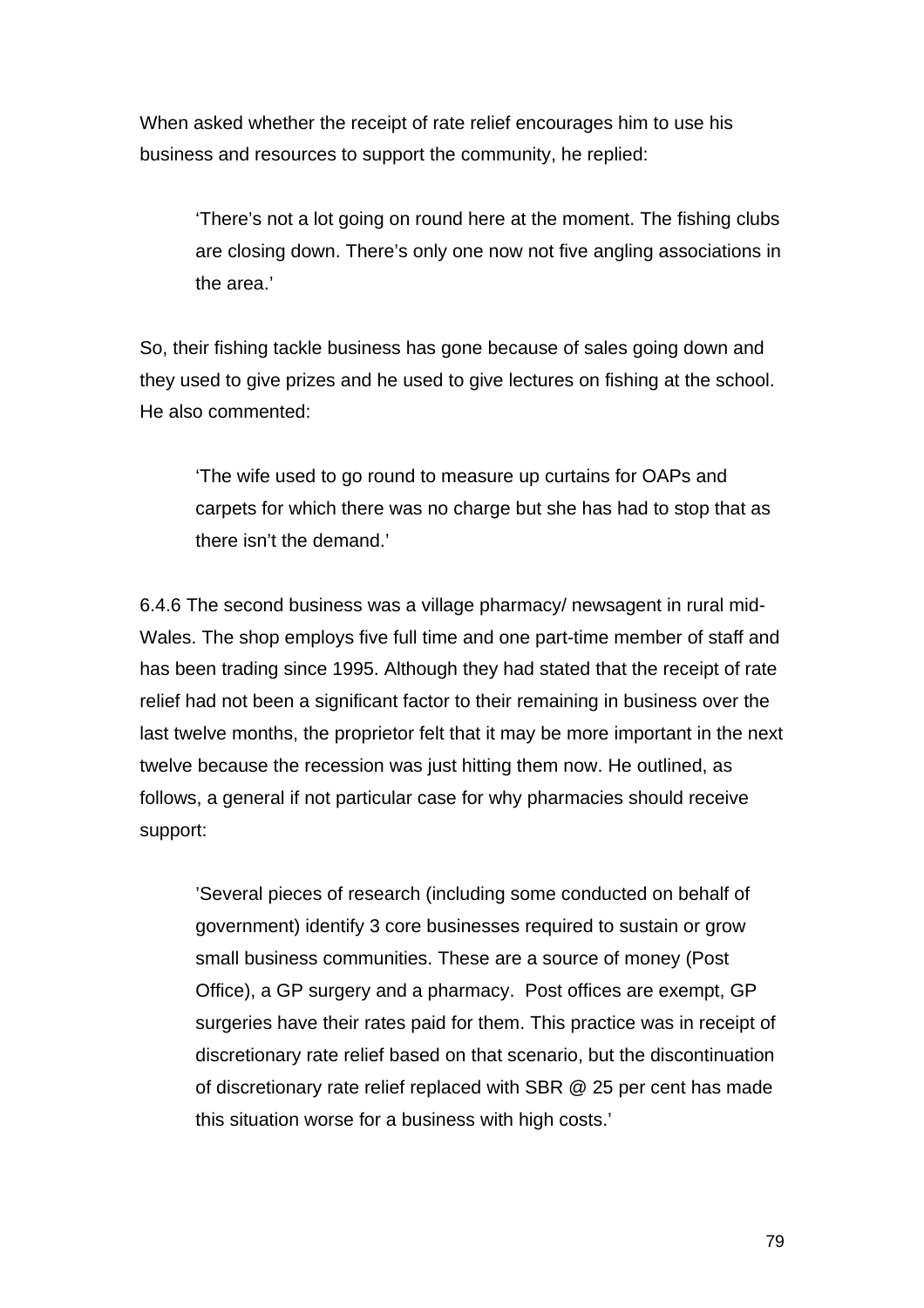When asked whether the receipt of rate relief encourages him to use his business and resources to support the community, he replied:

> 'There's not a lot going on round here at the moment. The fishing clubs are closing down. There's only one now not five angling associations in the area.'

So, their fishing tackle business has gone because of sales going down and they used to give prizes and he used to give lectures on fishing at the school. He also commented:

> 'The wife used to go round to measure up curtains for OAPs and carpets for which there was no charge but she has had to stop that as there isn't the demand.'

6.4.6 The second business was a village pharmacy/ newsagent in rural mid-Wales. The shop employs five full time and one part-time member of staff and has been trading since 1995. Although they had stated that the receipt of rate relief had not been a significant factor to their remaining in business over the last twelve months, the proprietor felt that it may be more important in the next twelve because the recession was just hitting them now. He outlined, as follows, a general if not particular case for why pharmacies should receive support:

> 'Several pieces of research (including some conducted on behalf of government) identify 3 core businesses required to sustain or grow small business communities. These are a source of money (Post Office), a GP surgery and a pharmacy. Post offices are exempt, GP surgeries have their rates paid for them. This practice was in receipt of discretionary rate relief based on that scenario, but the discontinuation of discretionary rate relief replaced with SBR @ 25 per cent has made this situation worse for a business with high costs.'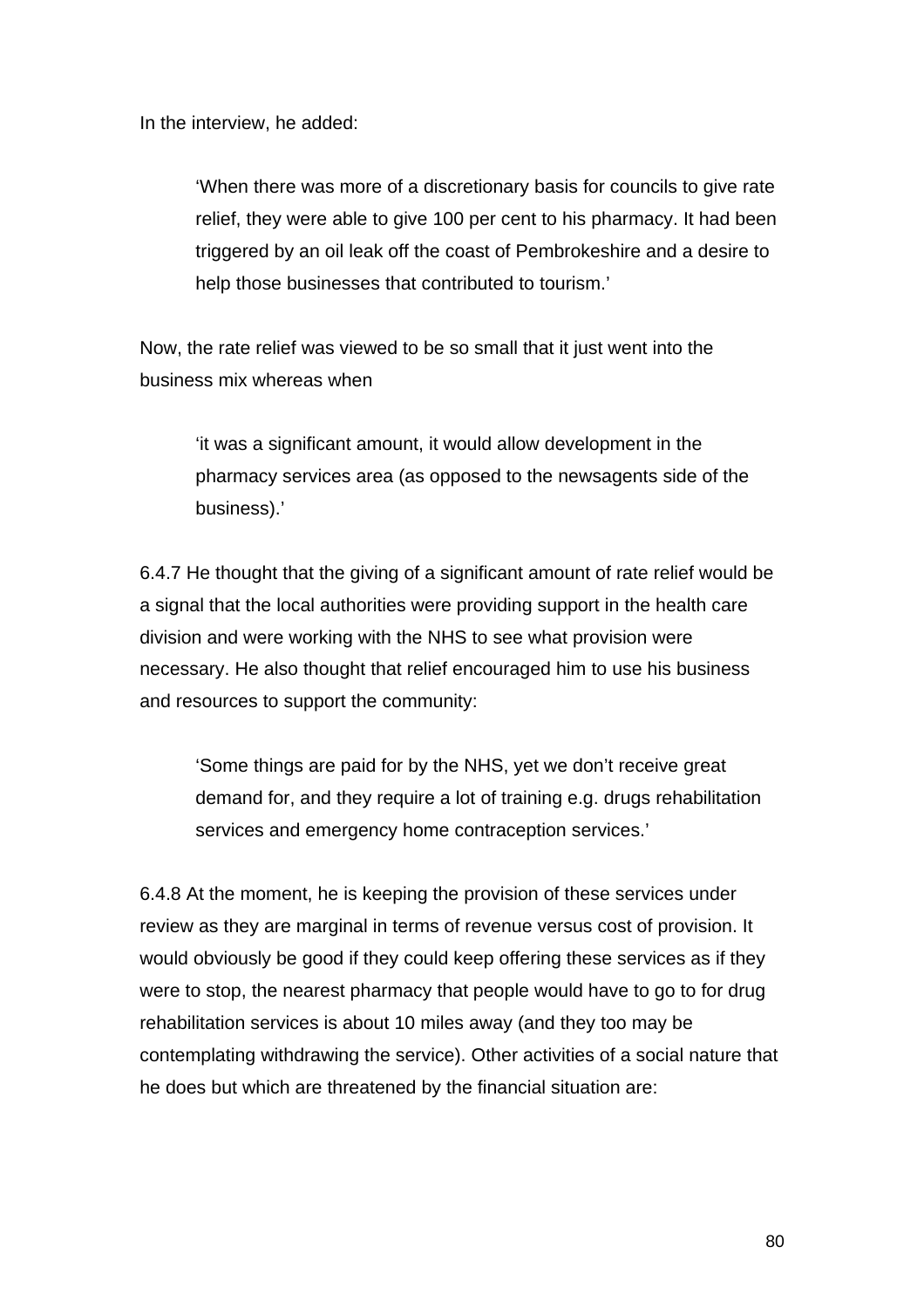In the interview, he added:

> 'When there was more of a discretionary basis for councils to give rate relief, they were able to give 100 per cent to his pharmacy. It had been triggered by an oil leak off the coast of Pembrokeshire and a desire to help those businesses that contributed to tourism.'

Now, the rate relief was viewed to be so small that it just went into the business mix whereas when

> 'it was a significant amount, it would allow development in the pharmacy services area (as opposed to the newsagents side of the business).'

6.4.7 He thought that the giving of a significant amount of rate relief would be a signal that the local authorities were providing support in the health care division and were working with the NHS to see what provision were necessary. He also thought that relief encouraged him to use his business and resources to support the community:

> 'Some things are paid for by the NHS, yet we don't receive great demand for, and they require a lot of training e.g. drugs rehabilitation services and emergency home contraception services.'

6.4.8 At the moment, he is keeping the provision of these services under review as they are marginal in terms of revenue versus cost of provision. It would obviously be good if they could keep offering these services as if they were to stop, the nearest pharmacy that people would have to go to for drug rehabilitation services is about 10 miles away (and they too may be contemplating withdrawing the service). Other activities of a social nature that he does but which are threatened by the financial situation are: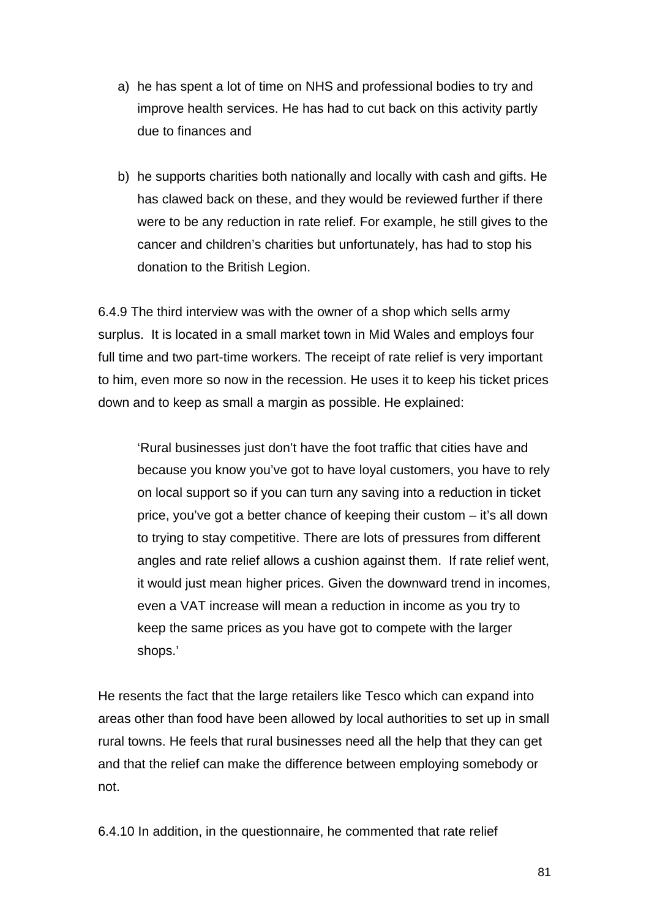a) he has spent a lot of time on NHS and professional bodies to try and improve health services. He has had to cut back on this activity partly due to finances and

b) he supports charities both nationally and locally with cash and gifts. He has clawed back on these, and they would be reviewed further if there were to be any reduction in rate relief. For example, he still gives to the cancer and children's charities but unfortunately, has had to stop his donation to the British Legion.

6.4.9 The third interview was with the owner of a shop which sells army surplus. It is located in a small market town in Mid Wales and employs four full time and two part-time workers. The receipt of rate relief is very important to him, even more so now in the recession. He uses it to keep his ticket prices down and to keep as small a margin as possible. He explained:

> 'Rural businesses just don't have the foot traffic that cities have and because you know you've got to have loyal customers, you have to rely on local support so if you can turn any saving into a reduction in ticket price, you've got a better chance of keeping their custom – it's all down to trying to stay competitive. There are lots of pressures from different angles and rate relief allows a cushion against them. If rate relief went, it would just mean higher prices. Given the downward trend in incomes, even a VAT increase will mean a reduction in income as you try to keep the same prices as you have got to compete with the larger shops.'

He resents the fact that the large retailers like Tesco which can expand into areas other than food have been allowed by local authorities to set up in small rural towns. He feels that rural businesses need all the help that they can get and that the relief can make the difference between employing somebody or not.

6.4.10 In addition, in the questionnaire, he commented that rate relief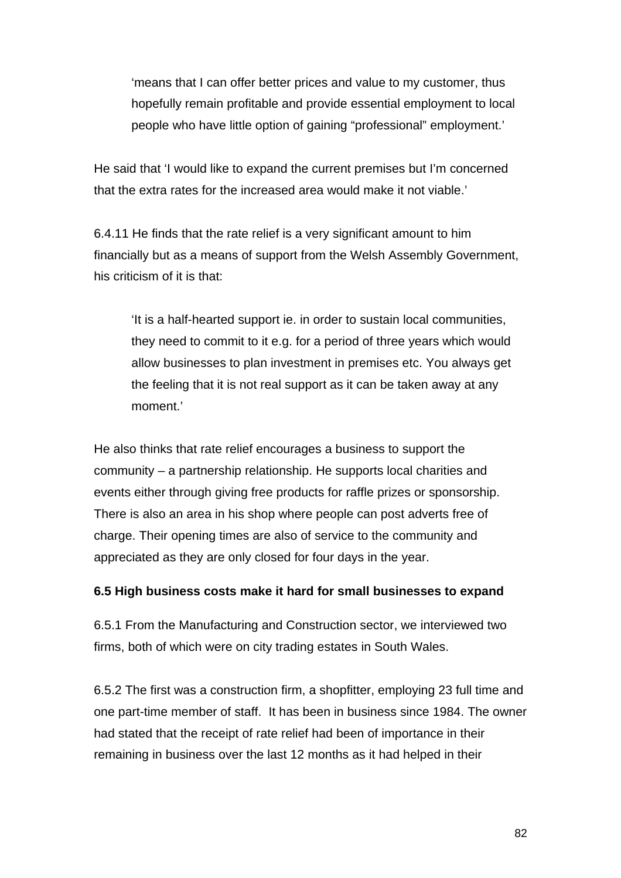> 'means that I can offer better prices and value to my customer, thus hopefully remain profitable and provide essential employment to local people who have little option of gaining "professional" employment.'

He said that 'I would like to expand the current premises but I'm concerned that the extra rates for the increased area would make it not viable.'

6.4.11 He finds that the rate relief is a very significant amount to him financially but as a means of support from the Welsh Assembly Government, his criticism of it is that:

> 'It is a half-hearted support ie. in order to sustain local communities, they need to commit to it e.g. for a period of three years which would allow businesses to plan investment in premises etc. You always get the feeling that it is not real support as it can be taken away at any moment.'

He also thinks that rate relief encourages a business to support the community – a partnership relationship. He supports local charities and events either through giving free products for raffle prizes or sponsorship. There is also an area in his shop where people can post adverts free of charge. Their opening times are also of service to the community and appreciated as they are only closed for four days in the year.

**6.5 High business costs make it hard for small businesses to expand**

6.5.1 From the Manufacturing and Construction sector, we interviewed two firms, both of which were on city trading estates in South Wales.

6.5.2 The first was a construction firm, a shopfitter, employing 23 full time and one part-time member of staff. It has been in business since 1984. The owner had stated that the receipt of rate relief had been of importance in their remaining in business over the last 12 months as it had helped in their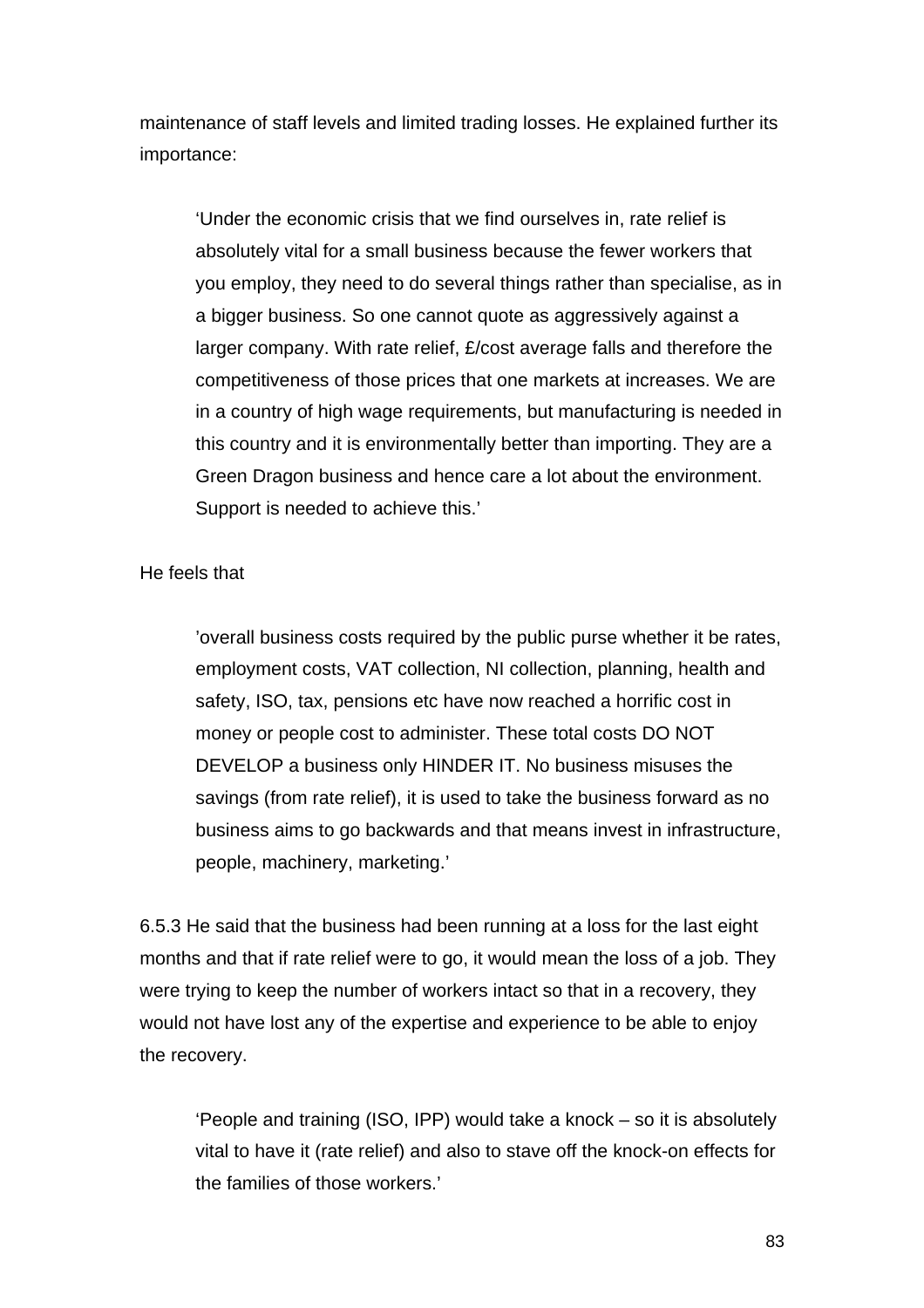maintenance of staff levels and limited trading losses. He explained further its importance:

> ‘Under the economic crisis that we find ourselves in, rate relief is absolutely vital for a small business because the fewer workers that you employ, they need to do several things rather than specialise, as in a bigger business. So one cannot quote as aggressively against a larger company. With rate relief, £/cost average falls and therefore the competitiveness of those prices that one markets at increases. We are in a country of high wage requirements, but manufacturing is needed in this country and it is environmentally better than importing. They are a Green Dragon business and hence care a lot about the environment. Support is needed to achieve this.’

He feels that

> ’overall business costs required by the public purse whether it be rates, employment costs, VAT collection, NI collection, planning, health and safety, ISO, tax, pensions etc have now reached a horrific cost in money or people cost to administer. These total costs DO NOT DEVELOP a business only HINDER IT. No business misuses the savings (from rate relief), it is used to take the business forward as no business aims to go backwards and that means invest in infrastructure, people, machinery, marketing.’

6.5.3 He said that the business had been running at a loss for the last eight months and that if rate relief were to go, it would mean the loss of a job. They were trying to keep the number of workers intact so that in a recovery, they would not have lost any of the expertise and experience to be able to enjoy the recovery.

> ‘People and training (ISO, IPP) would take a knock – so it is absolutely vital to have it (rate relief) and also to stave off the knock-on effects for the families of those workers.’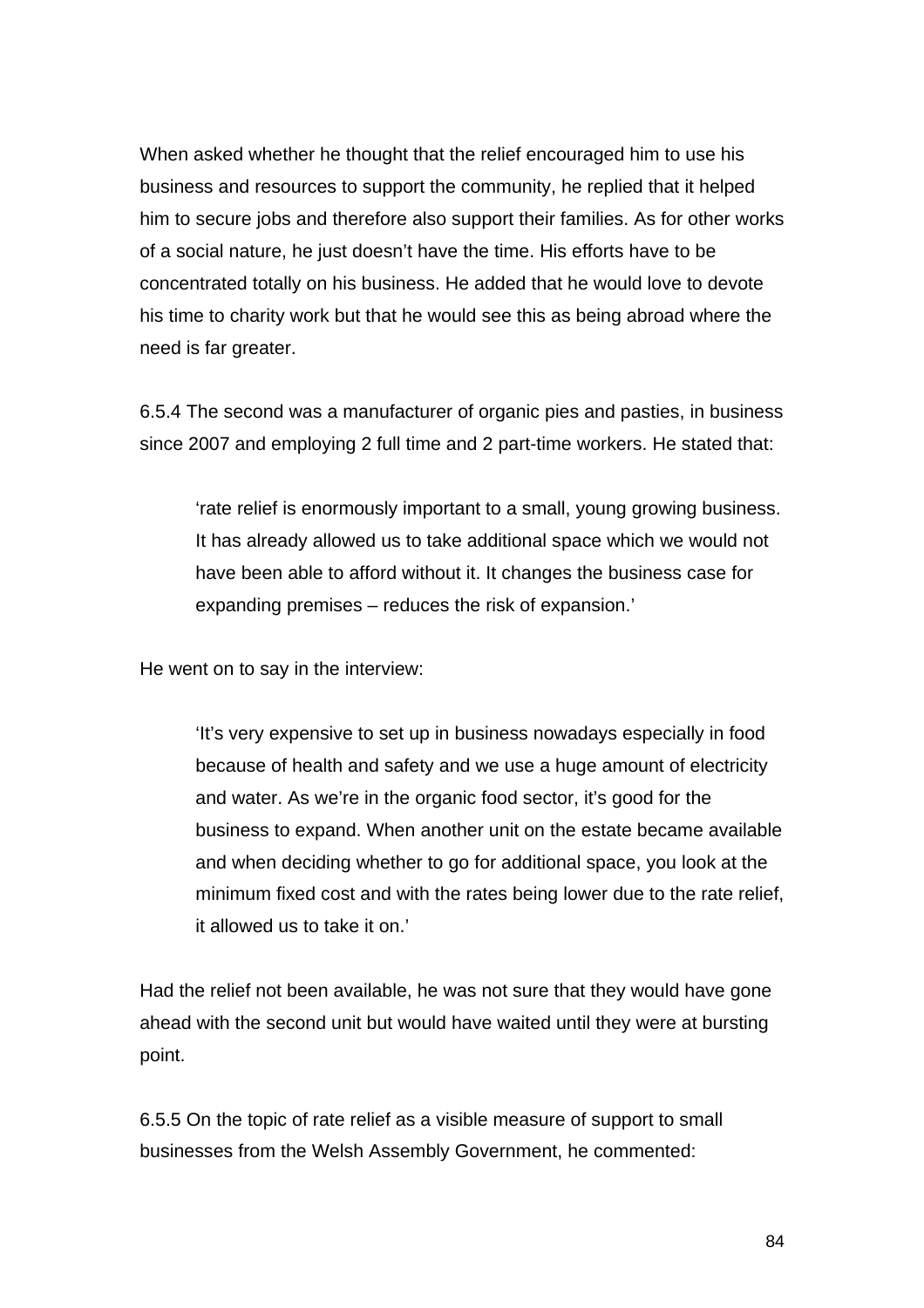When asked whether he thought that the relief encouraged him to use his business and resources to support the community, he replied that it helped him to secure jobs and therefore also support their families. As for other works of a social nature, he just doesn't have the time. His efforts have to be concentrated totally on his business. He added that he would love to devote his time to charity work but that he would see this as being abroad where the need is far greater.

6.5.4 The second was a manufacturer of organic pies and pasties, in business since 2007 and employing 2 full time and 2 part-time workers. He stated that:

> 'rate relief is enormously important to a small, young growing business. It has already allowed us to take additional space which we would not have been able to afford without it. It changes the business case for expanding premises – reduces the risk of expansion.'

He went on to say in the interview:

> 'It's very expensive to set up in business nowadays especially in food because of health and safety and we use a huge amount of electricity and water. As we're in the organic food sector, it's good for the business to expand. When another unit on the estate became available and when deciding whether to go for additional space, you look at the minimum fixed cost and with the rates being lower due to the rate relief, it allowed us to take it on.'

Had the relief not been available, he was not sure that they would have gone ahead with the second unit but would have waited until they were at bursting point.

6.5.5 On the topic of rate relief as a visible measure of support to small businesses from the Welsh Assembly Government, he commented: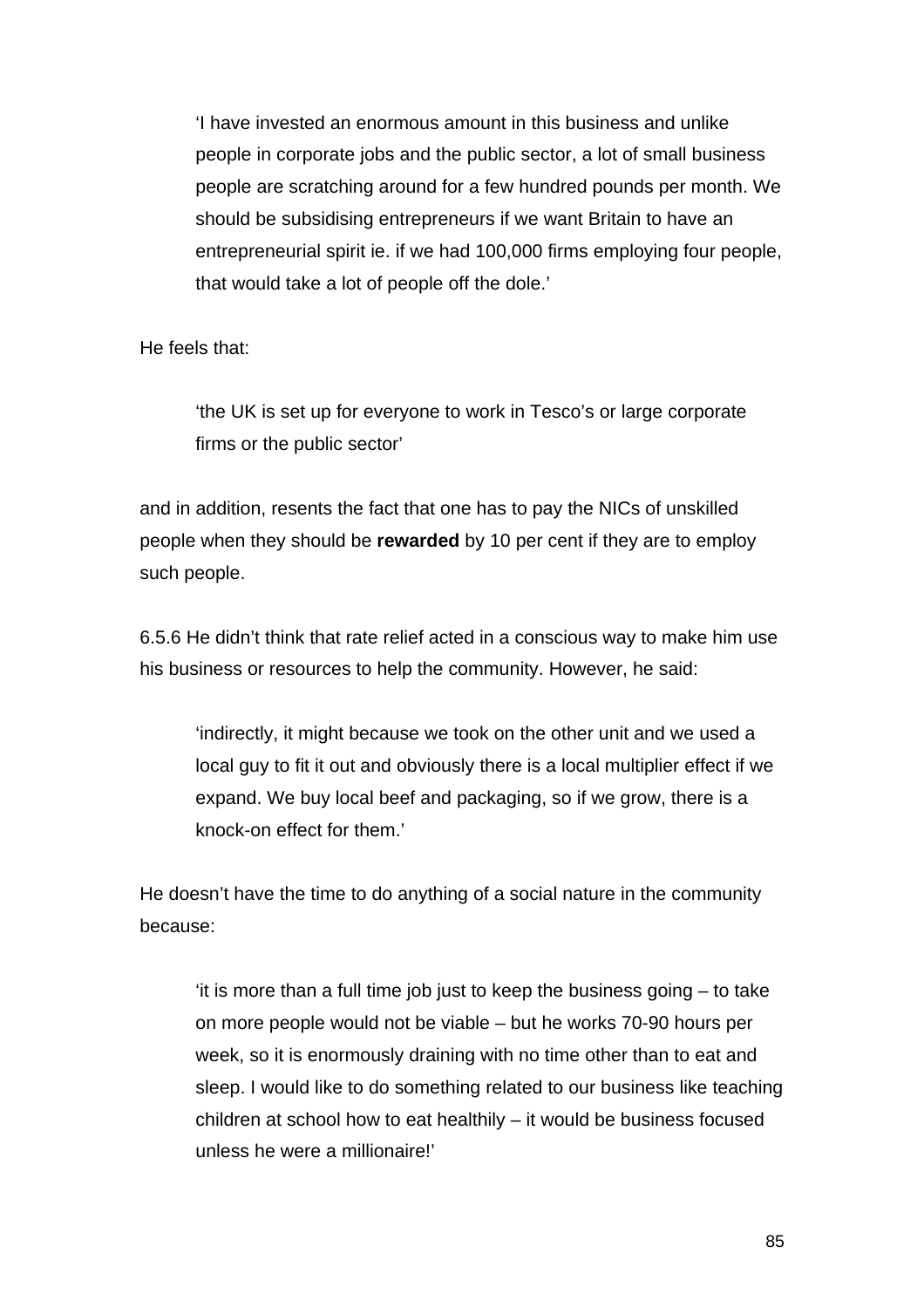> 'I have invested an enormous amount in this business and unlike people in corporate jobs and the public sector, a lot of small business people are scratching around for a few hundred pounds per month. We should be subsidising entrepreneurs if we want Britain to have an entrepreneurial spirit ie. if we had 100,000 firms employing four people, that would take a lot of people off the dole.'

He feels that:

> 'the UK is set up for everyone to work in Tesco's or large corporate firms or the public sector'

and in addition, resents the fact that one has to pay the NICs of unskilled people when they should be **rewarded** by 10 per cent if they are to employ such people.

6.5.6 He didn't think that rate relief acted in a conscious way to make him use his business or resources to help the community. However, he said:

> 'indirectly, it might because we took on the other unit and we used a local guy to fit it out and obviously there is a local multiplier effect if we expand. We buy local beef and packaging, so if we grow, there is a knock-on effect for them.'

He doesn't have the time to do anything of a social nature in the community because:

> 'it is more than a full time job just to keep the business going – to take on more people would not be viable – but he works 70-90 hours per week, so it is enormously draining with no time other than to eat and sleep. I would like to do something related to our business like teaching children at school how to eat healthily – it would be business focused unless he were a millionaire!'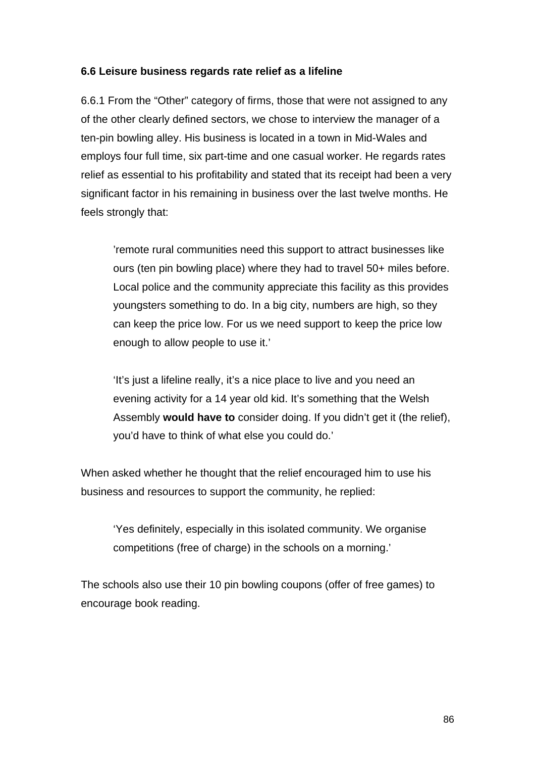### 6.6 Leisure business regards rate relief as a lifeline

6.6.1 From the “Other” category of firms, those that were not assigned to any of the other clearly defined sectors, we chose to interview the manager of a ten-pin bowling alley. His business is located in a town in Mid-Wales and employs four full time, six part-time and one casual worker. He regards rates relief as essential to his profitability and stated that its receipt had been a very significant factor in his remaining in business over the last twelve months. He feels strongly that:

> ’remote rural communities need this support to attract businesses like ours (ten pin bowling place) where they had to travel 50+ miles before. Local police and the community appreciate this facility as this provides youngsters something to do. In a big city, numbers are high, so they can keep the price low. For us we need support to keep the price low enough to allow people to use it.’

> ‘It’s just a lifeline really, it’s a nice place to live and you need an evening activity for a 14 year old kid. It’s something that the Welsh Assembly **would have to** consider doing. If you didn’t get it (the relief), you’d have to think of what else you could do.’

When asked whether he thought that the relief encouraged him to use his business and resources to support the community, he replied:

> ‘Yes definitely, especially in this isolated community. We organise competitions (free of charge) in the schools on a morning.’

The schools also use their 10 pin bowling coupons (offer of free games) to encourage book reading.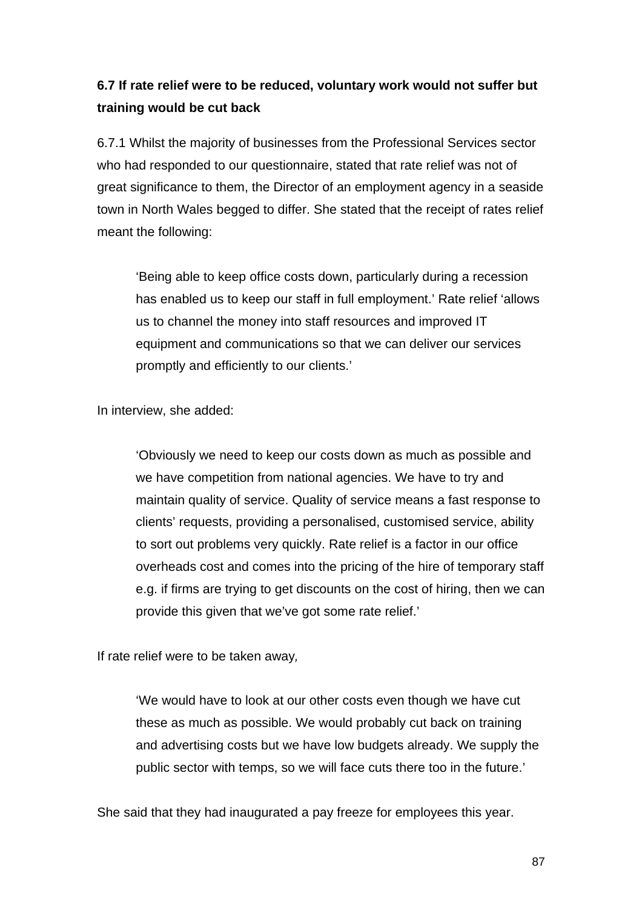### 6.7 If rate relief were to be reduced, voluntary work would not suffer but training would be cut back

6.7.1 Whilst the majority of businesses from the Professional Services sector who had responded to our questionnaire, stated that rate relief was not of great significance to them, the Director of an employment agency in a seaside town in North Wales begged to differ. She stated that the receipt of rates relief meant the following:

> ‘Being able to keep office costs down, particularly during a recession has enabled us to keep our staff in full employment.’ Rate relief ‘allows us to channel the money into staff resources and improved IT equipment and communications so that we can deliver our services promptly and efficiently to our clients.’

In interview, she added:

> ‘Obviously we need to keep our costs down as much as possible and we have competition from national agencies. We have to try and maintain quality of service. Quality of service means a fast response to clients’ requests, providing a personalised, customised service, ability to sort out problems very quickly. Rate relief is a factor in our office overheads cost and comes into the pricing of the hire of temporary staff e.g. if firms are trying to get discounts on the cost of hiring, then we can provide this given that we’ve got some rate relief.’

If rate relief were to be taken away,

> ‘We would have to look at our other costs even though we have cut these as much as possible. We would probably cut back on training and advertising costs but we have low budgets already. We supply the public sector with temps, so we will face cuts there too in the future.’

She said that they had inaugurated a pay freeze for employees this year.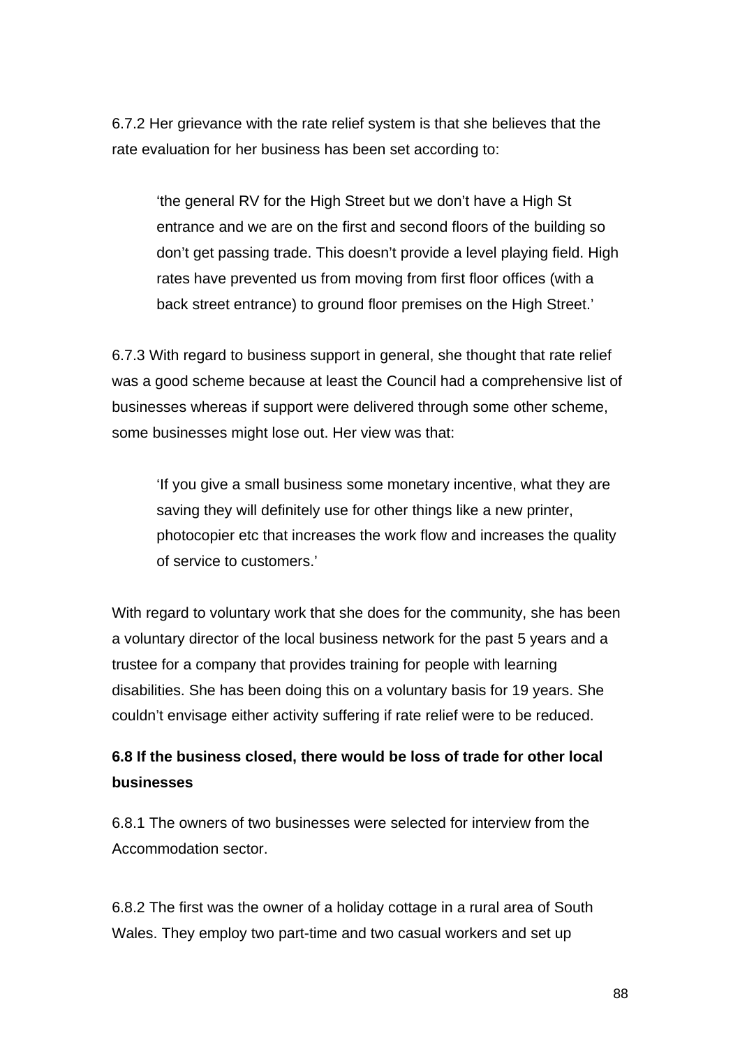6.7.2 Her grievance with the rate relief system is that she believes that the rate evaluation for her business has been set according to:

> ‘the general RV for the High Street but we don’t have a High St entrance and we are on the first and second floors of the building so don’t get passing trade. This doesn’t provide a level playing field. High rates have prevented us from moving from first floor offices (with a back street entrance) to ground floor premises on the High Street.’

6.7.3 With regard to business support in general, she thought that rate relief was a good scheme because at least the Council had a comprehensive list of businesses whereas if support were delivered through some other scheme, some businesses might lose out. Her view was that:

> ‘If you give a small business some monetary incentive, what they are saving they will definitely use for other things like a new printer, photocopier etc that increases the work flow and increases the quality of service to customers.’

With regard to voluntary work that she does for the community, she has been a voluntary director of the local business network for the past 5 years and a trustee for a company that provides training for people with learning disabilities. She has been doing this on a voluntary basis for 19 years. She couldn’t envisage either activity suffering if rate relief were to be reduced.

### 6.8 If the business closed, there would be loss of trade for other local businesses

6.8.1 The owners of two businesses were selected for interview from the Accommodation sector.

6.8.2 The first was the owner of a holiday cottage in a rural area of South Wales. They employ two part-time and two casual workers and set up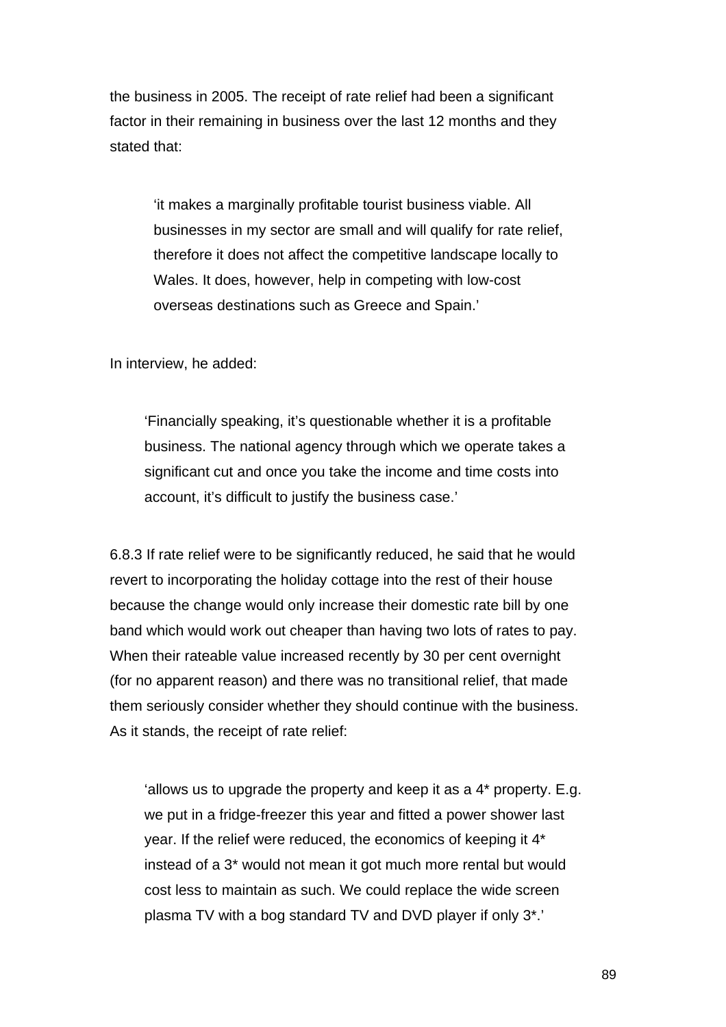the business in 2005. The receipt of rate relief had been a significant factor in their remaining in business over the last 12 months and they stated that:

> 'it makes a marginally profitable tourist business viable. All businesses in my sector are small and will qualify for rate relief, therefore it does not affect the competitive landscape locally to Wales. It does, however, help in competing with low-cost overseas destinations such as Greece and Spain.'

In interview, he added:

> 'Financially speaking, it's questionable whether it is a profitable business. The national agency through which we operate takes a significant cut and once you take the income and time costs into account, it's difficult to justify the business case.'

6.8.3 If rate relief were to be significantly reduced, he said that he would revert to incorporating the holiday cottage into the rest of their house because the change would only increase their domestic rate bill by one band which would work out cheaper than having two lots of rates to pay. When their rateable value increased recently by 30 per cent overnight (for no apparent reason) and there was no transitional relief, that made them seriously consider whether they should continue with the business. As it stands, the receipt of rate relief:

> 'allows us to upgrade the property and keep it as a 4* property. E.g. we put in a fridge-freezer this year and fitted a power shower last year. If the relief were reduced, the economics of keeping it 4* instead of a 3* would not mean it got much more rental but would cost less to maintain as such. We could replace the wide screen plasma TV with a bog standard TV and DVD player if only 3*.'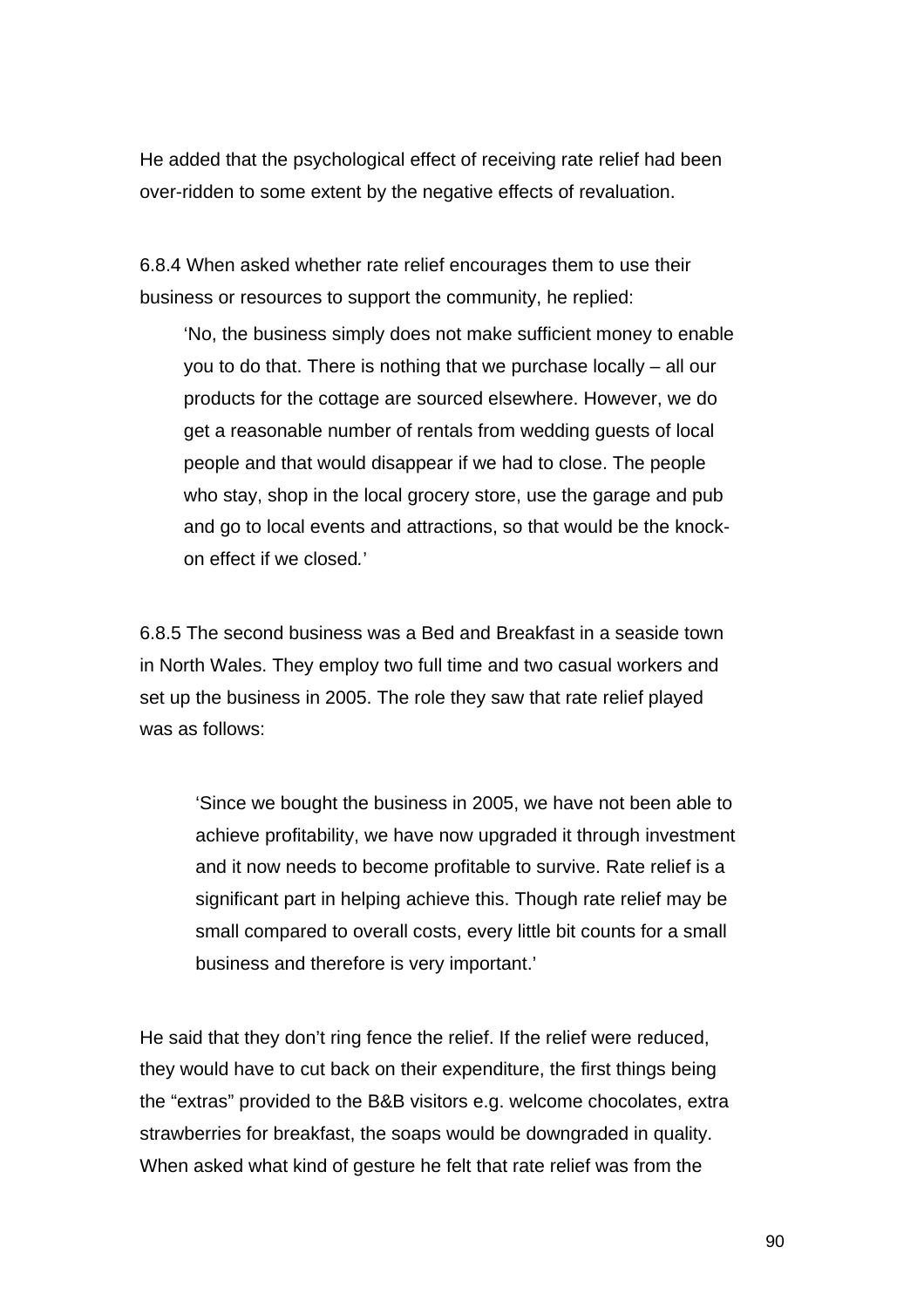He added that the psychological effect of receiving rate relief had been over-ridden to some extent by the negative effects of revaluation.

6.8.4 When asked whether rate relief encourages them to use their business or resources to support the community, he replied:

> 'No, the business simply does not make sufficient money to enable you to do that. There is nothing that we purchase locally – all our products for the cottage are sourced elsewhere. However, we do get a reasonable number of rentals from wedding guests of local people and that would disappear if we had to close. The people who stay, shop in the local grocery store, use the garage and pub and go to local events and attractions, so that would be the knock-on effect if we closed.'

6.8.5 The second business was a Bed and Breakfast in a seaside town in North Wales. They employ two full time and two casual workers and set up the business in 2005. The role they saw that rate relief played was as follows:

> 'Since we bought the business in 2005, we have not been able to achieve profitability, we have now upgraded it through investment and it now needs to become profitable to survive. Rate relief is a significant part in helping achieve this. Though rate relief may be small compared to overall costs, every little bit counts for a small business and therefore is very important.'

He said that they don't ring fence the relief. If the relief were reduced, they would have to cut back on their expenditure, the first things being the "extras" provided to the B&B visitors e.g. welcome chocolates, extra strawberries for breakfast, the soaps would be downgraded in quality. When asked what kind of gesture he felt that rate relief was from the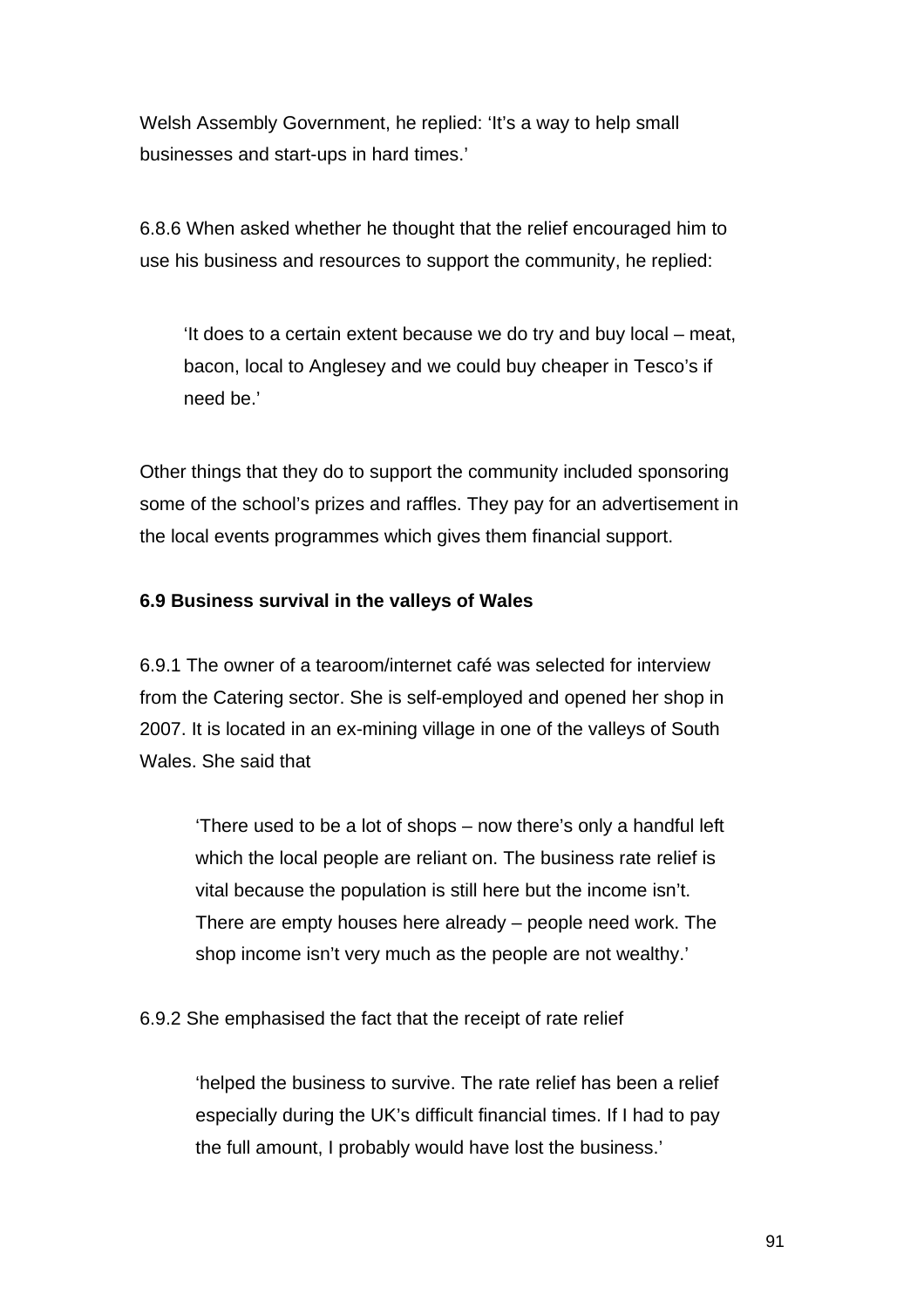Welsh Assembly Government, he replied: ‘It’s a way to help small businesses and start-ups in hard times.’

6.8.6 When asked whether he thought that the relief encouraged him to use his business and resources to support the community, he replied:

> ‘It does to a certain extent because we do try and buy local – meat, bacon, local to Anglesey and we could buy cheaper in Tesco’s if need be.’

Other things that they do to support the community included sponsoring some of the school’s prizes and raffles. They pay for an advertisement in the local events programmes which gives them financial support.

**6.9 Business survival in the valleys of Wales**

6.9.1 The owner of a tearoom/internet café was selected for interview from the Catering sector. She is self-employed and opened her shop in 2007. It is located in an ex-mining village in one of the valleys of South Wales. She said that

> ‘There used to be a lot of shops – now there’s only a handful left which the local people are reliant on. The business rate relief is vital because the population is still here but the income isn’t. There are empty houses here already – people need work. The shop income isn’t very much as the people are not wealthy.’

6.9.2 She emphasised the fact that the receipt of rate relief

> ‘helped the business to survive. The rate relief has been a relief especially during the UK’s difficult financial times. If I had to pay the full amount, I probably would have lost the business.’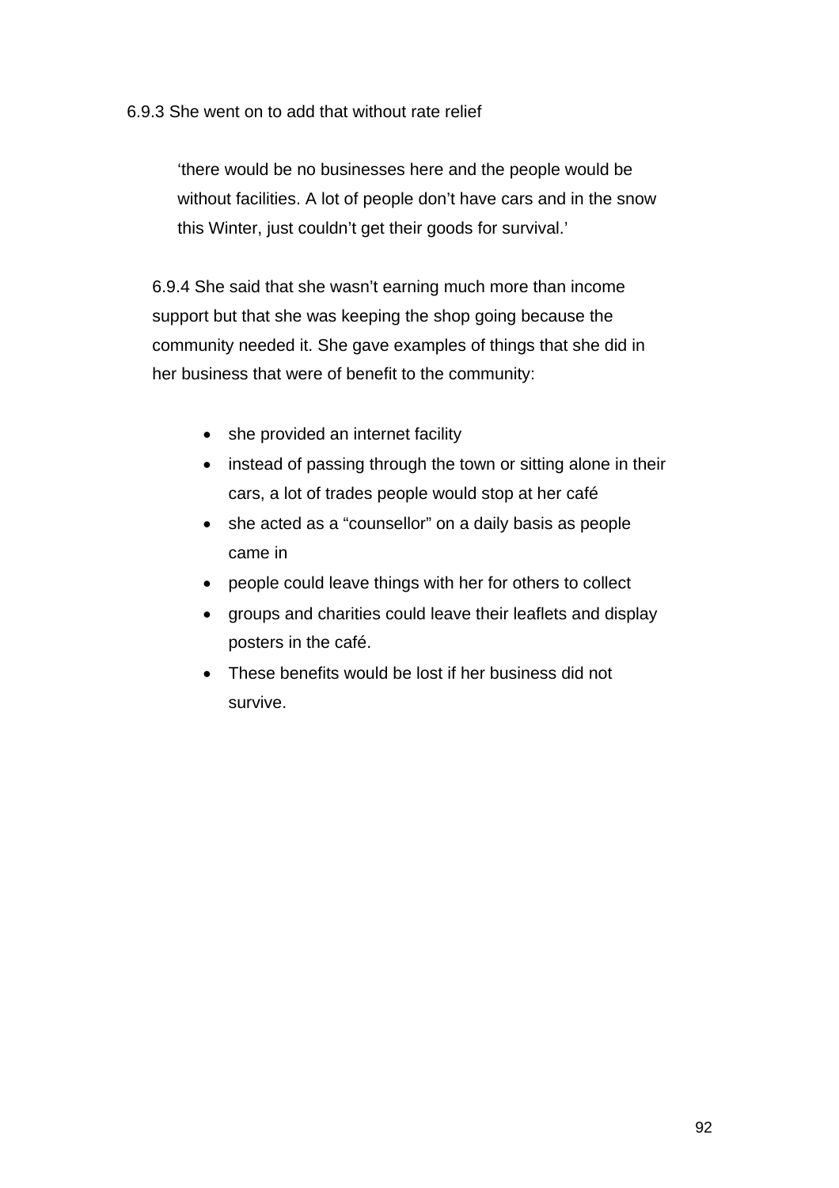6.9.3 She went on to add that without rate relief

> 'there would be no businesses here and the people would be without facilities. A lot of people don't have cars and in the snow this Winter, just couldn't get their goods for survival.'

6.9.4 She said that she wasn't earning much more than income support but that she was keeping the shop going because the community needed it. She gave examples of things that she did in her business that were of benefit to the community:

- she provided an internet facility
- instead of passing through the town or sitting alone in their cars, a lot of trades people would stop at her café
- she acted as a "counsellor" on a daily basis as people came in
- people could leave things with her for others to collect
- groups and charities could leave their leaflets and display posters in the café.
- These benefits would be lost if her business did not survive.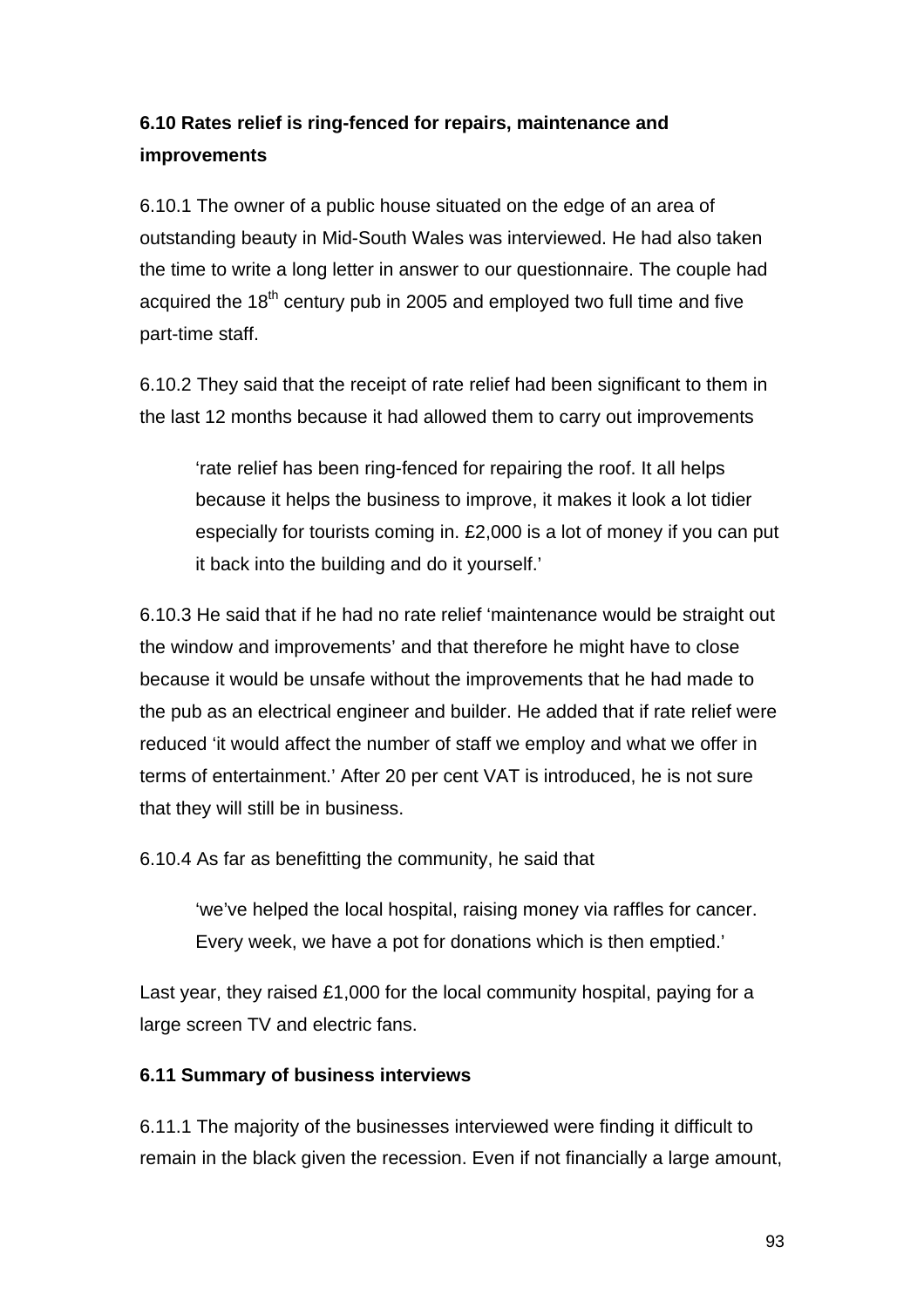**6.10 Rates relief is ring-fenced for repairs, maintenance and improvements**

6.10.1 The owner of a public house situated on the edge of an area of outstanding beauty in Mid-South Wales was interviewed. He had also taken the time to write a long letter in answer to our questionnaire. The couple had acquired the 18th century pub in 2005 and employed two full time and five part-time staff.

6.10.2 They said that the receipt of rate relief had been significant to them in the last 12 months because it had allowed them to carry out improvements

> 'rate relief has been ring-fenced for repairing the roof. It all helps because it helps the business to improve, it makes it look a lot tidier especially for tourists coming in. £2,000 is a lot of money if you can put it back into the building and do it yourself.'

6.10.3 He said that if he had no rate relief 'maintenance would be straight out the window and improvements' and that therefore he might have to close because it would be unsafe without the improvements that he had made to the pub as an electrical engineer and builder. He added that if rate relief were reduced 'it would affect the number of staff we employ and what we offer in terms of entertainment.' After 20 per cent VAT is introduced, he is not sure that they will still be in business.

6.10.4 As far as benefitting the community, he said that

> 'we've helped the local hospital, raising money via raffles for cancer. Every week, we have a pot for donations which is then emptied.'

Last year, they raised £1,000 for the local community hospital, paying for a large screen TV and electric fans.

**6.11 Summary of business interviews**

6.11.1 The majority of the businesses interviewed were finding it difficult to remain in the black given the recession. Even if not financially a large amount,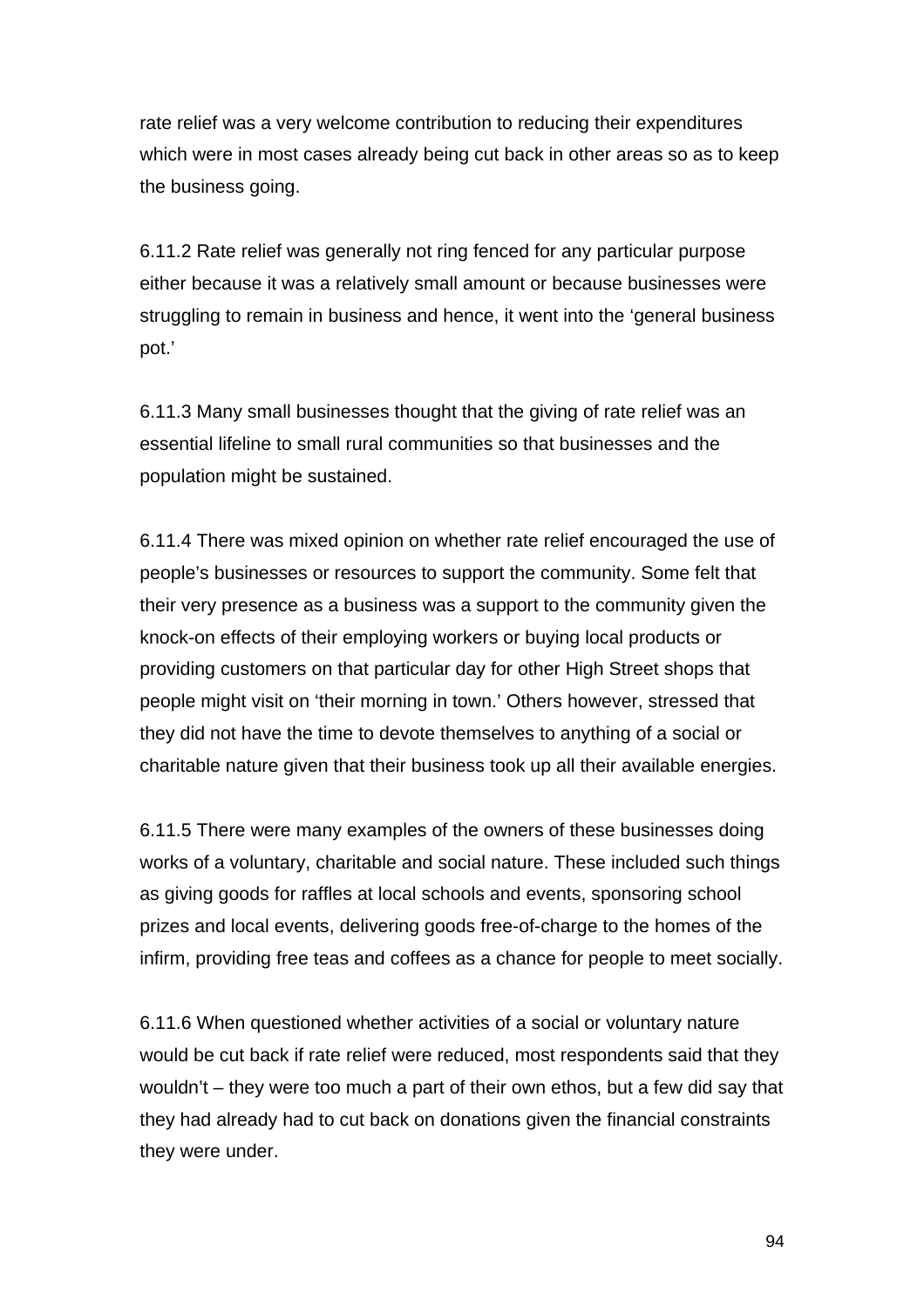rate relief was a very welcome contribution to reducing their expenditures which were in most cases already being cut back in other areas so as to keep the business going.

6.11.2 Rate relief was generally not ring fenced for any particular purpose either because it was a relatively small amount or because businesses were struggling to remain in business and hence, it went into the 'general business pot.'

6.11.3 Many small businesses thought that the giving of rate relief was an essential lifeline to small rural communities so that businesses and the population might be sustained.

6.11.4 There was mixed opinion on whether rate relief encouraged the use of people's businesses or resources to support the community. Some felt that their very presence as a business was a support to the community given the knock-on effects of their employing workers or buying local products or providing customers on that particular day for other High Street shops that people might visit on 'their morning in town.' Others however, stressed that they did not have the time to devote themselves to anything of a social or charitable nature given that their business took up all their available energies.

6.11.5 There were many examples of the owners of these businesses doing works of a voluntary, charitable and social nature. These included such things as giving goods for raffles at local schools and events, sponsoring school prizes and local events, delivering goods free-of-charge to the homes of the infirm, providing free teas and coffees as a chance for people to meet socially.

6.11.6 When questioned whether activities of a social or voluntary nature would be cut back if rate relief were reduced, most respondents said that they wouldn't – they were too much a part of their own ethos, but a few did say that they had already had to cut back on donations given the financial constraints they were under.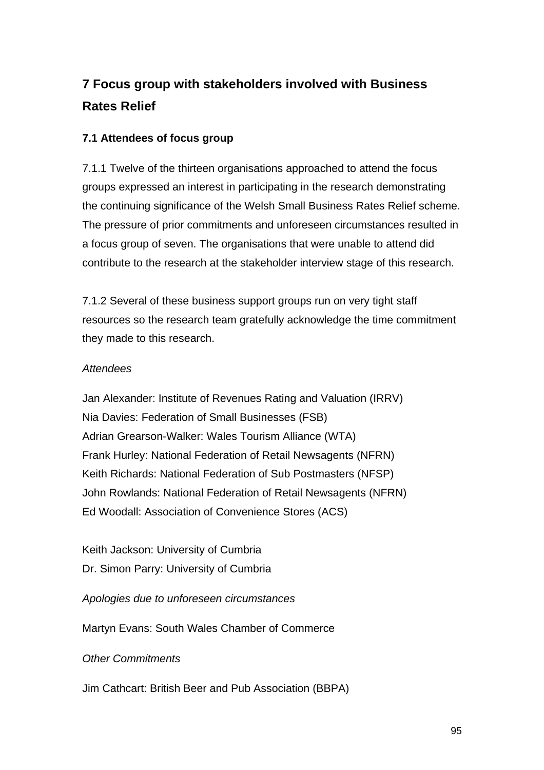# 7 Focus group with stakeholders involved with Business Rates Relief

## 7.1 Attendees of focus group

7.1.1 Twelve of the thirteen organisations approached to attend the focus groups expressed an interest in participating in the research demonstrating the continuing significance of the Welsh Small Business Rates Relief scheme. The pressure of prior commitments and unforeseen circumstances resulted in a focus group of seven. The organisations that were unable to attend did contribute to the research at the stakeholder interview stage of this research.

7.1.2 Several of these business support groups run on very tight staff resources so the research team gratefully acknowledge the time commitment they made to this research.

*Attendees*

Jan Alexander: Institute of Revenues Rating and Valuation (IRRV)
Nia Davies: Federation of Small Businesses (FSB)
Adrian Grearson-Walker: Wales Tourism Alliance (WTA)
Frank Hurley: National Federation of Retail Newsagents (NFRN)
Keith Richards: National Federation of Sub Postmasters (NFSP)
John Rowlands: National Federation of Retail Newsagents (NFRN)
Ed Woodall: Association of Convenience Stores (ACS)

Keith Jackson: University of Cumbria
Dr. Simon Parry: University of Cumbria

*Apologies due to unforeseen circumstances*

Martyn Evans: South Wales Chamber of Commerce

*Other Commitments*

Jim Cathcart: British Beer and Pub Association (BBPA)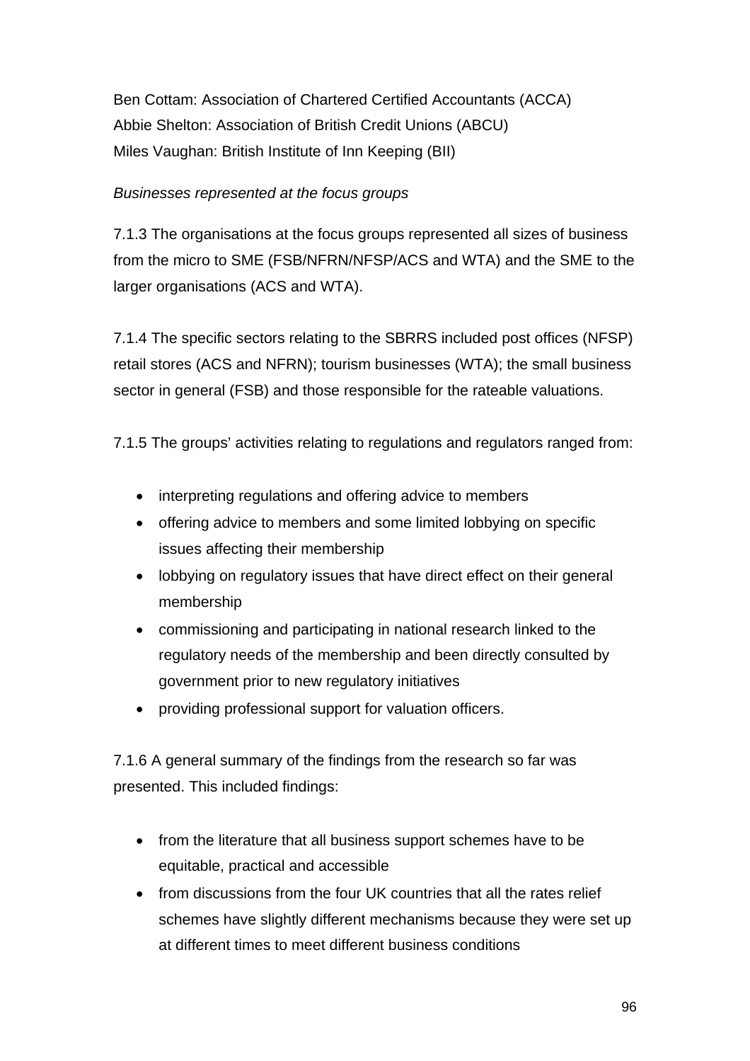Ben Cottam: Association of Chartered Certified Accountants (ACCA)
Abbie Shelton: Association of British Credit Unions (ABCU)
Miles Vaughan: British Institute of Inn Keeping (BII)

*Businesses represented at the focus groups*

7.1.3 The organisations at the focus groups represented all sizes of business from the micro to SME (FSB/NFRN/NFSP/ACS and WTA) and the SME to the larger organisations (ACS and WTA).

7.1.4 The specific sectors relating to the SBRRS included post offices (NFSP) retail stores (ACS and NFRN); tourism businesses (WTA); the small business sector in general (FSB) and those responsible for the rateable valuations.

7.1.5 The groups' activities relating to regulations and regulators ranged from:

- interpreting regulations and offering advice to members
- offering advice to members and some limited lobbying on specific issues affecting their membership
- lobbying on regulatory issues that have direct effect on their general membership
- commissioning and participating in national research linked to the regulatory needs of the membership and been directly consulted by government prior to new regulatory initiatives
- providing professional support for valuation officers.

7.1.6 A general summary of the findings from the research so far was presented. This included findings:

- from the literature that all business support schemes have to be equitable, practical and accessible
- from discussions from the four UK countries that all the rates relief schemes have slightly different mechanisms because they were set up at different times to meet different business conditions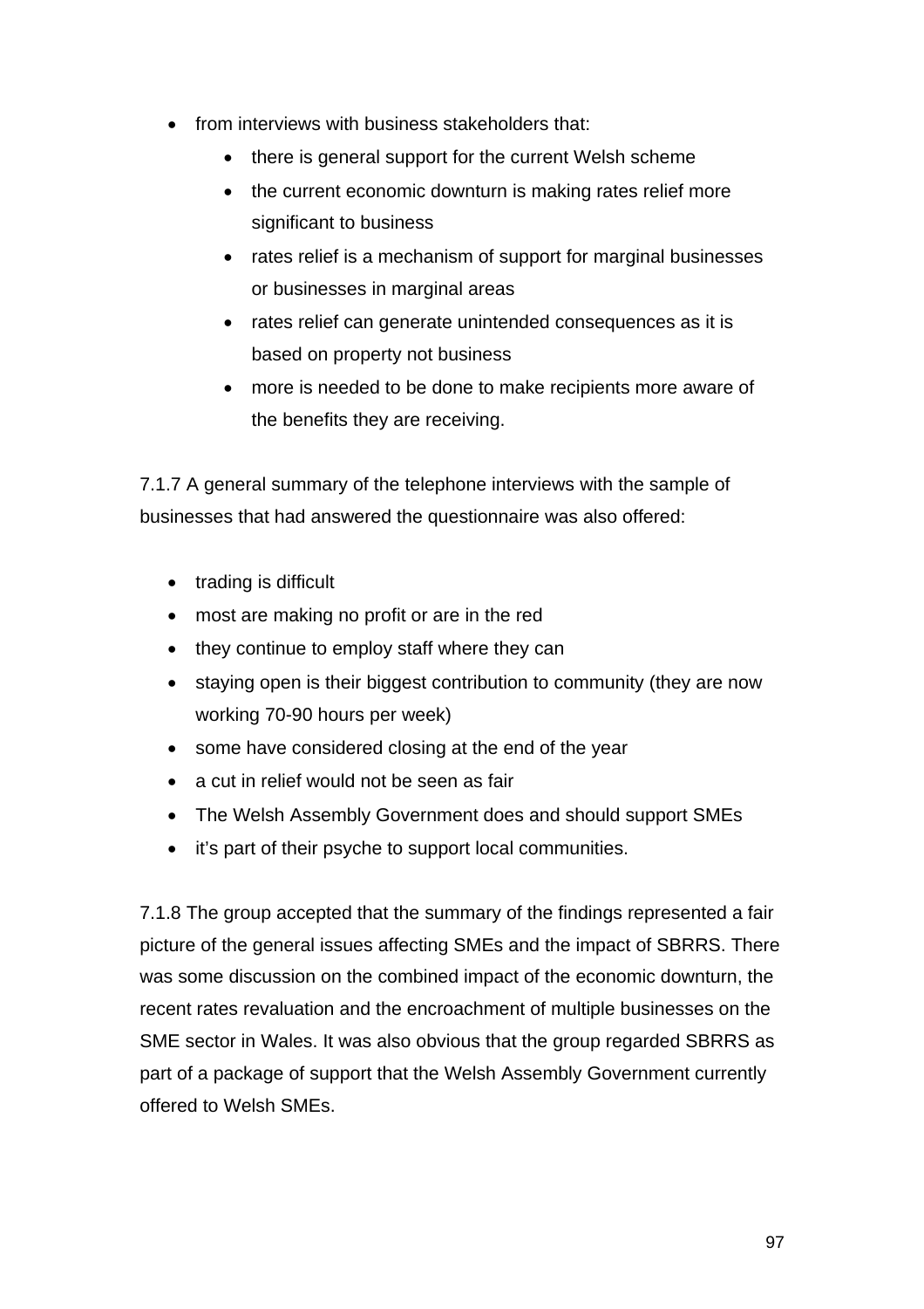- from interviews with business stakeholders that:
    - there is general support for the current Welsh scheme
    - the current economic downturn is making rates relief more significant to business
    - rates relief is a mechanism of support for marginal businesses or businesses in marginal areas
    - rates relief can generate unintended consequences as it is based on property not business
    - more is needed to be done to make recipients more aware of the benefits they are receiving.

7.1.7 A general summary of the telephone interviews with the sample of businesses that had answered the questionnaire was also offered:

- trading is difficult
- most are making no profit or are in the red
- they continue to employ staff where they can
- staying open is their biggest contribution to community (they are now working 70-90 hours per week)
- some have considered closing at the end of the year
- a cut in relief would not be seen as fair
- The Welsh Assembly Government does and should support SMEs
- it's part of their psyche to support local communities.

7.1.8 The group accepted that the summary of the findings represented a fair picture of the general issues affecting SMEs and the impact of SBRRS. There was some discussion on the combined impact of the economic downturn, the recent rates revaluation and the encroachment of multiple businesses on the SME sector in Wales. It was also obvious that the group regarded SBRRS as part of a package of support that the Welsh Assembly Government currently offered to Welsh SMEs.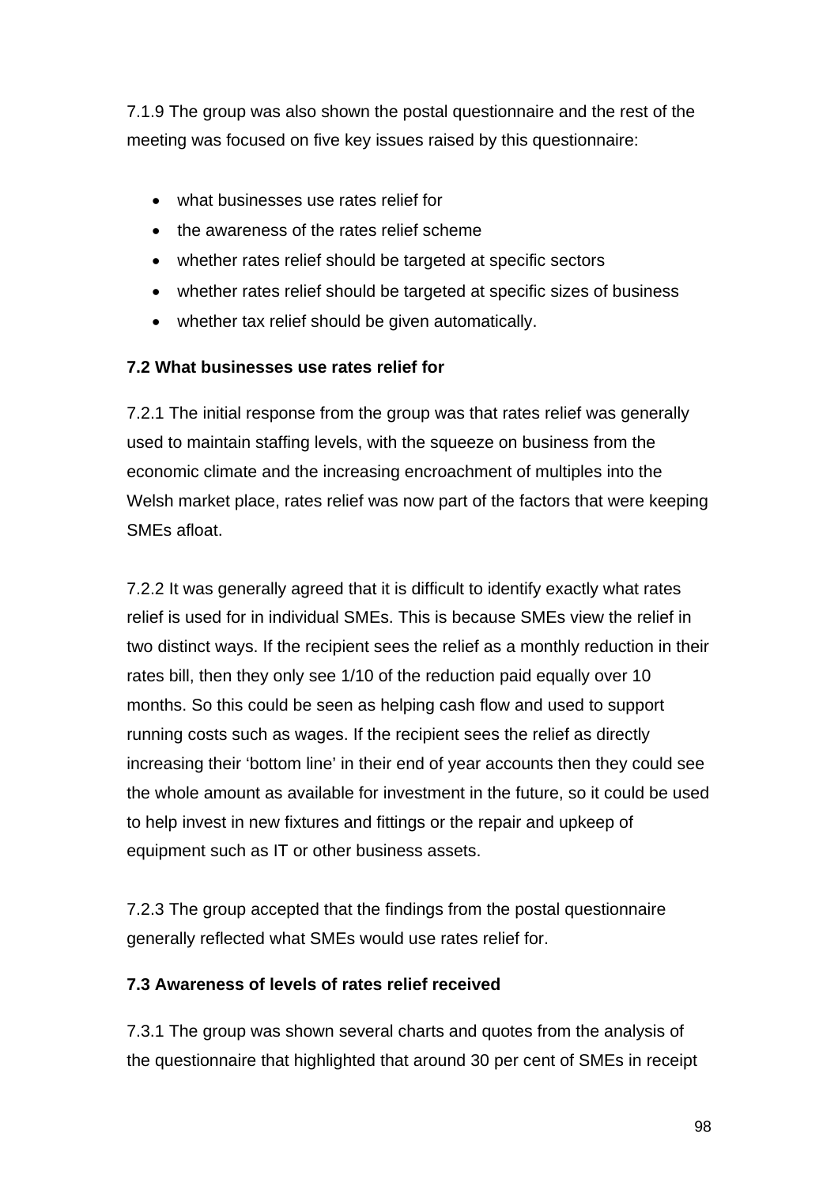7.1.9 The group was also shown the postal questionnaire and the rest of the meeting was focused on five key issues raised by this questionnaire:

- what businesses use rates relief for
- the awareness of the rates relief scheme
- whether rates relief should be targeted at specific sectors
- whether rates relief should be targeted at specific sizes of business
- whether tax relief should be given automatically.

**7.2 What businesses use rates relief for**

7.2.1 The initial response from the group was that rates relief was generally used to maintain staffing levels, with the squeeze on business from the economic climate and the increasing encroachment of multiples into the Welsh market place, rates relief was now part of the factors that were keeping SMEs afloat.

7.2.2 It was generally agreed that it is difficult to identify exactly what rates relief is used for in individual SMEs. This is because SMEs view the relief in two distinct ways. If the recipient sees the relief as a monthly reduction in their rates bill, then they only see 1/10 of the reduction paid equally over 10 months. So this could be seen as helping cash flow and used to support running costs such as wages. If the recipient sees the relief as directly increasing their 'bottom line' in their end of year accounts then they could see the whole amount as available for investment in the future, so it could be used to help invest in new fixtures and fittings or the repair and upkeep of equipment such as IT or other business assets.

7.2.3 The group accepted that the findings from the postal questionnaire generally reflected what SMEs would use rates relief for.

**7.3 Awareness of levels of rates relief received**

7.3.1 The group was shown several charts and quotes from the analysis of the questionnaire that highlighted that around 30 per cent of SMEs in receipt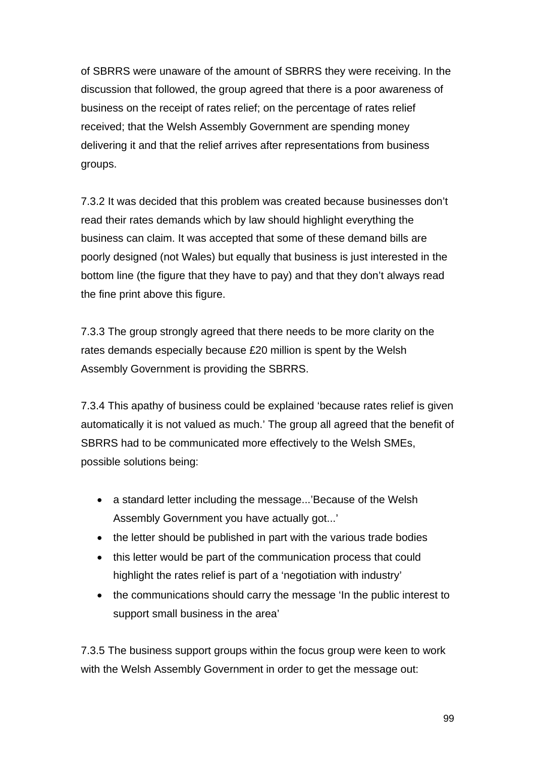of SBRRS were unaware of the amount of SBRRS they were receiving. In the discussion that followed, the group agreed that there is a poor awareness of business on the receipt of rates relief; on the percentage of rates relief received; that the Welsh Assembly Government are spending money delivering it and that the relief arrives after representations from business groups.

7.3.2 It was decided that this problem was created because businesses don't read their rates demands which by law should highlight everything the business can claim. It was accepted that some of these demand bills are poorly designed (not Wales) but equally that business is just interested in the bottom line (the figure that they have to pay) and that they don't always read the fine print above this figure.

7.3.3 The group strongly agreed that there needs to be more clarity on the rates demands especially because £20 million is spent by the Welsh Assembly Government is providing the SBRRS.

7.3.4 This apathy of business could be explained 'because rates relief is given automatically it is not valued as much.' The group all agreed that the benefit of SBRRS had to be communicated more effectively to the Welsh SMEs, possible solutions being:

- a standard letter including the message...'Because of the Welsh Assembly Government you have actually got...'
- the letter should be published in part with the various trade bodies
- this letter would be part of the communication process that could highlight the rates relief is part of a 'negotiation with industry'
- the communications should carry the message 'In the public interest to support small business in the area'

7.3.5 The business support groups within the focus group were keen to work with the Welsh Assembly Government in order to get the message out: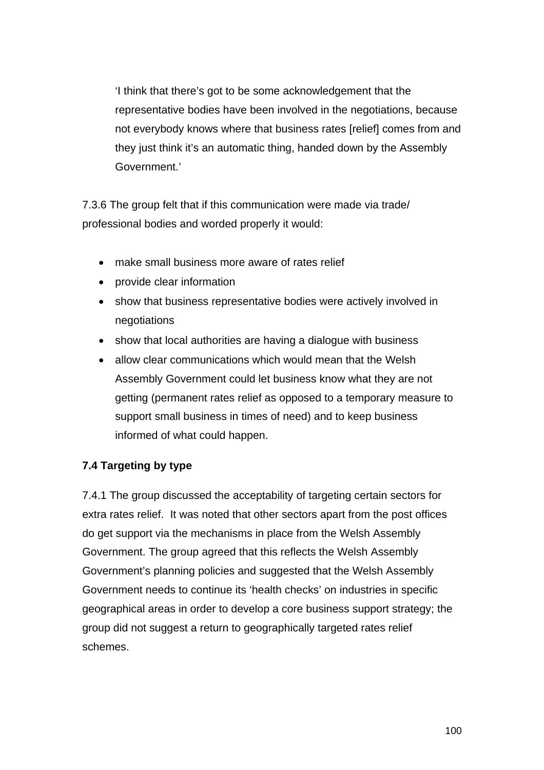> 'I think that there's got to be some acknowledgement that the representative bodies have been involved in the negotiations, because not everybody knows where that business rates [relief] comes from and they just think it's an automatic thing, handed down by the Assembly Government.'

7.3.6 The group felt that if this communication were made via trade/ professional bodies and worded properly it would:

- make small business more aware of rates relief
- provide clear information
- show that business representative bodies were actively involved in negotiations
- show that local authorities are having a dialogue with business
- allow clear communications which would mean that the Welsh Assembly Government could let business know what they are not getting (permanent rates relief as opposed to a temporary measure to support small business in times of need) and to keep business informed of what could happen.

### 7.4 Targeting by type

7.4.1 The group discussed the acceptability of targeting certain sectors for extra rates relief. It was noted that other sectors apart from the post offices do get support via the mechanisms in place from the Welsh Assembly Government. The group agreed that this reflects the Welsh Assembly Government's planning policies and suggested that the Welsh Assembly Government needs to continue its 'health checks' on industries in specific geographical areas in order to develop a core business support strategy; the group did not suggest a return to geographically targeted rates relief schemes.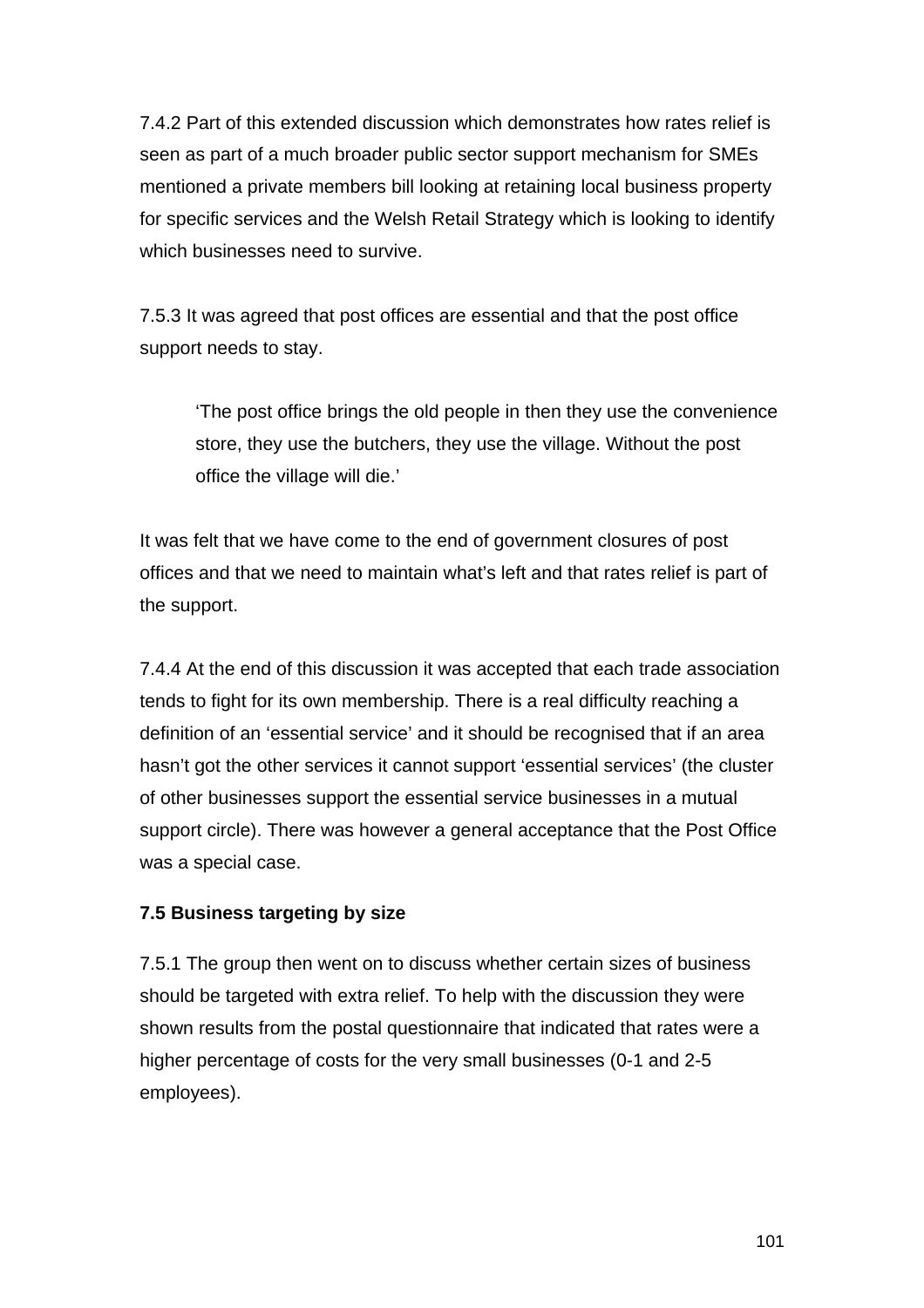7.4.2 Part of this extended discussion which demonstrates how rates relief is seen as part of a much broader public sector support mechanism for SMEs mentioned a private members bill looking at retaining local business property for specific services and the Welsh Retail Strategy which is looking to identify which businesses need to survive.

7.5.3 It was agreed that post offices are essential and that the post office support needs to stay.

> 'The post office brings the old people in then they use the convenience store, they use the butchers, they use the village. Without the post office the village will die.'

It was felt that we have come to the end of government closures of post offices and that we need to maintain what's left and that rates relief is part of the support.

7.4.4 At the end of this discussion it was accepted that each trade association tends to fight for its own membership. There is a real difficulty reaching a definition of an 'essential service' and it should be recognised that if an area hasn't got the other services it cannot support 'essential services' (the cluster of other businesses support the essential service businesses in a mutual support circle). There was however a general acceptance that the Post Office was a special case.

**7.5 Business targeting by size**

7.5.1 The group then went on to discuss whether certain sizes of business should be targeted with extra relief. To help with the discussion they were shown results from the postal questionnaire that indicated that rates were a higher percentage of costs for the very small businesses (0-1 and 2-5 employees).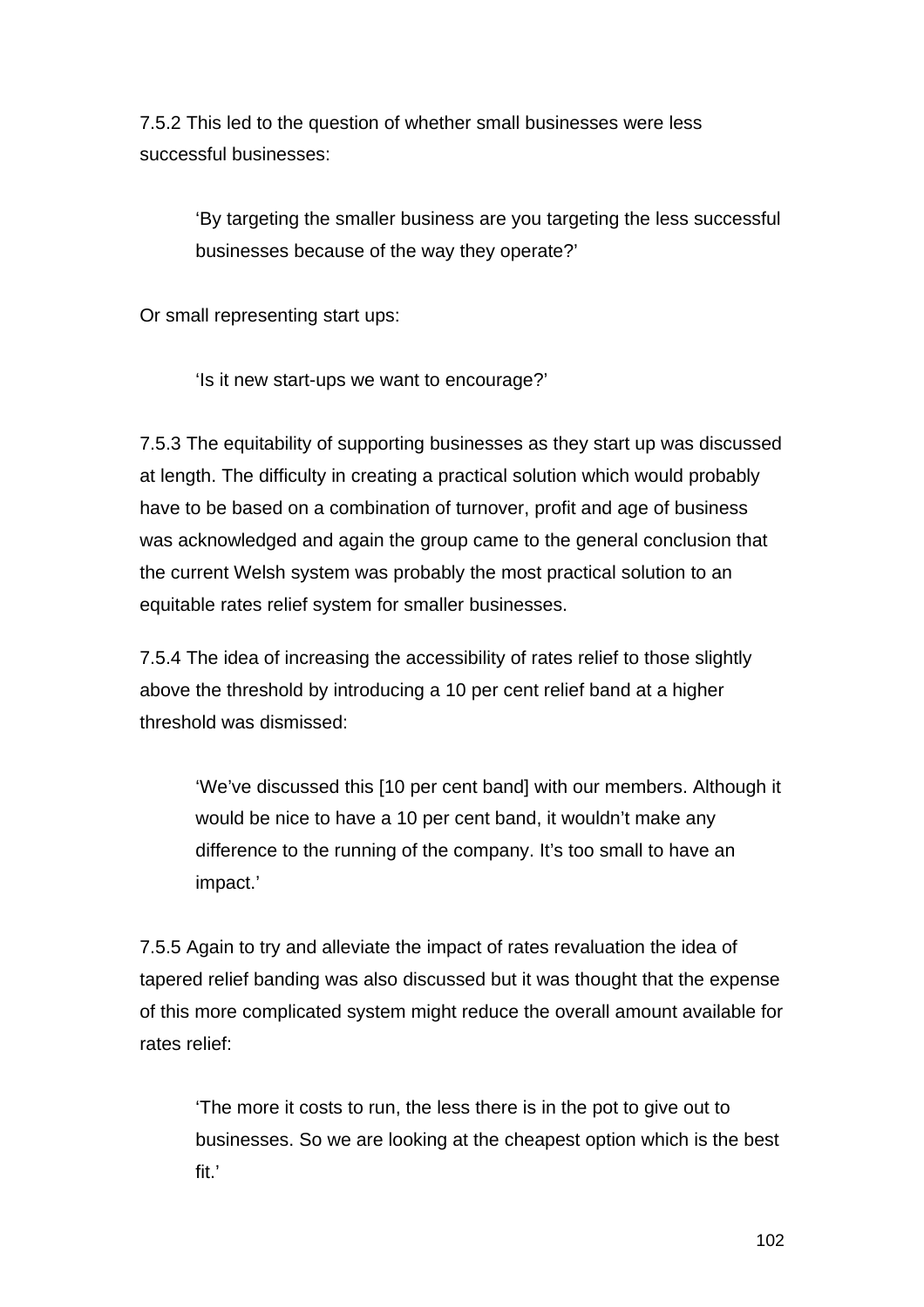7.5.2 This led to the question of whether small businesses were less successful businesses:

> 'By targeting the smaller business are you targeting the less successful businesses because of the way they operate?'

Or small representing start ups:

> 'Is it new start-ups we want to encourage?'

7.5.3 The equitability of supporting businesses as they start up was discussed at length. The difficulty in creating a practical solution which would probably have to be based on a combination of turnover, profit and age of business was acknowledged and again the group came to the general conclusion that the current Welsh system was probably the most practical solution to an equitable rates relief system for smaller businesses.

7.5.4 The idea of increasing the accessibility of rates relief to those slightly above the threshold by introducing a 10 per cent relief band at a higher threshold was dismissed:

> 'We've discussed this [10 per cent band] with our members. Although it would be nice to have a 10 per cent band, it wouldn't make any difference to the running of the company. It's too small to have an impact.'

7.5.5 Again to try and alleviate the impact of rates revaluation the idea of tapered relief banding was also discussed but it was thought that the expense of this more complicated system might reduce the overall amount available for rates relief:

> 'The more it costs to run, the less there is in the pot to give out to businesses. So we are looking at the cheapest option which is the best fit.'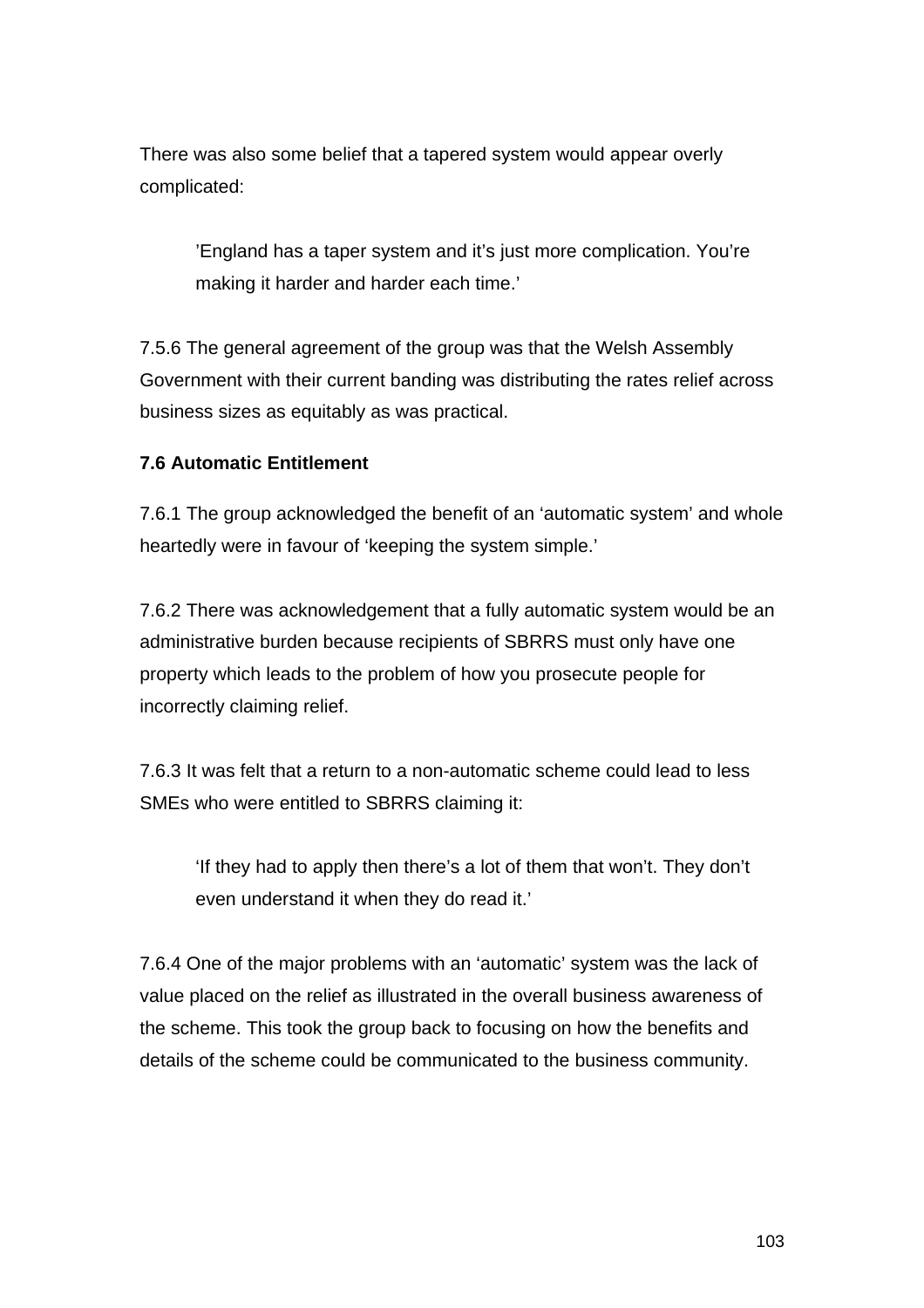There was also some belief that a tapered system would appear overly complicated:

> ’England has a taper system and it’s just more complication. You’re making it harder and harder each time.’

7.5.6 The general agreement of the group was that the Welsh Assembly Government with their current banding was distributing the rates relief across business sizes as equitably as was practical.

**7.6 Automatic Entitlement**

7.6.1 The group acknowledged the benefit of an ‘automatic system’ and whole heartedly were in favour of ‘keeping the system simple.’

7.6.2 There was acknowledgement that a fully automatic system would be an administrative burden because recipients of SBRRS must only have one property which leads to the problem of how you prosecute people for incorrectly claiming relief.

7.6.3 It was felt that a return to a non-automatic scheme could lead to less SMEs who were entitled to SBRRS claiming it:

> ‘If they had to apply then there’s a lot of them that won’t. They don’t even understand it when they do read it.’

7.6.4 One of the major problems with an ‘automatic’ system was the lack of value placed on the relief as illustrated in the overall business awareness of the scheme. This took the group back to focusing on how the benefits and details of the scheme could be communicated to the business community.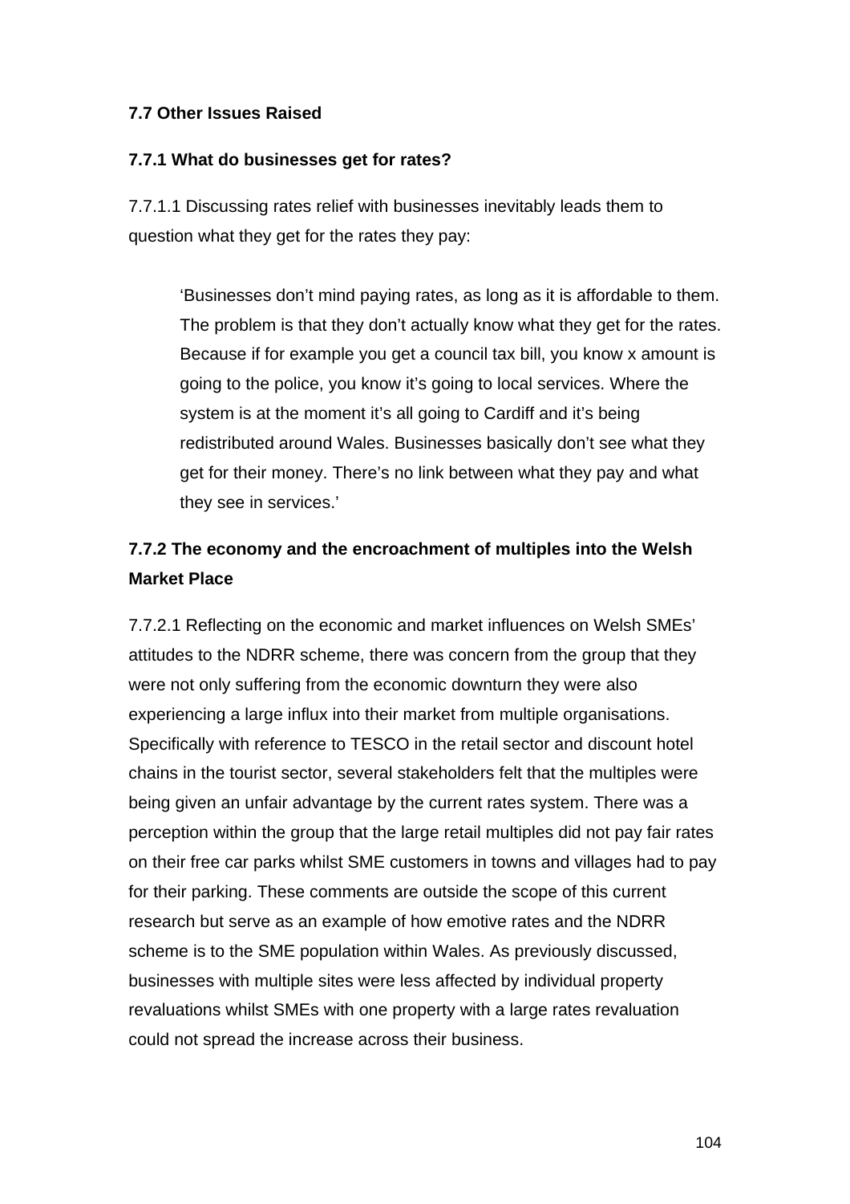### 7.7 Other Issues Raised

#### 7.7.1 What do businesses get for rates?

7.7.1.1 Discussing rates relief with businesses inevitably leads them to question what they get for the rates they pay:

> ‘Businesses don’t mind paying rates, as long as it is affordable to them. The problem is that they don’t actually know what they get for the rates. Because if for example you get a council tax bill, you know x amount is going to the police, you know it’s going to local services. Where the system is at the moment it’s all going to Cardiff and it’s being redistributed around Wales. Businesses basically don’t see what they get for their money. There’s no link between what they pay and what they see in services.’

#### 7.7.2 The economy and the encroachment of multiples into the Welsh Market Place

7.7.2.1 Reflecting on the economic and market influences on Welsh SMEs’ attitudes to the NDRR scheme, there was concern from the group that they were not only suffering from the economic downturn they were also experiencing a large influx into their market from multiple organisations. Specifically with reference to TESCO in the retail sector and discount hotel chains in the tourist sector, several stakeholders felt that the multiples were being given an unfair advantage by the current rates system. There was a perception within the group that the large retail multiples did not pay fair rates on their free car parks whilst SME customers in towns and villages had to pay for their parking. These comments are outside the scope of this current research but serve as an example of how emotive rates and the NDRR scheme is to the SME population within Wales. As previously discussed, businesses with multiple sites were less affected by individual property revaluations whilst SMEs with one property with a large rates revaluation could not spread the increase across their business.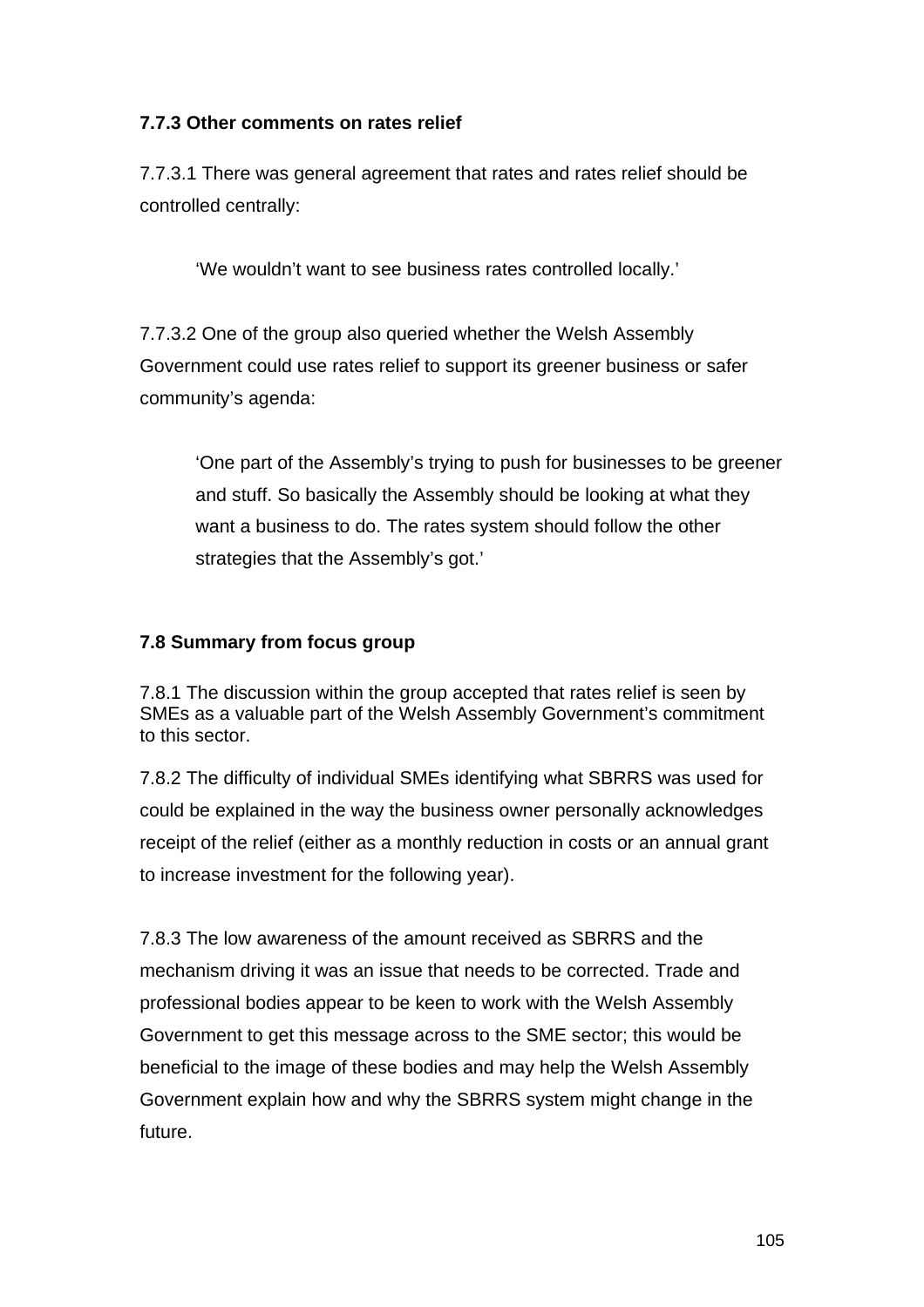### 7.7.3 Other comments on rates relief

7.7.3.1 There was general agreement that rates and rates relief should be controlled centrally:

> 'We wouldn't want to see business rates controlled locally.'

7.7.3.2 One of the group also queried whether the Welsh Assembly Government could use rates relief to support its greener business or safer community's agenda:

> 'One part of the Assembly's trying to push for businesses to be greener and stuff. So basically the Assembly should be looking at what they want a business to do. The rates system should follow the other strategies that the Assembly's got.'

### 7.8 Summary from focus group

7.8.1 The discussion within the group accepted that rates relief is seen by SMEs as a valuable part of the Welsh Assembly Government's commitment to this sector.

7.8.2 The difficulty of individual SMEs identifying what SBRRS was used for could be explained in the way the business owner personally acknowledges receipt of the relief (either as a monthly reduction in costs or an annual grant to increase investment for the following year).

7.8.3 The low awareness of the amount received as SBRRS and the mechanism driving it was an issue that needs to be corrected. Trade and professional bodies appear to be keen to work with the Welsh Assembly Government to get this message across to the SME sector; this would be beneficial to the image of these bodies and may help the Welsh Assembly Government explain how and why the SBRRS system might change in the future.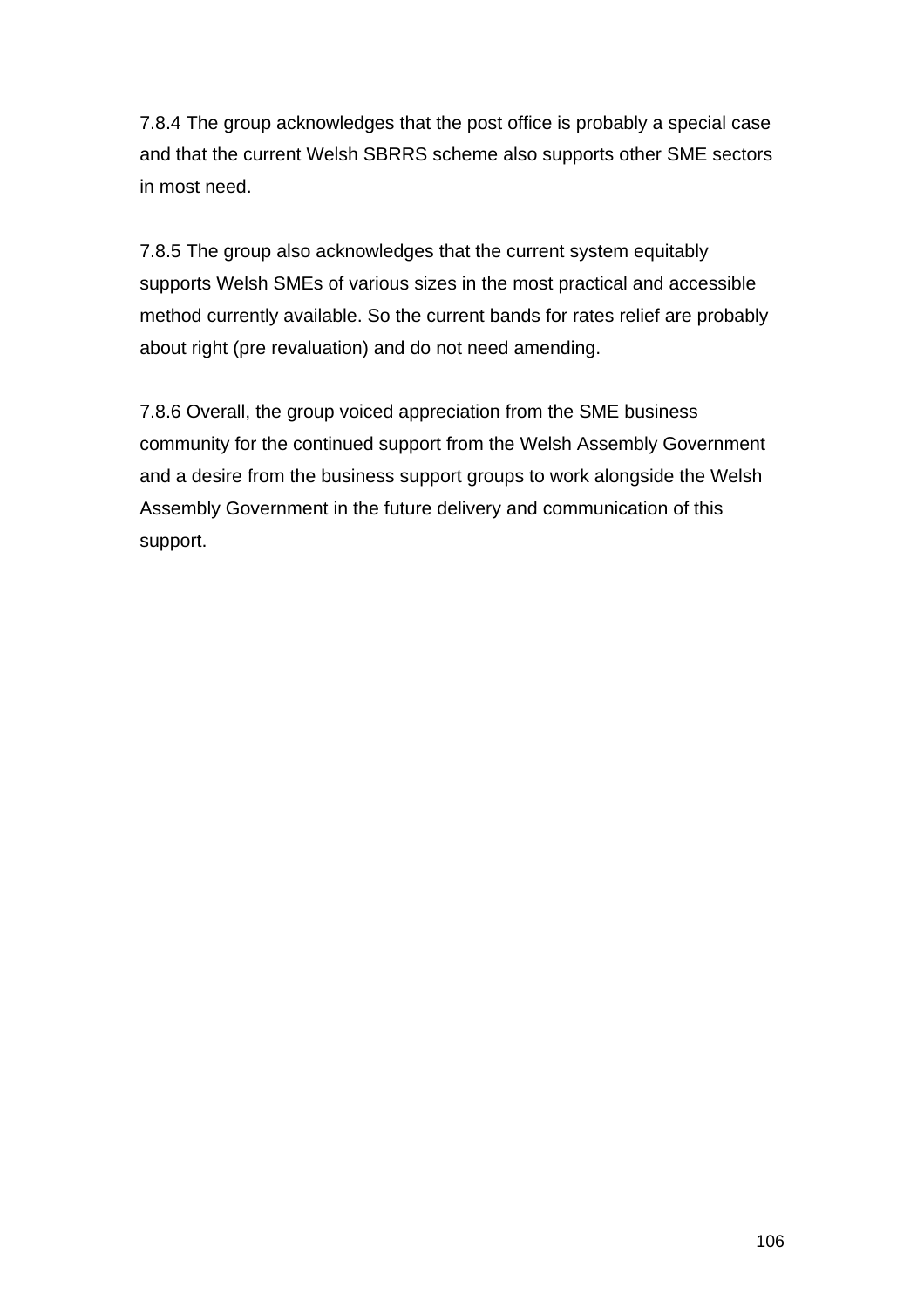7.8.4 The group acknowledges that the post office is probably a special case and that the current Welsh SBRRS scheme also supports other SME sectors in most need.

7.8.5 The group also acknowledges that the current system equitably supports Welsh SMEs of various sizes in the most practical and accessible method currently available. So the current bands for rates relief are probably about right (pre revaluation) and do not need amending.

7.8.6 Overall, the group voiced appreciation from the SME business community for the continued support from the Welsh Assembly Government and a desire from the business support groups to work alongside the Welsh Assembly Government in the future delivery and communication of this support.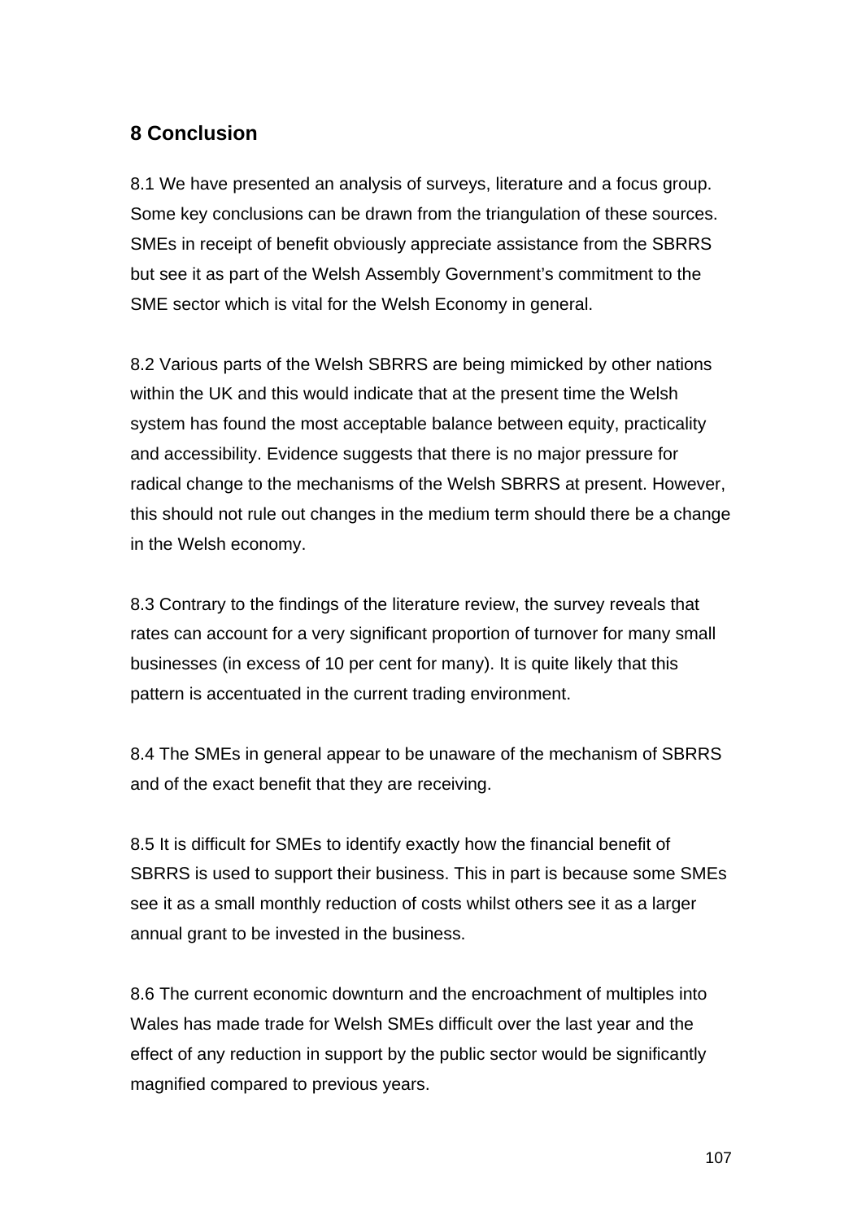## 8 Conclusion

8.1 We have presented an analysis of surveys, literature and a focus group. Some key conclusions can be drawn from the triangulation of these sources. SMEs in receipt of benefit obviously appreciate assistance from the SBRRS but see it as part of the Welsh Assembly Government's commitment to the SME sector which is vital for the Welsh Economy in general.

8.2 Various parts of the Welsh SBRRS are being mimicked by other nations within the UK and this would indicate that at the present time the Welsh system has found the most acceptable balance between equity, practicality and accessibility. Evidence suggests that there is no major pressure for radical change to the mechanisms of the Welsh SBRRS at present. However, this should not rule out changes in the medium term should there be a change in the Welsh economy.

8.3 Contrary to the findings of the literature review, the survey reveals that rates can account for a very significant proportion of turnover for many small businesses (in excess of 10 per cent for many). It is quite likely that this pattern is accentuated in the current trading environment.

8.4 The SMEs in general appear to be unaware of the mechanism of SBRRS and of the exact benefit that they are receiving.

8.5 It is difficult for SMEs to identify exactly how the financial benefit of SBRRS is used to support their business. This in part is because some SMEs see it as a small monthly reduction of costs whilst others see it as a larger annual grant to be invested in the business.

8.6 The current economic downturn and the encroachment of multiples into Wales has made trade for Welsh SMEs difficult over the last year and the effect of any reduction in support by the public sector would be significantly magnified compared to previous years.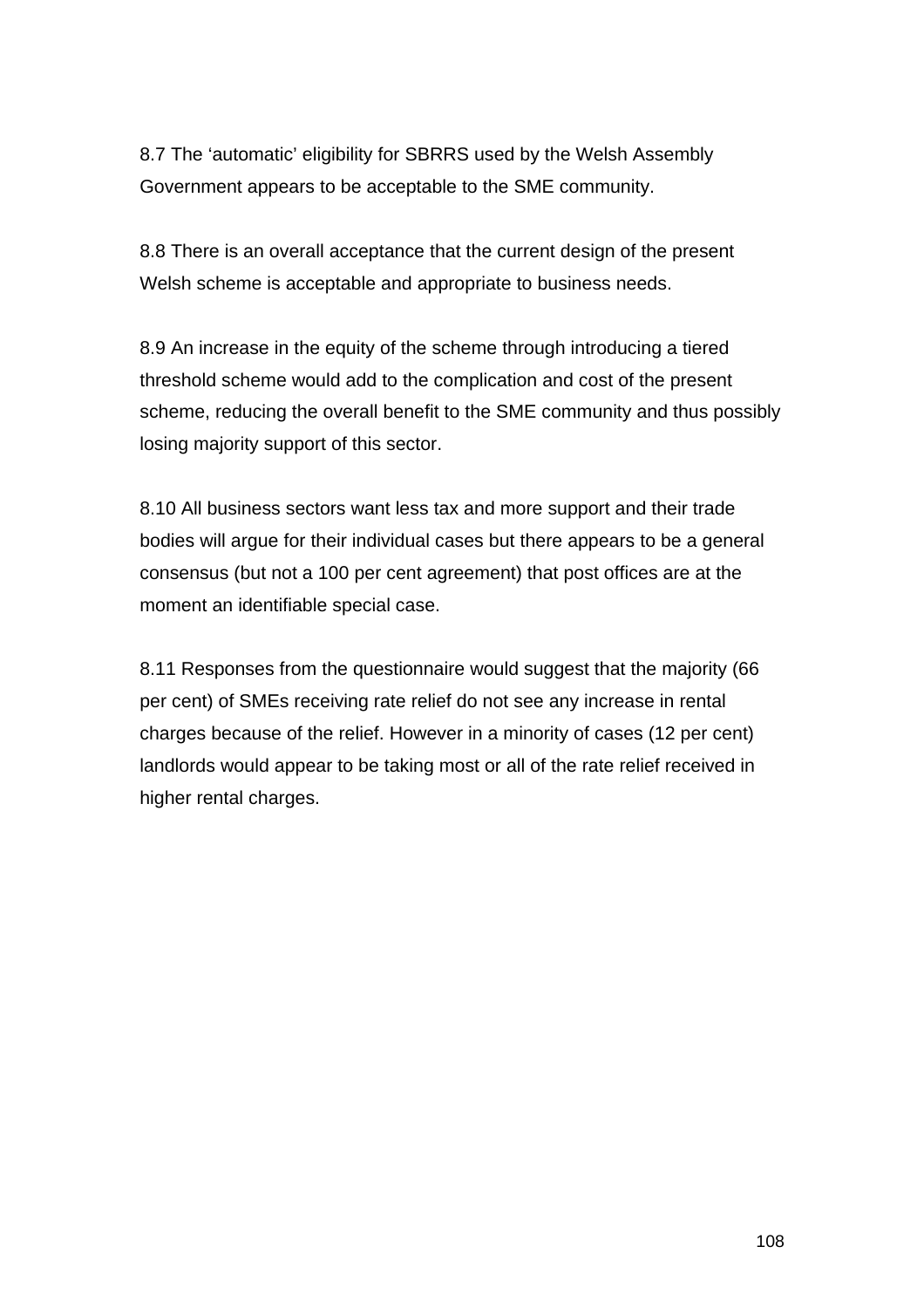8.7 The ‘automatic’ eligibility for SBRRS used by the Welsh Assembly Government appears to be acceptable to the SME community.

8.8 There is an overall acceptance that the current design of the present Welsh scheme is acceptable and appropriate to business needs.

8.9 An increase in the equity of the scheme through introducing a tiered threshold scheme would add to the complication and cost of the present scheme, reducing the overall benefit to the SME community and thus possibly losing majority support of this sector.

8.10 All business sectors want less tax and more support and their trade bodies will argue for their individual cases but there appears to be a general consensus (but not a 100 per cent agreement) that post offices are at the moment an identifiable special case.

8.11 Responses from the questionnaire would suggest that the majority (66 per cent) of SMEs receiving rate relief do not see any increase in rental charges because of the relief. However in a minority of cases (12 per cent) landlords would appear to be taking most or all of the rate relief received in higher rental charges.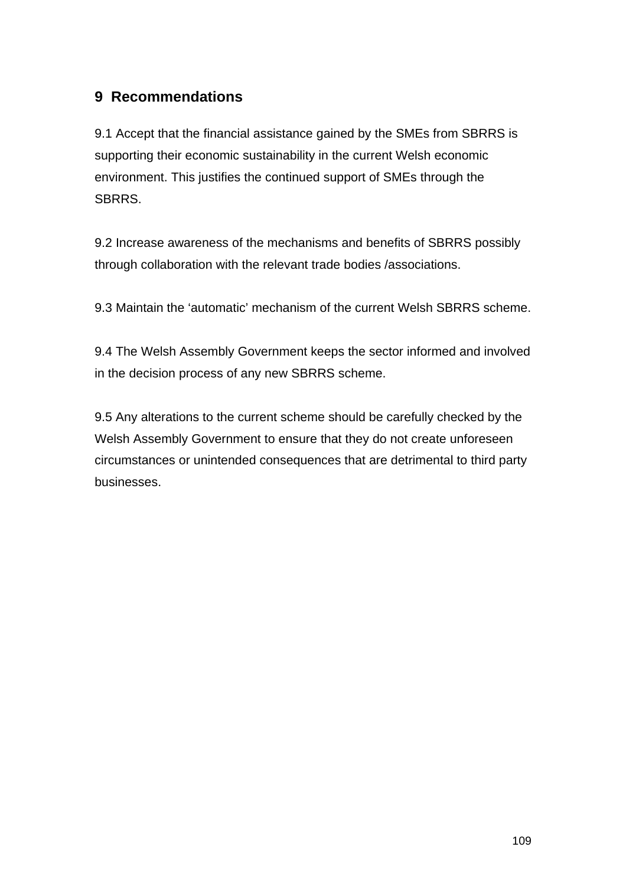## 9 Recommendations

9.1 Accept that the financial assistance gained by the SMEs from SBRRS is supporting their economic sustainability in the current Welsh economic environment. This justifies the continued support of SMEs through the SBRRS.

9.2 Increase awareness of the mechanisms and benefits of SBRRS possibly through collaboration with the relevant trade bodies /associations.

9.3 Maintain the 'automatic' mechanism of the current Welsh SBRRS scheme.

9.4 The Welsh Assembly Government keeps the sector informed and involved in the decision process of any new SBRRS scheme.

9.5 Any alterations to the current scheme should be carefully checked by the Welsh Assembly Government to ensure that they do not create unforeseen circumstances or unintended consequences that are detrimental to third party businesses.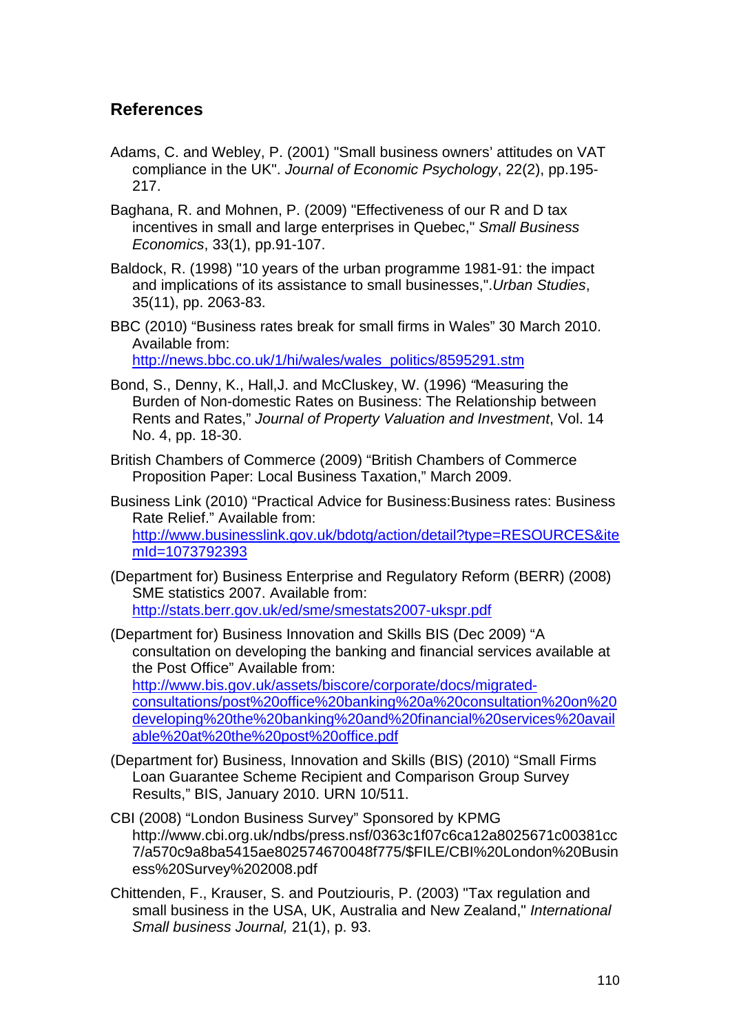## References

Adams, C. and Webley, P. (2001) "Small business owners' attitudes on VAT compliance in the UK". *Journal of Economic Psychology*, 22(2), pp.195-217.

Baghana, R. and Mohnen, P. (2009) "Effectiveness of our R and D tax incentives in small and large enterprises in Quebec," *Small Business Economics*, 33(1), pp.91-107.

Baldock, R. (1998) "10 years of the urban programme 1981-91: the impact and implications of its assistance to small businesses,".*Urban Studies*, 35(11), pp. 2063-83.

BBC (2010) "Business rates break for small firms in Wales" 30 March 2010. Available from: http://news.bbc.co.uk/1/hi/wales/wales_politics/8595291.stm

Bond, S., Denny, K., Hall,J. and McCluskey, W. (1996) "Measuring the Burden of Non-domestic Rates on Business: The Relationship between Rents and Rates," *Journal of Property Valuation and Investment*, Vol. 14 No. 4, pp. 18-30.

British Chambers of Commerce (2009) "British Chambers of Commerce Proposition Paper: Local Business Taxation," March 2009.

Business Link (2010) "Practical Advice for Business:Business rates: Business Rate Relief." Available from: http://www.businesslink.gov.uk/bdotg/action/detail?type=RESOURCES&itemId=1073792393

(Department for) Business Enterprise and Regulatory Reform (BERR) (2008) SME statistics 2007. Available from: http://stats.berr.gov.uk/ed/sme/smestats2007-ukspr.pdf

(Department for) Business Innovation and Skills BIS (Dec 2009) "A consultation on developing the banking and financial services available at the Post Office" Available from: http://www.bis.gov.uk/assets/biscore/corporate/docs/migrated-consultations/post%20office%20banking%20a%20consultation%20on%20developing%20the%20banking%20and%20financial%20services%20available%20at%20the%20post%20office.pdf

(Department for) Business, Innovation and Skills (BIS) (2010) "Small Firms Loan Guarantee Scheme Recipient and Comparison Group Survey Results," BIS, January 2010. URN 10/511.

CBI (2008) "London Business Survey" Sponsored by KPMG http://www.cbi.org.uk/ndbs/press.nsf/0363c1f07c6ca12a8025671c00381cc7/a570c9a8ba5415ae802574670048f775/$FILE/CBI%20London%20Business%20Survey%202008.pdf

Chittenden, F., Krauser, S. and Poutziouris, P. (2003) "Tax regulation and small business in the USA, UK, Australia and New Zealand," *International Small business Journal,* 21(1), p. 93.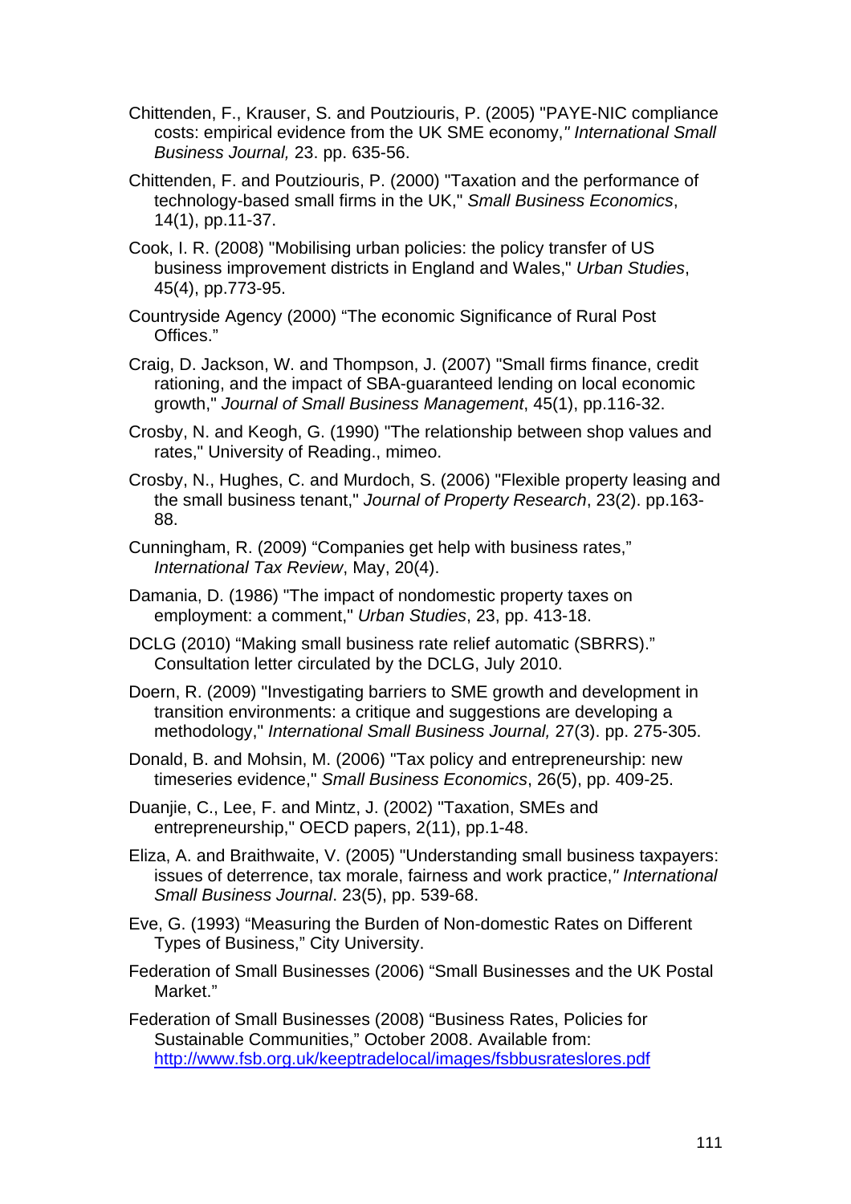Chittenden, F., Krauser, S. and Poutziouris, P. (2005) "PAYE-NIC compliance costs: empirical evidence from the UK SME economy," *International Small Business Journal,* 23. pp. 635-56.

Chittenden, F. and Poutziouris, P. (2000) "Taxation and the performance of technology-based small firms in the UK," *Small Business Economics*, 14(1), pp.11-37.

Cook, I. R. (2008) "Mobilising urban policies: the policy transfer of US business improvement districts in England and Wales," *Urban Studies*, 45(4), pp.773-95.

Countryside Agency (2000) "The economic Significance of Rural Post Offices."

Craig, D. Jackson, W. and Thompson, J. (2007) "Small firms finance, credit rationing, and the impact of SBA-guaranteed lending on local economic growth," *Journal of Small Business Management*, 45(1), pp.116-32.

Crosby, N. and Keogh, G. (1990) "The relationship between shop values and rates," University of Reading., mimeo.

Crosby, N., Hughes, C. and Murdoch, S. (2006) "Flexible property leasing and the small business tenant," *Journal of Property Research*, 23(2). pp.163-88.

Cunningham, R. (2009) "Companies get help with business rates," *International Tax Review*, May, 20(4).

Damania, D. (1986) "The impact of nondomestic property taxes on employment: a comment," *Urban Studies*, 23, pp. 413-18.

DCLG (2010) "Making small business rate relief automatic (SBRRS)." Consultation letter circulated by the DCLG, July 2010.

Doern, R. (2009) "Investigating barriers to SME growth and development in transition environments: a critique and suggestions are developing a methodology," *International Small Business Journal,* 27(3). pp. 275-305.

Donald, B. and Mohsin, M. (2006) "Tax policy and entrepreneurship: new timeseries evidence," *Small Business Economics*, 26(5), pp. 409-25.

Duanjie, C., Lee, F. and Mintz, J. (2002) "Taxation, SMEs and entrepreneurship," OECD papers, 2(11), pp.1-48.

Eliza, A. and Braithwaite, V. (2005) "Understanding small business taxpayers: issues of deterrence, tax morale, fairness and work practice," *International Small Business Journal*. 23(5), pp. 539-68.

Eve, G. (1993) "Measuring the Burden of Non-domestic Rates on Different Types of Business," City University.

Federation of Small Businesses (2006) "Small Businesses and the UK Postal Market."

Federation of Small Businesses (2008) "Business Rates, Policies for Sustainable Communities," October 2008. Available from: http://www.fsb.org.uk/keeptradelocal/images/fsbbusrateslores.pdf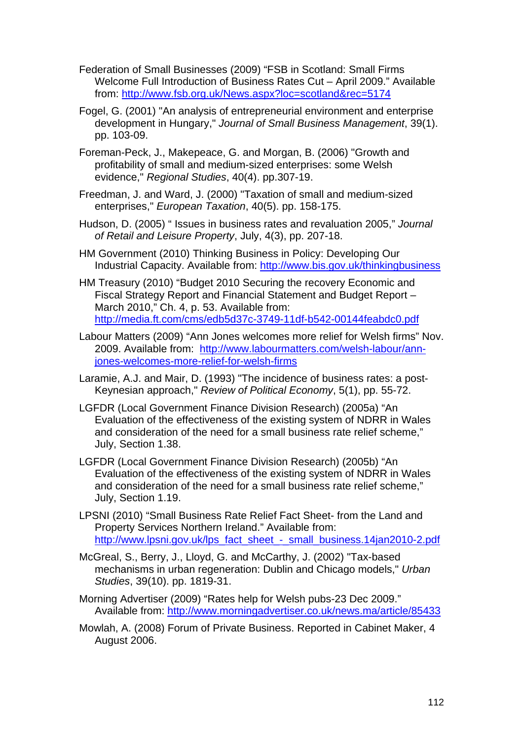Federation of Small Businesses (2009) “FSB in Scotland: Small Firms Welcome Full Introduction of Business Rates Cut – April 2009.” Available from: http://www.fsb.org.uk/News.aspx?loc=scotland&rec=5174

Fogel, G. (2001) "An analysis of entrepreneurial environment and enterprise development in Hungary," *Journal of Small Business Management*, 39(1). pp. 103-09.

Foreman-Peck, J., Makepeace, G. and Morgan, B. (2006) "Growth and profitability of small and medium-sized enterprises: some Welsh evidence," *Regional Studies*, 40(4). pp.307-19.

Freedman, J. and Ward, J. (2000) "Taxation of small and medium-sized enterprises," *European Taxation*, 40(5). pp. 158-175.

Hudson, D. (2005) “ Issues in business rates and revaluation 2005,” *Journal of Retail and Leisure Property*, July, 4(3), pp. 207-18.

HM Government (2010) Thinking Business in Policy: Developing Our Industrial Capacity. Available from: http://www.bis.gov.uk/thinkingbusiness

HM Treasury (2010) “Budget 2010 Securing the recovery Economic and Fiscal Strategy Report and Financial Statement and Budget Report – March 2010,” Ch. 4, p. 53. Available from: http://media.ft.com/cms/edb5d37c-3749-11df-b542-00144feabdc0.pdf

Labour Matters (2009) “Ann Jones welcomes more relief for Welsh firms” Nov. 2009. Available from: http://www.labourmatters.com/welsh-labour/ann-jones-welcomes-more-relief-for-welsh-firms

Laramie, A.J. and Mair, D. (1993) "The incidence of business rates: a post-Keynesian approach," *Review of Political Economy*, 5(1), pp. 55-72.

LGFDR (Local Government Finance Division Research) (2005a) “An Evaluation of the effectiveness of the existing system of NDRR in Wales and consideration of the need for a small business rate relief scheme,” July, Section 1.38.

LGFDR (Local Government Finance Division Research) (2005b) “An Evaluation of the effectiveness of the existing system of NDRR in Wales and consideration of the need for a small business rate relief scheme,” July, Section 1.19.

LPSNI (2010) “Small Business Rate Relief Fact Sheet- from the Land and Property Services Northern Ireland.” Available from: http://www.lpsni.gov.uk/lps_fact_sheet_-_small_business.14jan2010-2.pdf

McGreal, S., Berry, J., Lloyd, G. and McCarthy, J. (2002) "Tax-based mechanisms in urban regeneration: Dublin and Chicago models," *Urban Studies*, 39(10). pp. 1819-31.

Morning Advertiser (2009) “Rates help for Welsh pubs-23 Dec 2009.” Available from: http://www.morningadvertiser.co.uk/news.ma/article/85433

Mowlah, A. (2008) Forum of Private Business. Reported in Cabinet Maker, 4 August 2006.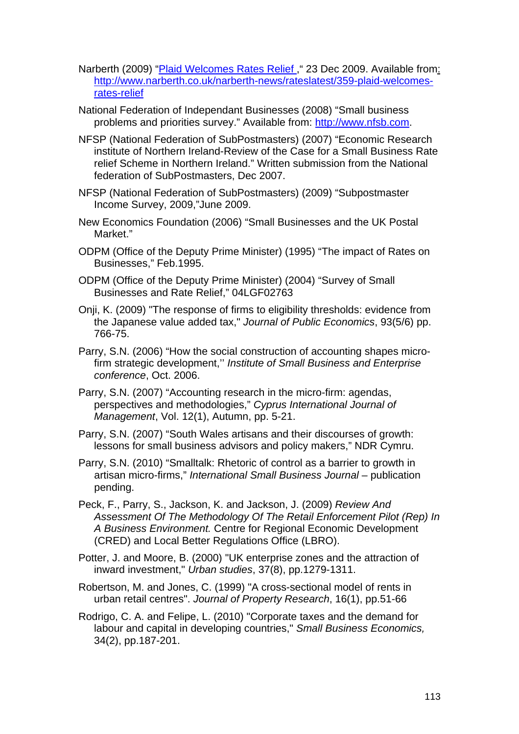Narberth (2009) "[Plaid Welcomes Rates Relief ](http://www.narberth.co.uk/narberth-news/rateslatest/359-plaid-welcomes-rates-relief)," 23 Dec 2009. Available from: [http://www.narberth.co.uk/narberth-news/rateslatest/359-plaid-welcomes-rates-relief](http://www.narberth.co.uk/narberth-news/rateslatest/359-plaid-welcomes-rates-relief)

National Federation of Independant Businesses (2008) "Small business problems and priorities survey." Available from: [http://www.nfsb.com](http://www.nfsb.com).

NFSP (National Federation of SubPostmasters) (2007) "Economic Research institute of Northern Ireland-Review of the Case for a Small Business Rate relief Scheme in Northern Ireland." Written submission from the National federation of SubPostmasters, Dec 2007.

NFSP (National Federation of SubPostmasters) (2009) "Subpostmaster Income Survey, 2009,"June 2009.

New Economics Foundation (2006) "Small Businesses and the UK Postal Market."

ODPM (Office of the Deputy Prime Minister) (1995) "The impact of Rates on Businesses," Feb.1995.

ODPM (Office of the Deputy Prime Minister) (2004) "Survey of Small Businesses and Rate Relief," 04LGF02763

Onji, K. (2009) "The response of firms to eligibility thresholds: evidence from the Japanese value added tax," *Journal of Public Economics*, 93(5/6) pp. 766-75.

Parry, S.N. (2006) "How the social construction of accounting shapes micro-firm strategic development,'' *Institute of Small Business and Enterprise conference*, Oct. 2006.

Parry, S.N. (2007) "Accounting research in the micro-firm: agendas, perspectives and methodologies," *Cyprus International Journal of Management*, Vol. 12(1), Autumn, pp. 5-21.

Parry, S.N. (2007) "South Wales artisans and their discourses of growth: lessons for small business advisors and policy makers," NDR Cymru.

Parry, S.N. (2010) "Smalltalk: Rhetoric of control as a barrier to growth in artisan micro-firms," *International Small Business Journal* – publication pending.

Peck, F., Parry, S., Jackson, K. and Jackson, J. (2009) *Review And Assessment Of The Methodology Of The Retail Enforcement Pilot (Rep) In A Business Environment.* Centre for Regional Economic Development (CRED) and Local Better Regulations Office (LBRO).

Potter, J. and Moore, B. (2000) "UK enterprise zones and the attraction of inward investment," *Urban studies*, 37(8), pp.1279-1311.

Robertson, M. and Jones, C. (1999) "A cross-sectional model of rents in urban retail centres". *Journal of Property Research*, 16(1), pp.51-66

Rodrigo, C. A. and Felipe, L. (2010) "Corporate taxes and the demand for labour and capital in developing countries," *Small Business Economics,* 34(2), pp.187-201.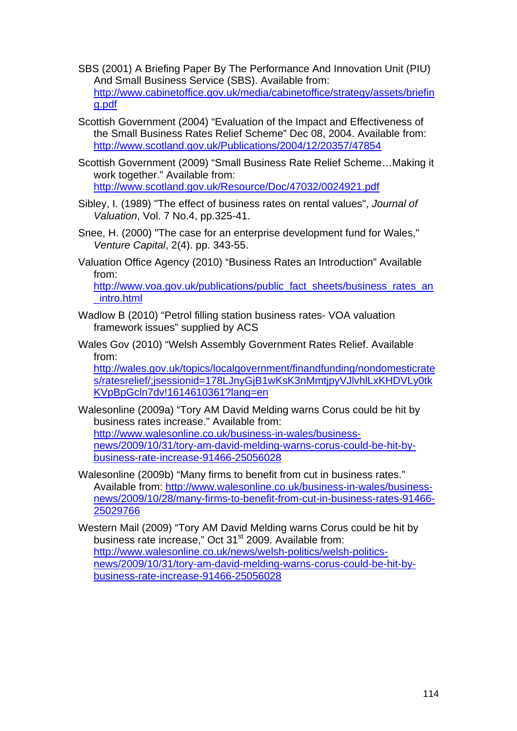SBS (2001) A Briefing Paper By The Performance And Innovation Unit (PIU) And Small Business Service (SBS). Available from: http://www.cabinetoffice.gov.uk/media/cabinetoffice/strategy/assets/briefing.pdf

Scottish Government (2004) "Evaluation of the Impact and Effectiveness of the Small Business Rates Relief Scheme" Dec 08, 2004. Available from: http://www.scotland.gov.uk/Publications/2004/12/20357/47854

Scottish Government (2009) "Small Business Rate Relief Scheme…Making it work together." Available from: http://www.scotland.gov.uk/Resource/Doc/47032/0024921.pdf

Sibley, I. (1989) "The effect of business rates on rental values", *Journal of Valuation*, Vol. 7 No.4, pp.325-41.

Snee, H. (2000) "The case for an enterprise development fund for Wales," *Venture Capital*, 2(4). pp. 343-55.

Valuation Office Agency (2010) "Business Rates an Introduction" Available from: http://www.voa.gov.uk/publications/public_fact_sheets/business_rates_an_intro.html

Wadlow B (2010) "Petrol filling station business rates- VOA valuation framework issues" supplied by ACS

Wales Gov (2010) "Welsh Assembly Government Rates Relief. Available from: http://wales.gov.uk/topics/localgovernment/finandfunding/nondomesticrates/ratesrelief/;jsessionid=178LJnyGjB1wKsK3nMmtjpyVJlvhlLxKHDVLy0tkKVpBpGcln7dv!1614610361?lang=en

Walesonline (2009a) "Tory AM David Melding warns Corus could be hit by business rates increase." Available from: http://www.walesonline.co.uk/business-in-wales/business-news/2009/10/31/tory-am-david-melding-warns-corus-could-be-hit-by-business-rate-increase-91466-25056028

Walesonline (2009b) "Many firms to benefit from cut in business rates." Available from: http://www.walesonline.co.uk/business-in-wales/business-news/2009/10/28/many-firms-to-benefit-from-cut-in-business-rates-91466-25029766

Western Mail (2009) "Tory AM David Melding warns Corus could be hit by business rate increase," Oct 31st 2009. Available from: http://www.walesonline.co.uk/news/welsh-politics/welsh-politics-news/2009/10/31/tory-am-david-melding-warns-corus-could-be-hit-by-business-rate-increase-91466-25056028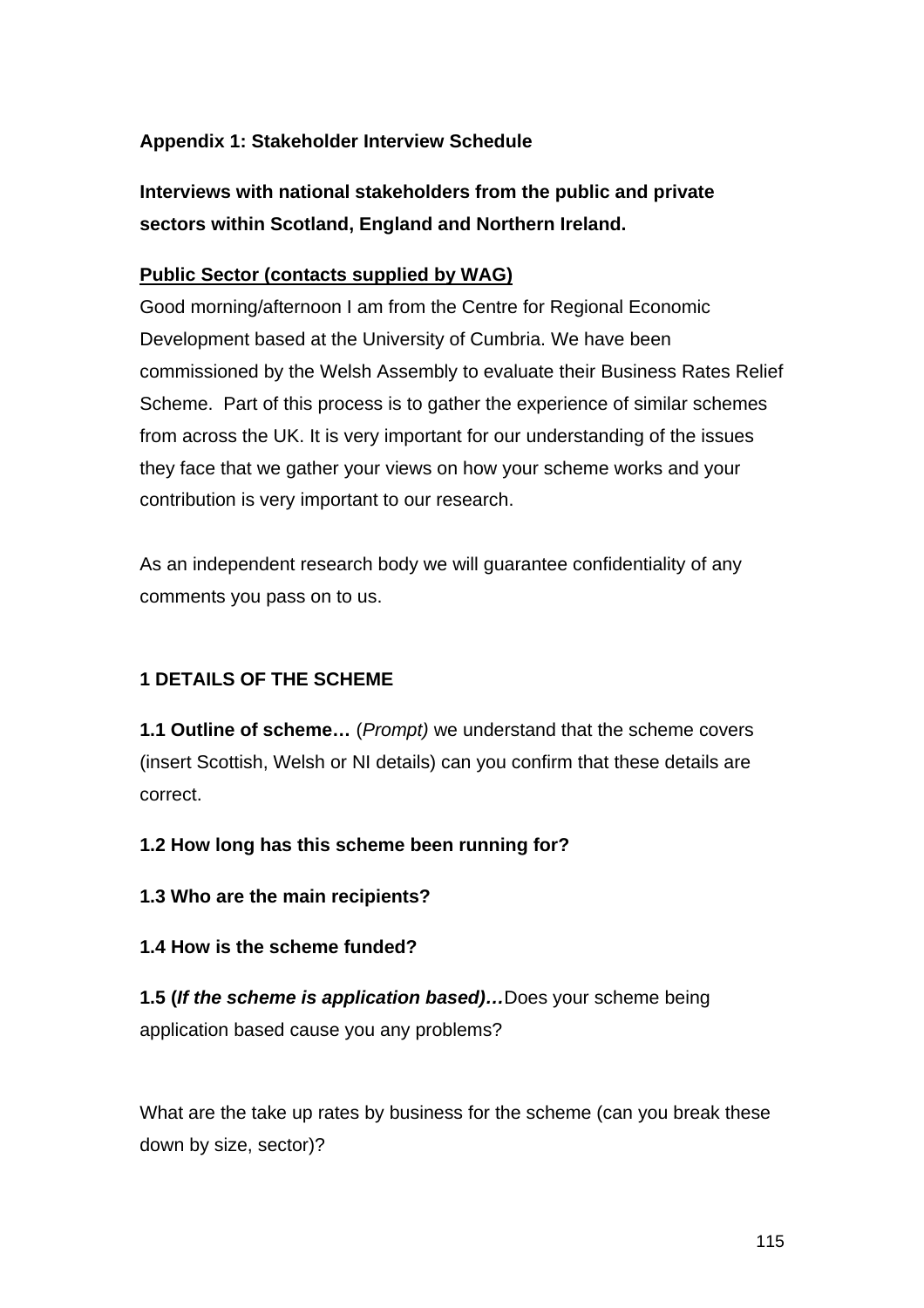**Appendix 1: Stakeholder Interview Schedule**

**Interviews with national stakeholders from the public and private sectors within Scotland, England and Northern Ireland.**

**Public Sector (contacts supplied by WAG)**

Good morning/afternoon I am from the Centre for Regional Economic Development based at the University of Cumbria. We have been commissioned by the Welsh Assembly to evaluate their Business Rates Relief Scheme. Part of this process is to gather the experience of similar schemes from across the UK. It is very important for our understanding of the issues they face that we gather your views on how your scheme works and your contribution is very important to our research.

As an independent research body we will guarantee confidentiality of any comments you pass on to us.

**1 DETAILS OF THE SCHEME**

**1.1 Outline of scheme…** (*Prompt)* we understand that the scheme covers (insert Scottish, Welsh or NI details) can you confirm that these details are correct.

**1.2 How long has this scheme been running for?**

**1.3 Who are the main recipients?**

**1.4 How is the scheme funded?**

**1.5 (*If the scheme is application based)…***Does your scheme being application based cause you any problems?

What are the take up rates by business for the scheme (can you break these down by size, sector)?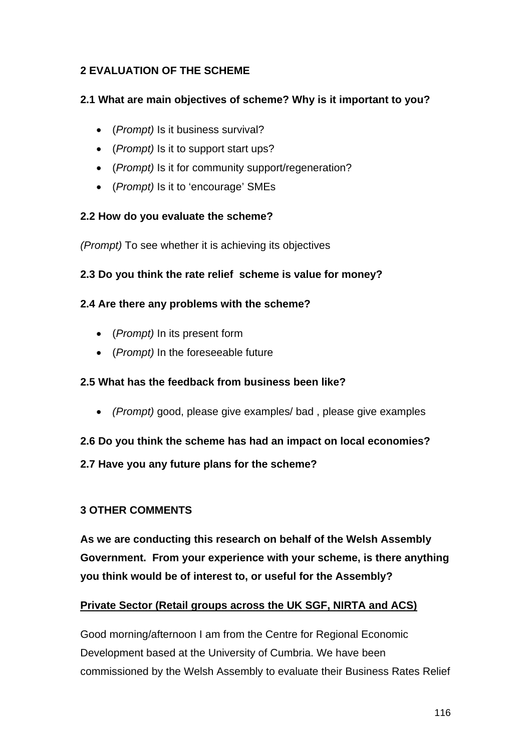**2 EVALUATION OF THE SCHEME**

**2.1 What are main objectives of scheme? Why is it important to you?**

- (*Prompt)* Is it business survival?
- (*Prompt)* Is it to support start ups?
- (*Prompt)* Is it for community support/regeneration?
- (*Prompt)* Is it to 'encourage' SMEs

**2.2 How do you evaluate the scheme?**

*(Prompt)* To see whether it is achieving its objectives

**2.3 Do you think the rate relief scheme is value for money?**

**2.4 Are there any problems with the scheme?**

- (*Prompt)* In its present form
- (*Prompt)* In the foreseeable future

**2.5 What has the feedback from business been like?**

- *(Prompt)* good, please give examples/ bad , please give examples

**2.6 Do you think the scheme has had an impact on local economies?**

**2.7 Have you any future plans for the scheme?**

**3 OTHER COMMENTS**

**As we are conducting this research on behalf of the Welsh Assembly Government. From your experience with your scheme, is there anything you think would be of interest to, or useful for the Assembly?**

**Private Sector (Retail groups across the UK SGF, NIRTA and ACS)**

Good morning/afternoon I am from the Centre for Regional Economic Development based at the University of Cumbria. We have been commissioned by the Welsh Assembly to evaluate their Business Rates Relief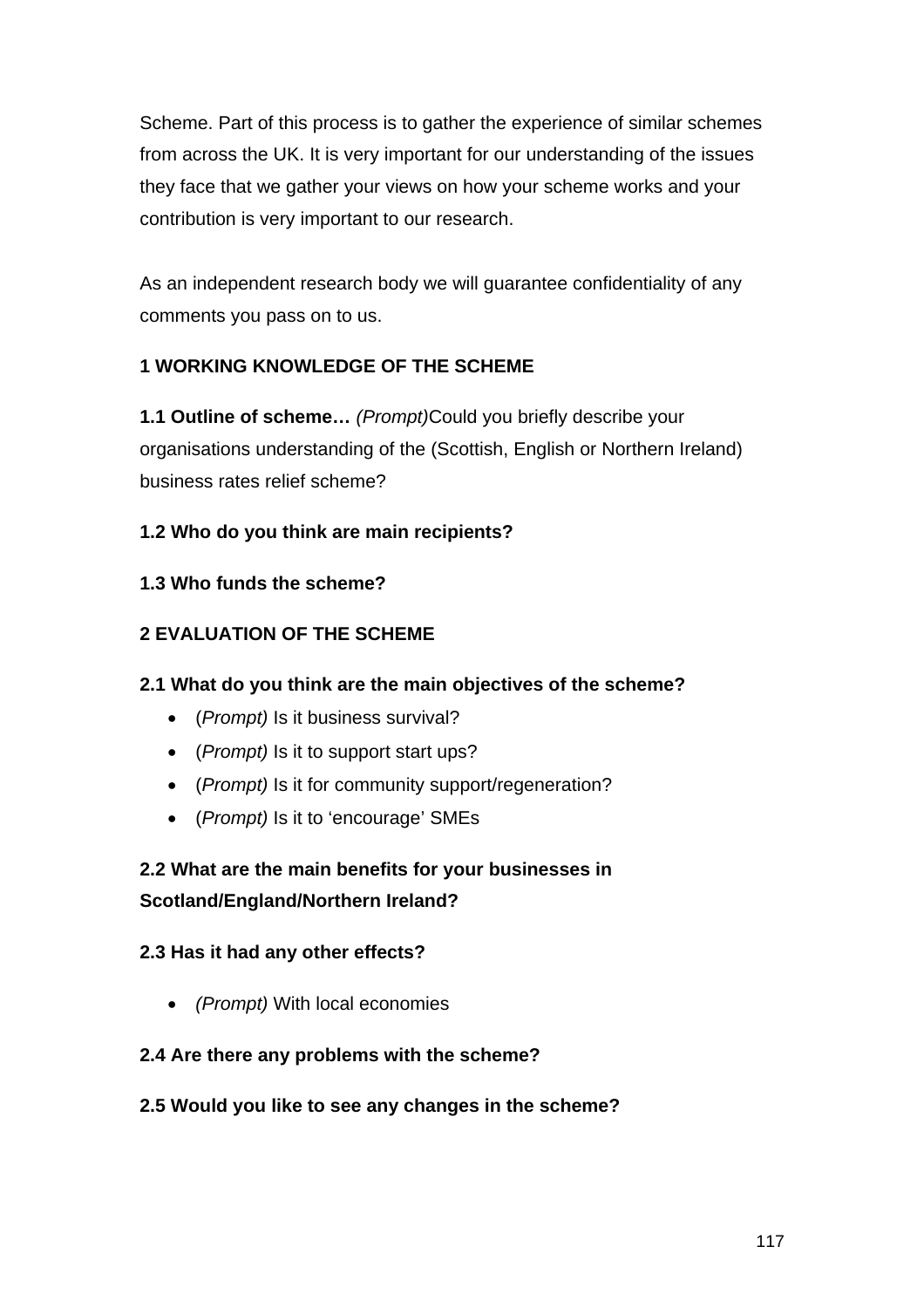Scheme. Part of this process is to gather the experience of similar schemes from across the UK. It is very important for our understanding of the issues they face that we gather your views on how your scheme works and your contribution is very important to our research.

As an independent research body we will guarantee confidentiality of any comments you pass on to us.

**1 WORKING KNOWLEDGE OF THE SCHEME**

**1.1 Outline of scheme…** *(Prompt)*Could you briefly describe your organisations understanding of the (Scottish, English or Northern Ireland) business rates relief scheme?

**1.2 Who do you think are main recipients?**

**1.3 Who funds the scheme?**

**2 EVALUATION OF THE SCHEME**

**2.1 What do you think are the main objectives of the scheme?**

- (*Prompt)* Is it business survival?
- (*Prompt)* Is it to support start ups?
- (*Prompt)* Is it for community support/regeneration?
- (*Prompt)* Is it to 'encourage' SMEs

**2.2 What are the main benefits for your businesses in Scotland/England/Northern Ireland?**

**2.3 Has it had any other effects?**

- *(Prompt)* With local economies

**2.4 Are there any problems with the scheme?**

**2.5 Would you like to see any changes in the scheme?**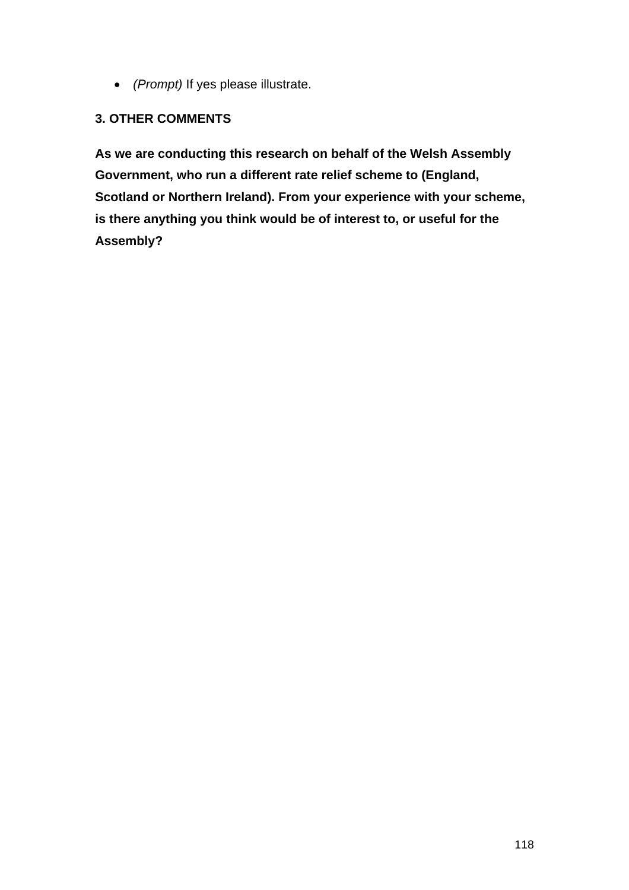- *(Prompt)* If yes please illustrate.

**3. OTHER COMMENTS**

**As we are conducting this research on behalf of the Welsh Assembly Government, who run a different rate relief scheme to (England, Scotland or Northern Ireland). From your experience with your scheme, is there anything you think would be of interest to, or useful for the Assembly?**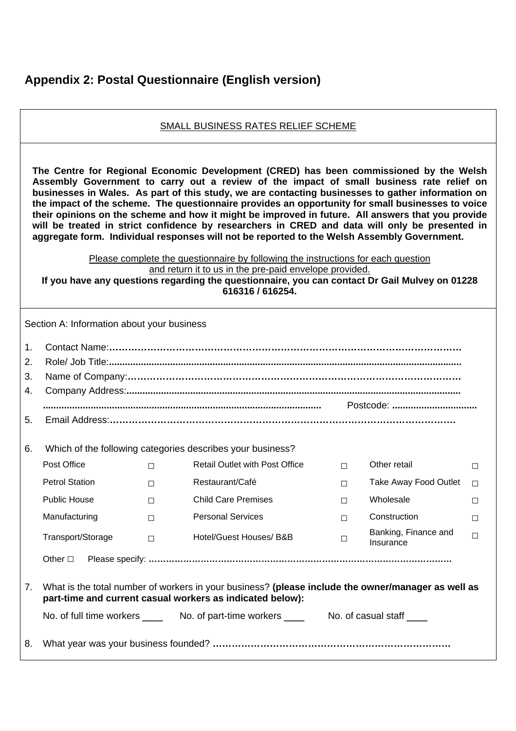## Appendix 2: Postal Questionnaire (English version)

SMALL BUSINESS RATES RELIEF SCHEME

**The Centre for Regional Economic Development (CRED) has been commissioned by the Welsh Assembly Government to carry out a review of the impact of small business rate relief on businesses in Wales. As part of this study, we are contacting businesses to gather information on the impact of the scheme. The questionnaire provides an opportunity for small businesses to voice their opinions on the scheme and how it might be improved in future. All answers that you provide will be treated in strict confidence by researchers in CRED and data will only be presented in aggregate form. Individual responses will not be reported to the Welsh Assembly Government.**

Please complete the questionnaire by following the instructions for each question and return it to us in the pre-paid envelope provided.

**If you have any questions regarding the questionnaire, you can contact Dr Gail Mulvey on 01228 616316 / 616254.**

Section A: Information about your business

1. Contact Name:………………………………………………………………………………………
2. Role/ Job Title:………………………………………………………………………………………
3. Name of Company:…………………………………………………………………………………
4. Company Address:…………………………………………………………………………………
   ……………………………………………………………… Postcode: ……………………
5. Email Address:………………………………………………………………………………………

6. Which of the following categories describes your business?

| | | | | | |
|---|---|---|---|---|---|
| Post Office | □ | Retail Outlet with Post Office | □ | Other retail | □ |
| Petrol Station | □ | Restaurant/Café | □ | Take Away Food Outlet | □ |
| Public House | □ | Child Care Premises | □ | Wholesale | □ |
| Manufacturing | □ | Personal Services | □ | Construction | □ |
| Transport/Storage | □ | Hotel/Guest Houses/ B&B | □ | Banking, Finance and Insurance | □ |

Other □ Please specify: ………………………………………………………………………………

7. What is the total number of workers in your business? **(please include the owner/manager as well as part-time and current casual workers as indicated below):**

   No. of full time workers ____ No. of part-time workers ____ No. of casual staff ____

8. What year was your business founded? ……………………………………………………………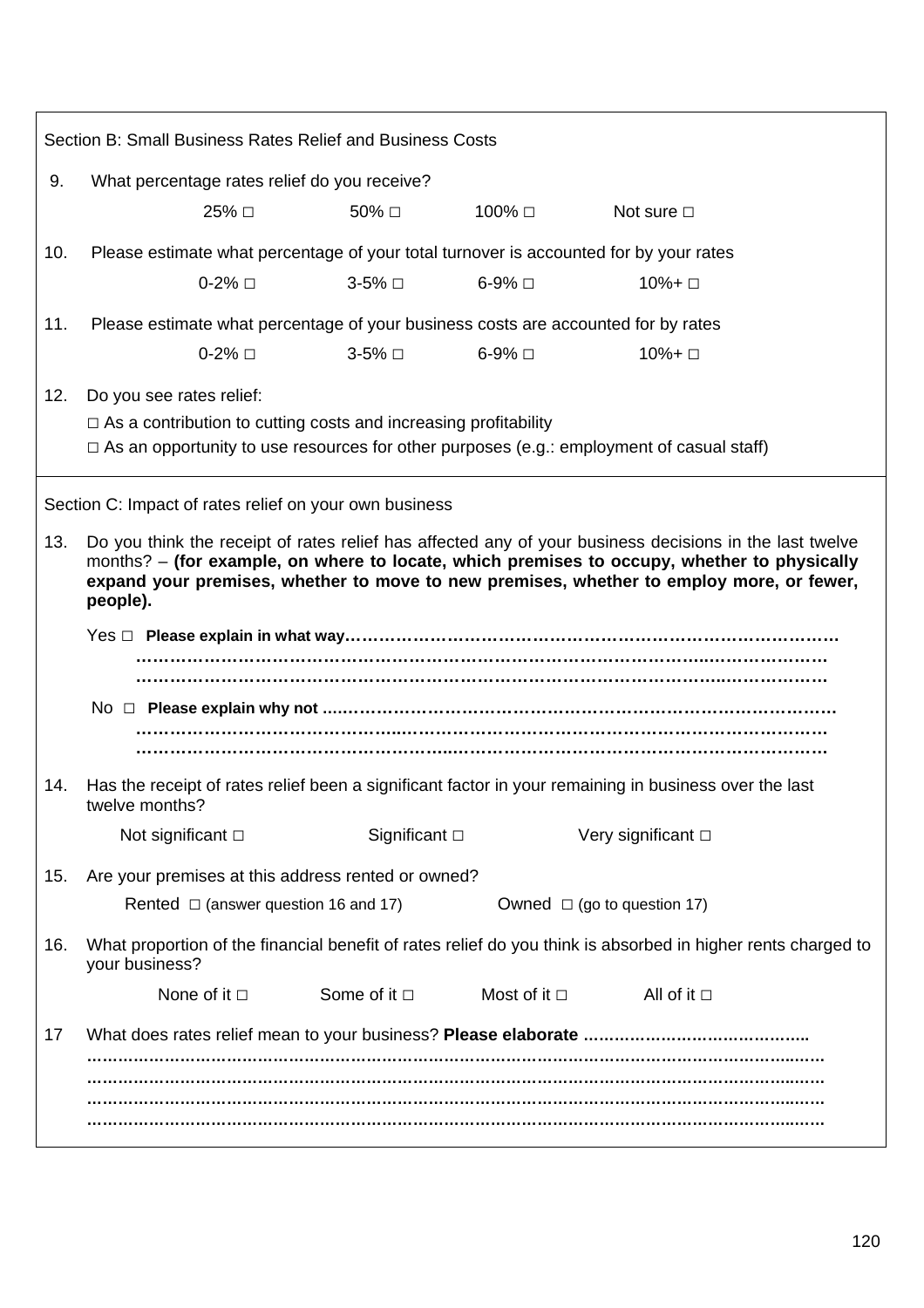Section B: Small Business Rates Relief and Business Costs

9. What percentage rates relief do you receive?

25% □ 50% □ 100% □ Not sure □

10. Please estimate what percentage of your total turnover is accounted for by your rates

0-2% □ 3-5% □ 6-9% □ 10%+ □

11. Please estimate what percentage of your business costs are accounted for by rates

0-2% □ 3-5% □ 6-9% □ 10%+ □

12. Do you see rates relief:

□ As a contribution to cutting costs and increasing profitability

□ As an opportunity to use resources for other purposes (e.g.: employment of casual staff)

Section C: Impact of rates relief on your own business

13. Do you think the receipt of rates relief has affected any of your business decisions in the last twelve months? – **(for example, on where to locate, which premises to occupy, whether to physically expand your premises, whether to move to new premises, whether to employ more, or fewer, people).**

Yes □ **Please explain in what way……………………………………………………………………………**

**…………………………………………………………………………………………………………**

**…………………………………………………………………………………………………………**

No □ **Please explain why not ..………………………………………………………………………………**

**…………………………………………………………………………………………………………**

**…………………………………………………………………………………………………………**

14. Has the receipt of rates relief been a significant factor in your remaining in business over the last twelve months?

Not significant □ Significant □ Very significant □

15. Are your premises at this address rented or owned?

Rented □ (answer question 16 and 17) Owned □ (go to question 17)

16. What proportion of the financial benefit of rates relief do you think is absorbed in higher rents charged to your business?

None of it □ Some of it □ Most of it □ All of it □

17 What does rates relief mean to your business? **Please elaborate ……………………………………..**

**……………………………………………………………………………………………………………………**

**……………………………………………………………………………………………………………………**

**……………………………………………………………………………………………………………………**

**……………………………………………………………………………………………………………………**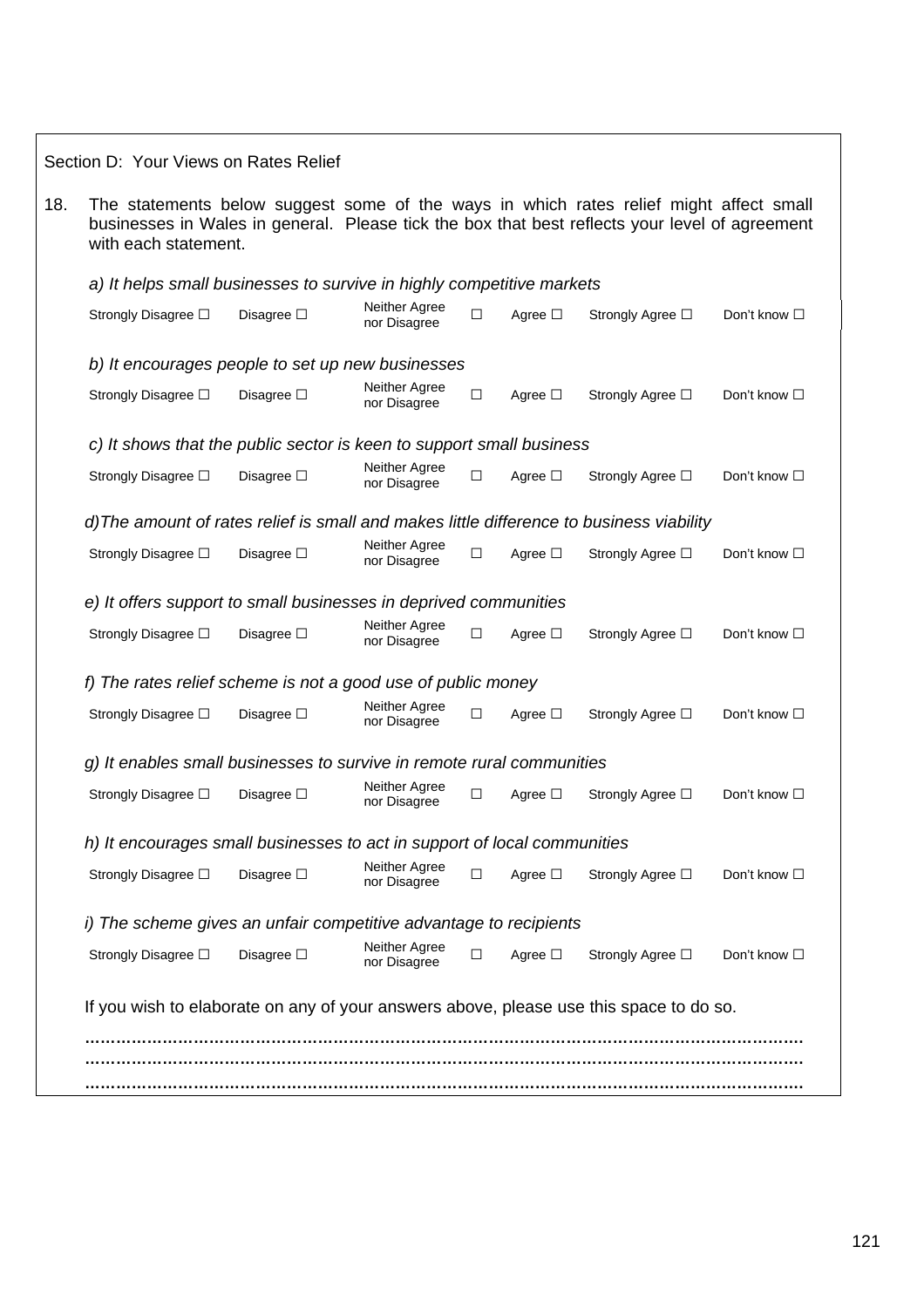Section D: Your Views on Rates Relief

18. The statements below suggest some of the ways in which rates relief might affect small businesses in Wales in general. Please tick the box that best reflects your level of agreement with each statement.

*a) It helps small businesses to survive in highly competitive markets*

Strongly Disagree ☐ Disagree ☐ Neither Agree nor Disagree ☐ Agree ☐ Strongly Agree ☐ Don't know ☐

*b) It encourages people to set up new businesses*

Strongly Disagree ☐ Disagree ☐ Neither Agree nor Disagree ☐ Agree ☐ Strongly Agree ☐ Don't know ☐

*c) It shows that the public sector is keen to support small business*

Strongly Disagree ☐ Disagree ☐ Neither Agree nor Disagree ☐ Agree ☐ Strongly Agree ☐ Don't know ☐

*d)The amount of rates relief is small and makes little difference to business viability*

Strongly Disagree ☐ Disagree ☐ Neither Agree nor Disagree ☐ Agree ☐ Strongly Agree ☐ Don't know ☐

*e) It offers support to small businesses in deprived communities*

Strongly Disagree ☐ Disagree ☐ Neither Agree nor Disagree ☐ Agree ☐ Strongly Agree ☐ Don't know ☐

*f) The rates relief scheme is not a good use of public money*

Strongly Disagree ☐ Disagree ☐ Neither Agree nor Disagree ☐ Agree ☐ Strongly Agree ☐ Don't know ☐

*g) It enables small businesses to survive in remote rural communities*

Strongly Disagree ☐ Disagree ☐ Neither Agree nor Disagree ☐ Agree ☐ Strongly Agree ☐ Don't know ☐

*h) It encourages small businesses to act in support of local communities*

Strongly Disagree ☐ Disagree ☐ Neither Agree nor Disagree ☐ Agree ☐ Strongly Agree ☐ Don't know ☐

*i) The scheme gives an unfair competitive advantage to recipients*

Strongly Disagree ☐ Disagree ☐ Neither Agree nor Disagree ☐ Agree ☐ Strongly Agree ☐ Don't know ☐

If you wish to elaborate on any of your answers above, please use this space to do so.

..........................................................................................................................................
..........................................................................................................................................
..........................................................................................................................................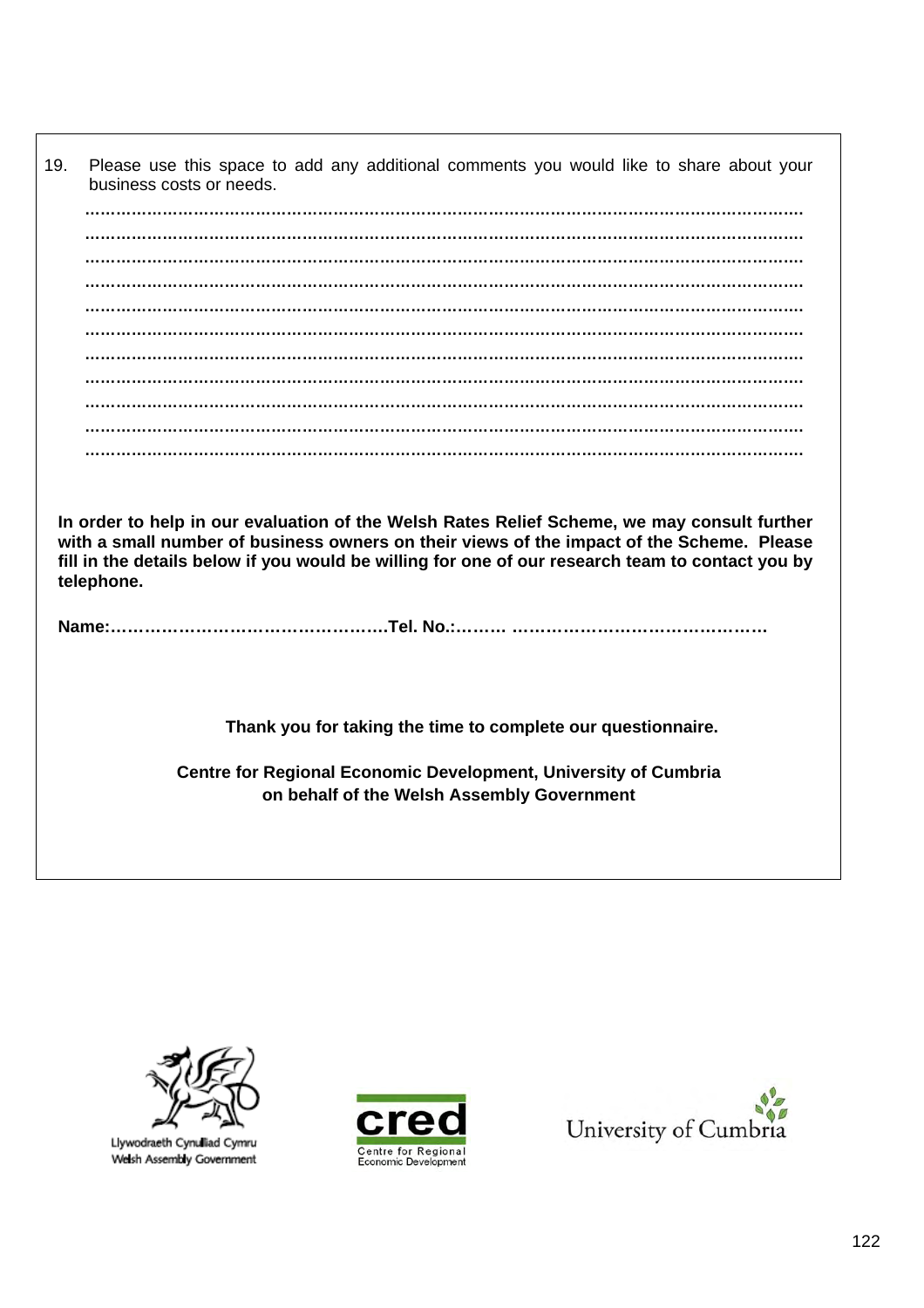19. Please use this space to add any additional comments you would like to share about your business costs or needs.

..........................................................................................................................................
..........................................................................................................................................
..........................................................................................................................................
..........................................................................................................................................
..........................................................................................................................................
..........................................................................................................................................
..........................................................................................................................................
..........................................................................................................................................
..........................................................................................................................................
..........................................................................................................................................
..........................................................................................................................................

**In order to help in our evaluation of the Welsh Rates Relief Scheme, we may consult further with a small number of business owners on their views of the impact of the Scheme. Please fill in the details below if you would be willing for one of our research team to contact you by telephone.**

**Name:………………………………………….Tel. No.:……… ………………………………………**

**Thank you for taking the time to complete our questionnaire.**

**Centre for Regional Economic Development, University of Cumbria on behalf of the Welsh Assembly Government**

Llywodraeth Cynulliad Cymru
Welsh Assembly Government

cred
Centre for Regional Economic Development

University of Cumbria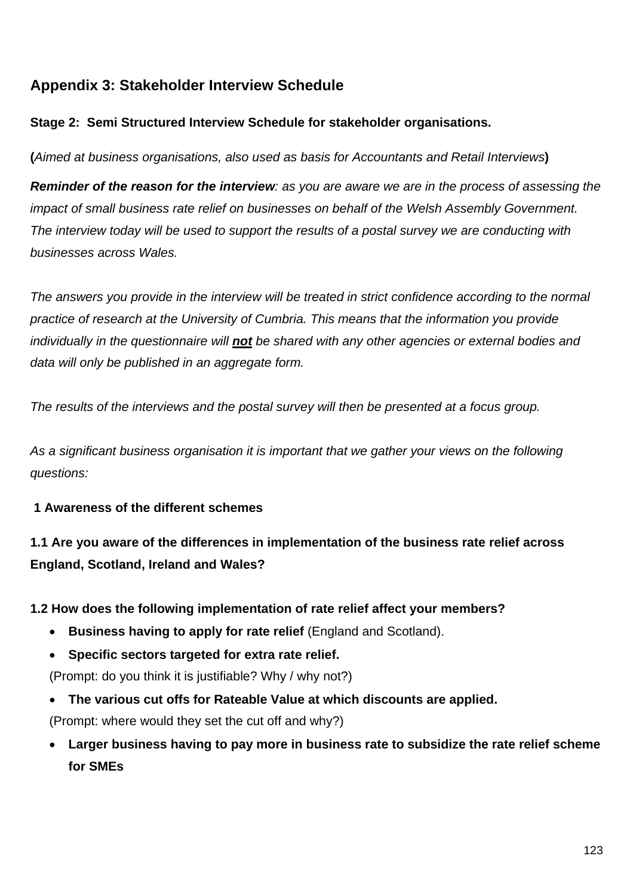## Appendix 3: Stakeholder Interview Schedule

**Stage 2: Semi Structured Interview Schedule for stakeholder organisations.**

**(***Aimed at business organisations, also used as basis for Accountants and Retail Interviews***)**

***Reminder of the reason for the interview****: as you are aware we are in the process of assessing the impact of small business rate relief on businesses on behalf of the Welsh Assembly Government. The interview today will be used to support the results of a postal survey we are conducting with businesses across Wales.*

*The answers you provide in the interview will be treated in strict confidence according to the normal practice of research at the University of Cumbria. This means that the information you provide individually in the questionnaire will **<u>not</u>** be shared with any other agencies or external bodies and data will only be published in an aggregate form.*

*The results of the interviews and the postal survey will then be presented at a focus group.*

*As a significant business organisation it is important that we gather your views on the following questions:*

**1 Awareness of the different schemes**

**1.1 Are you aware of the differences in implementation of the business rate relief across England, Scotland, Ireland and Wales?**

**1.2 How does the following implementation of rate relief affect your members?**

- **Business having to apply for rate relief** (England and Scotland).
- **Specific sectors targeted for extra rate relief.**

  (Prompt: do you think it is justifiable? Why / why not?)
- **The various cut offs for Rateable Value at which discounts are applied.**

  (Prompt: where would they set the cut off and why?)
- **Larger business having to pay more in business rate to subsidize the rate relief scheme for SMEs**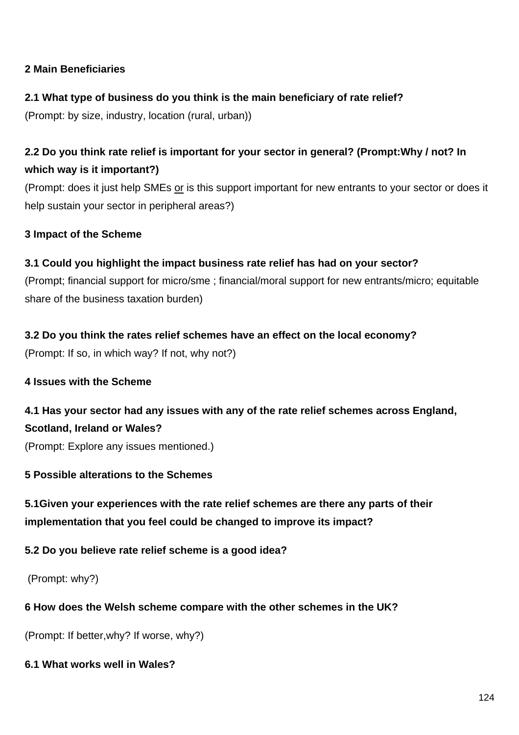**2 Main Beneficiaries**

**2.1 What type of business do you think is the main beneficiary of rate relief?**
(Prompt: by size, industry, location (rural, urban))

**2.2 Do you think rate relief is important for your sector in general? (Prompt:Why / not? In which way is it important?)**
(Prompt: does it just help SMEs <u>or</u> is this support important for new entrants to your sector or does it help sustain your sector in peripheral areas?)

**3 Impact of the Scheme**

**3.1 Could you highlight the impact business rate relief has had on your sector?**
(Prompt; financial support for micro/sme ; financial/moral support for new entrants/micro; equitable share of the business taxation burden)

**3.2 Do you think the rates relief schemes have an effect on the local economy?**
(Prompt: If so, in which way? If not, why not?)

**4 Issues with the Scheme**

**4.1 Has your sector had any issues with any of the rate relief schemes across England, Scotland, Ireland or Wales?**
(Prompt: Explore any issues mentioned.)

**5 Possible alterations to the Schemes**

**5.1Given your experiences with the rate relief schemes are there any parts of their implementation that you feel could be changed to improve its impact?**

**5.2 Do you believe rate relief scheme is a good idea?**

(Prompt: why?)

**6 How does the Welsh scheme compare with the other schemes in the UK?**

(Prompt: If better,why? If worse, why?)

**6.1 What works well in Wales?**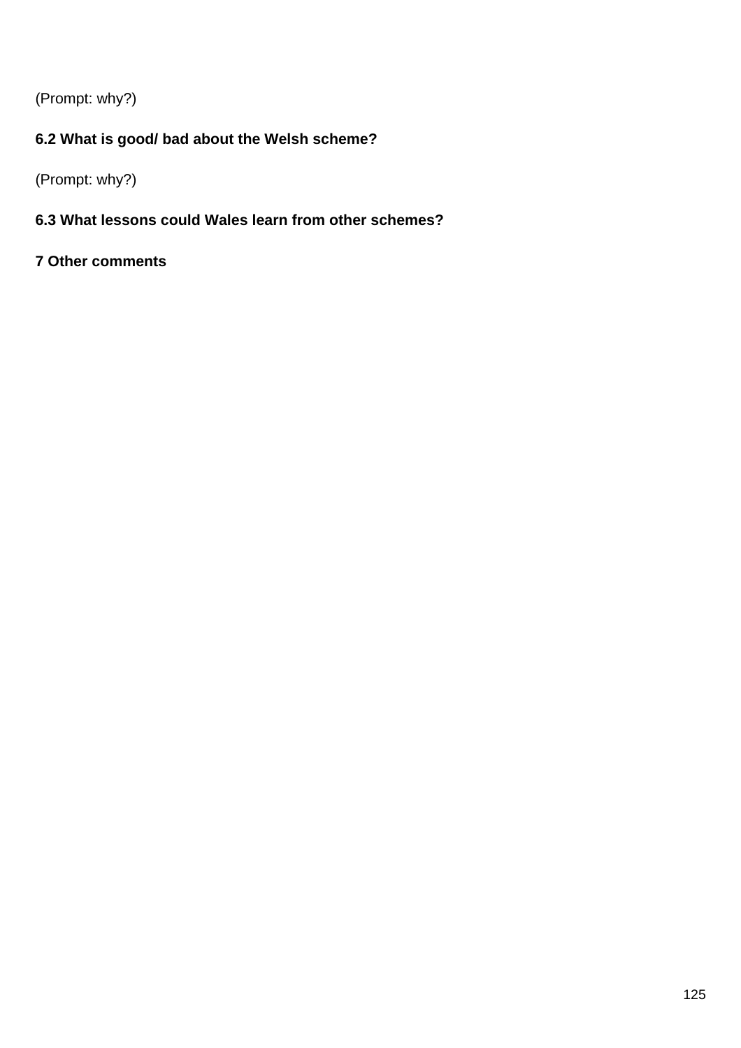(Prompt: why?)

**6.2 What is good/ bad about the Welsh scheme?**

(Prompt: why?)

**6.3 What lessons could Wales learn from other schemes?**

**7 Other comments**